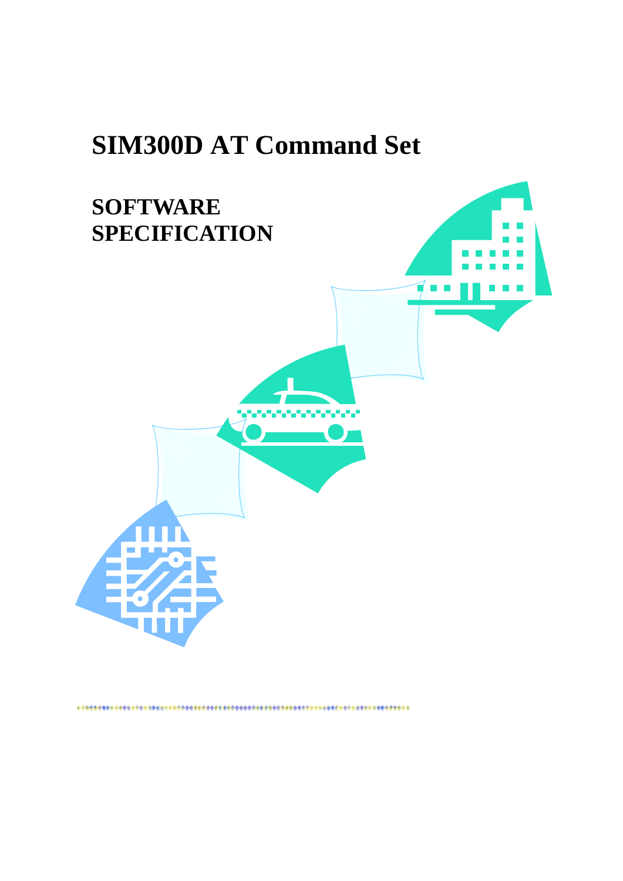# SIM300D AT Command Set

## SOFTWARE SPECIFICATION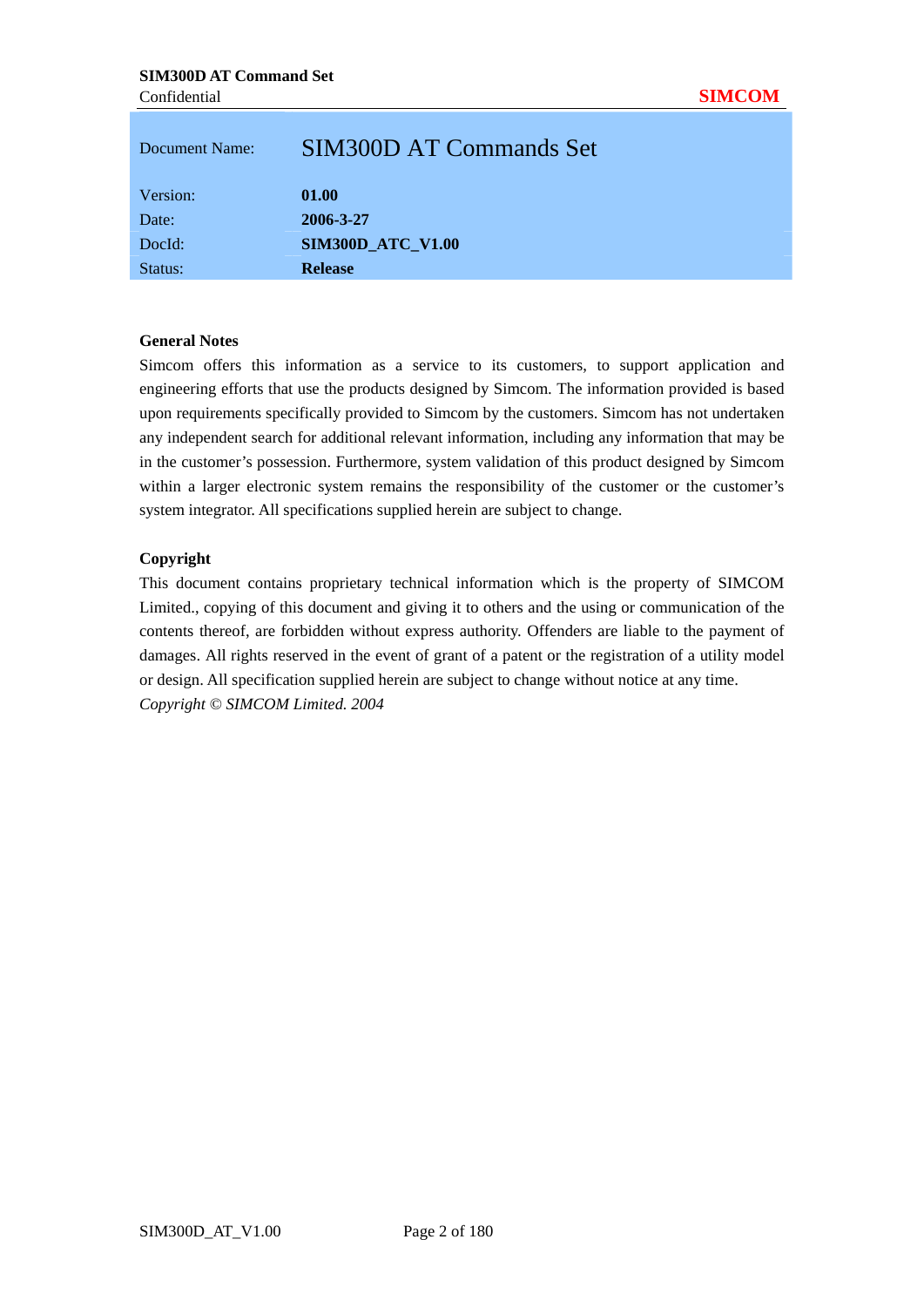| Document Name: | SIM300D AT Commands Set |
|---|---|
| Version: | **01.00** |
| Date: | **2006-3-27** |
| DocId: | **SIM300D_ATC_V1.00** |
| Status: | **Release** |

**General Notes**

Simcom offers this information as a service to its customers, to support application and engineering efforts that use the products designed by Simcom. The information provided is based upon requirements specifically provided to Simcom by the customers. Simcom has not undertaken any independent search for additional relevant information, including any information that may be in the customer's possession. Furthermore, system validation of this product designed by Simcom within a larger electronic system remains the responsibility of the customer or the customer's system integrator. All specifications supplied herein are subject to change.

**Copyright**

This document contains proprietary technical information which is the property of SIMCOM Limited., copying of this document and giving it to others and the using or communication of the contents thereof, are forbidden without express authority. Offenders are liable to the payment of damages. All rights reserved in the event of grant of a patent or the registration of a utility model or design. All specification supplied herein are subject to change without notice at any time.

*Copyright © SIMCOM Limited. 2004*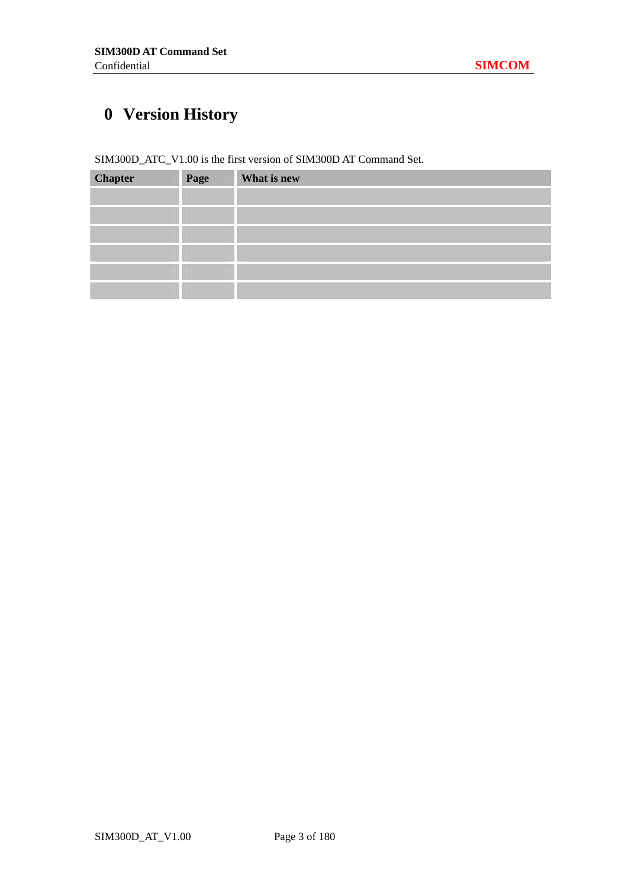# 0 Version History

SIM300D_ATC_V1.00 is the first version of SIM300D AT Command Set.

| Chapter | Page | What is new |
|---|---|---|
| | | |
| | | |
| | | |
| | | |
| | | |
| | | |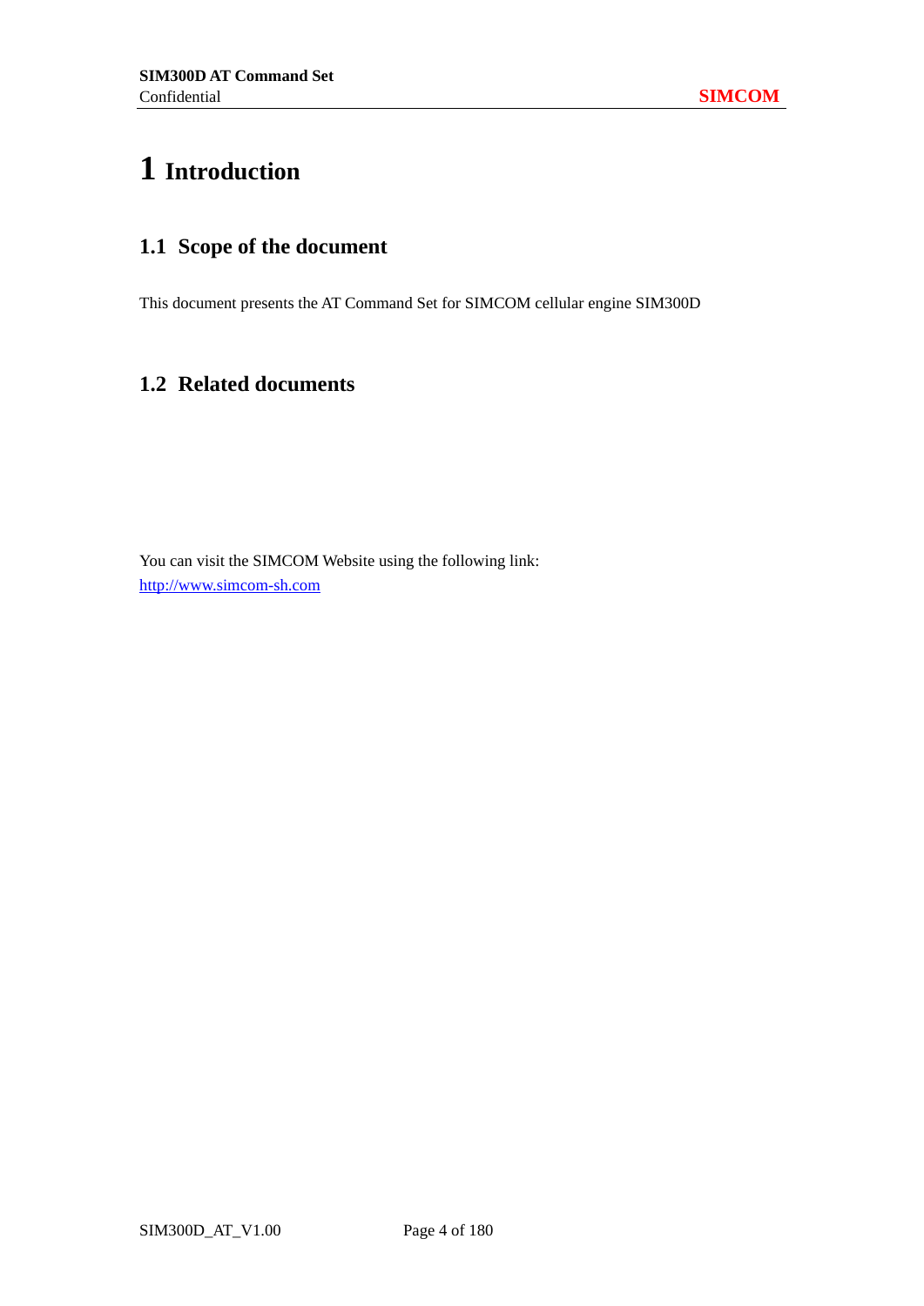# 1 Introduction

## 1.1 Scope of the document

This document presents the AT Command Set for SIMCOM cellular engine SIM300D

## 1.2 Related documents

You can visit the SIMCOM Website using the following link:
[http://www.simcom-sh.com](http://www.simcom-sh.com)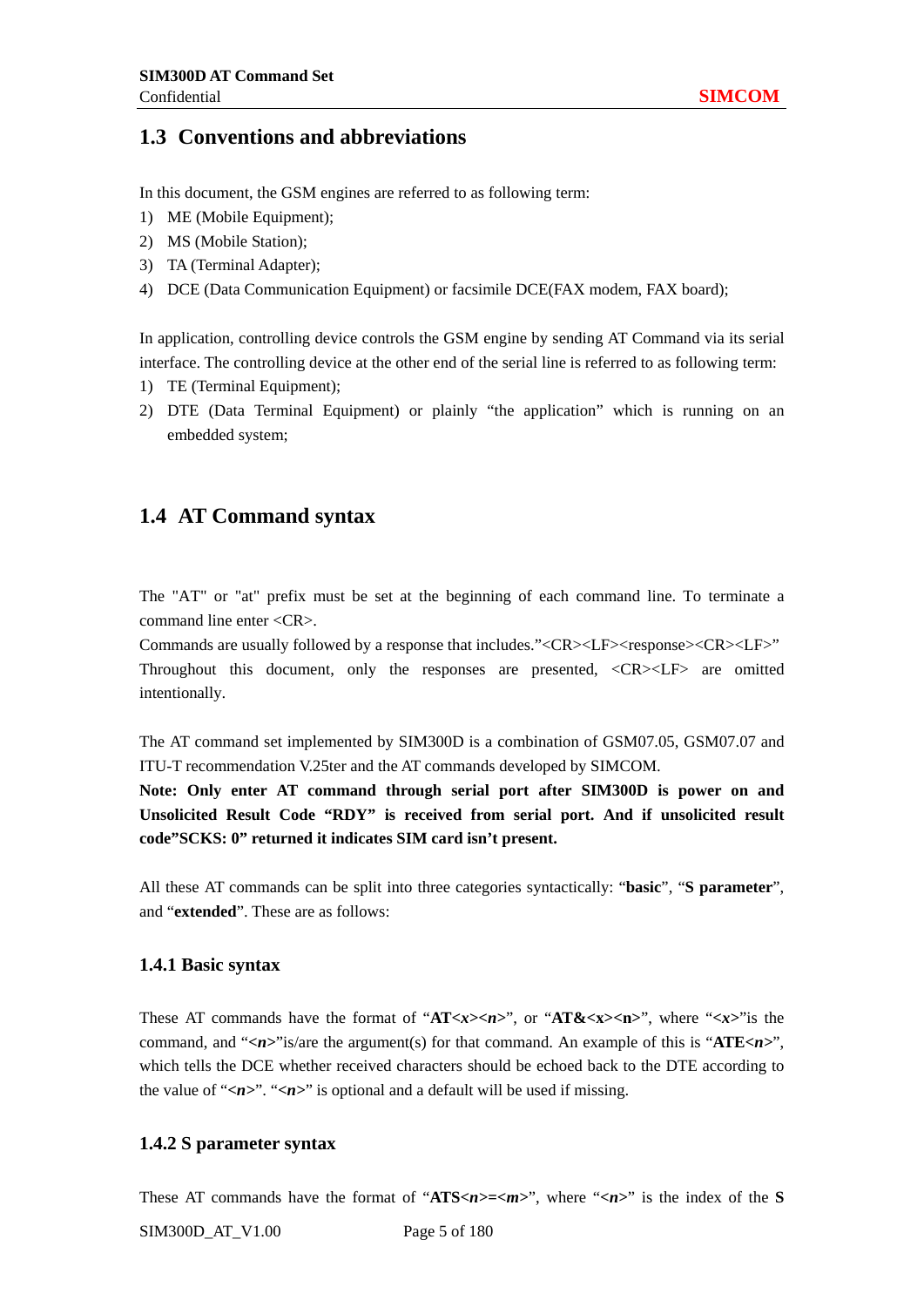## 1.3 Conventions and abbreviations

In this document, the GSM engines are referred to as following term:

1) ME (Mobile Equipment);
2) MS (Mobile Station);
3) TA (Terminal Adapter);
4) DCE (Data Communication Equipment) or facsimile DCE(FAX modem, FAX board);

In application, controlling device controls the GSM engine by sending AT Command via its serial interface. The controlling device at the other end of the serial line is referred to as following term:

1) TE (Terminal Equipment);
2) DTE (Data Terminal Equipment) or plainly "the application" which is running on an embedded system;

## 1.4 AT Command syntax

The "AT" or "at" prefix must be set at the beginning of each command line. To terminate a command line enter <CR>.

Commands are usually followed by a response that includes."<CR><LF><response><CR><LF>"

Throughout this document, only the responses are presented, <CR><LF> are omitted intentionally.

The AT command set implemented by SIM300D is a combination of GSM07.05, GSM07.07 and ITU-T recommendation V.25ter and the AT commands developed by SIMCOM.

**Note: Only enter AT command through serial port after SIM300D is power on and Unsolicited Result Code "RDY" is received from serial port. And if unsolicited result code"SCKS: 0" returned it indicates SIM card isn't present.**

All these AT commands can be split into three categories syntactically: "**basic**", "**S parameter**", and "**extended**". These are as follows:

### 1.4.1 Basic syntax

These AT commands have the format of "**AT<*x*><*n*>**", or "**AT&<x><n>**", where "**<*x*>**"is the command, and "**<*n*>**"is/are the argument(s) for that command. An example of this is "**ATE<*n*>**", which tells the DCE whether received characters should be echoed back to the DTE according to the value of "**<*n*>**". "**<*n*>**" is optional and a default will be used if missing.

### 1.4.2 S parameter syntax

These AT commands have the format of "**ATS<*n*>=<*m*>**", where "**<*n*>**" is the index of the **S**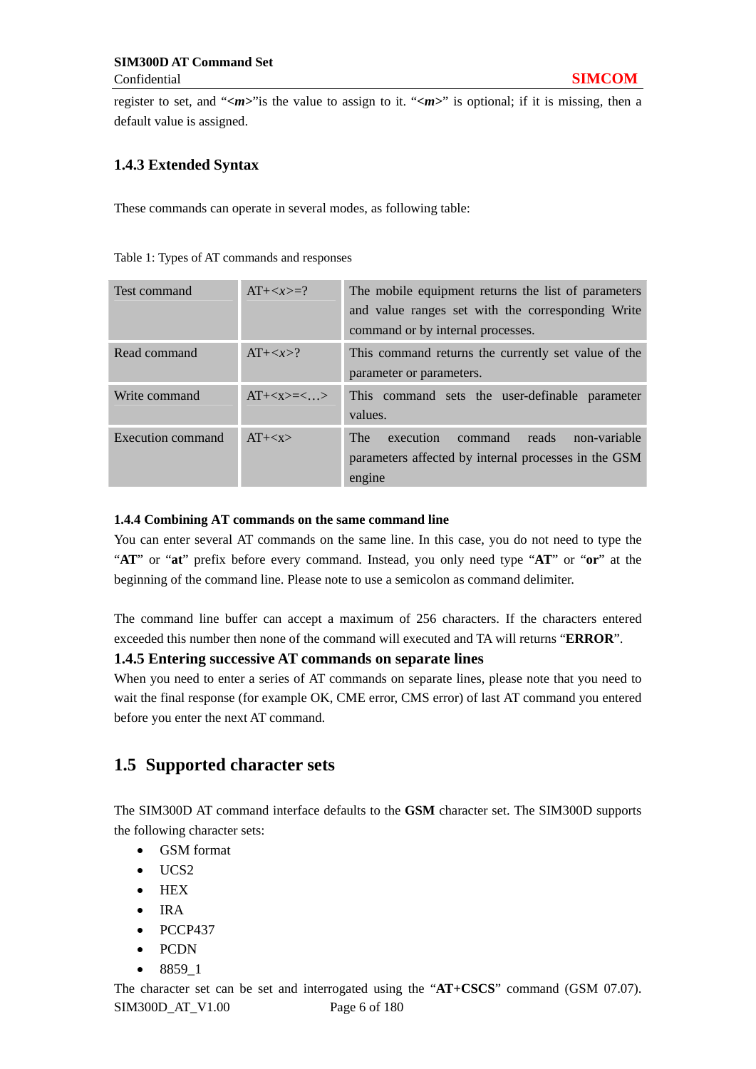register to set, and "***<m>***"is the value to assign to it. "***<m>***" is optional; if it is missing, then a default value is assigned.

### 1.4.3 Extended Syntax

These commands can operate in several modes, as following table:

Table 1: Types of AT commands and responses

| Test command | AT+<*x*>=? | The mobile equipment returns the list of parameters and value ranges set with the corresponding Write command or by internal processes. |
|---|---|---|
| Read command | AT+<*x*>? | This command returns the currently set value of the parameter or parameters. |
| Write command | AT+<x>=<…> | This command sets the user-definable parameter values. |
| Execution command | AT+<x> | The execution command reads non-variable parameters affected by internal processes in the GSM engine |

#### 1.4.4 Combining AT commands on the same command line

You can enter several AT commands on the same line. In this case, you do not need to type the "**AT**" or "**at**" prefix before every command. Instead, you only need type "**AT**" or "**or**" at the beginning of the command line. Please note to use a semicolon as command delimiter.

The command line buffer can accept a maximum of 256 characters. If the characters entered exceeded this number then none of the command will executed and TA will returns "**ERROR**".

### 1.4.5 Entering successive AT commands on separate lines

When you need to enter a series of AT commands on separate lines, please note that you need to wait the final response (for example OK, CME error, CMS error) of last AT command you entered before you enter the next AT command.

## 1.5 Supported character sets

The SIM300D AT command interface defaults to the **GSM** character set. The SIM300D supports the following character sets:

- GSM format
- UCS2
- HEX
- IRA
- PCCP437
- PCDN
- 8859_1

The character set can be set and interrogated using the "**AT+CSCS**" command (GSM 07.07).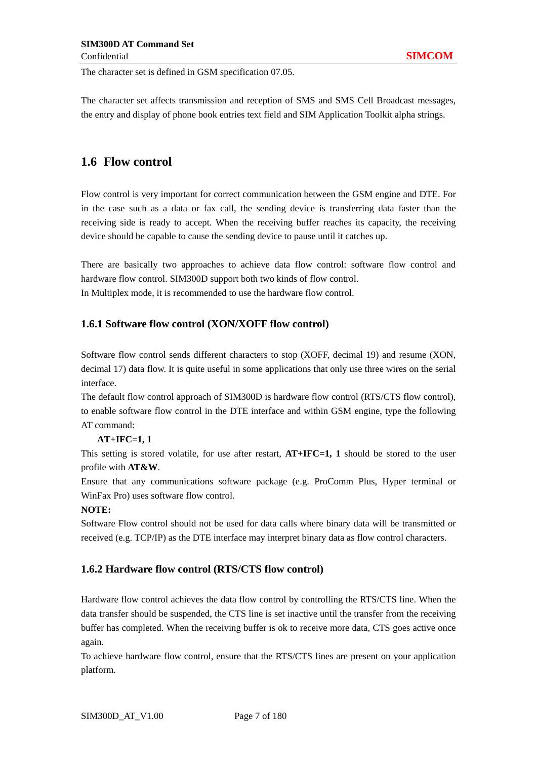The character set is defined in GSM specification 07.05.

The character set affects transmission and reception of SMS and SMS Cell Broadcast messages, the entry and display of phone book entries text field and SIM Application Toolkit alpha strings.

## 1.6 Flow control

Flow control is very important for correct communication between the GSM engine and DTE. For in the case such as a data or fax call, the sending device is transferring data faster than the receiving side is ready to accept. When the receiving buffer reaches its capacity, the receiving device should be capable to cause the sending device to pause until it catches up.

There are basically two approaches to achieve data flow control: software flow control and hardware flow control. SIM300D support both two kinds of flow control.
In Multiplex mode, it is recommended to use the hardware flow control.

### 1.6.1 Software flow control (XON/XOFF flow control)

Software flow control sends different characters to stop (XOFF, decimal 19) and resume (XON, decimal 17) data flow. It is quite useful in some applications that only use three wires on the serial interface.
The default flow control approach of SIM300D is hardware flow control (RTS/CTS flow control), to enable software flow control in the DTE interface and within GSM engine, type the following AT command:

**AT+IFC=1, 1**

This setting is stored volatile, for use after restart, **AT+IFC=1, 1** should be stored to the user profile with **AT&W**.
Ensure that any communications software package (e.g. ProComm Plus, Hyper terminal or WinFax Pro) uses software flow control.

**NOTE:**
Software Flow control should not be used for data calls where binary data will be transmitted or received (e.g. TCP/IP) as the DTE interface may interpret binary data as flow control characters.

### 1.6.2 Hardware flow control (RTS/CTS flow control)

Hardware flow control achieves the data flow control by controlling the RTS/CTS line. When the data transfer should be suspended, the CTS line is set inactive until the transfer from the receiving buffer has completed. When the receiving buffer is ok to receive more data, CTS goes active once again.
To achieve hardware flow control, ensure that the RTS/CTS lines are present on your application platform.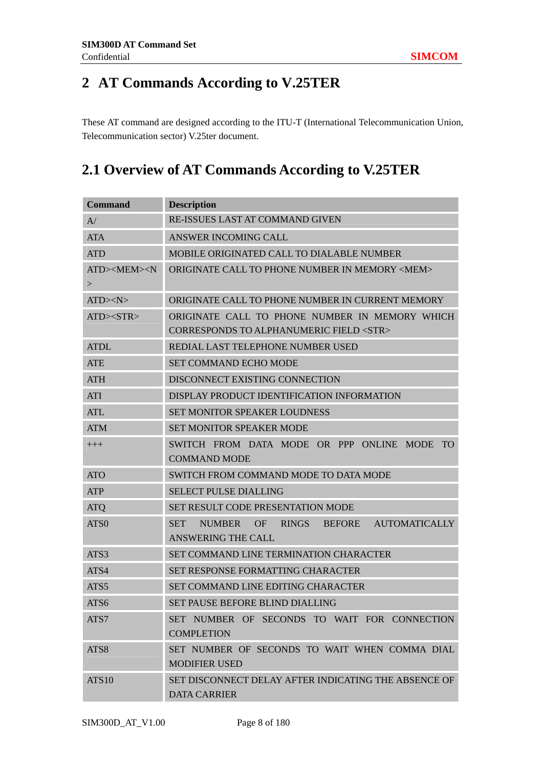# 2 AT Commands According to V.25TER

These AT command are designed according to the ITU-T (International Telecommunication Union, Telecommunication sector) V.25ter document.

## 2.1 Overview of AT Commands According to V.25TER

| Command | Description |
|---|---|
| A/ | RE-ISSUES LAST AT COMMAND GIVEN |
| ATA | ANSWER INCOMING CALL |
| ATD | MOBILE ORIGINATED CALL TO DIALABLE NUMBER |
| ATD><MEM><N> | ORIGINATE CALL TO PHONE NUMBER IN MEMORY <MEM> |
| ATD><N> | ORIGINATE CALL TO PHONE NUMBER IN CURRENT MEMORY |
| ATD><STR> | ORIGINATE CALL TO PHONE NUMBER IN MEMORY WHICH CORRESPONDS TO ALPHANUMERIC FIELD <STR> |
| ATDL | REDIAL LAST TELEPHONE NUMBER USED |
| ATE | SET COMMAND ECHO MODE |
| ATH | DISCONNECT EXISTING CONNECTION |
| ATI | DISPLAY PRODUCT IDENTIFICATION INFORMATION |
| ATL | SET MONITOR SPEAKER LOUDNESS |
| ATM | SET MONITOR SPEAKER MODE |
| +++ | SWITCH FROM DATA MODE OR PPP ONLINE MODE TO COMMAND MODE |
| ATO | SWITCH FROM COMMAND MODE TO DATA MODE |
| ATP | SELECT PULSE DIALLING |
| ATQ | SET RESULT CODE PRESENTATION MODE |
| ATS0 | SET NUMBER OF RINGS BEFORE AUTOMATICALLY ANSWERING THE CALL |
| ATS3 | SET COMMAND LINE TERMINATION CHARACTER |
| ATS4 | SET RESPONSE FORMATTING CHARACTER |
| ATS5 | SET COMMAND LINE EDITING CHARACTER |
| ATS6 | SET PAUSE BEFORE BLIND DIALLING |
| ATS7 | SET NUMBER OF SECONDS TO WAIT FOR CONNECTION COMPLETION |
| ATS8 | SET NUMBER OF SECONDS TO WAIT WHEN COMMA DIAL MODIFIER USED |
| ATS10 | SET DISCONNECT DELAY AFTER INDICATING THE ABSENCE OF DATA CARRIER |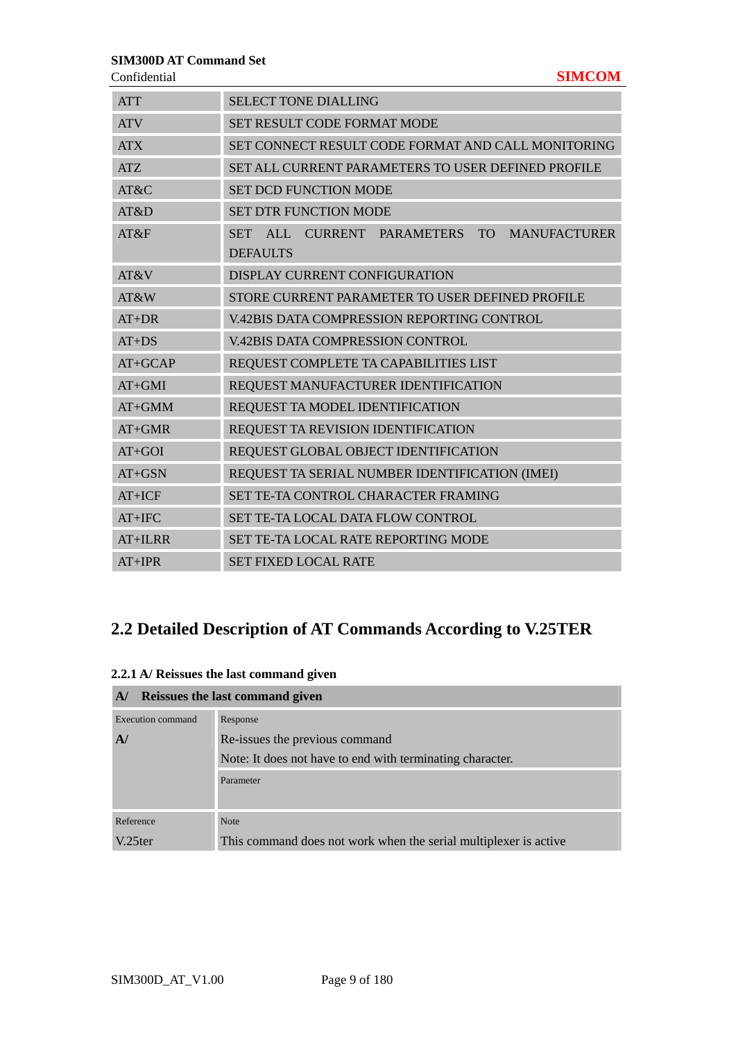| | |
|---|---|
| ATT | SELECT TONE DIALLING |
| ATV | SET RESULT CODE FORMAT MODE |
| ATX | SET CONNECT RESULT CODE FORMAT AND CALL MONITORING |
| ATZ | SET ALL CURRENT PARAMETERS TO USER DEFINED PROFILE |
| AT&C | SET DCD FUNCTION MODE |
| AT&D | SET DTR FUNCTION MODE |
| AT&F | SET ALL CURRENT PARAMETERS TO MANUFACTURER DEFAULTS |
| AT&V | DISPLAY CURRENT CONFIGURATION |
| AT&W | STORE CURRENT PARAMETER TO USER DEFINED PROFILE |
| AT+DR | V.42BIS DATA COMPRESSION REPORTING CONTROL |
| AT+DS | V.42BIS DATA COMPRESSION CONTROL |
| AT+GCAP | REQUEST COMPLETE TA CAPABILITIES LIST |
| AT+GMI | REQUEST MANUFACTURER IDENTIFICATION |
| AT+GMM | REQUEST TA MODEL IDENTIFICATION |
| AT+GMR | REQUEST TA REVISION IDENTIFICATION |
| AT+GOI | REQUEST GLOBAL OBJECT IDENTIFICATION |
| AT+GSN | REQUEST TA SERIAL NUMBER IDENTIFICATION (IMEI) |
| AT+ICF | SET TE-TA CONTROL CHARACTER FRAMING |
| AT+IFC | SET TE-TA LOCAL DATA FLOW CONTROL |
| AT+ILRR | SET TE-TA LOCAL RATE REPORTING MODE |
| AT+IPR | SET FIXED LOCAL RATE |

## 2.2 Detailed Description of AT Commands According to V.25TER

### 2.2.1 A/ Reissues the last command given

| **A/ Reissues the last command given** | |
|---|---|
| Execution command<br>**A/** | Response<br>Re-issues the previous command<br>Note: It does not have to end with terminating character. |
| | Parameter |
| Reference<br>V.25ter | Note<br>This command does not work when the serial multiplexer is active |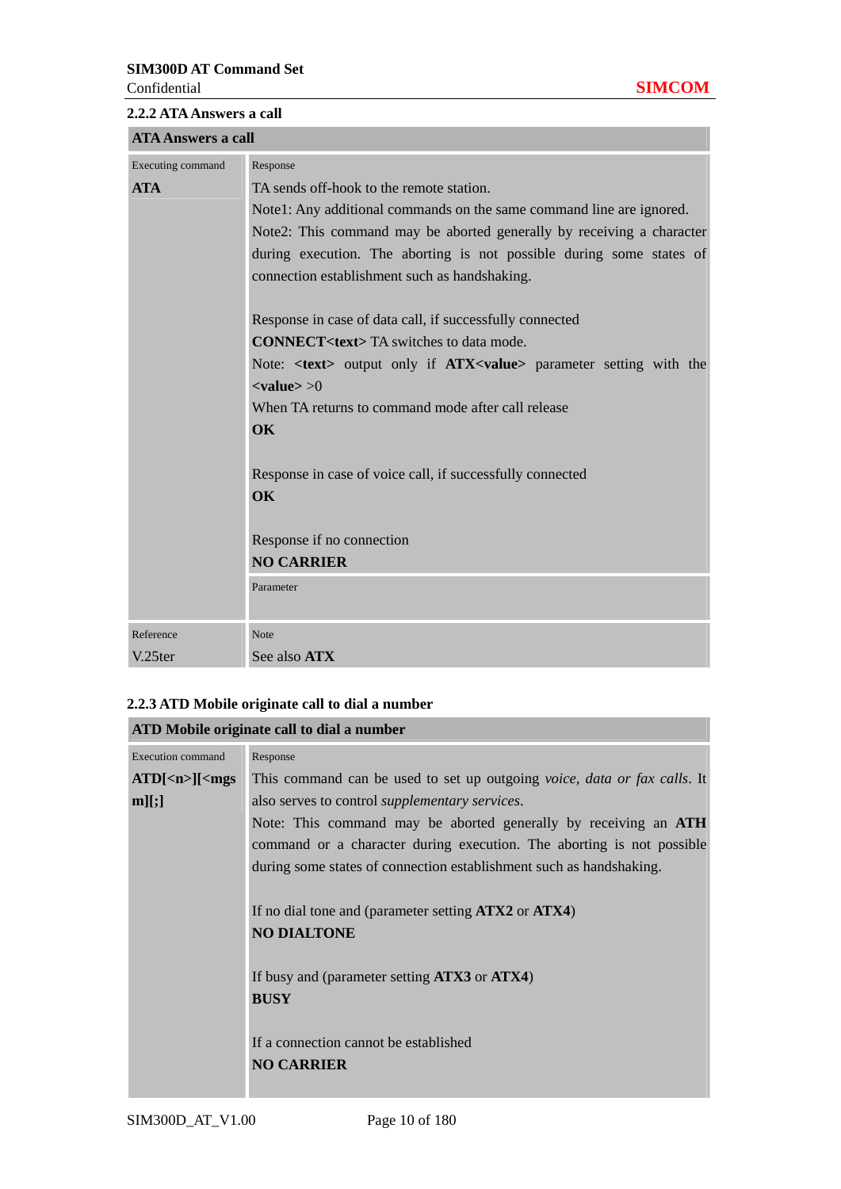### 2.2.2 ATA Answers a call

| ATA Answers a call | |
|---|---|
| Executing command<br>**ATA** | Response<br>TA sends off-hook to the remote station.<br>Note1: Any additional commands on the same command line are ignored.<br>Note2: This command may be aborted generally by receiving a character during execution. The aborting is not possible during some states of connection establishment such as handshaking.<br><br>Response in case of data call, if successfully connected<br>**CONNECT<text>** TA switches to data mode.<br>Note: **<text>** output only if **ATX<value>** parameter setting with the **<value>** >0<br>When TA returns to command mode after call release<br>**OK**<br><br>Response in case of voice call, if successfully connected<br>**OK**<br><br>Response if no connection<br>**NO CARRIER** |
| | Parameter |
| Reference<br>V.25ter | Note<br>See also **ATX** |

### 2.2.3 ATD Mobile originate call to dial a number

| ATD Mobile originate call to dial a number | |
|---|---|
| Execution command<br>**ATD[<n>][<mgsm][;]** | Response<br>This command can be used to set up outgoing *voice, data or fax calls*. It also serves to control *supplementary services*.<br>Note: This command may be aborted generally by receiving an **ATH** command or a character during execution. The aborting is not possible during some states of connection establishment such as handshaking.<br><br>If no dial tone and (parameter setting **ATX2** or **ATX4**)<br>**NO DIALTONE**<br><br>If busy and (parameter setting **ATX3** or **ATX4**)<br>**BUSY**<br><br>If a connection cannot be established<br>**NO CARRIER** |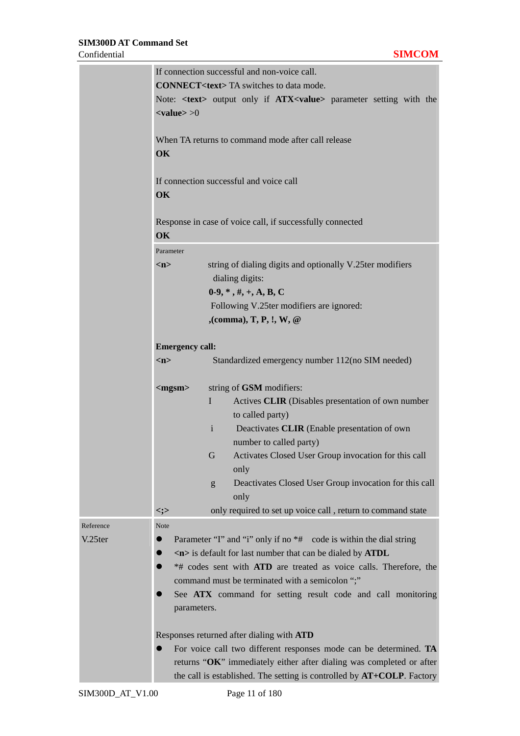| | |
|---|---|
| | If connection successful and non-voice call.<br>**CONNECT<text>** TA switches to data mode.<br>Note: **<text>** output only if **ATX<value>** parameter setting with the **<value>** >0<br><br>When TA returns to command mode after call release<br>**OK**<br><br>If connection successful and voice call<br>**OK**<br><br>Response in case of voice call, if successfully connected<br>**OK** |
| | Parameter<br>**<n>** string of dialing digits and optionally V.25ter modifiers<br>dialing digits:<br>**0-9, * , #, +, A, B, C**<br>Following V.25ter modifiers are ignored:<br>**,(comma), T, P, !, W, @**<br><br>**Emergency call:**<br>**<n>** Standardized emergency number 112(no SIM needed)<br><br>**<mgsm>** string of **GSM** modifiers:<br>I Actives **CLIR** (Disables presentation of own number to called party)<br>i Deactivates **CLIR** (Enable presentation of own number to called party)<br>G Activates Closed User Group invocation for this call only<br>g Deactivates Closed User Group invocation for this call only<br>**<;>** only required to set up voice call , return to command state |
| Reference<br>V.25ter | Note<br>● Parameter "I" and "i" only if no *# code is within the dial string<br>● **<n>** is default for last number that can be dialed by **ATDL**<br>● *# codes sent with **ATD** are treated as voice calls. Therefore, the command must be terminated with a semicolon ";"<br>● See **ATX** command for setting result code and call monitoring parameters.<br><br>Responses returned after dialing with **ATD**<br>● For voice call two different responses mode can be determined. **TA** returns "**OK**" immediately either after dialing was completed or after the call is established. The setting is controlled by **AT+COLP**. Factory |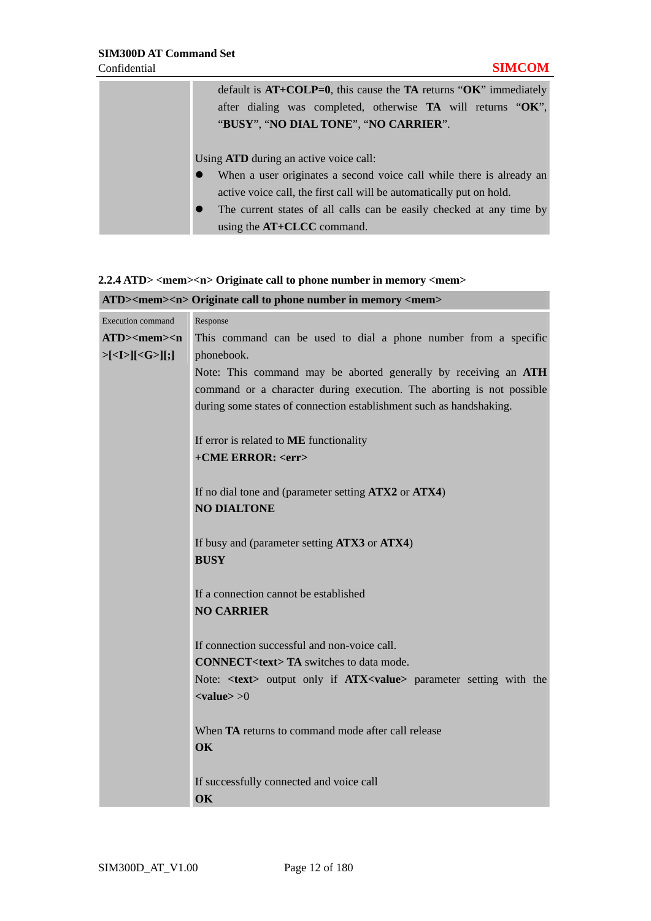| | default is **AT+COLP=0**, this cause the **TA** returns "**OK**" immediately after dialing was completed, otherwise **TA** will returns "**OK**", "**BUSY**", "**NO DIAL TONE**", "**NO CARRIER**".<br><br>Using **ATD** during an active voice call:<br>● When a user originates a second voice call while there is already an active voice call, the first call will be automatically put on hold.<br>● The current states of all calls can be easily checked at any time by using the **AT+CLCC** command. |
|---|---|

### 2.2.4 ATD> <mem><n> Originate call to phone number in memory <mem>

| **ATD><mem><n> Originate call to phone number in memory <mem>** | |
|---|---|
| Execution command<br>**ATD><mem><n>[<I>][<G>][;]** | Response<br>This command can be used to dial a phone number from a specific phonebook.<br>Note: This command may be aborted generally by receiving an **ATH** command or a character during execution. The aborting is not possible during some states of connection establishment such as handshaking.<br><br>If error is related to **ME** functionality<br>**+CME ERROR: <err>**<br><br>If no dial tone and (parameter setting **ATX2** or **ATX4**)<br>**NO DIALTONE**<br><br>If busy and (parameter setting **ATX3** or **ATX4**)<br>**BUSY**<br><br>If a connection cannot be established<br>**NO CARRIER**<br><br>If connection successful and non-voice call.<br>**CONNECT<text> TA** switches to data mode.<br>Note: **<text>** output only if **ATX<value>** parameter setting with the **<value>** >0<br><br>When **TA** returns to command mode after call release<br>**OK**<br><br>If successfully connected and voice call<br>**OK** |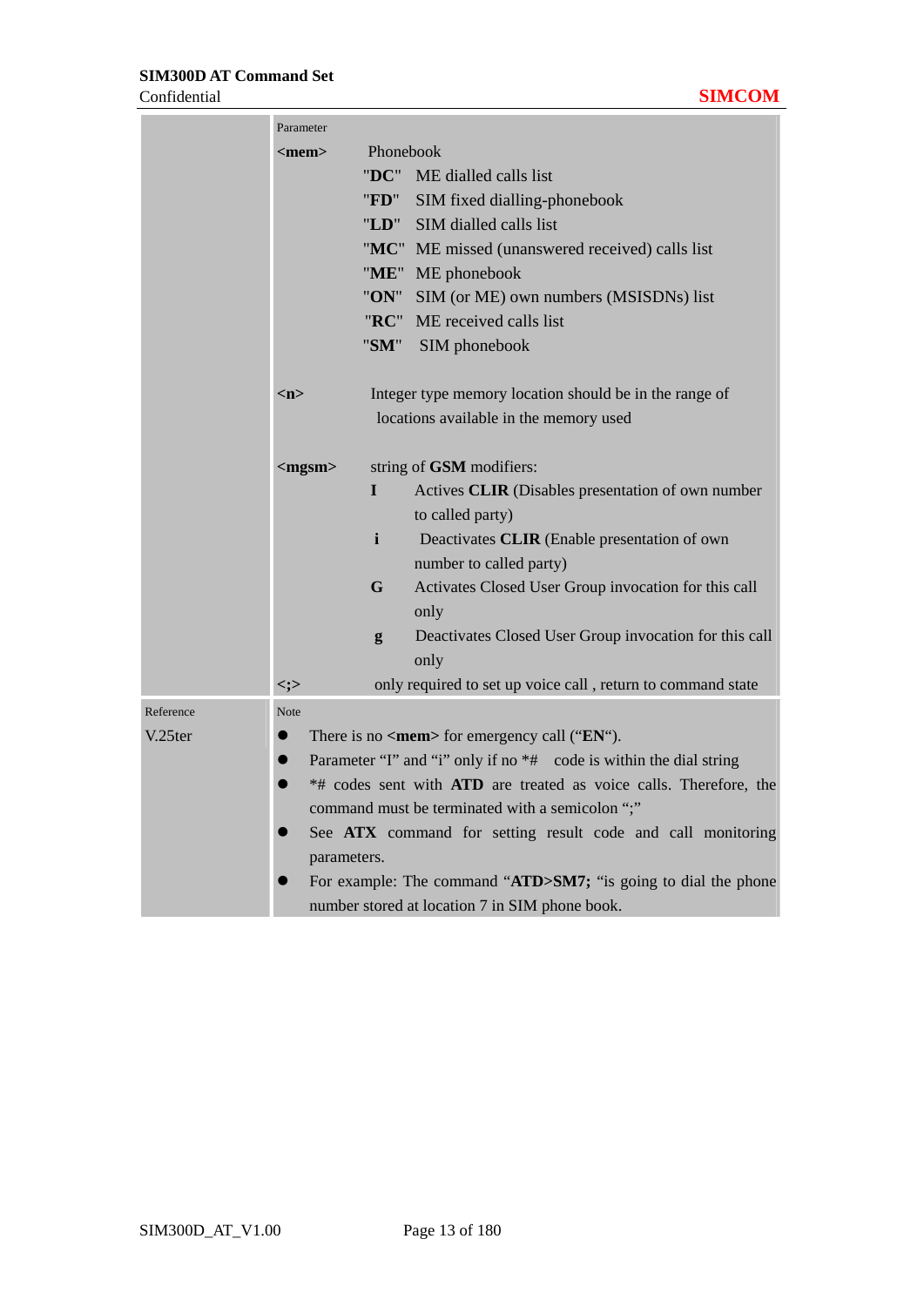| | Parameter |
|---|---|
| | **<mem>** Phonebook<br>"**DC**" ME dialled calls list<br>"**FD**" SIM fixed dialling-phonebook<br>"**LD**" SIM dialled calls list<br>"**MC**" ME missed (unanswered received) calls list<br>"**ME**" ME phonebook<br>"**ON**" SIM (or ME) own numbers (MSISDNs) list<br>"**RC**" ME received calls list<br>"**SM**" SIM phonebook<br><br>**<n>** Integer type memory location should be in the range of locations available in the memory used<br><br>**<mgsm>** string of **GSM** modifiers:<br>**I** Actives **CLIR** (Disables presentation of own number to called party)<br>**i** Deactivates **CLIR** (Enable presentation of own number to called party)<br>**G** Activates Closed User Group invocation for this call only<br>**g** Deactivates Closed User Group invocation for this call only<br><;> only required to set up voice call , return to command state |
| Reference<br>V.25ter | Note<br>● There is no **<mem>** for emergency call ("**EN**").<br>● Parameter "I" and "i" only if no *# code is within the dial string<br>● *# codes sent with **ATD** are treated as voice calls. Therefore, the command must be terminated with a semicolon ";"<br>● See **ATX** command for setting result code and call monitoring parameters.<br>● For example: The command "**ATD>SM7;** "is going to dial the phone number stored at location 7 in SIM phone book. |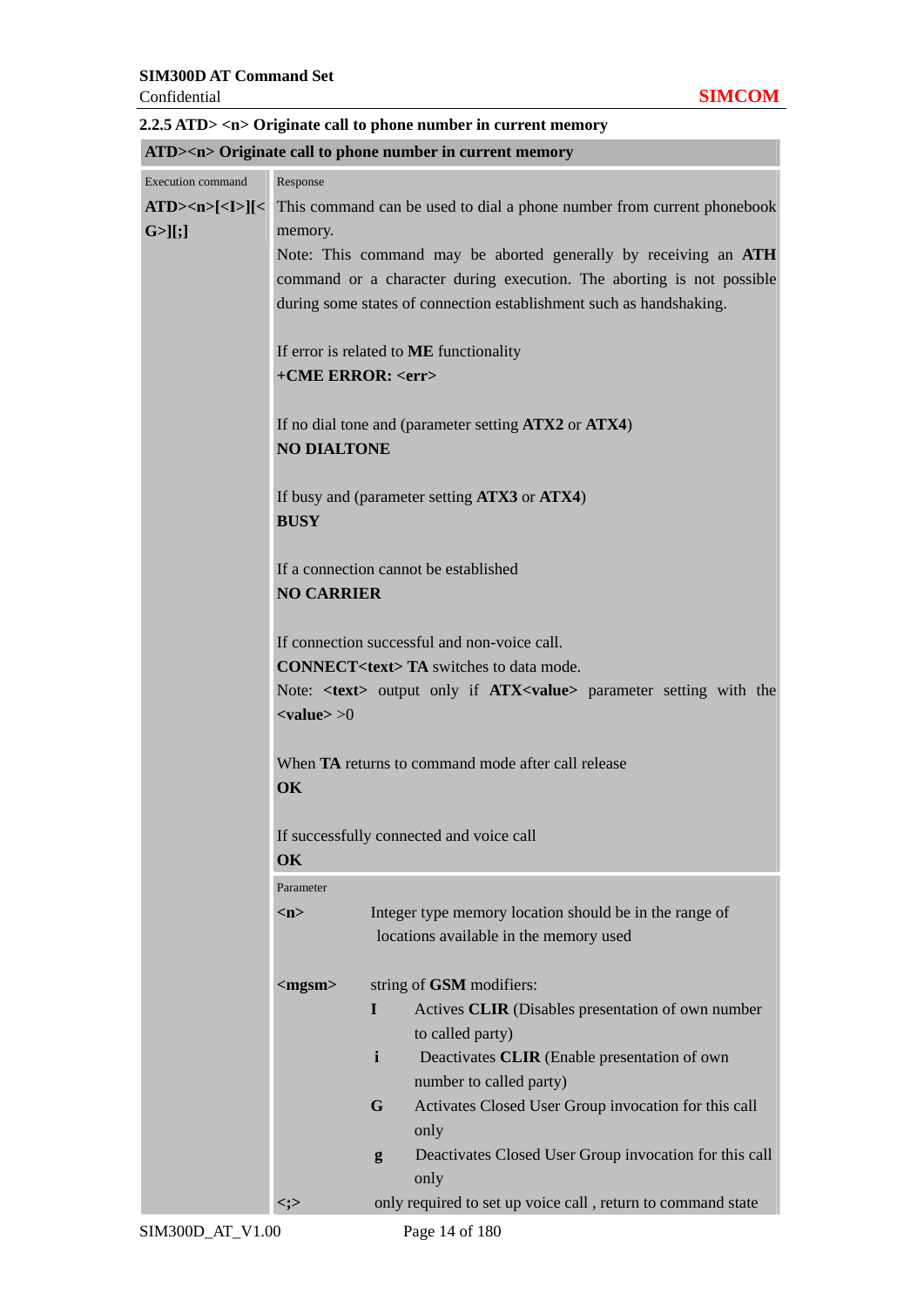### 2.2.5 ATD> <n> Originate call to phone number in current memory

| ATD><n> Originate call to phone number in current memory | |
|---|---|
| Execution command<br>**ATD><n>[<I>][<G>][;]** | Response<br>This command can be used to dial a phone number from current phonebook memory.<br>Note: This command may be aborted generally by receiving an **ATH** command or a character during execution. The aborting is not possible during some states of connection establishment such as handshaking.<br><br>If error is related to **ME** functionality<br>**+CME ERROR: <err>**<br><br>If no dial tone and (parameter setting **ATX2** or **ATX4**)<br>**NO DIALTONE**<br><br>If busy and (parameter setting **ATX3** or **ATX4**)<br>**BUSY**<br><br>If a connection cannot be established<br>**NO CARRIER**<br><br>If connection successful and non-voice call.<br>**CONNECT<text> TA** switches to data mode.<br>Note: **<text>** output only if **ATX<value>** parameter setting with the **<value>** >0<br><br>When **TA** returns to command mode after call release<br>**OK**<br><br>If successfully connected and voice call<br>**OK** |
| | Parameter<br>**<n>** Integer type memory location should be in the range of locations available in the memory used<br><br>**<mgsm>** string of **GSM** modifiers:<br>**I** Actives **CLIR** (Disables presentation of own number to called party)<br>**i** Deactivates **CLIR** (Enable presentation of own number to called party)<br>**G** Activates Closed User Group invocation for this call only<br>**g** Deactivates Closed User Group invocation for this call only<br>**<;>** only required to set up voice call , return to command state |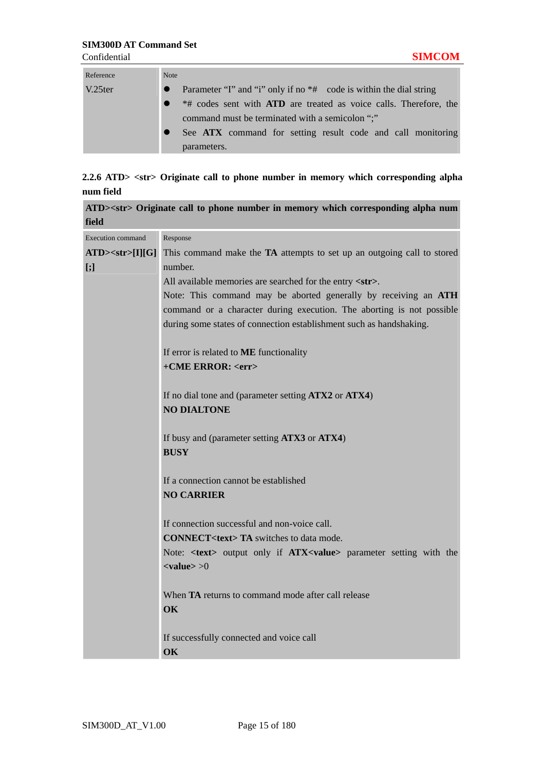| Reference | Note |
|---|---|
| V.25ter | ● Parameter "I" and "i" only if no *# code is within the dial string<br>● *# codes sent with **ATD** are treated as voice calls. Therefore, the command must be terminated with a semicolon ";"<br>● See **ATX** command for setting result code and call monitoring parameters. |

### 2.2.6 ATD> <str> Originate call to phone number in memory which corresponding alpha num field

| **ATD><str> Originate call to phone number in memory which corresponding alpha num field** | |
|---|---|
| Execution command | Response |
| **ATD><str>[I][G][;]** | This command make the **TA** attempts to set up an outgoing call to stored number.<br>All available memories are searched for the entry **<str>**.<br>Note: This command may be aborted generally by receiving an **ATH** command or a character during execution. The aborting is not possible during some states of connection establishment such as handshaking.<br><br>If error is related to **ME** functionality<br>**+CME ERROR: <err>**<br><br>If no dial tone and (parameter setting **ATX2** or **ATX4**)<br>**NO DIALTONE**<br><br>If busy and (parameter setting **ATX3** or **ATX4**)<br>**BUSY**<br><br>If a connection cannot be established<br>**NO CARRIER**<br><br>If connection successful and non-voice call.<br>**CONNECT<text> TA** switches to data mode.<br>Note: **<text>** output only if **ATX<value>** parameter setting with the **<value>** >0<br><br>When **TA** returns to command mode after call release<br>**OK**<br><br>If successfully connected and voice call<br>**OK** |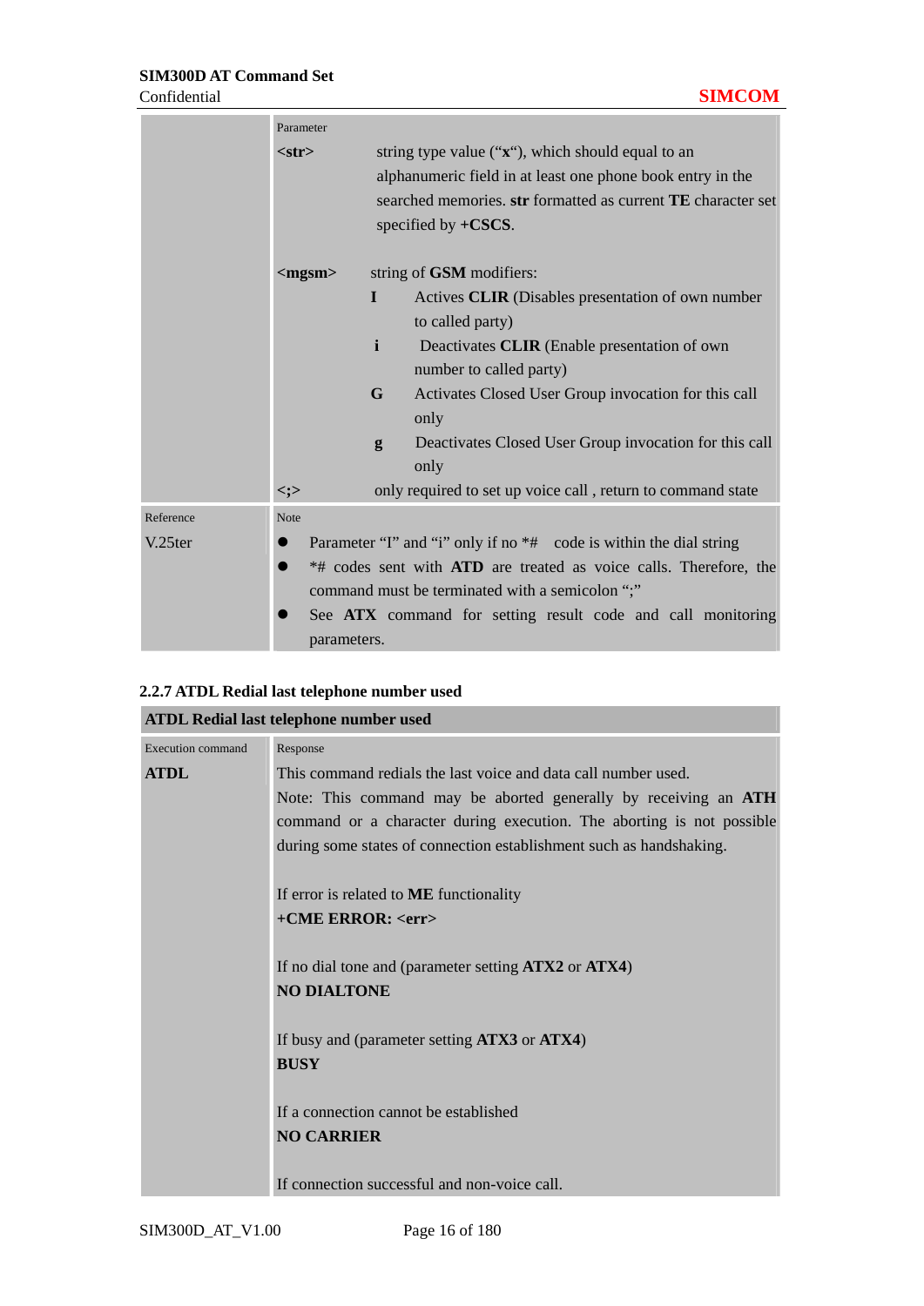| | |
|---|---|
| | Parameter<br>**<str>** string type value ("**x**"), which should equal to an alphanumeric field in at least one phone book entry in the searched memories. **str** formatted as current **TE** character set specified by **+CSCS**.<br><br>**<mgsm>** string of **GSM** modifiers:<br>**I** Actives **CLIR** (Disables presentation of own number to called party)<br>**i** Deactivates **CLIR** (Enable presentation of own number to called party)<br>**G** Activates Closed User Group invocation for this call only<br>**g** Deactivates Closed User Group invocation for this call only<br><;> only required to set up voice call , return to command state |
| Reference<br>V.25ter | Note<br>● Parameter "I" and "i" only if no *# code is within the dial string<br>● *# codes sent with **ATD** are treated as voice calls. Therefore, the command must be terminated with a semicolon ";"<br>● See **ATX** command for setting result code and call monitoring parameters. |

### 2.2.7 ATDL Redial last telephone number used

| **ATDL Redial last telephone number used** | |
|---|---|
| Execution command<br>**ATDL** | Response<br>This command redials the last voice and data call number used.<br>Note: This command may be aborted generally by receiving an **ATH** command or a character during execution. The aborting is not possible during some states of connection establishment such as handshaking.<br><br>If error is related to **ME** functionality<br>**+CME ERROR: <err>**<br><br>If no dial tone and (parameter setting **ATX2** or **ATX4**)<br>**NO DIALTONE**<br><br>If busy and (parameter setting **ATX3** or **ATX4**)<br>**BUSY**<br><br>If a connection cannot be established<br>**NO CARRIER**<br><br>If connection successful and non-voice call. |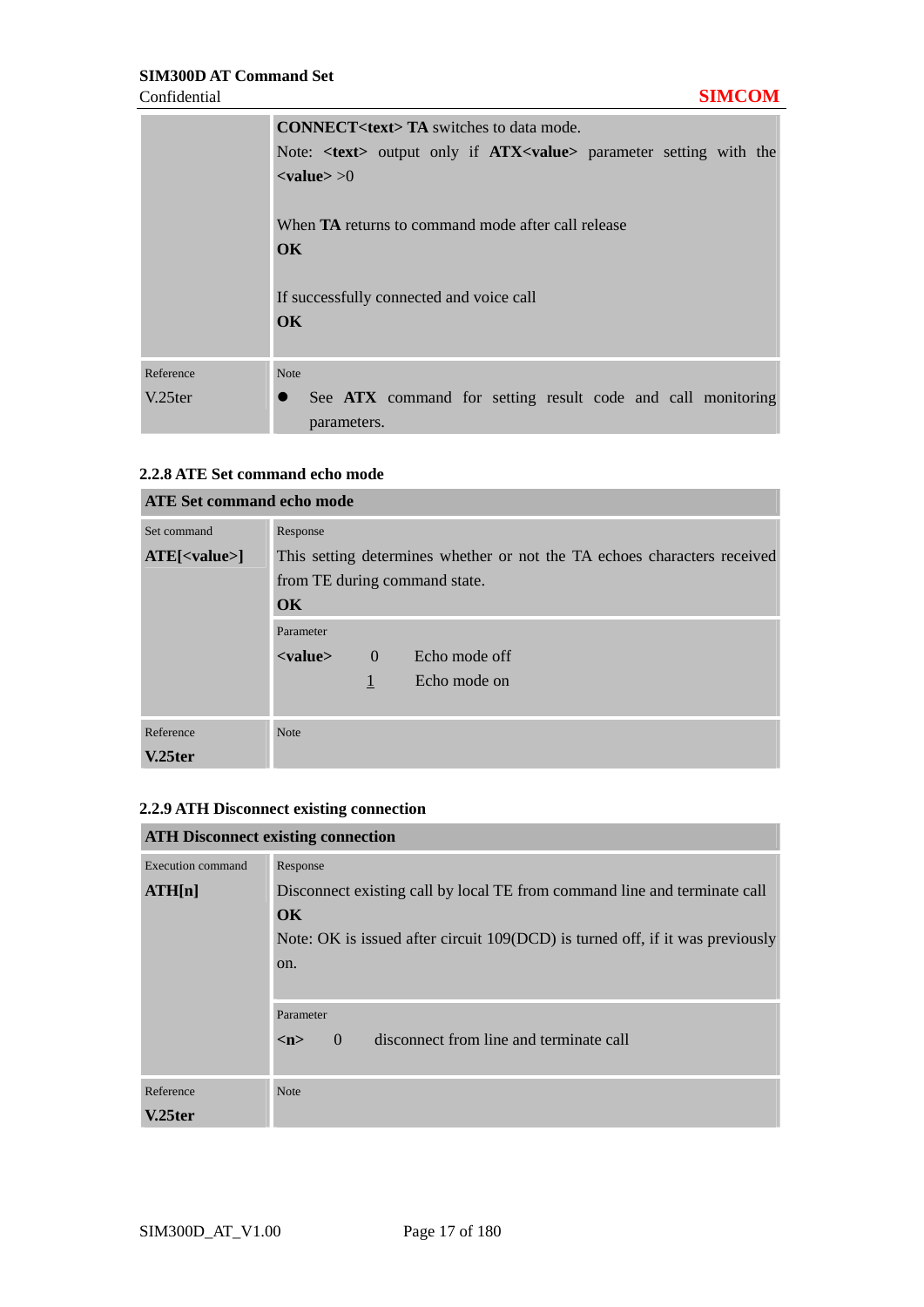| | |
|---|---|
| | **CONNECT<text> TA** switches to data mode.<br>Note: **<text>** output only if **ATX<value>** parameter setting with the **<value>** >0<br><br>When **TA** returns to command mode after call release<br>**OK**<br><br>If successfully connected and voice call<br>**OK** |
| Reference<br>V.25ter | Note<br>● See **ATX** command for setting result code and call monitoring parameters. |

### 2.2.8 ATE Set command echo mode

| **ATE Set command echo mode** | |
|---|---|
| Set command<br>**ATE[<value>]** | Response<br>This setting determines whether or not the TA echoes characters received from TE during command state.<br>**OK** |
| | Parameter<br>**<value>** 0 Echo mode off<br>1 Echo mode on |
| Reference<br>**V.25ter** | Note |

### 2.2.9 ATH Disconnect existing connection

| **ATH Disconnect existing connection** | |
|---|---|
| Execution command<br>**ATH[n]** | Response<br>Disconnect existing call by local TE from command line and terminate call<br>**OK**<br>Note: OK is issued after circuit 109(DCD) is turned off, if it was previously on. |
| | Parameter<br>**<n>** 0 disconnect from line and terminate call |
| Reference<br>**V.25ter** | Note |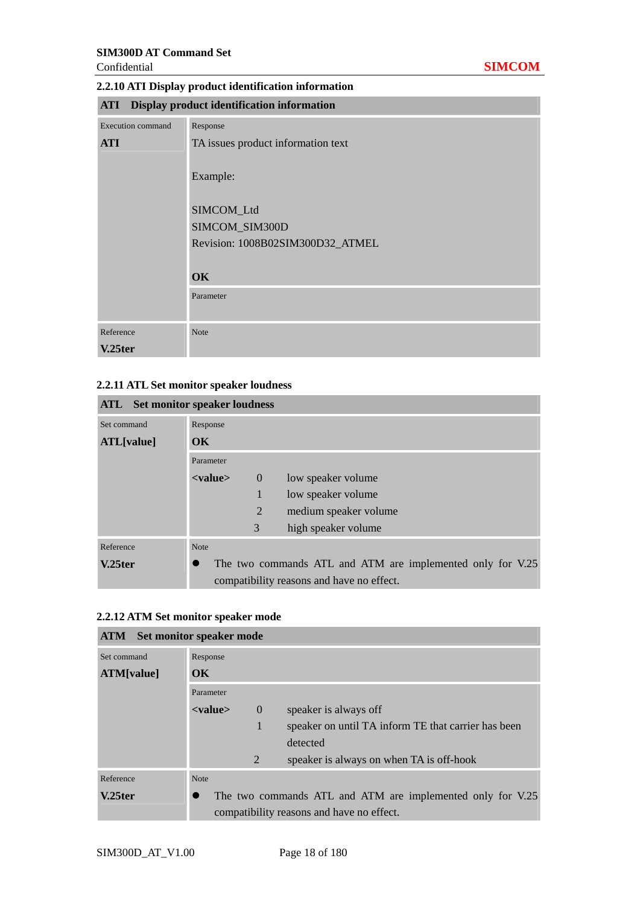### 2.2.10 ATI Display product identification information

| **ATI Display product identification information** | |
|---|---|
| Execution command<br>**ATI** | Response<br>TA issues product information text<br><br>Example:<br><br>SIMCOM_Ltd<br>SIMCOM_SIM300D<br>Revision: 1008B02SIM300D32_ATMEL<br><br>**OK** |
| | Parameter |
| Reference<br>**V.25ter** | Note |

### 2.2.11 ATL Set monitor speaker loudness

| **ATL Set monitor speaker loudness** | | | |
|---|---|---|---|
| Set command<br>**ATL[value]** | Response<br>**OK** | | |
| | Parameter<br>**<value>** | 0 | low speaker volume |
| | | 1 | low speaker volume |
| | | 2 | medium speaker volume |
| | | 3 | high speaker volume |
| Reference<br>**V.25ter** | Note<br>● The two commands ATL and ATM are implemented only for V.25 compatibility reasons and have no effect. | | |

### 2.2.12 ATM Set monitor speaker mode

| **ATM Set monitor speaker mode** | | | |
|---|---|---|---|
| Set command<br>**ATM[value]** | Response<br>**OK** | | |
| | Parameter<br>**<value>** | 0 | speaker is always off |
| | | 1 | speaker on until TA inform TE that carrier has been detected |
| | | 2 | speaker is always on when TA is off-hook |
| Reference<br>**V.25ter** | Note<br>● The two commands ATL and ATM are implemented only for V.25 compatibility reasons and have no effect. | | |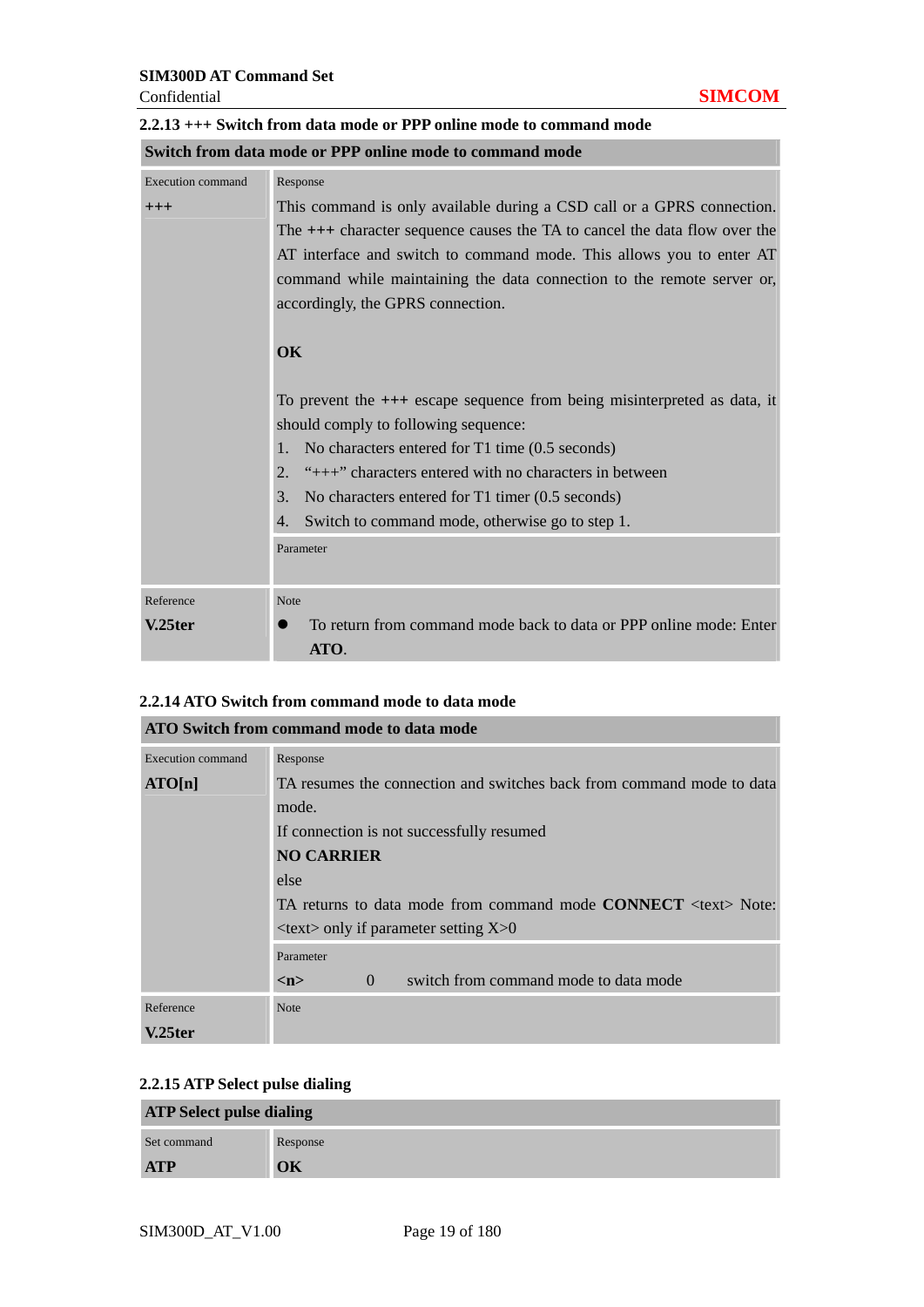### 2.2.13 +++ Switch from data mode or PPP online mode to command mode

| Switch from data mode or PPP online mode to command mode | |
|---|---|
| Execution command<br>**+++** | Response<br>This command is only available during a CSD call or a GPRS connection. The **+++** character sequence causes the TA to cancel the data flow over the AT interface and switch to command mode. This allows you to enter AT command while maintaining the data connection to the remote server or, accordingly, the GPRS connection.<br><br>**OK**<br><br>To prevent the **+++** escape sequence from being misinterpreted as data, it should comply to following sequence:<br>1. No characters entered for T1 time (0.5 seconds)<br>2. "+++" characters entered with no characters in between<br>3. No characters entered for T1 timer (0.5 seconds)<br>4. Switch to command mode, otherwise go to step 1. |
| | Parameter |
| Reference<br>**V.25ter** | Note<br>● To return from command mode back to data or PPP online mode: Enter **ATO**. |

### 2.2.14 ATO Switch from command mode to data mode

| ATO Switch from command mode to data mode | |
|---|---|
| Execution command<br>**ATO[n]** | Response<br>TA resumes the connection and switches back from command mode to data mode.<br>If connection is not successfully resumed<br>**NO CARRIER**<br>else<br>TA returns to data mode from command mode **CONNECT** <text> Note: <text> only if parameter setting X>0 |
| | Parameter<br>**<n>** 0 switch from command mode to data mode |
| Reference<br>**V.25ter** | Note |

### 2.2.15 ATP Select pulse dialing

| ATP Select pulse dialing | |
|---|---|
| Set command<br>**ATP** | Response<br>**OK** |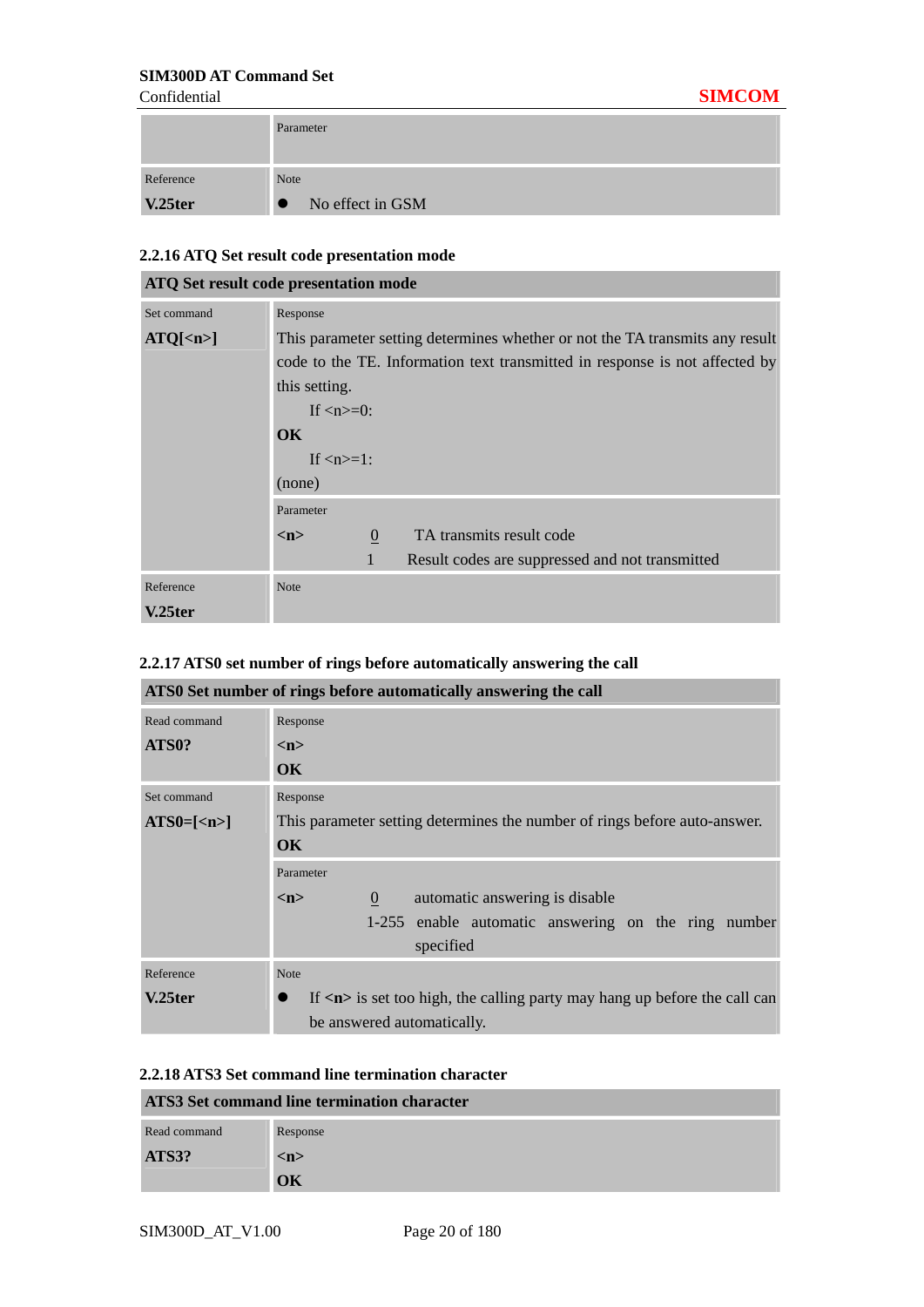| | Parameter |
|---|---|
| Reference<br>**V.25ter** | Note<br>● No effect in GSM |

### 2.2.16 ATQ Set result code presentation mode

| **ATQ Set result code presentation mode** | |
|---|---|
| Set command<br>**ATQ[<n>]** | Response<br>This parameter setting determines whether or not the TA transmits any result code to the TE. Information text transmitted in response is not affected by this setting.<br>If <n>=0:<br>**OK**<br>If <n>=1:<br>(none) |
| | Parameter<br>**<n>** <u>0</u> TA transmits result code<br>1 Result codes are suppressed and not transmitted |
| Reference<br>**V.25ter** | Note |

### 2.2.17 ATS0 set number of rings before automatically answering the call

| **ATS0 Set number of rings before automatically answering the call** | |
|---|---|
| Read command<br>**ATS0?** | Response<br>**<n>**<br>**OK** |
| Set command<br>**ATS0=[<n>]** | Response<br>This parameter setting determines the number of rings before auto-answer.<br>**OK** |
| | Parameter<br>**<n>** <u>0</u> automatic answering is disable<br>1-255 enable automatic answering on the ring number specified |
| Reference<br>**V.25ter** | Note<br>● If **<n>** is set too high, the calling party may hang up before the call can be answered automatically. |

### 2.2.18 ATS3 Set command line termination character

| **ATS3 Set command line termination character** | |
|---|---|
| Read command<br>**ATS3?** | Response<br>**<n>**<br>**OK** |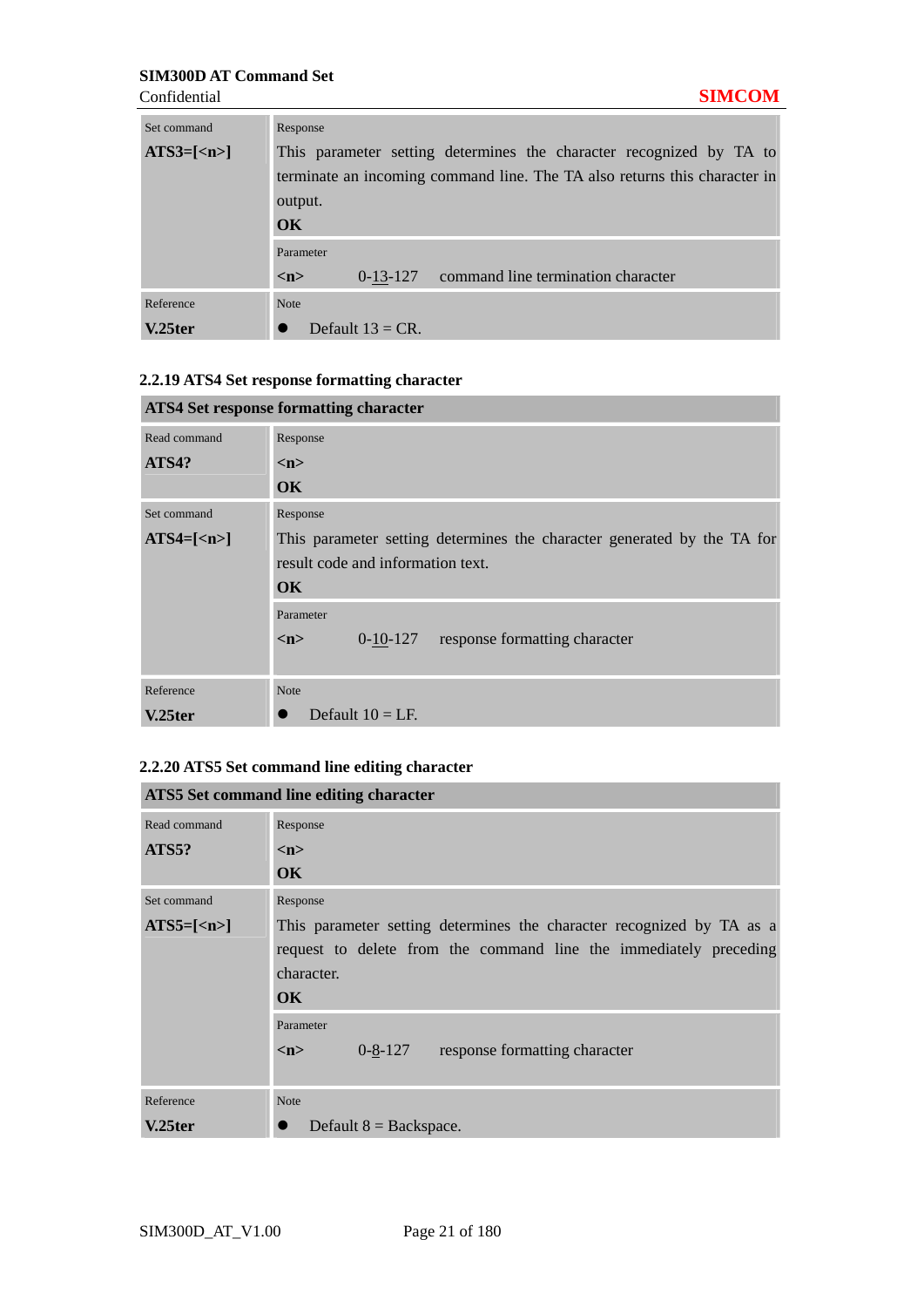| Set command<br>**ATS3=[<n>]** | Response<br>This parameter setting determines the character recognized by TA to terminate an incoming command line. The TA also returns this character in output.<br>**OK**<br><br>Parameter<br>**<n>** 0-13-127 command line termination character |
|---|---|
| Reference<br>**V.25ter** | Note<br>● Default 13 = CR. |

### 2.2.19 ATS4 Set response formatting character

| **ATS4 Set response formatting character** | |
|---|---|
| Read command<br>**ATS4?** | Response<br>**<n>**<br>**OK** |
| Set command<br>**ATS4=[<n>]** | Response<br>This parameter setting determines the character generated by the TA for result code and information text.<br>**OK**<br><br>Parameter<br>**<n>** 0-10-127 response formatting character |
| Reference<br>**V.25ter** | Note<br>● Default 10 = LF. |

### 2.2.20 ATS5 Set command line editing character

| **ATS5 Set command line editing character** | |
|---|---|
| Read command<br>**ATS5?** | Response<br>**<n>**<br>**OK** |
| Set command<br>**ATS5=[<n>]** | Response<br>This parameter setting determines the character recognized by TA as a request to delete from the command line the immediately preceding character.<br>**OK**<br><br>Parameter<br>**<n>** 0-8-127 response formatting character |
| Reference<br>**V.25ter** | Note<br>● Default 8 = Backspace. |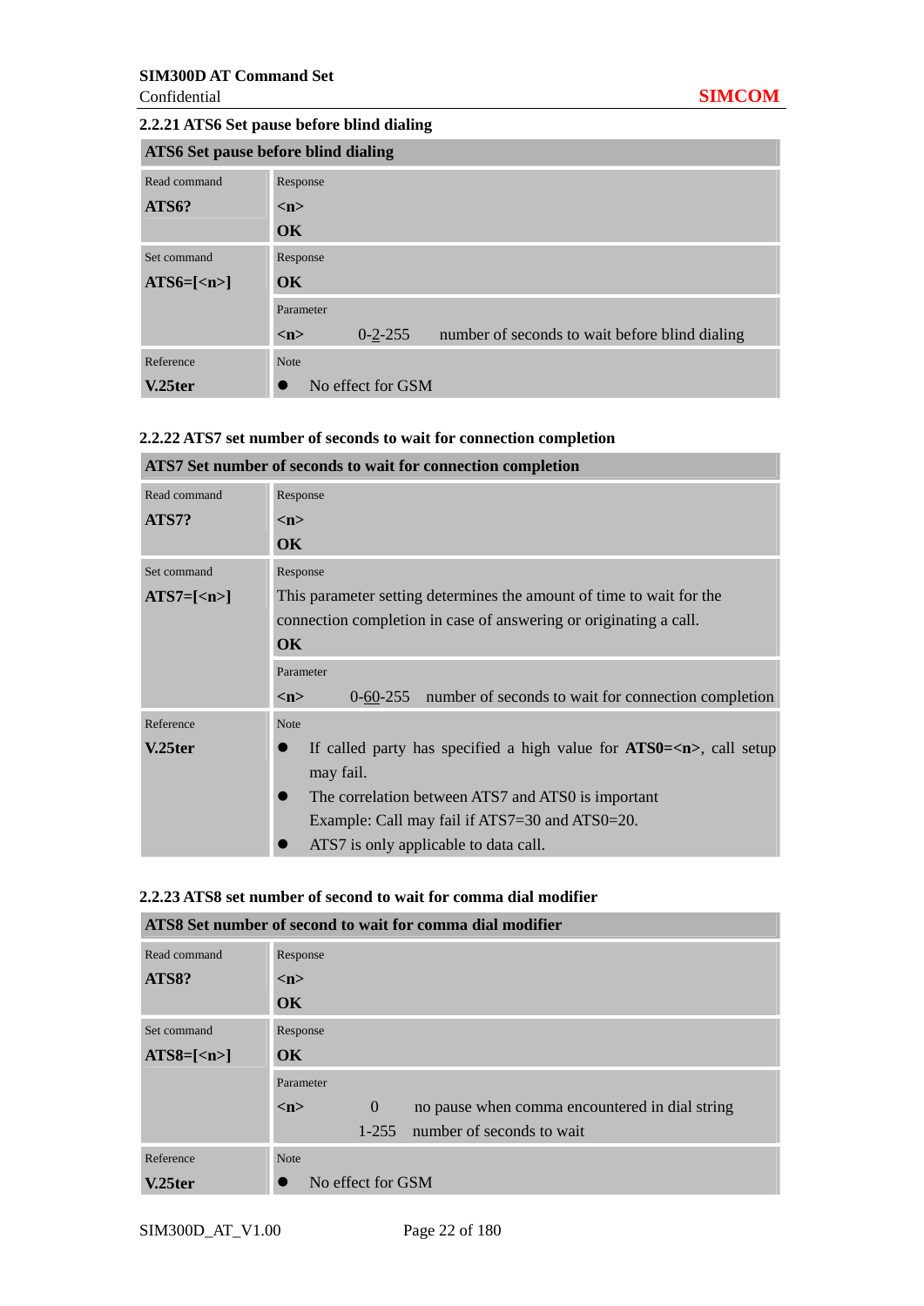### 2.2.21 ATS6 Set pause before blind dialing

| ATS6 Set pause before blind dialing | |
|---|---|
| Read command<br>**ATS6?** | Response<br>**<n>**<br>**OK** |
| Set command<br>**ATS6=[<n>]** | Response<br>**OK** |
| | Parameter<br>**<n>** 0-2-255 number of seconds to wait before blind dialing |
| Reference<br>**V.25ter** | Note<br>● No effect for GSM |

### 2.2.22 ATS7 set number of seconds to wait for connection completion

| ATS7 Set number of seconds to wait for connection completion | |
|---|---|
| Read command<br>**ATS7?** | Response<br>**<n>**<br>**OK** |
| Set command<br>**ATS7=[<n>]** | Response<br>This parameter setting determines the amount of time to wait for the connection completion in case of answering or originating a call.<br>**OK** |
| | Parameter<br>**<n>** 0-60-255 number of seconds to wait for connection completion |
| Reference<br>**V.25ter** | Note<br>● If called party has specified a high value for **ATS0=<n>**, call setup may fail.<br>● The correlation between ATS7 and ATS0 is important<br>Example: Call may fail if ATS7=30 and ATS0=20.<br>● ATS7 is only applicable to data call. |

### 2.2.23 ATS8 set number of second to wait for comma dial modifier

| ATS8 Set number of second to wait for comma dial modifier | |
|---|---|
| Read command<br>**ATS8?** | Response<br>**<n>**<br>**OK** |
| Set command<br>**ATS8=[<n>]** | Response<br>**OK** |
| | Parameter<br>**<n>** 0 no pause when comma encountered in dial string<br>1-255 number of seconds to wait |
| Reference<br>**V.25ter** | Note<br>● No effect for GSM |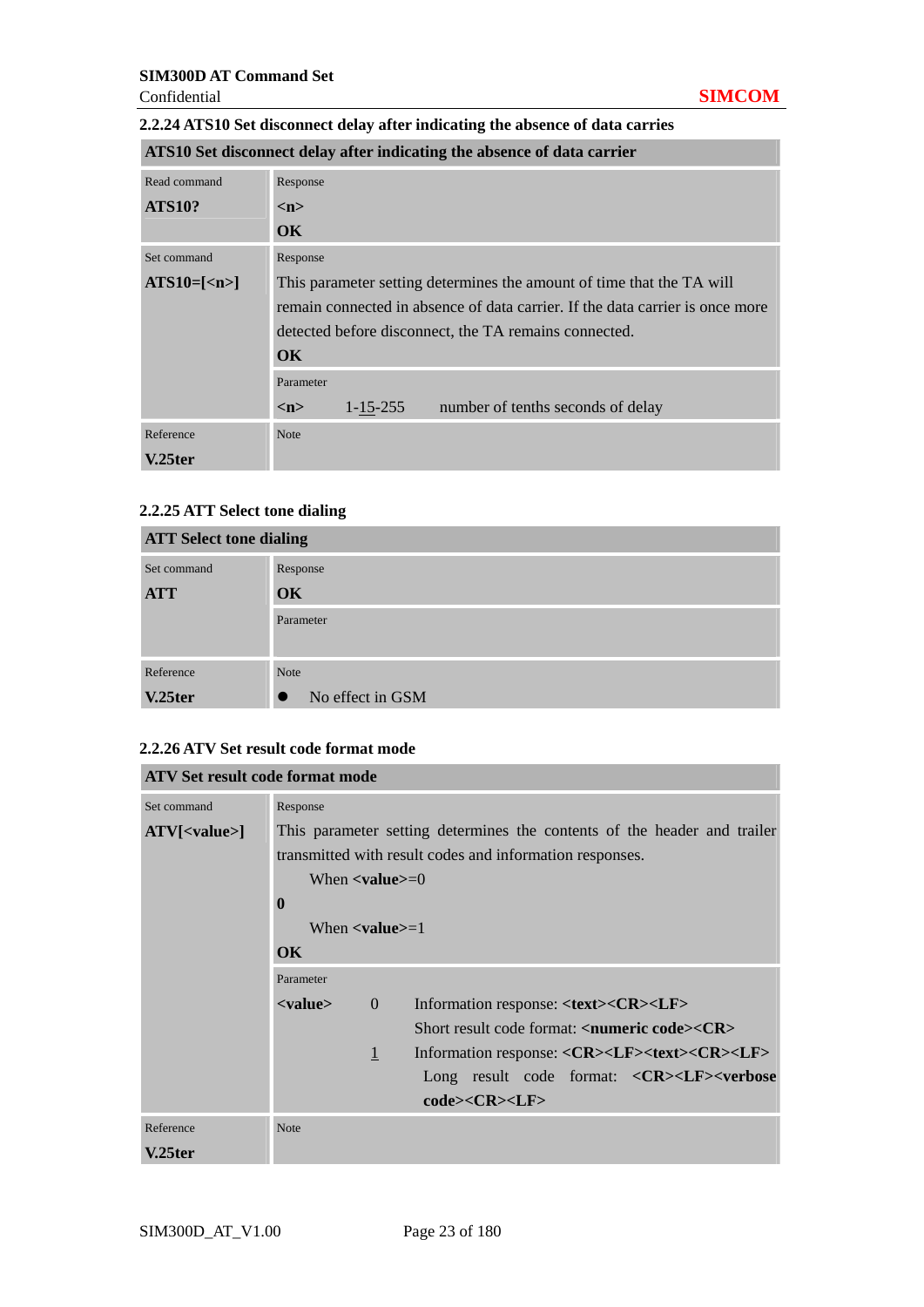### 2.2.24 ATS10 Set disconnect delay after indicating the absence of data carries

| ATS10 Set disconnect delay after indicating the absence of data carrier | |
|---|---|
| Read command<br>**ATS10?** | Response<br>**<n>**<br>**OK** |
| Set command<br>**ATS10=[<n>]** | Response<br>This parameter setting determines the amount of time that the TA will remain connected in absence of data carrier. If the data carrier is once more detected before disconnect, the TA remains connected.<br>**OK** |
| | Parameter<br>**<n>** 1-<u>15</u>-255 number of tenths seconds of delay |
| Reference<br>**V.25ter** | Note |

### 2.2.25 ATT Select tone dialing

| ATT Select tone dialing | |
|---|---|
| Set command<br>**ATT** | Response<br>**OK** |
| | Parameter |
| Reference<br>**V.25ter** | Note<br>● No effect in GSM |

### 2.2.26 ATV Set result code format mode

| ATV Set result code format mode | |
|---|---|
| Set command<br>**ATV[<value>]** | Response<br>This parameter setting determines the contents of the header and trailer transmitted with result codes and information responses.<br>When **<value>**=0<br>**0**<br>When **<value>**=1<br>**OK** |
| | Parameter<br>**<value>** 0 Information response: **<text><CR><LF>**<br>Short result code format: **<numeric code><CR>**<br><u>1</u> Information response: **<CR><LF><text><CR><LF>**<br>Long result code format: **<CR><LF><verbose code><CR><LF>** |
| Reference<br>**V.25ter** | Note |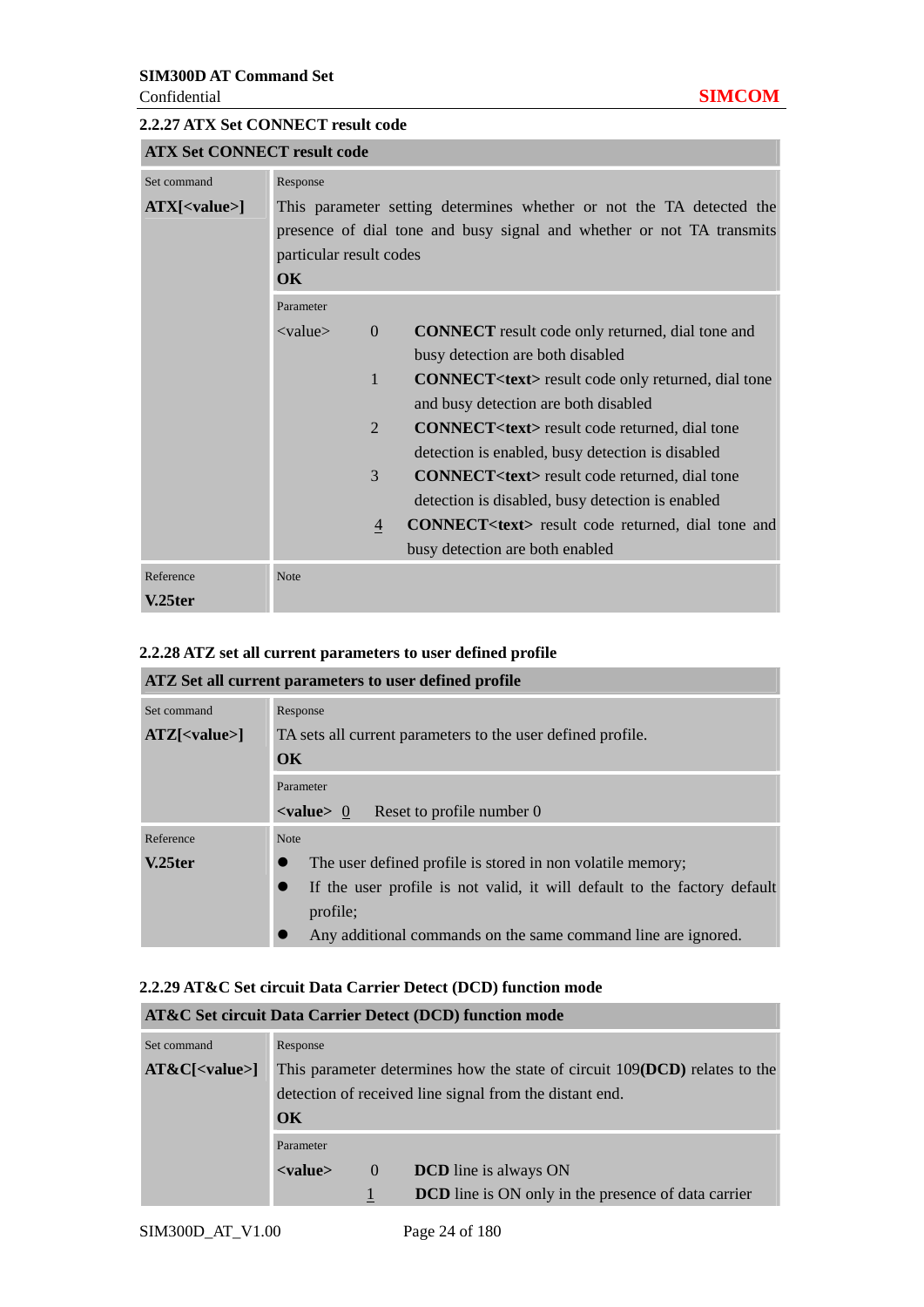### 2.2.27 ATX Set CONNECT result code

| **ATX Set CONNECT result code** | | | |
|---|---|---|---|
| Set command<br>**ATX[<value>]** | Response<br>This parameter setting determines whether or not the TA detected the presence of dial tone and busy signal and whether or not TA transmits particular result codes<br>**OK** | | |
| | Parameter<br><value> | 0 | **CONNECT** result code only returned, dial tone and busy detection are both disabled |
| | | 1 | **CONNECT<text>** result code only returned, dial tone and busy detection are both disabled |
| | | 2 | **CONNECT<text>** result code returned, dial tone detection is enabled, busy detection is disabled |
| | | 3 | **CONNECT<text>** result code returned, dial tone detection is disabled, busy detection is enabled |
| | | <u>4</u> | **CONNECT<text>** result code returned, dial tone and busy detection are both enabled |
| Reference<br>**V.25ter** | Note | | |

### 2.2.28 ATZ set all current parameters to user defined profile

| **ATZ Set all current parameters to user defined profile** | |
|---|---|
| Set command<br>**ATZ[<value>]** | Response<br>TA sets all current parameters to the user defined profile.<br>**OK** |
| | Parameter<br>**<value>** <u>0</u> Reset to profile number 0 |
| Reference<br>**V.25ter** | Note<br>● The user defined profile is stored in non volatile memory;<br>● If the user profile is not valid, it will default to the factory default profile;<br>● Any additional commands on the same command line are ignored. |

### 2.2.29 AT&C Set circuit Data Carrier Detect (DCD) function mode

| **AT&C Set circuit Data Carrier Detect (DCD) function mode** | | | |
|---|---|---|---|
| Set command<br>**AT&C[<value>]** | Response<br>This parameter determines how the state of circuit 109**(DCD)** relates to the detection of received line signal from the distant end.<br>**OK** | | |
| | Parameter<br>**<value>** | 0 | **DCD** line is always ON |
| | | <u>1</u> | **DCD** line is ON only in the presence of data carrier |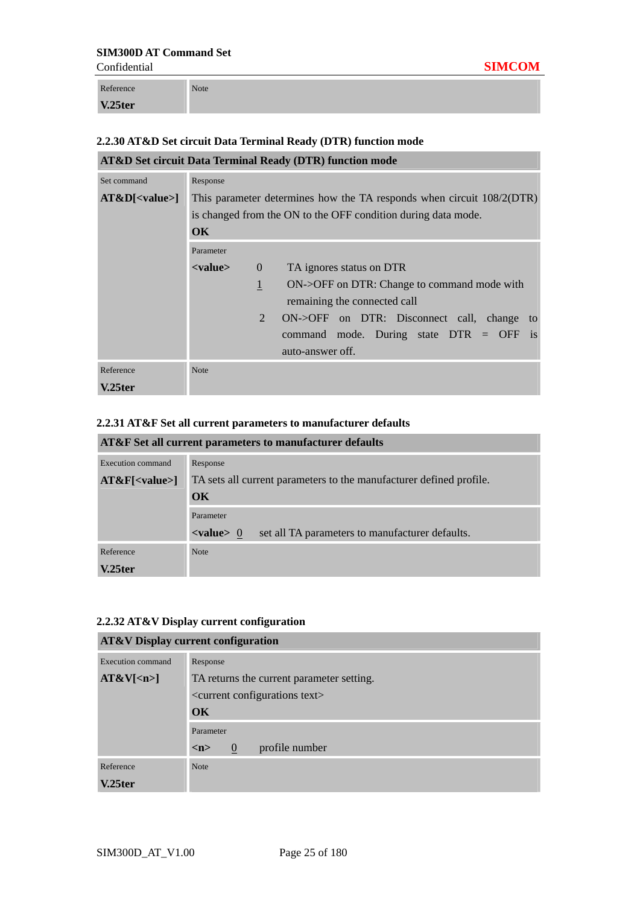| Reference | Note |
|---|---|
| **V.25ter** | |

### 2.2.30 AT&D Set circuit Data Terminal Ready (DTR) function mode

| **AT&D Set circuit Data Terminal Ready (DTR) function mode** | |
|---|---|
| Set command<br>**AT&D[<value>]** | Response<br>This parameter determines how the TA responds when circuit 108/2(DTR) is changed from the ON to the OFF condition during data mode.<br>**OK** |
| | Parameter<br>**<value>** 0 TA ignores status on DTR<br>1 ON->OFF on DTR: Change to command mode with remaining the connected call<br>2 ON->OFF on DTR: Disconnect call, change to command mode. During state DTR = OFF is auto-answer off. |
| Reference<br>**V.25ter** | Note |

### 2.2.31 AT&F Set all current parameters to manufacturer defaults

| **AT&F Set all current parameters to manufacturer defaults** | |
|---|---|
| Execution command<br>**AT&F[<value>]** | Response<br>TA sets all current parameters to the manufacturer defined profile.<br>**OK** |
| | Parameter<br>**<value>** 0 set all TA parameters to manufacturer defaults. |
| Reference<br>**V.25ter** | Note |

### 2.2.32 AT&V Display current configuration

| **AT&V Display current configuration** | |
|---|---|
| Execution command<br>**AT&V[<n>]** | Response<br>TA returns the current parameter setting.<br><current configurations text><br>**OK** |
| | Parameter<br>**<n>** 0 profile number |
| Reference<br>**V.25ter** | Note |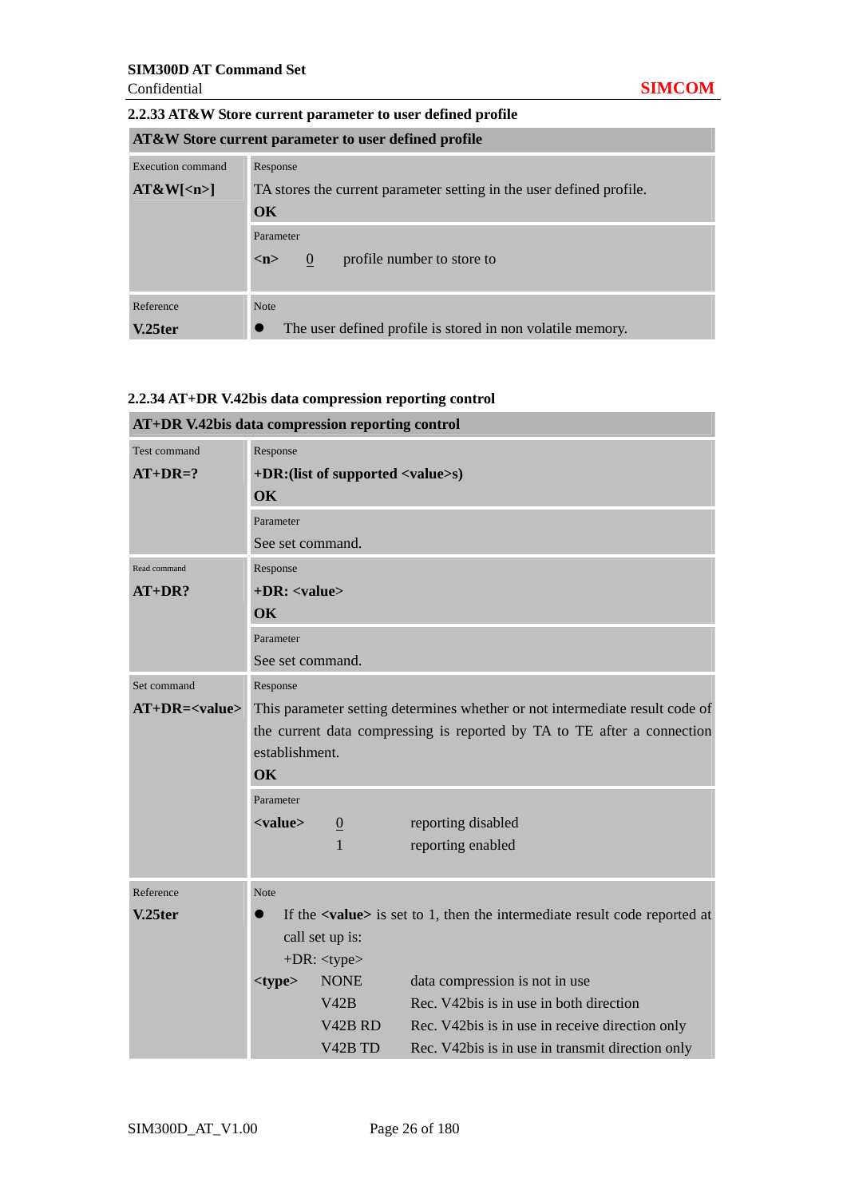### 2.2.33 AT&W Store current parameter to user defined profile

| AT&W Store current parameter to user defined profile | |
|---|---|
| Execution command<br>**AT&W[<n>]** | Response<br>TA stores the current parameter setting in the user defined profile.<br>**OK** |
| | Parameter<br>**<n>** 0 profile number to store to |
| Reference<br>**V.25ter** | Note<br>● The user defined profile is stored in non volatile memory. |

### 2.2.34 AT+DR V.42bis data compression reporting control

| AT+DR V.42bis data compression reporting control | |
|---|---|
| Test command<br>**AT+DR=?** | Response<br>**+DR:(list of supported <value>s)**<br>**OK** |
| | Parameter<br>See set command. |
| Read command<br>**AT+DR?** | Response<br>**+DR: <value>**<br>**OK** |
| | Parameter<br>See set command. |
| Set command<br>**AT+DR=<value>** | Response<br>This parameter setting determines whether or not intermediate result code of the current data compressing is reported by TA to TE after a connection establishment.<br>**OK** |
| | Parameter<br>**<value>** 0 reporting disabled<br>1 reporting enabled |
| Reference<br>**V.25ter** | Note<br>● If the **<value>** is set to 1, then the intermediate result code reported at call set up is:<br>+DR: <type><br>**<type>** NONE data compression is not in use<br>V42B Rec. V42bis is in use in both direction<br>V42B RD Rec. V42bis is in use in receive direction only<br>V42B TD Rec. V42bis is in use in transmit direction only |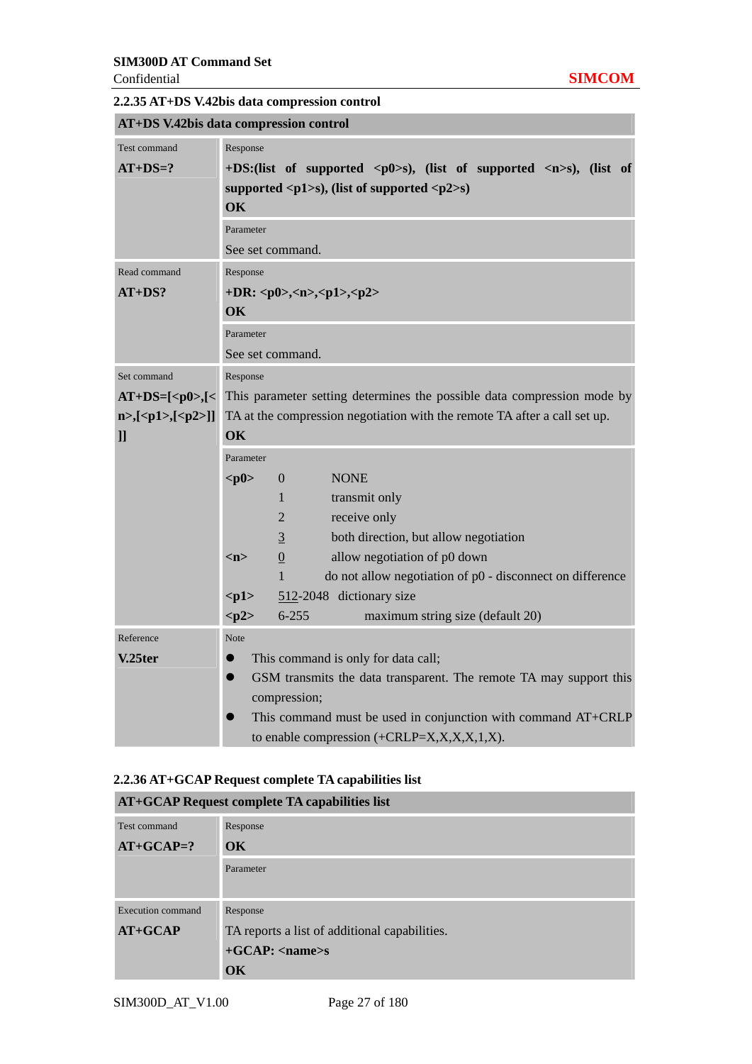### 2.2.35 AT+DS V.42bis data compression control

| AT+DS V.42bis data compression control | |
|---|---|
| Test command<br>**AT+DS=?** | Response<br>**+DS:(list of supported <p0>s), (list of supported <n>s), (list of supported <p1>s), (list of supported <p2>s)**<br>**OK** |
| | Parameter<br>See set command. |
| Read command<br>**AT+DS?** | Response<br>**+DR: <p0>,<n>,<p1>,<p2>**<br>**OK** |
| | Parameter<br>See set command. |
| Set command<br>**AT+DS=[<p0>,[<n>,[<p1>,[<p2>]]]]** | Response<br>This parameter setting determines the possible data compression mode by TA at the compression negotiation with the remote TA after a call set up.<br>**OK** |
| | Parameter<br>**<p0>** 0 NONE<br>1 transmit only<br>2 receive only<br><u>3</u> both direction, but allow negotiation<br>**<n>** <u>0</u> allow negotiation of p0 down<br>1 do not allow negotiation of p0 - disconnect on difference<br>**<p1>** <u>512</u>-2048 dictionary size<br>**<p2>** 6-255 maximum string size (default 20) |
| Reference<br>**V.25ter** | Note<br>● This command is only for data call;<br>● GSM transmits the data transparent. The remote TA may support this compression;<br>● This command must be used in conjunction with command AT+CRLP to enable compression (+CRLP=X,X,X,X,1,X). |

### 2.2.36 AT+GCAP Request complete TA capabilities list

| AT+GCAP Request complete TA capabilities list | |
|---|---|
| Test command<br>**AT+GCAP=?** | Response<br>**OK** |
| | Parameter |
| Execution command<br>**AT+GCAP** | Response<br>TA reports a list of additional capabilities.<br>**+GCAP: <name>s**<br>**OK** |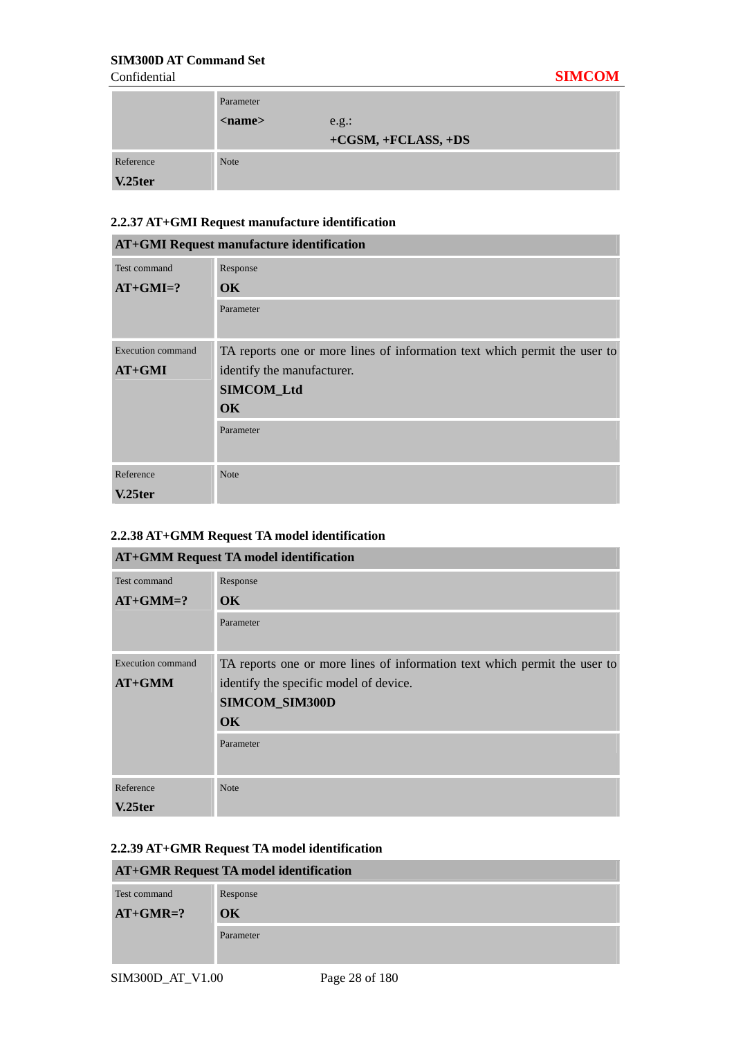| | Parameter | |
|---|---|---|
| | **<name>** | e.g.: **+CGSM, +FCLASS, +DS** |
| Reference **V.25ter** | Note | |

### 2.2.37 AT+GMI Request manufacture identification

| **AT+GMI Request manufacture identification** | |
|---|---|
| Test command **AT+GMI=?** | Response **OK** |
| | Parameter |
| Execution command **AT+GMI** | TA reports one or more lines of information text which permit the user to identify the manufacturer. **SIMCOM_Ltd** **OK** |
| | Parameter |
| Reference **V.25ter** | Note |

### 2.2.38 AT+GMM Request TA model identification

| **AT+GMM Request TA model identification** | |
|---|---|
| Test command **AT+GMM=?** | Response **OK** |
| | Parameter |
| Execution command **AT+GMM** | TA reports one or more lines of information text which permit the user to identify the specific model of device. **SIMCOM_SIM300D** **OK** |
| | Parameter |
| Reference **V.25ter** | Note |

### 2.2.39 AT+GMR Request TA model identification

| **AT+GMR Request TA model identification** | |
|---|---|
| Test command **AT+GMR=?** | Response **OK** |
| | Parameter |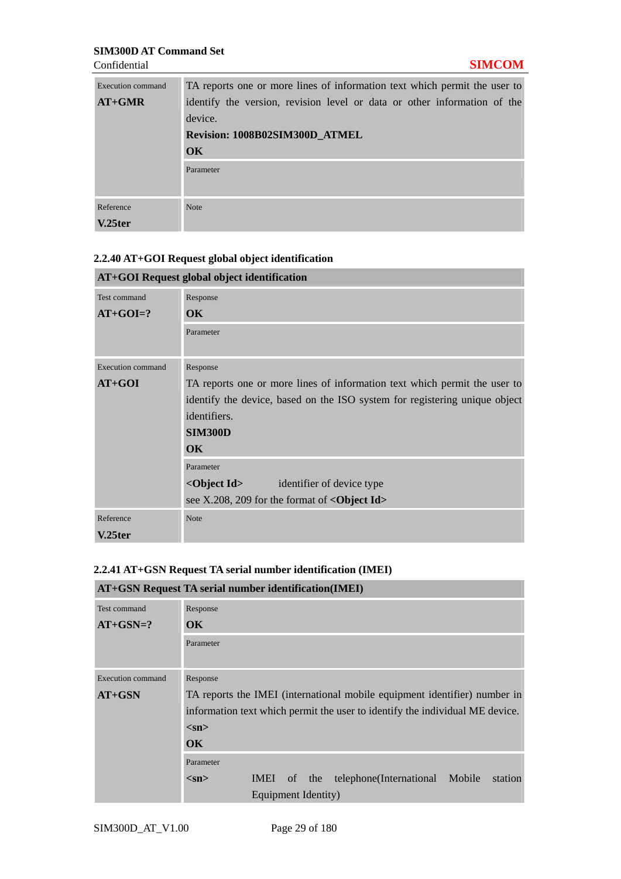| | |
|---|---|
| Execution command<br>**AT+GMR** | TA reports one or more lines of information text which permit the user to identify the version, revision level or data or other information of the device.<br>**Revision: 1008B02SIM300D_ATMEL**<br>**OK** |
| | Parameter |
| Reference<br>**V.25ter** | Note |

### 2.2.40 AT+GOI Request global object identification

| **AT+GOI Request global object identification** | |
|---|---|
| Test command<br>**AT+GOI=?** | Response<br>**OK** |
| | Parameter |
| Execution command<br>**AT+GOI** | Response<br>TA reports one or more lines of information text which permit the user to identify the device, based on the ISO system for registering unique object identifiers.<br>**SIM300D**<br>**OK** |
| | Parameter<br>**<Object Id>** identifier of device type<br>see X.208, 209 for the format of **<Object Id>** |
| Reference<br>**V.25ter** | Note |

### 2.2.41 AT+GSN Request TA serial number identification (IMEI)

| **AT+GSN Request TA serial number identification(IMEI)** | |
|---|---|
| Test command<br>**AT+GSN=?** | Response<br>**OK** |
| | Parameter |
| Execution command<br>**AT+GSN** | Response<br>TA reports the IMEI (international mobile equipment identifier) number in information text which permit the user to identify the individual ME device.<br>**<sn>**<br>**OK** |
| | Parameter<br>**<sn>** IMEI of the telephone(International Mobile station Equipment Identity) |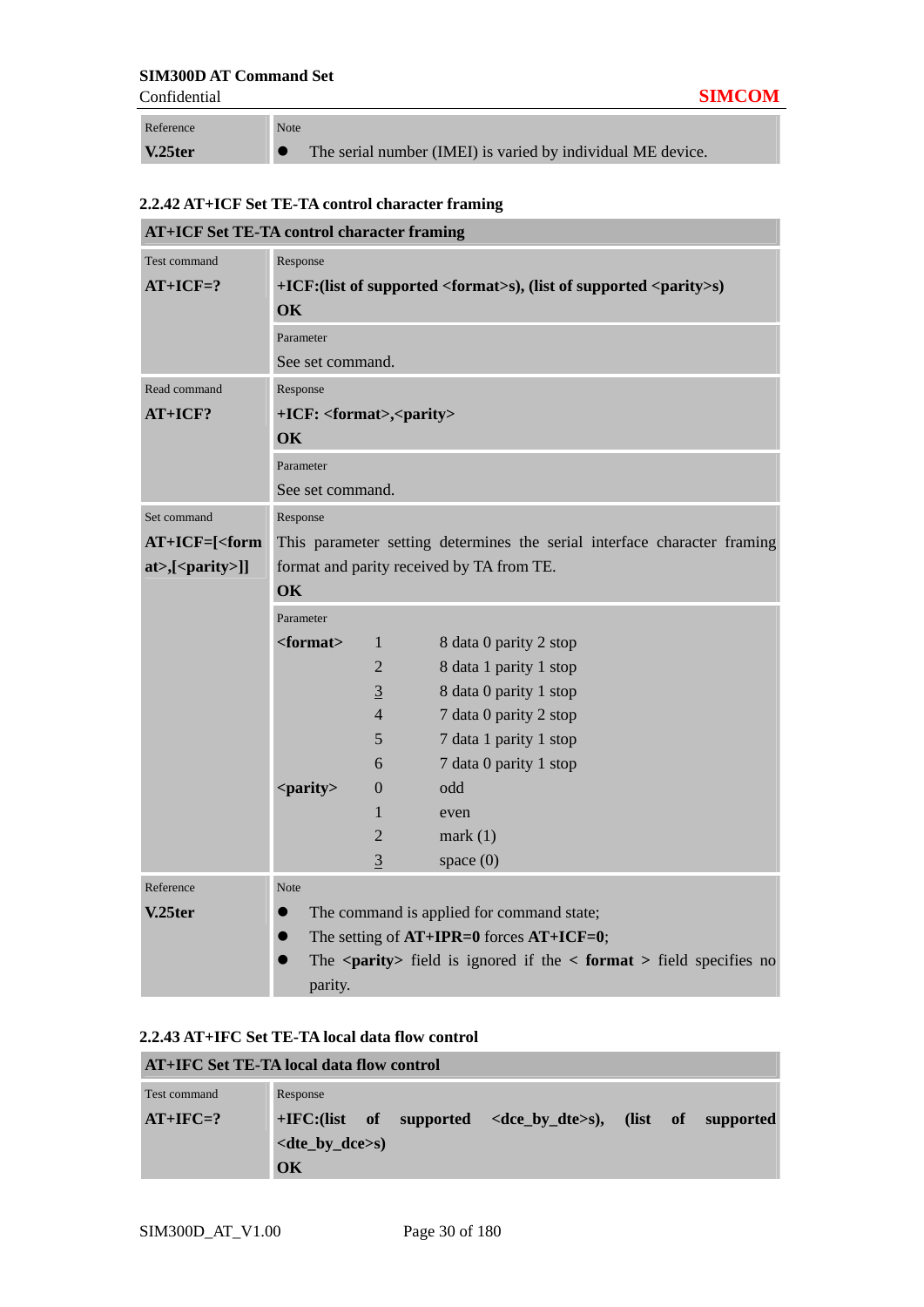| Reference | Note |
|---|---|
| **V.25ter** | ● The serial number (IMEI) is varied by individual ME device. |

### 2.2.42 AT+ICF Set TE-TA control character framing

| **AT+ICF Set TE-TA control character framing** | |
|---|---|
| Test command<br>**AT+ICF=?** | Response<br>**+ICF:(list of supported <format>s), (list of supported <parity>s)**<br>**OK**<br>Parameter<br>See set command. |
| Read command<br>**AT+ICF?** | Response<br>**+ICF: <format>,<parity>**<br>**OK**<br>Parameter<br>See set command. |
| Set command<br>**AT+ICF=[<format>,[<parity>]]** | Response<br>This parameter setting determines the serial interface character framing format and parity received by TA from TE.<br>**OK**<br>Parameter<br>**<format>** 1 8 data 0 parity 2 stop<br>2 8 data 1 parity 1 stop<br><u>3</u> 8 data 0 parity 1 stop<br>4 7 data 0 parity 2 stop<br>5 7 data 1 parity 1 stop<br>6 7 data 0 parity 1 stop<br>**<parity>** 0 odd<br>1 even<br>2 mark (1)<br><u>3</u> space (0) |
| Reference<br>**V.25ter** | Note<br>● The command is applied for command state;<br>● The setting of **AT+IPR=0** forces **AT+ICF=0**;<br>● The **<parity>** field is ignored if the < **format** > field specifies no parity. |

### 2.2.43 AT+IFC Set TE-TA local data flow control

| **AT+IFC Set TE-TA local data flow control** | |
|---|---|
| Test command<br>**AT+IFC=?** | Response<br>**+IFC:(list of supported <dce_by_dte>s), (list of supported <dte_by_dce>s)**<br>**OK** |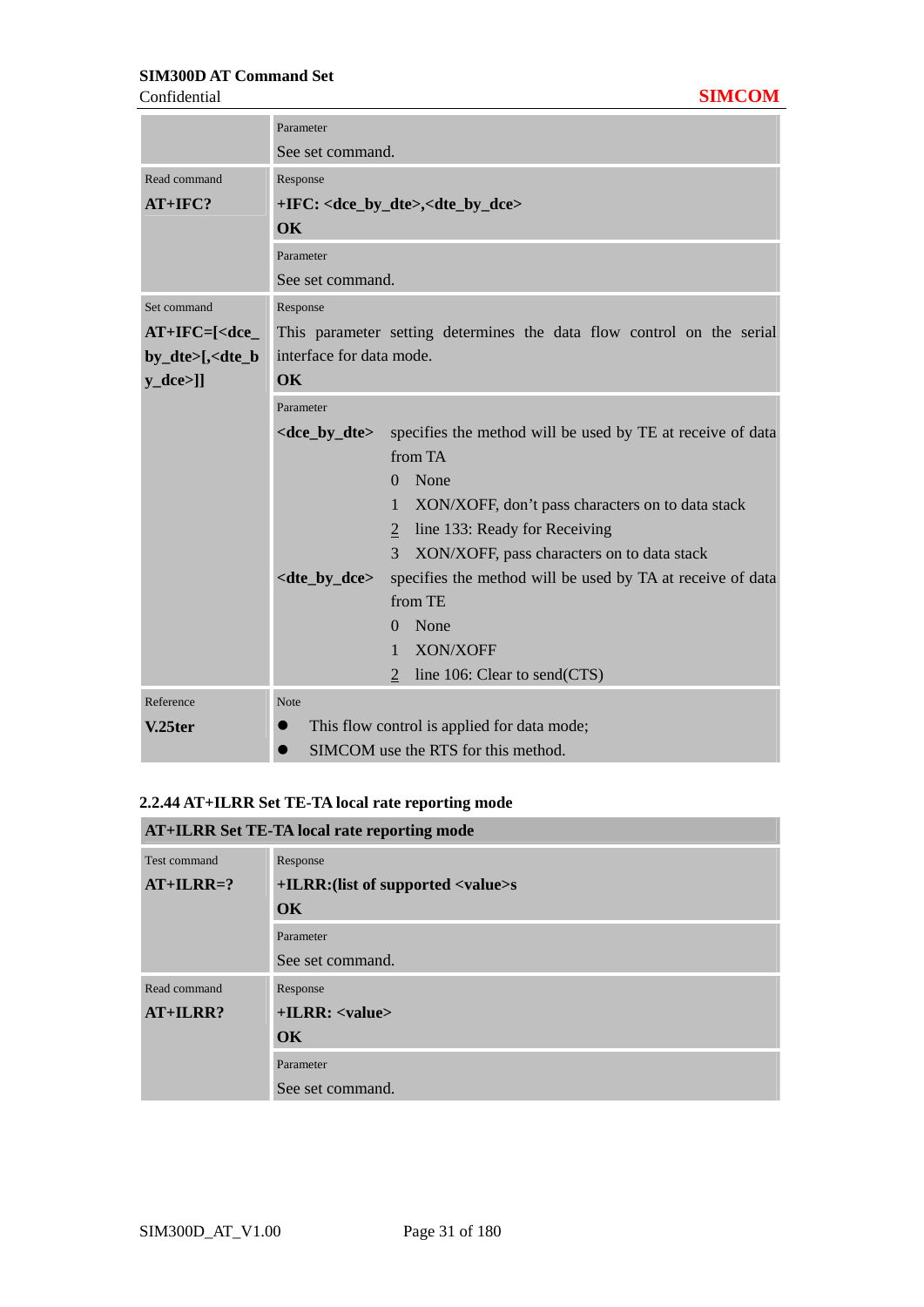| | |
|---|---|
| | Parameter<br>See set command. |
| Read command<br>**AT+IFC?** | Response<br>**+IFC: <dce_by_dte>,<dte_by_dce>**<br>**OK** |
| | Parameter<br>See set command. |
| Set command<br>**AT+IFC=[<dce_by_dte>[,<dte_by_dce>]]** | Response<br>This parameter setting determines the data flow control on the serial interface for data mode.<br>**OK** |
| | Parameter<br>**<dce_by_dte>** specifies the method will be used by TE at receive of data from TA<br>0 None<br>1 XON/XOFF, don't pass characters on to data stack<br><u>2</u> line 133: Ready for Receiving<br>3 XON/XOFF, pass characters on to data stack<br>**<dte_by_dce>** specifies the method will be used by TA at receive of data from TE<br>0 None<br>1 XON/XOFF<br><u>2</u> line 106: Clear to send(CTS) |
| Reference<br>**V.25ter** | Note<br>● This flow control is applied for data mode;<br>● SIMCOM use the RTS for this method. |

### 2.2.44 AT+ILRR Set TE-TA local rate reporting mode

| **AT+ILRR Set TE-TA local rate reporting mode** | |
|---|---|
| Test command<br>**AT+ILRR=?** | Response<br>**+ILRR:(list of supported <value>s**<br>**OK** |
| | Parameter<br>See set command. |
| Read command<br>**AT+ILRR?** | Response<br>**+ILRR: <value>**<br>**OK** |
| | Parameter<br>See set command. |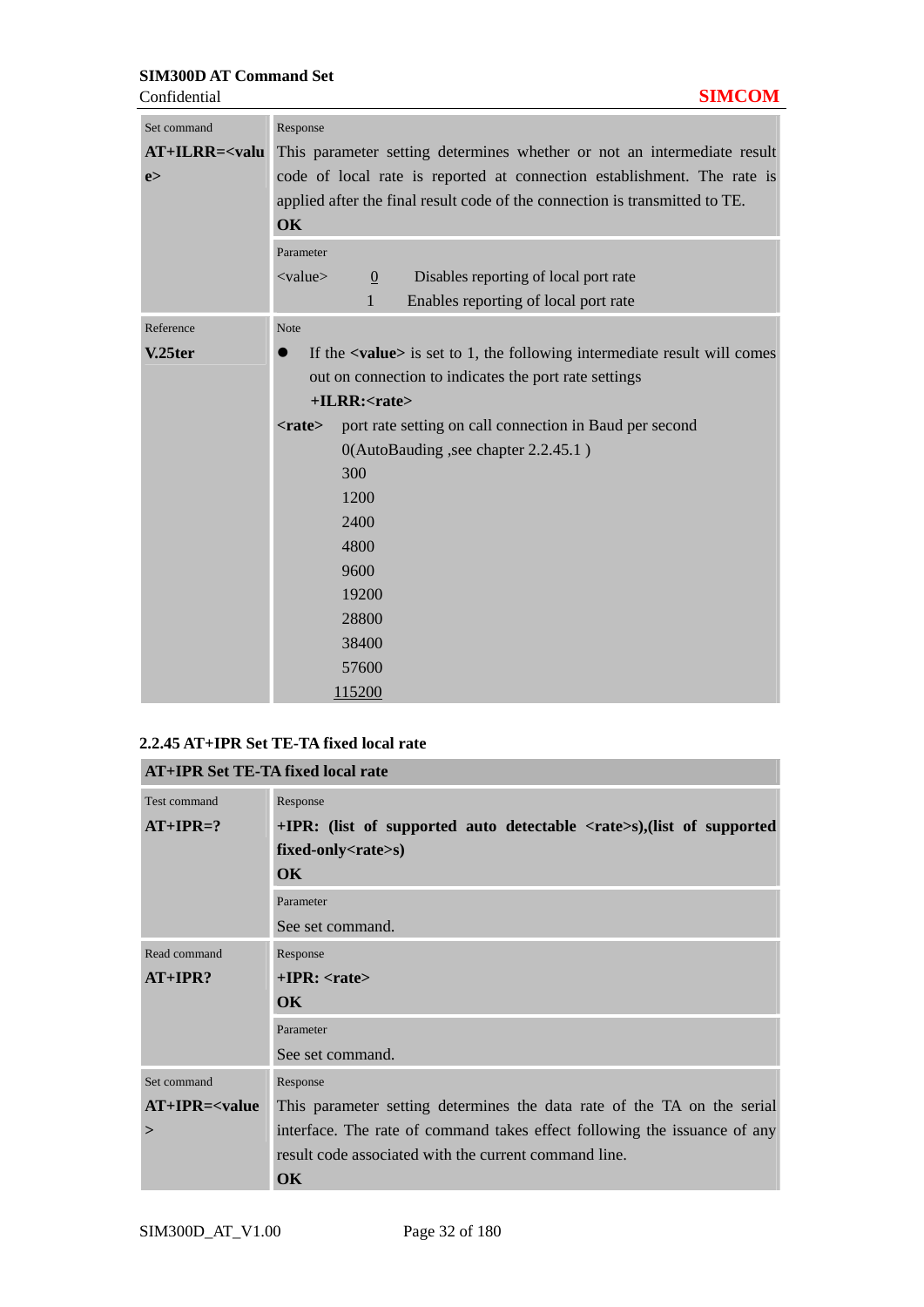| | |
|---|---|
| Set command<br>**AT+ILRR=<value>** | Response<br>This parameter setting determines whether or not an intermediate result code of local rate is reported at connection establishment. The rate is applied after the final result code of the connection is transmitted to TE.<br>**OK** |
| | Parameter<br><value> <u>0</u> Disables reporting of local port rate<br>1 Enables reporting of local port rate |
| Reference<br>**V.25ter** | Note<br>● If the **<value>** is set to 1, the following intermediate result will comes out on connection to indicates the port rate settings<br>**+ILRR:<rate>**<br>**<rate>** port rate setting on call connection in Baud per second<br>0(AutoBauding ,see chapter 2.2.45.1 )<br>300<br>1200<br>2400<br>4800<br>9600<br>19200<br>28800<br>38400<br>57600<br><u>115200</u> |

### 2.2.45 AT+IPR Set TE-TA fixed local rate

| AT+IPR Set TE-TA fixed local rate | |
|---|---|
| Test command<br>**AT+IPR=?** | Response<br>**+IPR: (list of supported auto detectable <rate>s),(list of supported fixed-only<rate>s)**<br>**OK** |
| | Parameter<br>See set command. |
| Read command<br>**AT+IPR?** | Response<br>**+IPR: <rate>**<br>**OK** |
| | Parameter<br>See set command. |
| Set command<br>**AT+IPR=<value>** | Response<br>This parameter setting determines the data rate of the TA on the serial interface. The rate of command takes effect following the issuance of any result code associated with the current command line.<br>**OK** |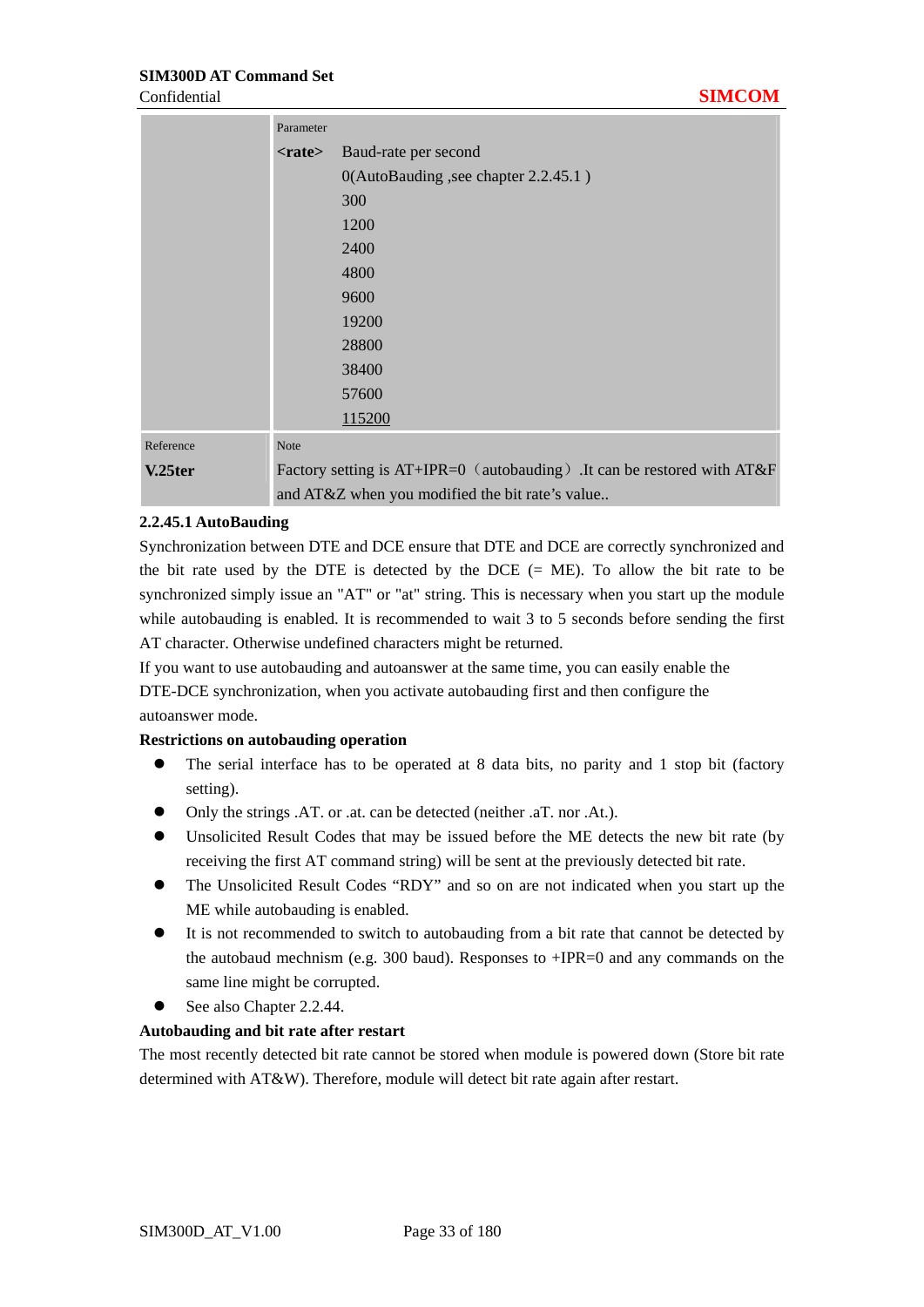| | |
|---|---|
| | Parameter<br>**<rate>** Baud-rate per second<br>0(AutoBauding ,see chapter 2.2.45.1 )<br>300<br>1200<br>2400<br>4800<br>9600<br>19200<br>28800<br>38400<br>57600<br><u>115200</u> |
| Reference<br>**V.25ter** | Note<br>Factory setting is AT+IPR=0（autobauding）.It can be restored with AT&F and AT&Z when you modified the bit rate's value.. |

### 2.2.45.1 AutoBauding

Synchronization between DTE and DCE ensure that DTE and DCE are correctly synchronized and the bit rate used by the DTE is detected by the DCE (= ME). To allow the bit rate to be synchronized simply issue an "AT" or "at" string. This is necessary when you start up the module while autobauding is enabled. It is recommended to wait 3 to 5 seconds before sending the first AT character. Otherwise undefined characters might be returned.

If you want to use autobauding and autoanswer at the same time, you can easily enable the DTE-DCE synchronization, when you activate autobauding first and then configure the autoanswer mode.

**Restrictions on autobauding operation**

- The serial interface has to be operated at 8 data bits, no parity and 1 stop bit (factory setting).
- Only the strings .AT. or .at. can be detected (neither .aT. nor .At.).
- Unsolicited Result Codes that may be issued before the ME detects the new bit rate (by receiving the first AT command string) will be sent at the previously detected bit rate.
- The Unsolicited Result Codes "RDY" and so on are not indicated when you start up the ME while autobauding is enabled.
- It is not recommended to switch to autobauding from a bit rate that cannot be detected by the autobaud mechnism (e.g. 300 baud). Responses to +IPR=0 and any commands on the same line might be corrupted.
- See also Chapter 2.2.44.

**Autobauding and bit rate after restart**

The most recently detected bit rate cannot be stored when module is powered down (Store bit rate determined with AT&W). Therefore, module will detect bit rate again after restart.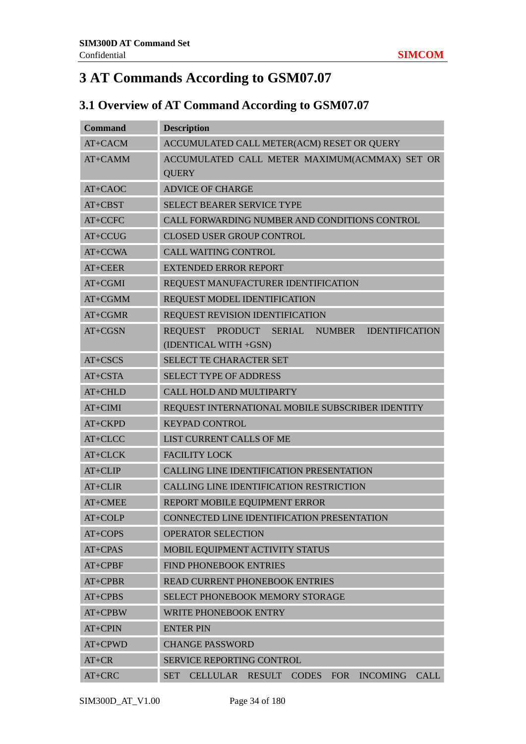# 3 AT Commands According to GSM07.07

## 3.1 Overview of AT Command According to GSM07.07

| Command | Description |
|---|---|
| AT+CACM | ACCUMULATED CALL METER(ACM) RESET OR QUERY |
| AT+CAMM | ACCUMULATED CALL METER MAXIMUM(ACMMAX) SET OR QUERY |
| AT+CAOC | ADVICE OF CHARGE |
| AT+CBST | SELECT BEARER SERVICE TYPE |
| AT+CCFC | CALL FORWARDING NUMBER AND CONDITIONS CONTROL |
| AT+CCUG | CLOSED USER GROUP CONTROL |
| AT+CCWA | CALL WAITING CONTROL |
| AT+CEER | EXTENDED ERROR REPORT |
| AT+CGMI | REQUEST MANUFACTURER IDENTIFICATION |
| AT+CGMM | REQUEST MODEL IDENTIFICATION |
| AT+CGMR | REQUEST REVISION IDENTIFICATION |
| AT+CGSN | REQUEST PRODUCT SERIAL NUMBER IDENTIFICATION (IDENTICAL WITH +GSN) |
| AT+CSCS | SELECT TE CHARACTER SET |
| AT+CSTA | SELECT TYPE OF ADDRESS |
| AT+CHLD | CALL HOLD AND MULTIPARTY |
| AT+CIMI | REQUEST INTERNATIONAL MOBILE SUBSCRIBER IDENTITY |
| AT+CKPD | KEYPAD CONTROL |
| AT+CLCC | LIST CURRENT CALLS OF ME |
| AT+CLCK | FACILITY LOCK |
| AT+CLIP | CALLING LINE IDENTIFICATION PRESENTATION |
| AT+CLIR | CALLING LINE IDENTIFICATION RESTRICTION |
| AT+CMEE | REPORT MOBILE EQUIPMENT ERROR |
| AT+COLP | CONNECTED LINE IDENTIFICATION PRESENTATION |
| AT+COPS | OPERATOR SELECTION |
| AT+CPAS | MOBIL EQUIPMENT ACTIVITY STATUS |
| AT+CPBF | FIND PHONEBOOK ENTRIES |
| AT+CPBR | READ CURRENT PHONEBOOK ENTRIES |
| AT+CPBS | SELECT PHONEBOOK MEMORY STORAGE |
| AT+CPBW | WRITE PHONEBOOK ENTRY |
| AT+CPIN | ENTER PIN |
| AT+CPWD | CHANGE PASSWORD |
| AT+CR | SERVICE REPORTING CONTROL |
| AT+CRC | SET CELLULAR RESULT CODES FOR INCOMING CALL |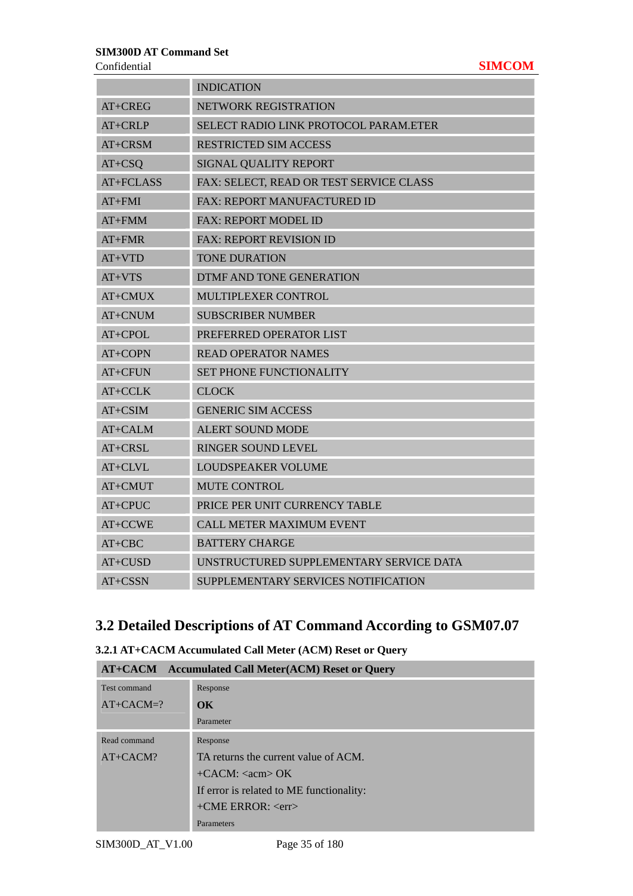| | INDICATION |
|---|---|
| AT+CREG | NETWORK REGISTRATION |
| AT+CRLP | SELECT RADIO LINK PROTOCOL PARAM.ETER |
| AT+CRSM | RESTRICTED SIM ACCESS |
| AT+CSQ | SIGNAL QUALITY REPORT |
| AT+FCLASS | FAX: SELECT, READ OR TEST SERVICE CLASS |
| AT+FMI | FAX: REPORT MANUFACTURED ID |
| AT+FMM | FAX: REPORT MODEL ID |
| AT+FMR | FAX: REPORT REVISION ID |
| AT+VTD | TONE DURATION |
| AT+VTS | DTMF AND TONE GENERATION |
| AT+CMUX | MULTIPLEXER CONTROL |
| AT+CNUM | SUBSCRIBER NUMBER |
| AT+CPOL | PREFERRED OPERATOR LIST |
| AT+COPN | READ OPERATOR NAMES |
| AT+CFUN | SET PHONE FUNCTIONALITY |
| AT+CCLK | CLOCK |
| AT+CSIM | GENERIC SIM ACCESS |
| AT+CALM | ALERT SOUND MODE |
| AT+CRSL | RINGER SOUND LEVEL |
| AT+CLVL | LOUDSPEAKER VOLUME |
| AT+CMUT | MUTE CONTROL |
| AT+CPUC | PRICE PER UNIT CURRENCY TABLE |
| AT+CCWE | CALL METER MAXIMUM EVENT |
| AT+CBC | BATTERY CHARGE |
| AT+CUSD | UNSTRUCTURED SUPPLEMENTARY SERVICE DATA |
| AT+CSSN | SUPPLEMENTARY SERVICES NOTIFICATION |

## 3.2 Detailed Descriptions of AT Command According to GSM07.07

### 3.2.1 AT+CACM Accumulated Call Meter (ACM) Reset or Query

| **AT+CACM** | **Accumulated Call Meter(ACM) Reset or Query** |
|---|---|
| Test command<br>AT+CACM=? | Response<br>**OK**<br>Parameter |
| Read command<br>AT+CACM? | Response<br>TA returns the current value of ACM.<br>+CACM: <acm> OK<br>If error is related to ME functionality:<br>+CME ERROR: <err><br>Parameters |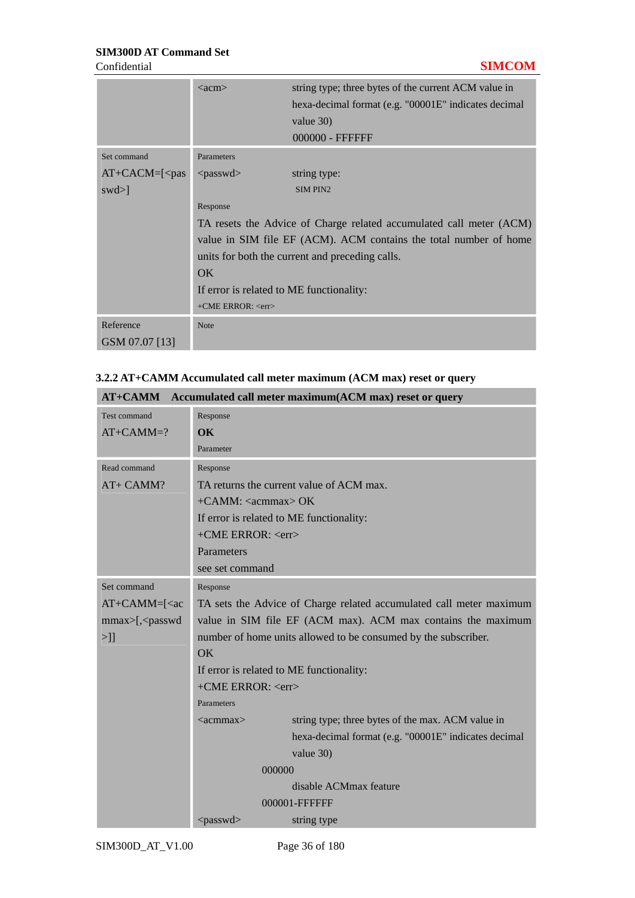| | |
|---|---|
| | <acm> string type; three bytes of the current ACM value in hexa-decimal format (e.g. "00001E" indicates decimal value 30)<br>000000 - FFFFFF |
| Set command<br>AT+CACM=[<passwd>] | Parameters<br><passwd> string type:<br>SIM PIN2<br>Response<br>TA resets the Advice of Charge related accumulated call meter (ACM) value in SIM file EF (ACM). ACM contains the total number of home units for both the current and preceding calls.<br>OK<br>If error is related to ME functionality:<br>+CME ERROR: <err> |
| Reference<br>GSM 07.07 [13] | Note |

### 3.2.2 AT+CAMM Accumulated call meter maximum (ACM max) reset or query

| **AT+CAMM Accumulated call meter maximum(ACM max) reset or query** | |
|---|---|
| Test command<br>AT+CAMM=? | Response<br>**OK**<br>Parameter |
| Read command<br>AT+ CAMM? | Response<br>TA returns the current value of ACM max.<br>+CAMM: <acmmax> OK<br>If error is related to ME functionality:<br>+CME ERROR: <err><br>Parameters<br>see set command |
| Set command<br>AT+CAMM=[<acmmax>[,<passwd>]] | Response<br>TA sets the Advice of Charge related accumulated call meter maximum value in SIM file EF (ACM max). ACM max contains the maximum number of home units allowed to be consumed by the subscriber.<br>OK<br>If error is related to ME functionality:<br>+CME ERROR: <err><br>Parameters<br><acmmax> string type; three bytes of the max. ACM value in hexa-decimal format (e.g. "00001E" indicates decimal value 30)<br>000000<br>disable ACMmax feature<br>000001-FFFFFF<br><passwd> string type |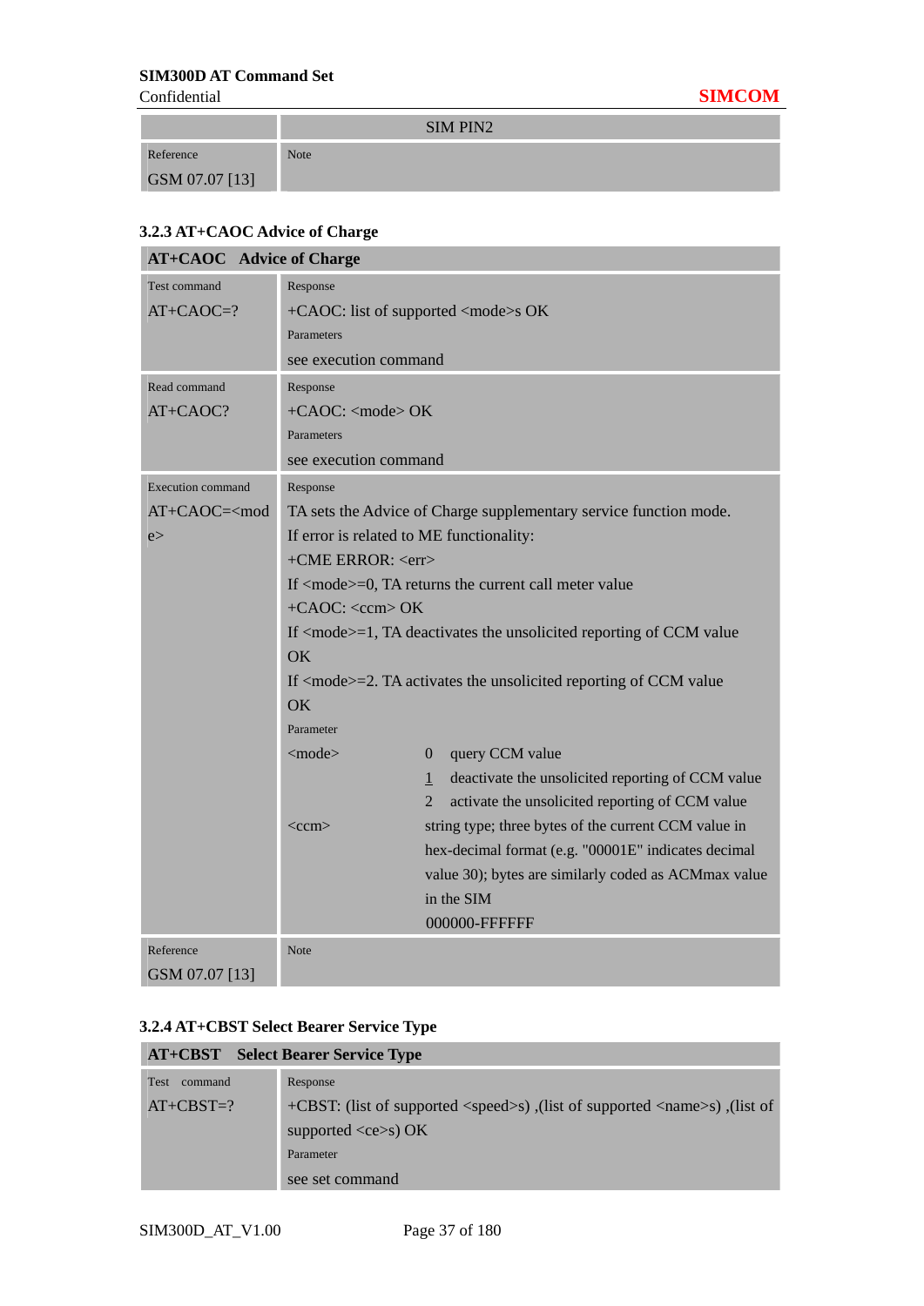| | SIM PIN2 |
|---|---|
| Reference<br>GSM 07.07 [13] | Note |

### 3.2.3 AT+CAOC Advice of Charge

| **AT+CAOC Advice of Charge** | |
|---|---|
| Test command<br>AT+CAOC=? | Response<br>+CAOC: list of supported <mode>s OK<br>Parameters<br>see execution command |
| Read command<br>AT+CAOC? | Response<br>+CAOC: <mode> OK<br>Parameters<br>see execution command |
| Execution command<br>AT+CAOC=<mode> | Response<br>TA sets the Advice of Charge supplementary service function mode.<br>If error is related to ME functionality:<br>+CME ERROR: <err><br>If <mode>=0, TA returns the current call meter value<br>+CAOC: <ccm> OK<br>If <mode>=1, TA deactivates the unsolicited reporting of CCM value<br>OK<br>If <mode>=2. TA activates the unsolicited reporting of CCM value<br>OK<br>Parameter<br><mode> 0 query CCM value<br>1 deactivate the unsolicited reporting of CCM value<br>2 activate the unsolicited reporting of CCM value<br><ccm> string type; three bytes of the current CCM value in hex-decimal format (e.g. "00001E" indicates decimal value 30); bytes are similarly coded as ACMmax value in the SIM<br>000000-FFFFFF |
| Reference<br>GSM 07.07 [13] | Note |

### 3.2.4 AT+CBST Select Bearer Service Type

| **AT+CBST Select Bearer Service Type** | |
|---|---|
| Test command<br>AT+CBST=? | Response<br>+CBST: (list of supported <speed>s) ,(list of supported <name>s) ,(list of supported <ce>s) OK<br>Parameter<br>see set command |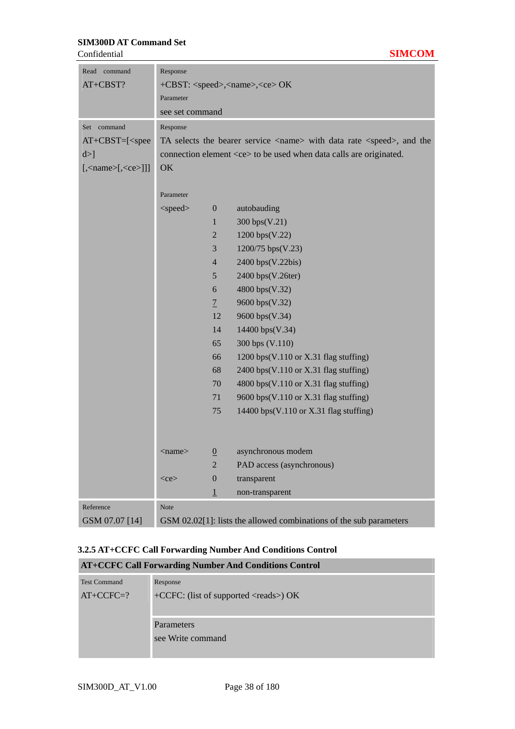| Read command<br>AT+CBST? | Response<br>+CBST: <speed>,<name>,<ce> OK<br>Parameter<br>see set command |
|---|---|
| Set command<br>AT+CBST=[<speed>]<br>[,<name>[,<ce>]]] | Response<br>TA selects the bearer service <name> with data rate <speed>, and the connection element <ce> to be used when data calls are originated.<br>OK<br><br>Parameter<br><speed> 0 autobauding<br>1 300 bps(V.21)<br>2 1200 bps(V.22)<br>3 1200/75 bps(V.23)<br>4 2400 bps(V.22bis)<br>5 2400 bps(V.26ter)<br>6 4800 bps(V.32)<br><u>7</u> 9600 bps(V.32)<br>12 9600 bps(V.34)<br>14 14400 bps(V.34)<br>65 300 bps (V.110)<br>66 1200 bps(V.110 or X.31 flag stuffing)<br>68 2400 bps(V.110 or X.31 flag stuffing)<br>70 4800 bps(V.110 or X.31 flag stuffing)<br>71 9600 bps(V.110 or X.31 flag stuffing)<br>75 14400 bps(V.110 or X.31 flag stuffing)<br><br><name> <u>0</u> asynchronous modem<br>2 PAD access (asynchronous)<br><ce> 0 transparent<br><u>1</u> non-transparent |
| Reference<br>GSM 07.07 [14] | Note<br>GSM 02.02[1]: lists the allowed combinations of the sub parameters |

### 3.2.5 AT+CCFC Call Forwarding Number And Conditions Control

| AT+CCFC Call Forwarding Number And Conditions Control | |
|---|---|
| Test Command<br>AT+CCFC=? | Response<br>+CCFC: (list of supported <reads>) OK<br><br>Parameters<br>see Write command |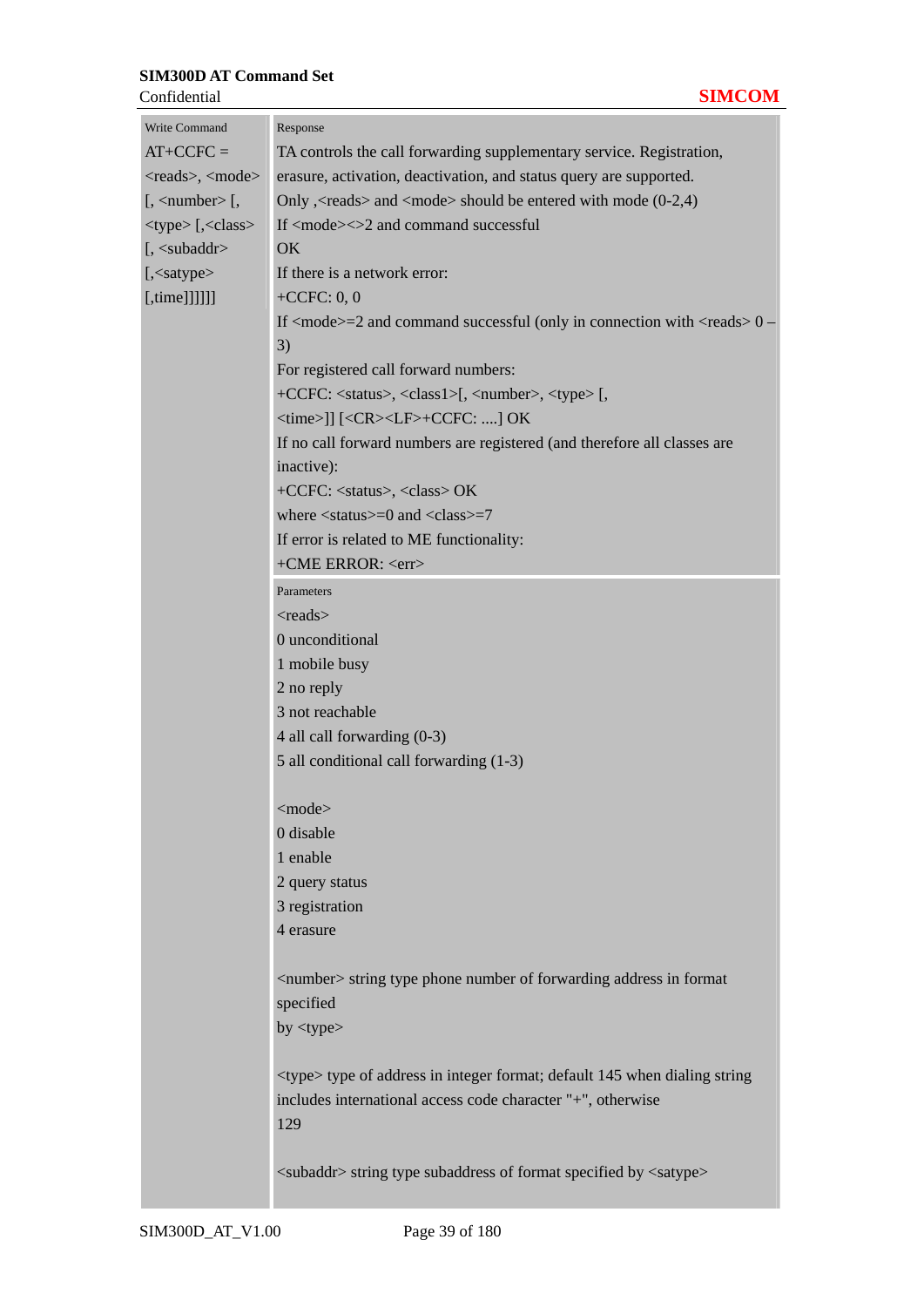| Write Command | Response |
|---|---|
| AT+CCFC = <reads>, <mode> [, <number> [, <type> [,<class> [, <subaddr> [,<satype> [,time]]]]]] | TA controls the call forwarding supplementary service. Registration, erasure, activation, deactivation, and status query are supported.<br>Only ,<reads> and <mode> should be entered with mode (0-2,4)<br>If <mode><>2 and command successful<br>OK<br>If there is a network error:<br>+CCFC: 0, 0<br>If <mode>=2 and command successful (only in connection with <reads> 0 – 3)<br>For registered call forward numbers:<br>+CCFC: <status>, <class1>[, <number>, <type> [, <time>]] [<CR><LF>+CCFC: ....] OK<br>If no call forward numbers are registered (and therefore all classes are inactive):<br>+CCFC: <status>, <class> OK<br>where <status>=0 and <class>=7<br>If error is related to ME functionality:<br>+CME ERROR: <err> |
| | Parameters<br><reads><br>0 unconditional<br>1 mobile busy<br>2 no reply<br>3 not reachable<br>4 all call forwarding (0-3)<br>5 all conditional call forwarding (1-3)<br><br><mode><br>0 disable<br>1 enable<br>2 query status<br>3 registration<br>4 erasure<br><br><number> string type phone number of forwarding address in format specified by <type><br><br><type> type of address in integer format; default 145 when dialing string includes international access code character "+", otherwise 129<br><br><subaddr> string type subaddress of format specified by <satype> |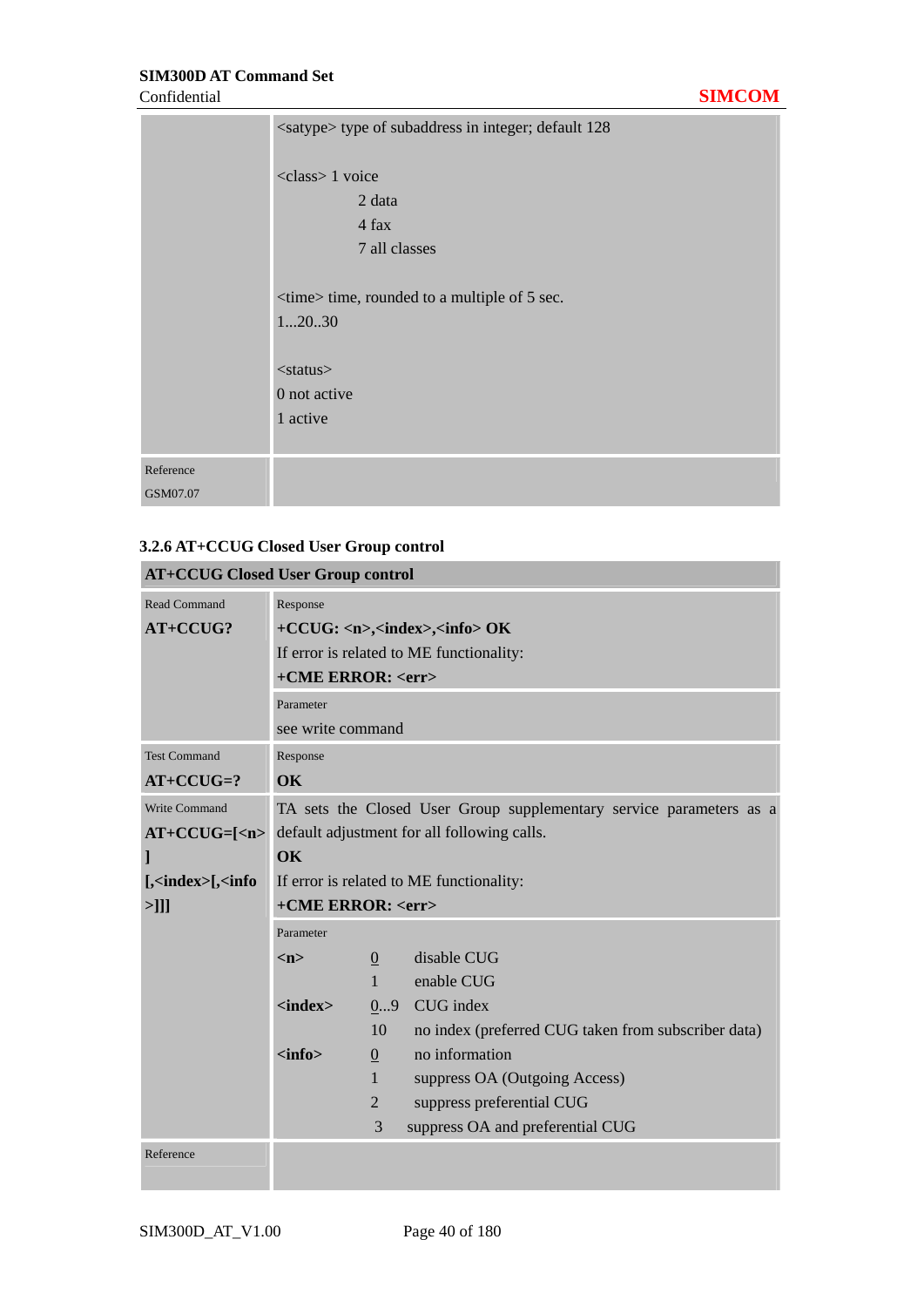| | |
|---|---|
| | <satype> type of subaddress in integer; default 128<br><br><class> 1 voice<br>2 data<br>4 fax<br>7 all classes<br><br><time> time, rounded to a multiple of 5 sec.<br>1...20..30<br><br><status><br>0 not active<br>1 active |
| Reference<br>GSM07.07 | |

### 3.2.6 AT+CCUG Closed User Group control

| **AT+CCUG Closed User Group control** | |
|---|---|
| Read Command<br>**AT+CCUG?** | Response<br>**+CCUG: <n>,<index>,<info> OK**<br>If error is related to ME functionality:<br>**+CME ERROR: <err>** |
| | Parameter<br>see write command |
| Test Command<br>**AT+CCUG=?** | Response<br>**OK** |
| Write Command<br>**AT+CCUG=[<n>]<br>[,<index>[,<info>]]]** | TA sets the Closed User Group supplementary service parameters as a default adjustment for all following calls.<br>**OK**<br>If error is related to ME functionality:<br>**+CME ERROR: <err>** |
| | Parameter<br>**<n>** <u>0</u> disable CUG<br>1 enable CUG<br>**<index>** <u>0</u>...9 CUG index<br>10 no index (preferred CUG taken from subscriber data)<br>**<info>** <u>0</u> no information<br>1 suppress OA (Outgoing Access)<br>2 suppress preferential CUG<br>3 suppress OA and preferential CUG |
| Reference | |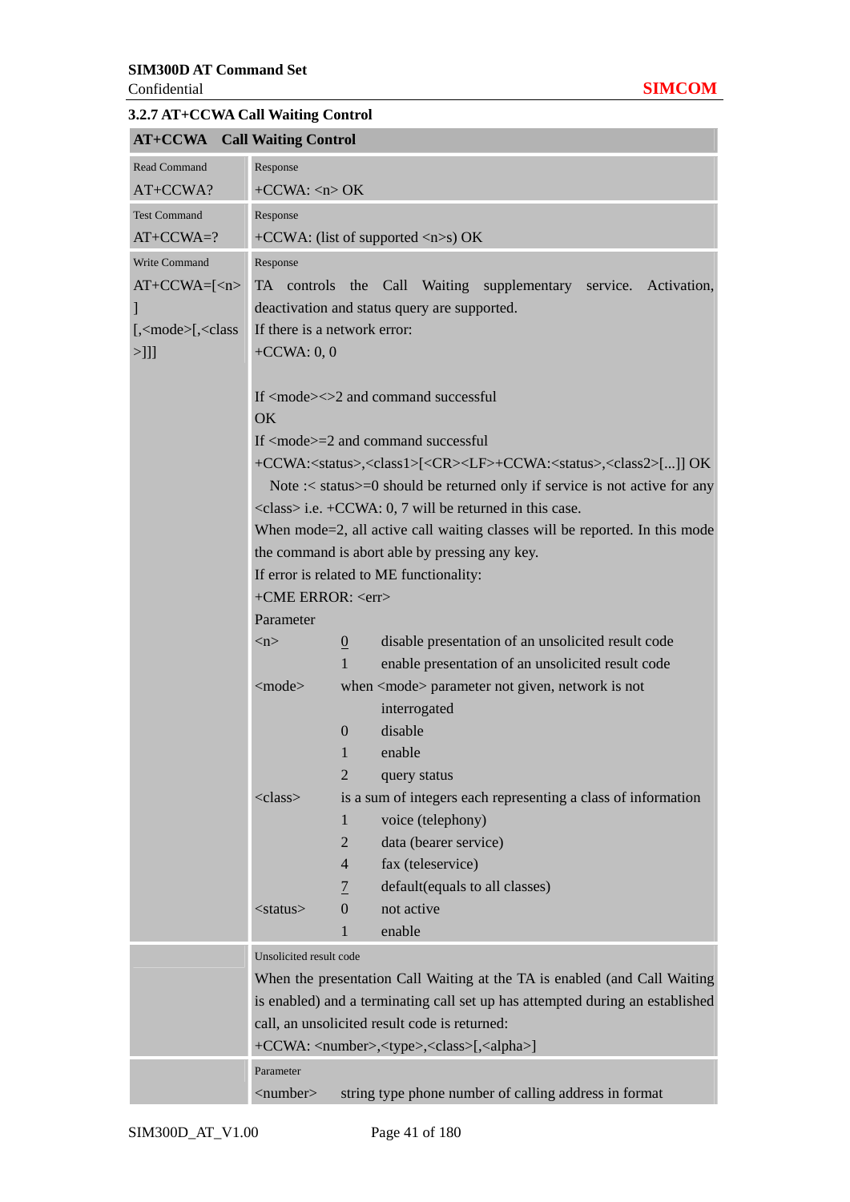### 3.2.7 AT+CCWA Call Waiting Control

| AT+CCWA Call Waiting Control | |
|---|---|
| Read Command<br>AT+CCWA? | Response<br>+CCWA: <n> OK |
| Test Command<br>AT+CCWA=? | Response<br>+CCWA: (list of supported <n>s) OK |
| Write Command<br>AT+CCWA=[<n>][,<mode>[,<class>]]] | Response<br>TA controls the Call Waiting supplementary service. Activation, deactivation and status query are supported.<br>If there is a network error:<br>+CCWA: 0, 0<br><br>If <mode><>2 and command successful<br>OK<br>If <mode>=2 and command successful<br>+CCWA:<status>,<class1>[<CR><LF>+CCWA:<status>,<class2>[...]] OK<br>Note :< status>=0 should be returned only if service is not active for any <class> i.e. +CCWA: 0, 7 will be returned in this case.<br>When mode=2, all active call waiting classes will be reported. In this mode the command is abort able by pressing any key.<br>If error is related to ME functionality:<br>+CME ERROR: <err><br>Parameter<br><n> <u>0</u> disable presentation of an unsolicited result code<br>1 enable presentation of an unsolicited result code<br><mode> when <mode> parameter not given, network is not interrogated<br>0 disable<br>1 enable<br>2 query status<br><class> is a sum of integers each representing a class of information<br>1 voice (telephony)<br>2 data (bearer service)<br>4 fax (teleservice)<br><u>7</u> default(equals to all classes)<br><status> 0 not active<br>1 enable |
| | Unsolicited result code<br>When the presentation Call Waiting at the TA is enabled (and Call Waiting is enabled) and a terminating call set up has attempted during an established call, an unsolicited result code is returned:<br>+CCWA: <number>,<type>,<class>[,<alpha>] |
| | Parameter<br><number> string type phone number of calling address in format |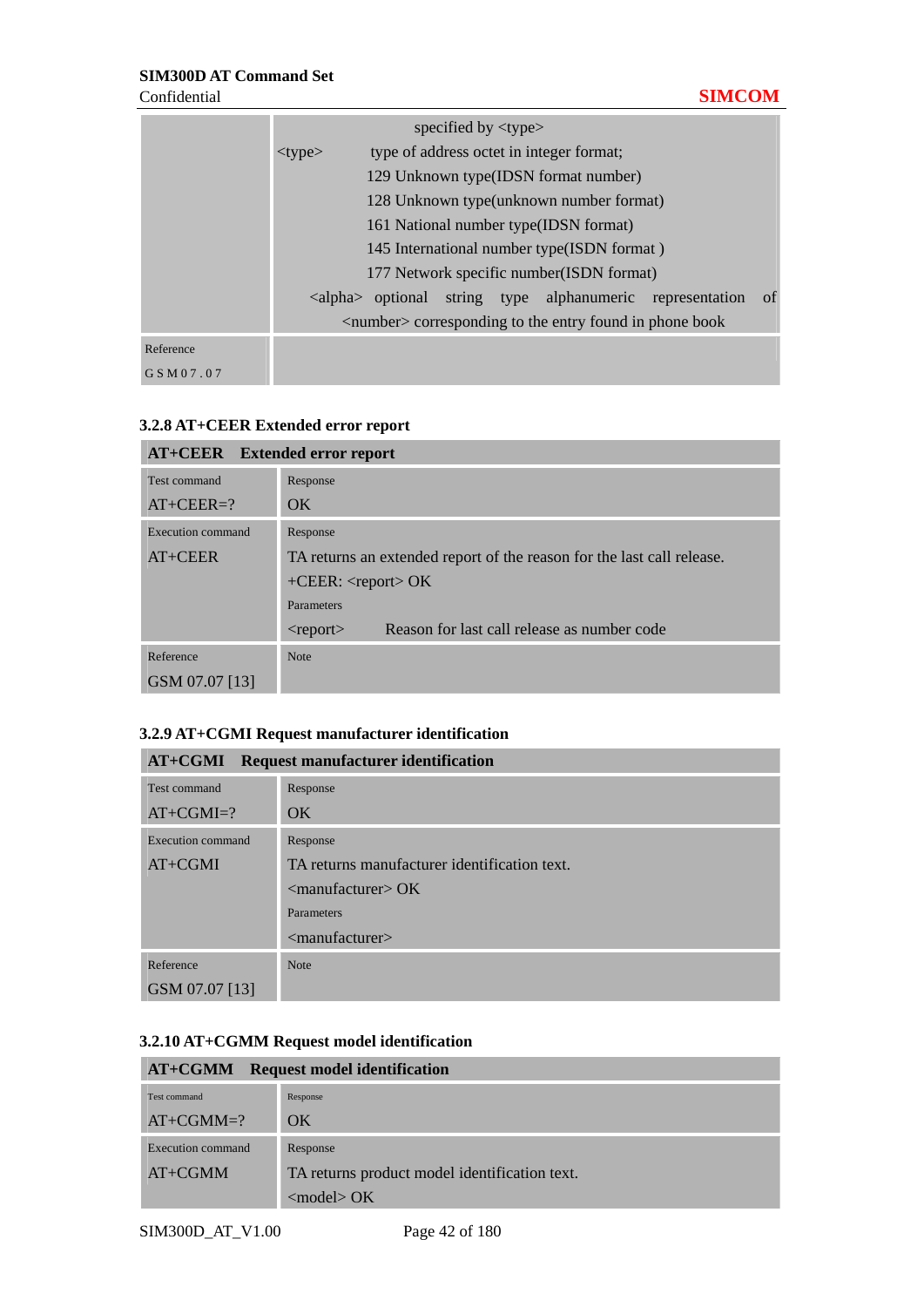| | specified by <type><br><type> type of address octet in integer format;<br>129 Unknown type(IDSN format number)<br>128 Unknown type(unknown number format)<br>161 National number type(IDSN format)<br>145 International number type(ISDN format )<br>177 Network specific number(ISDN format)<br><alpha> optional string type alphanumeric representation of <number> corresponding to the entry found in phone book |
|---|---|
| Reference<br>GSM07.07 | |

### 3.2.8 AT+CEER Extended error report

| **AT+CEER Extended error report** | |
|---|---|
| Test command<br>AT+CEER=? | Response<br>OK |
| Execution command<br>AT+CEER | Response<br>TA returns an extended report of the reason for the last call release.<br>+CEER: <report> OK<br>Parameters<br><report> Reason for last call release as number code |
| Reference<br>GSM 07.07 [13] | Note |

### 3.2.9 AT+CGMI Request manufacturer identification

| **AT+CGMI Request manufacturer identification** | |
|---|---|
| Test command<br>AT+CGMI=? | Response<br>OK |
| Execution command<br>AT+CGMI | Response<br>TA returns manufacturer identification text.<br><manufacturer> OK<br>Parameters<br><manufacturer> |
| Reference<br>GSM 07.07 [13] | Note |

### 3.2.10 AT+CGMM Request model identification

| **AT+CGMM Request model identification** | |
|---|---|
| Test command<br>AT+CGMM=? | Response<br>OK |
| Execution command<br>AT+CGMM | Response<br>TA returns product model identification text.<br><model> OK |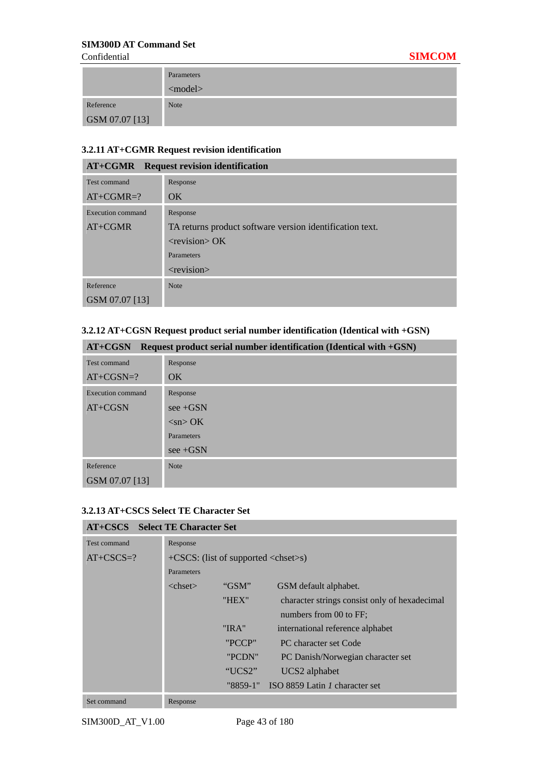| | Parameters<br><model> |
|---|---|
| Reference<br>GSM 07.07 [13] | Note |

### 3.2.11 AT+CGMR Request revision identification

| **AT+CGMR** | **Request revision identification** |
|---|---|
| Test command<br>AT+CGMR=? | Response<br>OK |
| Execution command<br>AT+CGMR | Response<br>TA returns product software version identification text.<br><revision> OK<br>Parameters<br><revision> |
| Reference<br>GSM 07.07 [13] | Note |

### 3.2.12 AT+CGSN Request product serial number identification (Identical with +GSN)

| **AT+CGSN** | **Request product serial number identification (Identical with +GSN)** |
|---|---|
| Test command<br>AT+CGSN=? | Response<br>OK |
| Execution command<br>AT+CGSN | Response<br>see +GSN<br><sn> OK<br>Parameters<br>see +GSN |
| Reference<br>GSM 07.07 [13] | Note |

### 3.2.13 AT+CSCS Select TE Character Set

| **AT+CSCS** | **Select TE Character Set** |
|---|---|
| Test command<br>AT+CSCS=? | Response<br>+CSCS: (list of supported <chset>s)<br>Parameters<br><chset> "GSM" GSM default alphabet.<br>"HEX" character strings consist only of hexadecimal numbers from 00 to FF;<br>"IRA" international reference alphabet<br>"PCCP" PC character set Code<br>"PCDN" PC Danish/Norwegian character set<br>"UCS2" UCS2 alphabet<br>"8859-1" ISO 8859 Latin *1* character set |
| Set command | Response |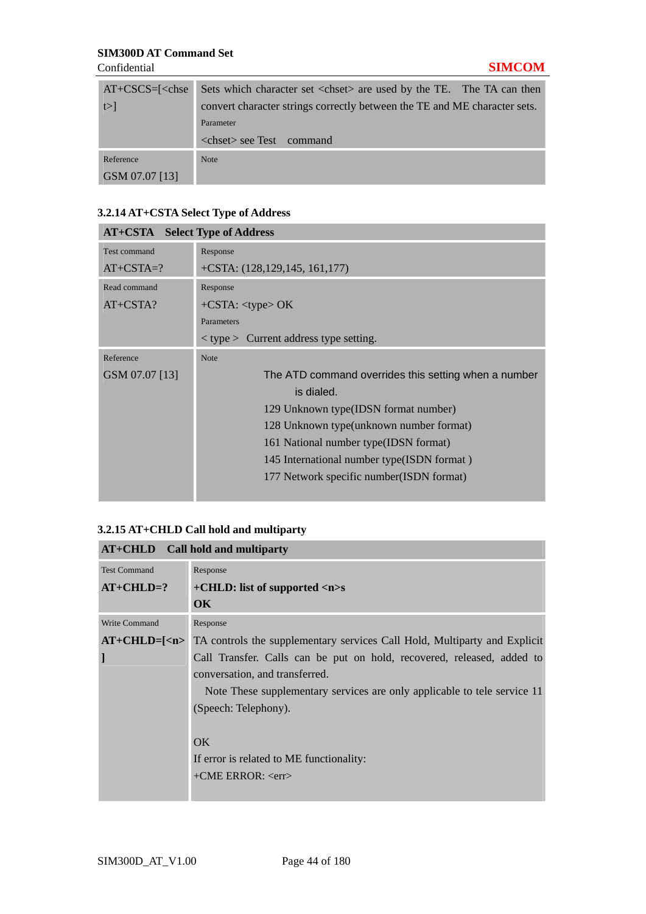| AT+CSCS=[<chset>] | Sets which character set <chset> are used by the TE. The TA can then convert character strings correctly between the TE and ME character sets.<br>Parameter<br><chset> see Test command |
|---|---|
| Reference<br>GSM 07.07 [13] | Note |

### 3.2.14 AT+CSTA Select Type of Address

| AT+CSTA Select Type of Address | |
|---|---|
| Test command<br>AT+CSTA=? | Response<br>+CSTA: (128,129,145, 161,177) |
| Read command<br>AT+CSTA? | Response<br>+CSTA: <type> OK<br>Parameters<br>< type > Current address type setting. |
| Reference<br>GSM 07.07 [13] | Note<br>The ATD command overrides this setting when a number is dialed.<br>129 Unknown type(IDSN format number)<br>128 Unknown type(unknown number format)<br>161 National number type(IDSN format)<br>145 International number type(ISDN format )<br>177 Network specific number(ISDN format) |

### 3.2.15 AT+CHLD Call hold and multiparty

| **AT+CHLD Call hold and multiparty** | |
|---|---|
| Test Command<br>**AT+CHLD=?** | Response<br>**+CHLD: list of supported <n>s**<br>**OK** |
| Write Command<br>**AT+CHLD=[<n>]** | Response<br>TA controls the supplementary services Call Hold, Multiparty and Explicit Call Transfer. Calls can be put on hold, recovered, released, added to conversation, and transferred.<br>Note These supplementary services are only applicable to tele service 11 (Speech: Telephony).<br><br>OK<br>If error is related to ME functionality:<br>+CME ERROR: <err> |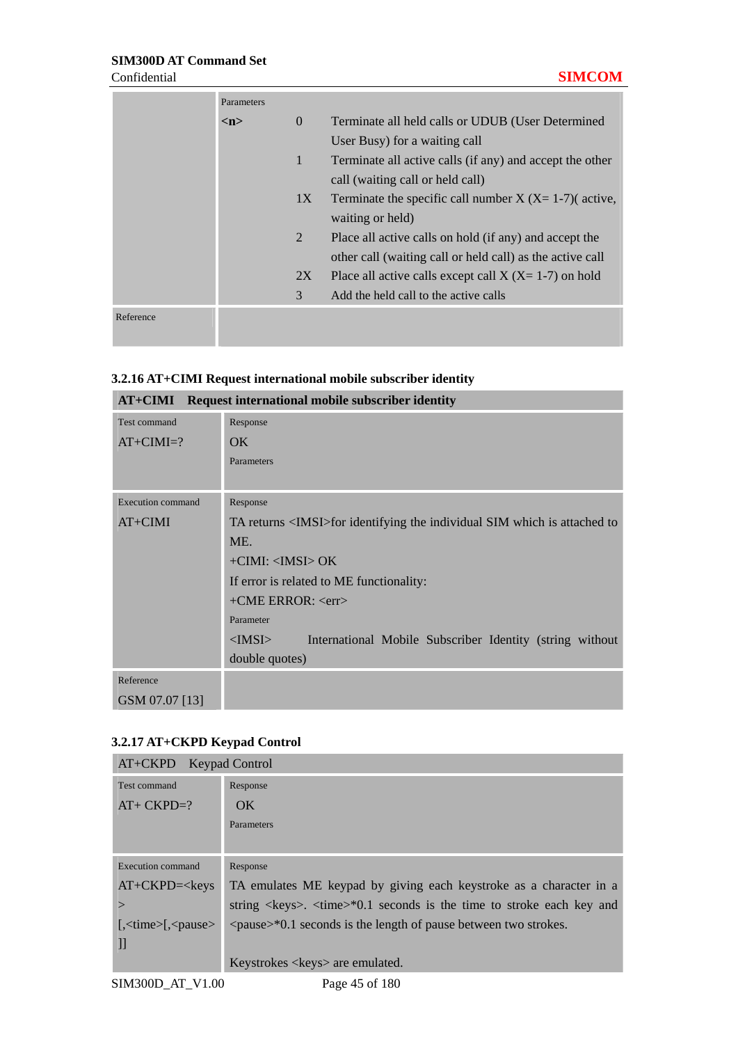| | Parameters | | |
|---|---|---|---|
| | **<n>** | 0 | Terminate all held calls or UDUB (User Determined User Busy) for a waiting call |
| | | 1 | Terminate all active calls (if any) and accept the other call (waiting call or held call) |
| | | 1X | Terminate the specific call number X (X= 1-7)( active, waiting or held) |
| | | 2 | Place all active calls on hold (if any) and accept the other call (waiting call or held call) as the active call |
| | | 2X | Place all active calls except call X (X= 1-7) on hold |
| | | 3 | Add the held call to the active calls |
| Reference | | | |

### 3.2.16 AT+CIMI Request international mobile subscriber identity

| **AT+CIMI Request international mobile subscriber identity** | |
|---|---|
| Test command<br>AT+CIMI=? | Response<br>OK<br>Parameters |
| Execution command<br>AT+CIMI | Response<br>TA returns <IMSI>for identifying the individual SIM which is attached to ME.<br>+CIMI: <IMSI> OK<br>If error is related to ME functionality:<br>+CME ERROR: <err><br>Parameter<br><IMSI> International Mobile Subscriber Identity (string without double quotes) |
| Reference<br>GSM 07.07 [13] | |

### 3.2.17 AT+CKPD Keypad Control

| AT+CKPD Keypad Control | |
|---|---|
| Test command<br>AT+ CKPD=? | Response<br>OK<br>Parameters |
| Execution command<br>AT+CKPD=<keys><br>[,<time>[,<pause>]] | Response<br>TA emulates ME keypad by giving each keystroke as a character in a string <keys>. <time>*0.1 seconds is the time to stroke each key and <pause>*0.1 seconds is the length of pause between two strokes.<br><br>Keystrokes <keys> are emulated. |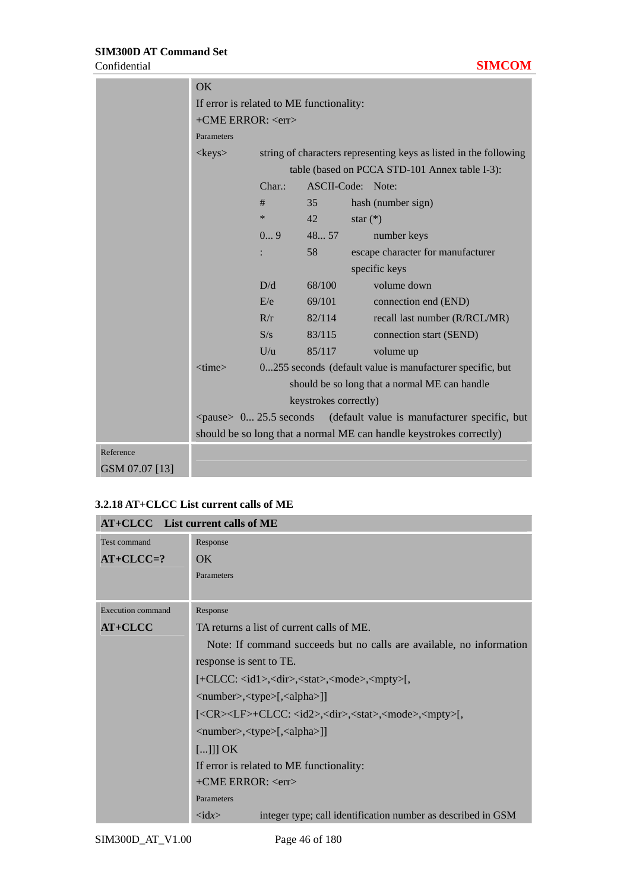| | |
|---|---|
| | OK<br>If error is related to ME functionality:<br>+CME ERROR: <err><br>Parameters<br><keys> string of characters representing keys as listed in the following table (based on PCCA STD-101 Annex table I-3):<br>Char.: ASCII-Code: Note:<br># 35 hash (number sign)<br>* 42 star (*)<br>0... 9 48... 57 number keys<br>: 58 escape character for manufacturer specific keys<br>D/d 68/100 volume down<br>E/e 69/101 connection end (END)<br>R/r 82/114 recall last number (R/RCL/MR)<br>S/s 83/115 connection start (SEND)<br>U/u 85/117 volume up<br><time> 0...255 seconds (default value is manufacturer specific, but should be so long that a normal ME can handle keystrokes correctly)<br><pause> 0... 25.5 seconds (default value is manufacturer specific, but should be so long that a normal ME can handle keystrokes correctly) |
| Reference<br>GSM 07.07 [13] | |

### 3.2.18 AT+CLCC List current calls of ME

| **AT+CLCC List current calls of ME** | |
|---|---|
| Test command<br>**AT+CLCC=?** | Response<br>OK<br>Parameters |
| Execution command<br>**AT+CLCC** | Response<br>TA returns a list of current calls of ME.<br>Note: If command succeeds but no calls are available, no information response is sent to TE.<br>[+CLCC: <id1>,<dir>,<stat>,<mode>,<mpty>[,<number>,<type>[,<alpha>]]<br>[<CR><LF>+CLCC: <id2>,<dir>,<stat>,<mode>,<mpty>[,<number>,<type>[,<alpha>]]<br>[...]]] OK<br>If error is related to ME functionality:<br>+CME ERROR: <err><br>Parameters<br><idx> integer type; call identification number as described in GSM |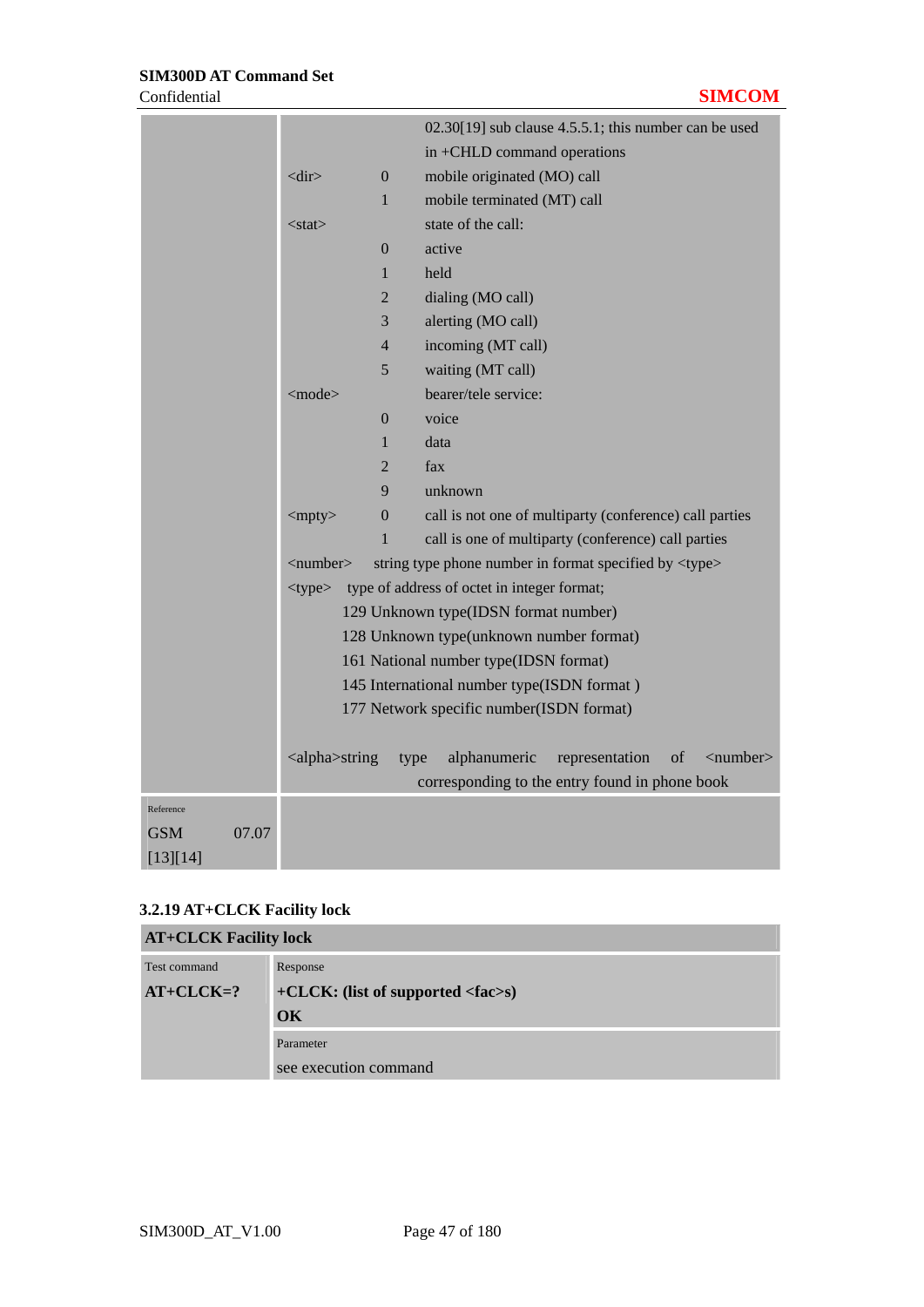| | | | |
|---|---|---|---|
| | | | 02.30[19] sub clause 4.5.5.1; this number can be used in +CHLD command operations |
| | <dir> | 0 | mobile originated (MO) call |
| | | 1 | mobile terminated (MT) call |
| | <stat> | | state of the call: |
| | | 0 | active |
| | | 1 | held |
| | | 2 | dialing (MO call) |
| | | 3 | alerting (MO call) |
| | | 4 | incoming (MT call) |
| | | 5 | waiting (MT call) |
| | <mode> | | bearer/tele service: |
| | | 0 | voice |
| | | 1 | data |
| | | 2 | fax |
| | | 9 | unknown |
| | <mpty> | 0 | call is not one of multiparty (conference) call parties |
| | | 1 | call is one of multiparty (conference) call parties |
| | <number> | | string type phone number in format specified by <type> |
| | <type> | | type of address of octet in integer format;<br>129 Unknown type(IDSN format number)<br>128 Unknown type(unknown number format)<br>161 National number type(IDSN format)<br>145 International number type(ISDN format )<br>177 Network specific number(ISDN format) |
| | <alpha> | | string type alphanumeric representation of <number> corresponding to the entry found in phone book |
| Reference<br>GSM 07.07 [13][14] | | | |

### 3.2.19 AT+CLCK Facility lock

| **AT+CLCK Facility lock** | |
|---|---|
| Test command<br>**AT+CLCK=?** | Response<br>**+CLCK: (list of supported <fac>s)**<br>**OK** |
| | Parameter<br>see execution command |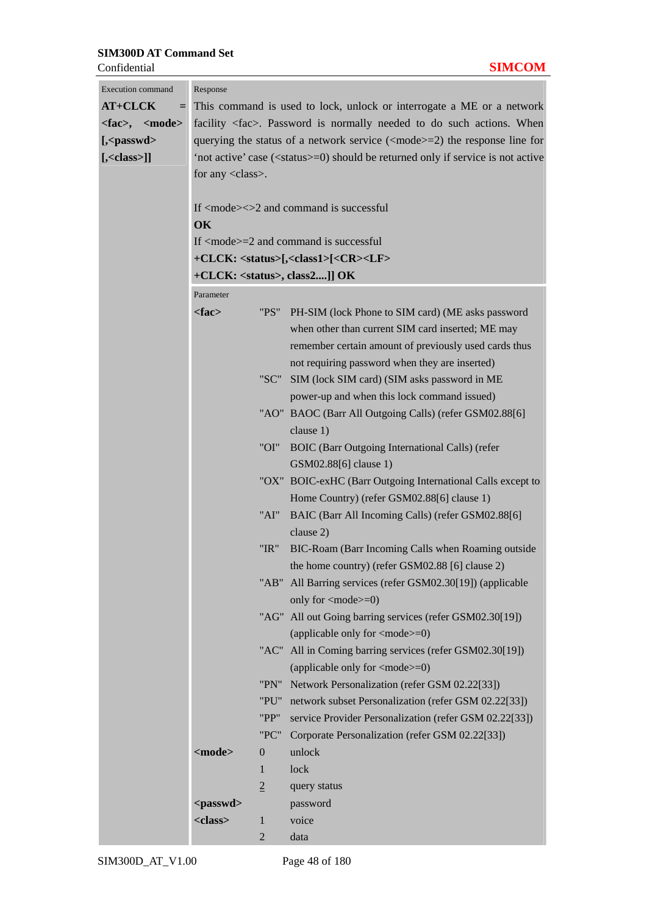| Execution command | Response |
|---|---|
| **AT+CLCK = <fac>, <mode> [,<passwd> [,<class>]]** | This command is used to lock, unlock or interrogate a ME or a network facility <fac>. Password is normally needed to do such actions. When querying the status of a network service (<mode>=2) the response line for 'not active' case (<status>=0) should be returned only if service is not active for any <class>.<br><br>If <mode><>2 and command is successful<br>**OK**<br>If <mode>=2 and command is successful<br>**+CLCK: <status>[,<class1>[<CR><LF>**<br>**+CLCK: <status>, class2....]] OK** |
| | **Parameter** |
| | **<fac>** "PS" PH-SIM (lock Phone to SIM card) (ME asks password when other than current SIM card inserted; ME may remember certain amount of previously used cards thus not requiring password when they are inserted)<br>"SC" SIM (lock SIM card) (SIM asks password in ME power-up and when this lock command issued)<br>"AO" BAOC (Barr All Outgoing Calls) (refer GSM02.88[6] clause 1)<br>"OI" BOIC (Barr Outgoing International Calls) (refer GSM02.88[6] clause 1)<br>"OX" BOIC-exHC (Barr Outgoing International Calls except to Home Country) (refer GSM02.88[6] clause 1)<br>"AI" BAIC (Barr All Incoming Calls) (refer GSM02.88[6] clause 2)<br>"IR" BIC-Roam (Barr Incoming Calls when Roaming outside the home country) (refer GSM02.88 [6] clause 2)<br>"AB" All Barring services (refer GSM02.30[19]) (applicable only for <mode>=0)<br>"AG" All out Going barring services (refer GSM02.30[19]) (applicable only for <mode>=0)<br>"AC" All in Coming barring services (refer GSM02.30[19]) (applicable only for <mode>=0)<br>"PN" Network Personalization (refer GSM 02.22[33])<br>"PU" network subset Personalization (refer GSM 02.22[33])<br>"PP" service Provider Personalization (refer GSM 02.22[33])<br>"PC" Corporate Personalization (refer GSM 02.22[33])<br>**<mode>** 0 unlock<br>1 lock<br><u>2</u> query status<br>**<passwd>** password<br>**<class>** 1 voice<br>2 data |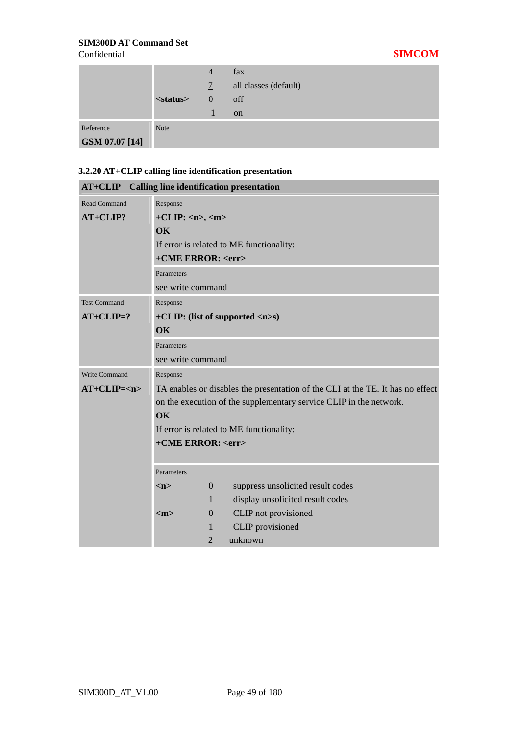| | | | |
|---|---|---|---|
| | | 4 | fax |
| | | 7 | all classes (default) |
| | **<status>** | 0 | off |
| | | 1 | on |
| Reference<br>**GSM 07.07 [14]** | Note | | |

### 3.2.20 AT+CLIP calling line identification presentation

| **AT+CLIP** | **Calling line identification presentation** |
|---|---|
| Read Command<br>**AT+CLIP?** | Response<br>**+CLIP: <n>, <m>**<br>**OK**<br>If error is related to ME functionality:<br>**+CME ERROR: <err>** |
| | Parameters<br>see write command |
| Test Command<br>**AT+CLIP=?** | Response<br>**+CLIP: (list of supported <n>s)**<br>**OK** |
| | Parameters<br>see write command |
| Write Command<br>**AT+CLIP=<n>** | Response<br>TA enables or disables the presentation of the CLI at the TE. It has no effect on the execution of the supplementary service CLIP in the network.<br>**OK**<br>If error is related to ME functionality:<br>**+CME ERROR: <err>** |
| | Parameters<br>**<n>** 0 suppress unsolicited result codes<br>1 display unsolicited result codes<br>**<m>** 0 CLIP not provisioned<br>1 CLIP provisioned<br>2 unknown |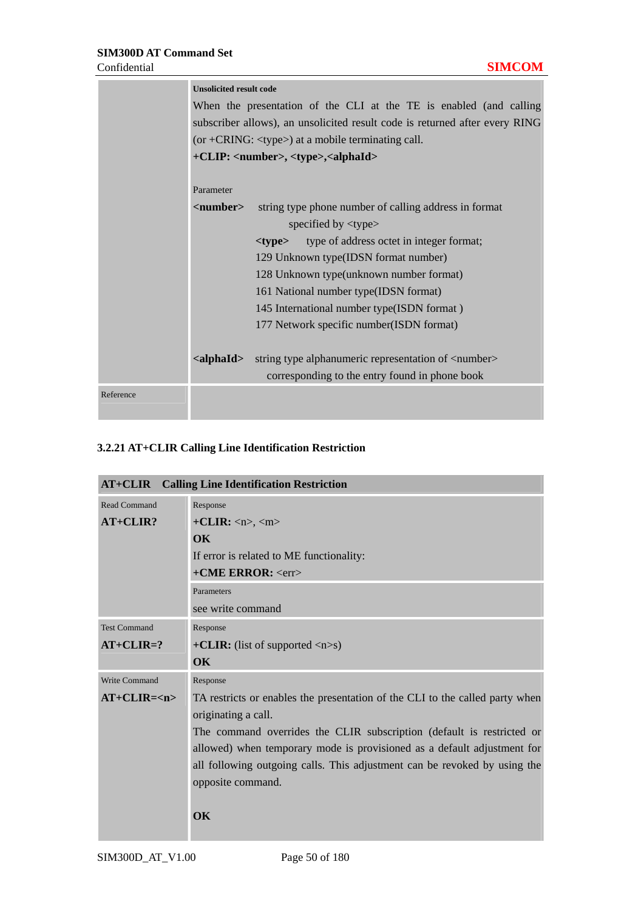| | **Unsolicited result code**<br>When the presentation of the CLI at the TE is enabled (and calling subscriber allows), an unsolicited result code is returned after every RING (or +CRING: <type>) at a mobile terminating call.<br>**+CLIP: <number>, <type>,<alphaId>**<br><br>Parameter<br>**<number>** string type phone number of calling address in format specified by <type><br>**<type>** type of address octet in integer format;<br>129 Unknown type(IDSN format number)<br>128 Unknown type(unknown number format)<br>161 National number type(IDSN format)<br>145 International number type(ISDN format )<br>177 Network specific number(ISDN format)<br><br>**<alphaId>** string type alphanumeric representation of <number> corresponding to the entry found in phone book |
|---|---|
| Reference | |

### 3.2.21 AT+CLIR Calling Line Identification Restriction

| **AT+CLIR Calling Line Identification Restriction** | |
|---|---|
| Read Command<br>**AT+CLIR?** | Response<br>**+CLIR:** <n>, <m><br>**OK**<br>If error is related to ME functionality:<br>**+CME ERROR:** <err> |
| | Parameters<br>see write command |
| Test Command<br>**AT+CLIR=?** | Response<br>**+CLIR:** (list of supported <n>s)<br>**OK** |
| Write Command<br>**AT+CLIR=<n>** | Response<br>TA restricts or enables the presentation of the CLI to the called party when originating a call.<br>The command overrides the CLIR subscription (default is restricted or allowed) when temporary mode is provisioned as a default adjustment for all following outgoing calls. This adjustment can be revoked by using the opposite command.<br><br>**OK** |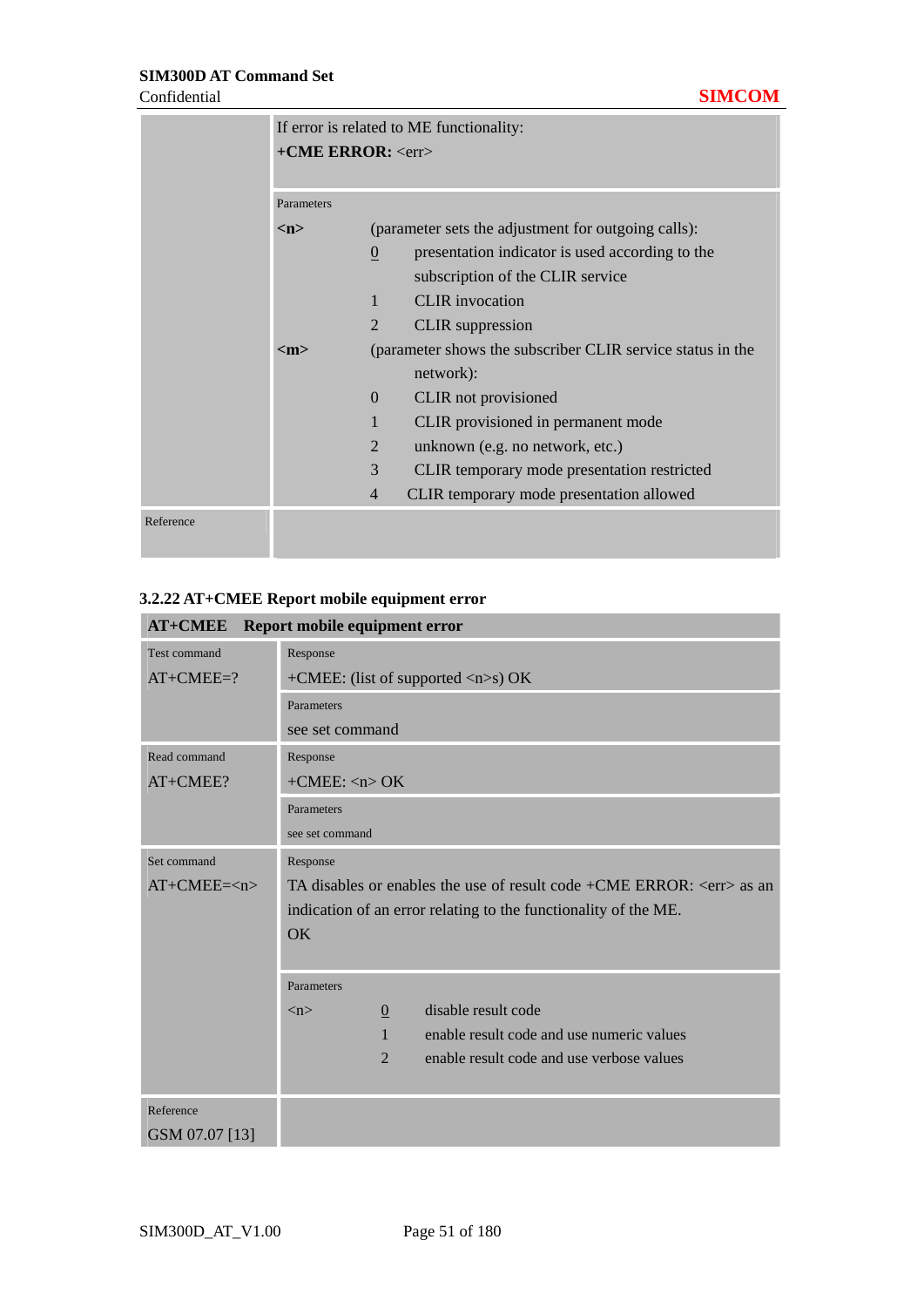| | |
|---|---|
| | If error is related to ME functionality:<br>**+CME ERROR:** <err> |
| | Parameters<br>**<n>** (parameter sets the adjustment for outgoing calls):<br>0 presentation indicator is used according to the subscription of the CLIR service<br>1 CLIR invocation<br>2 CLIR suppression<br>**<m>** (parameter shows the subscriber CLIR service status in the network):<br>0 CLIR not provisioned<br>1 CLIR provisioned in permanent mode<br>2 unknown (e.g. no network, etc.)<br>3 CLIR temporary mode presentation restricted<br>4 CLIR temporary mode presentation allowed |
| Reference | |

### 3.2.22 AT+CMEE Report mobile equipment error

| **AT+CMEE** | **Report mobile equipment error** |
|---|---|
| Test command<br>AT+CMEE=? | Response<br>+CMEE: (list of supported <n>s) OK |
| | Parameters<br>see set command |
| Read command<br>AT+CMEE? | Response<br>+CMEE: <n> OK |
| | Parameters<br>see set command |
| Set command<br>AT+CMEE=<n> | Response<br>TA disables or enables the use of result code +CME ERROR: <err> as an indication of an error relating to the functionality of the ME.<br>OK |
| | Parameters<br><n> 0 disable result code<br>1 enable result code and use numeric values<br>2 enable result code and use verbose values |
| Reference<br>GSM 07.07 [13] | |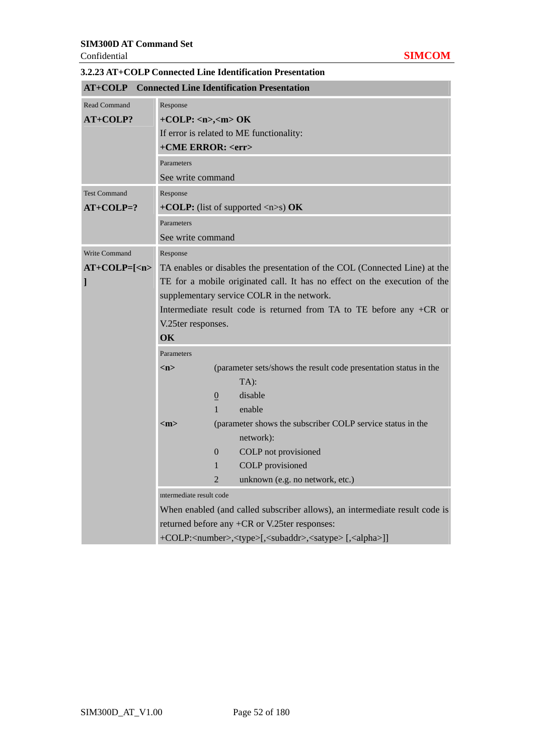### 3.2.23 AT+COLP Connected Line Identification Presentation

| AT+COLP Connected Line Identification Presentation | |
|---|---|
| Read Command<br>**AT+COLP?** | Response<br>**+COLP: <n>,<m> OK**<br>If error is related to ME functionality:<br>**+CME ERROR: <err>** |
| | Parameters<br>See write command |
| Test Command<br>**AT+COLP=?** | Response<br>**+COLP:** (list of supported <n>s) **OK** |
| | Parameters<br>See write command |
| Write Command<br>**AT+COLP=[<n>]** | Response<br>TA enables or disables the presentation of the COL (Connected Line) at the TE for a mobile originated call. It has no effect on the execution of the supplementary service COLR in the network.<br>Intermediate result code is returned from TA to TE before any +CR or V.25ter responses.<br>**OK** |
| | Parameters<br>**<n>** (parameter sets/shows the result code presentation status in the TA):<br>0 disable<br>1 enable<br>**<m>** (parameter shows the subscriber COLP service status in the network):<br>0 COLP not provisioned<br>1 COLP provisioned<br>2 unknown (e.g. no network, etc.) |
| | Intermediate result code<br>When enabled (and called subscriber allows), an intermediate result code is returned before any +CR or V.25ter responses:<br>+COLP:<number>,<type>[,<subaddr>,<satype> [,<alpha>]] |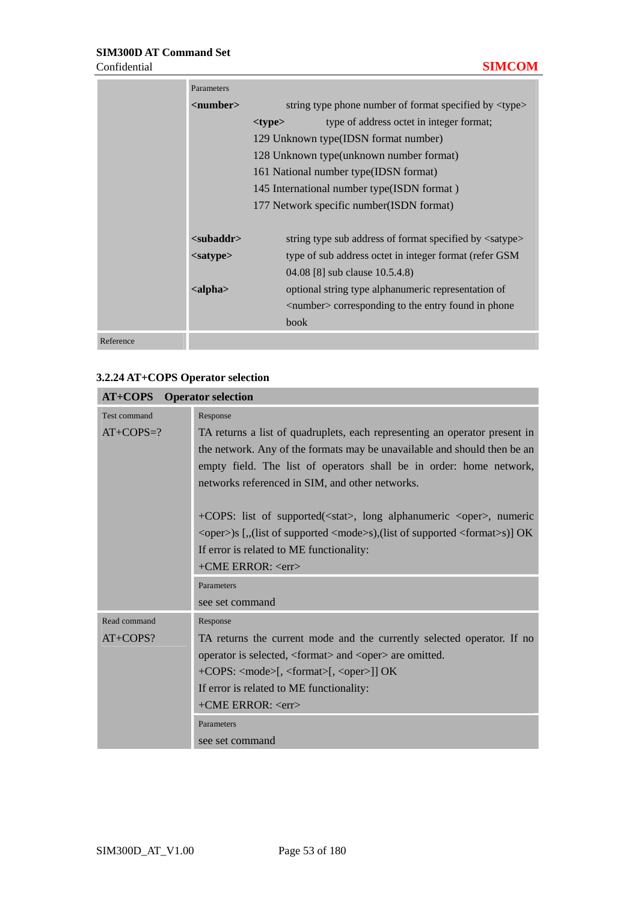| | Parameters<br>**<number>** string type phone number of format specified by <type><br>**<type>** type of address octet in integer format;<br>129 Unknown type(IDSN format number)<br>128 Unknown type(unknown number format)<br>161 National number type(IDSN format)<br>145 International number type(ISDN format )<br>177 Network specific number(ISDN format)<br><br>**<subaddr>** string type sub address of format specified by <satype><br>**<satype>** type of sub address octet in integer format (refer GSM 04.08 [8] sub clause 10.5.4.8)<br>**<alpha>** optional string type alphanumeric representation of <number> corresponding to the entry found in phone book |
|---|---|
| Reference | |

### 3.2.24 AT+COPS Operator selection

| **AT+COPS Operator selection** | |
|---|---|
| Test command<br>AT+COPS=? | Response<br>TA returns a list of quadruplets, each representing an operator present in the network. Any of the formats may be unavailable and should then be an empty field. The list of operators shall be in order: home network, networks referenced in SIM, and other networks.<br><br>+COPS: list of supported(<stat>, long alphanumeric <oper>, numeric <oper>)s [,,(list of supported <mode>s),(list of supported <format>s)] OK<br>If error is related to ME functionality:<br>+CME ERROR: <err> |
| | Parameters<br>see set command |
| Read command<br>AT+COPS? | Response<br>TA returns the current mode and the currently selected operator. If no operator is selected, <format> and <oper> are omitted.<br>+COPS: <mode>[, <format>[, <oper>]] OK<br>If error is related to ME functionality:<br>+CME ERROR: <err> |
| | Parameters<br>see set command |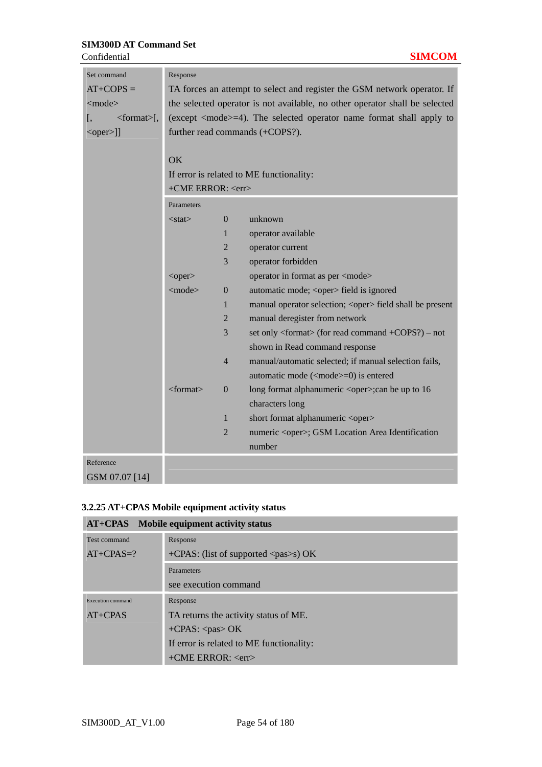| Set command<br>AT+COPS = <mode><br>[, <format>[, <oper>]] | Response<br>TA forces an attempt to select and register the GSM network operator. If the selected operator is not available, no other operator shall be selected (except <mode>=4). The selected operator name format shall apply to further read commands (+COPS?).<br><br>OK<br>If error is related to ME functionality:<br>+CME ERROR: <err> |
|---|---|
| | Parameters<br><stat> 0 unknown<br>1 operator available<br>2 operator current<br>3 operator forbidden<br><oper> operator in format as per <mode><br><mode> 0 automatic mode; <oper> field is ignored<br>1 manual operator selection; <oper> field shall be present<br>2 manual deregister from network<br>3 set only <format> (for read command +COPS?) – not shown in Read command response<br>4 manual/automatic selected; if manual selection fails, automatic mode (<mode>=0) is entered<br><format> 0 long format alphanumeric <oper>;can be up to 16 characters long<br>1 short format alphanumeric <oper><br>2 numeric <oper>; GSM Location Area Identification number |
| Reference<br>GSM 07.07 [14] | |

### 3.2.25 AT+CPAS Mobile equipment activity status

| **AT+CPAS Mobile equipment activity status** | |
|---|---|
| Test command<br>AT+CPAS=? | Response<br>+CPAS: (list of supported <pas>s) OK |
| | Parameters<br>see execution command |
| Execution command<br>AT+CPAS | Response<br>TA returns the activity status of ME.<br>+CPAS: <pas> OK<br>If error is related to ME functionality:<br>+CME ERROR: <err> |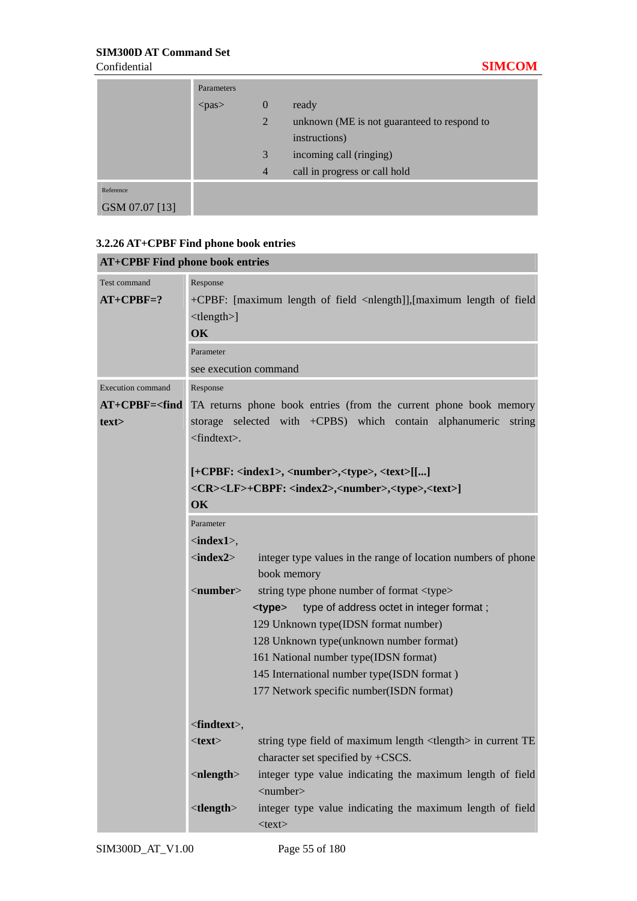| | Parameters | | |
|---|---|---|---|
| | <pas> | 0 | ready |
| | | 2 | unknown (ME is not guaranteed to respond to instructions) |
| | | 3 | incoming call (ringing) |
| | | 4 | call in progress or call hold |
| Reference<br>GSM 07.07 [13] | | | |

### 3.2.26 AT+CPBF Find phone book entries

| AT+CPBF Find phone book entries | |
|---|---|
| Test command<br>**AT+CPBF=?** | Response<br>+CPBF: [maximum length of field <nlength>],[maximum length of field <tlength>]<br>**OK** |
| | Parameter<br>see execution command |
| Execution command<br>**AT+CPBF=<find text>** | Response<br>TA returns phone book entries (from the current phone book memory storage selected with +CPBS) which contain alphanumeric string <findtext>.<br><br>**[+CPBF: <index1>, <number>,<type>, <text>[[...]<br><CR><LF>+CBPF: <index2>,<number>,<type>,<text>]<br>OK** |
| | Parameter<br>**<index1>**,<br>**<index2>** integer type values in the range of location numbers of phone book memory<br>**<number>** string type phone number of format <type><br>**<type>** type of address octet in integer format ;<br>129 Unknown type(IDSN format number)<br>128 Unknown type(unknown number format)<br>161 National number type(IDSN format)<br>145 International number type(ISDN format )<br>177 Network specific number(ISDN format)<br><br>**<findtext>**,<br>**<text>** string type field of maximum length <tlength> in current TE character set specified by +CSCS.<br>**<nlength>** integer type value indicating the maximum length of field <number><br>**<tlength>** integer type value indicating the maximum length of field <text> |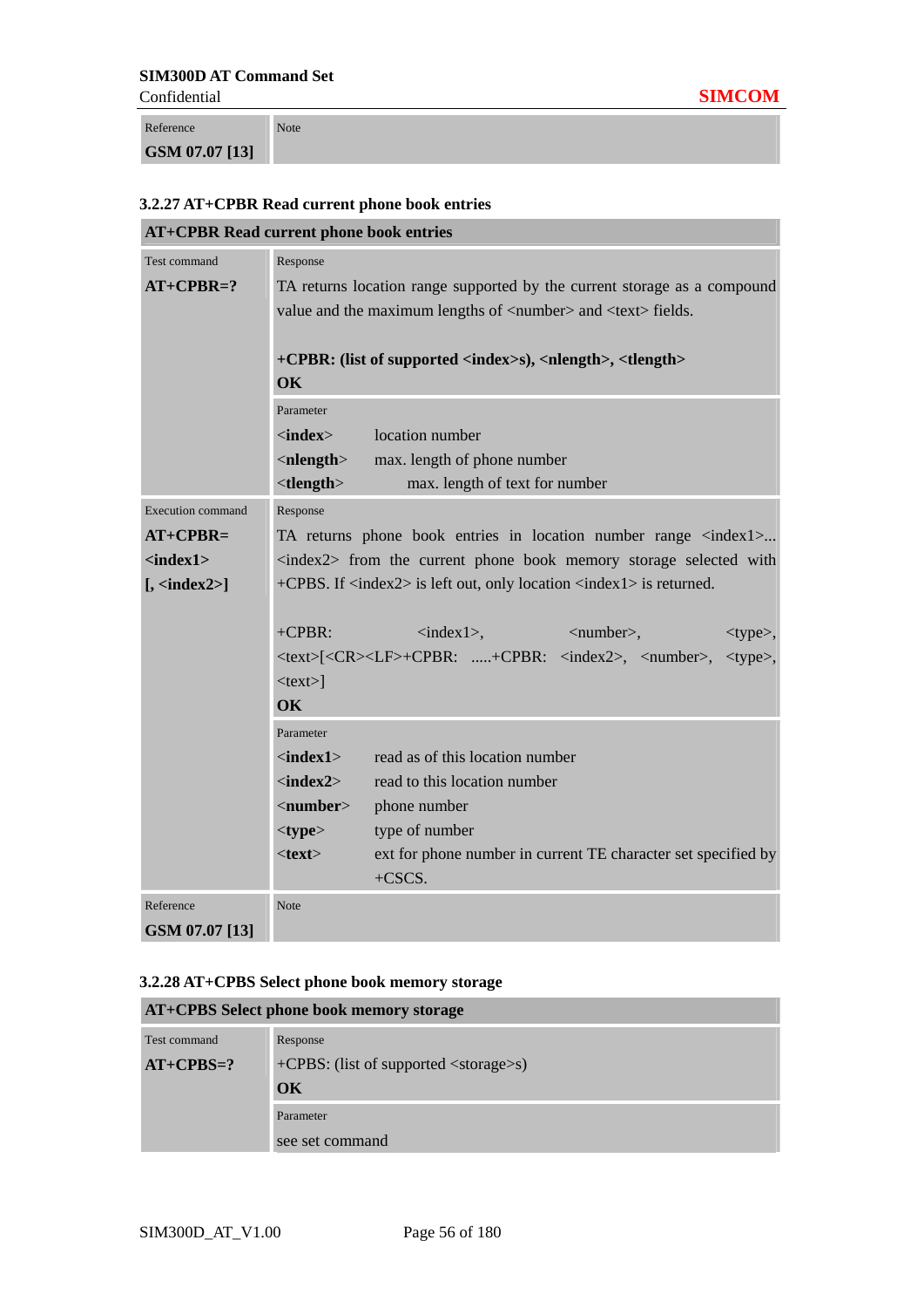| Reference | Note |
|---|---|
| **GSM 07.07 [13]** | |

### 3.2.27 AT+CPBR Read current phone book entries

| **AT+CPBR Read current phone book entries** | |
|---|---|
| Test command<br>**AT+CPBR=?** | Response<br>TA returns location range supported by the current storage as a compound value and the maximum lengths of <number> and <text> fields.<br><br>**+CPBR: (list of supported <index>s), <nlength>, <tlength>**<br>**OK** |
| | Parameter<br><**index**> location number<br><**nlength**> max. length of phone number<br><**tlength**> max. length of text for number |
| Execution command<br>**AT+CPBR=<br><index1><br>[, <index2>]** | Response<br>TA returns phone book entries in location number range <index1>... <index2> from the current phone book memory storage selected with +CPBS. If <index2> is left out, only location <index1> is returned.<br><br>+CPBR: <index1>, <number>, <type>, <text>[<CR><LF>+CPBR: .....+CPBR: <index2>, <number>, <type>, <text>]<br>**OK** |
| | Parameter<br><**index1**> read as of this location number<br><**index2**> read to this location number<br><**number**> phone number<br><**type**> type of number<br><**text**> ext for phone number in current TE character set specified by +CSCS. |
| Reference<br>**GSM 07.07 [13]** | Note |

### 3.2.28 AT+CPBS Select phone book memory storage

| **AT+CPBS Select phone book memory storage** | |
|---|---|
| Test command<br>**AT+CPBS=?** | Response<br>+CPBS: (list of supported <storage>s)<br>**OK** |
| | Parameter<br>see set command |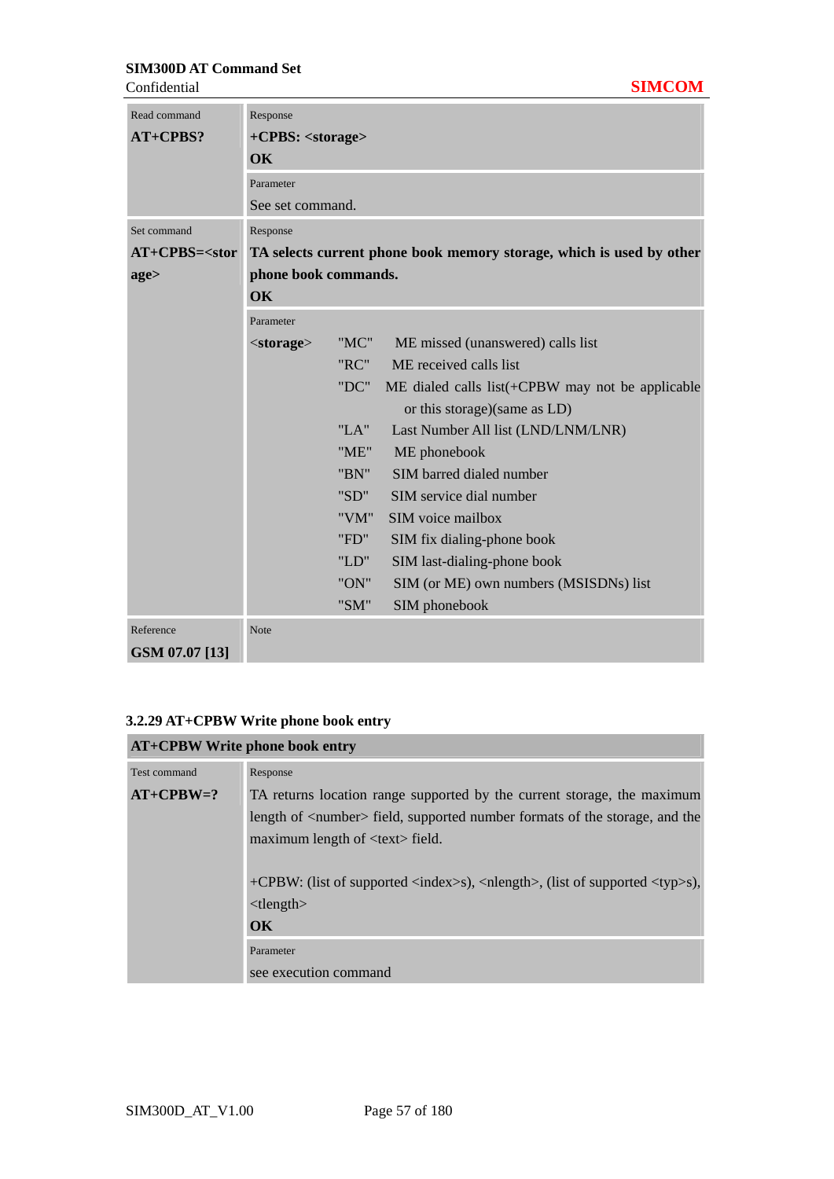| | | |
|---|---|---|
| Read command<br>**AT+CPBS?** | Response<br>**+CPBS: <storage>**<br>**OK** | |
| | Parameter<br>See set command. | |
| Set command<br>**AT+CPBS=<storage>** | Response<br>**TA selects current phone book memory storage, which is used by other phone book commands.**<br>**OK** | |
| | Parameter<br><storage> | "MC" ME missed (unanswered) calls list<br>"RC" ME received calls list<br>"DC" ME dialed calls list(+CPBW may not be applicable or this storage)(same as LD)<br>"LA" Last Number All list (LND/LNM/LNR)<br>"ME" ME phonebook<br>"BN" SIM barred dialed number<br>"SD" SIM service dial number<br>"VM" SIM voice mailbox<br>"FD" SIM fix dialing-phone book<br>"LD" SIM last-dialing-phone book<br>"ON" SIM (or ME) own numbers (MSISDNs) list<br>"SM" SIM phonebook |
| Reference<br>**GSM 07.07 [13]** | Note | |

### 3.2.29 AT+CPBW Write phone book entry

| **AT+CPBW Write phone book entry** | |
|---|---|
| Test command<br>**AT+CPBW=?** | Response<br>TA returns location range supported by the current storage, the maximum length of <number> field, supported number formats of the storage, and the maximum length of <text> field.<br><br>+CPBW: (list of supported <index>s), <nlength>, (list of supported <typ>s), <tlength><br>**OK** |
| | Parameter<br>see execution command |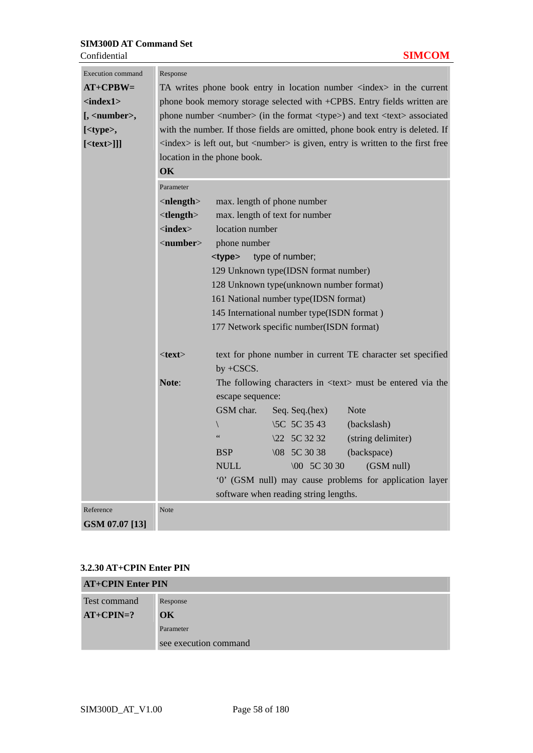| Execution command | Response |
|---|---|
| **AT+CPBW= <index1> [, <number>, [<type>, [<text>]]]** | TA writes phone book entry in location number <index> in the current phone book memory storage selected with +CPBS. Entry fields written are phone number <number> (in the format <type>) and text <text> associated with the number. If those fields are omitted, phone book entry is deleted. If <index> is left out, but <number> is given, entry is written to the first free location in the phone book.<br>**OK** |
| | Parameter<br>**<nlength>** max. length of phone number<br>**<tlength>** max. length of text for number<br>**<index>** location number<br>**<number>** phone number<br>**<type>** type of number;<br>129 Unknown type(IDSN format number)<br>128 Unknown type(unknown number format)<br>161 National number type(IDSN format)<br>145 International number type(ISDN format )<br>177 Network specific number(ISDN format)<br><br>**<text>** text for phone number in current TE character set specified by +CSCS.<br>**Note**: The following characters in <text> must be entered via the escape sequence:<br>GSM char. Seq. Seq.(hex) Note<br>\ \5C 5C 35 43 (backslash)<br>" \22 5C 32 32 (string delimiter)<br>BSP \08 5C 30 38 (backspace)<br>NULL \00 5C 30 30 (GSM null)<br>'0' (GSM null) may cause problems for application layer software when reading string lengths. |
| Reference<br>**GSM 07.07 [13]** | Note |

### 3.2.30 AT+CPIN Enter PIN

| **AT+CPIN Enter PIN** | |
|---|---|
| Test command<br>**AT+CPIN=?** | Response<br>**OK**<br>Parameter<br>see execution command |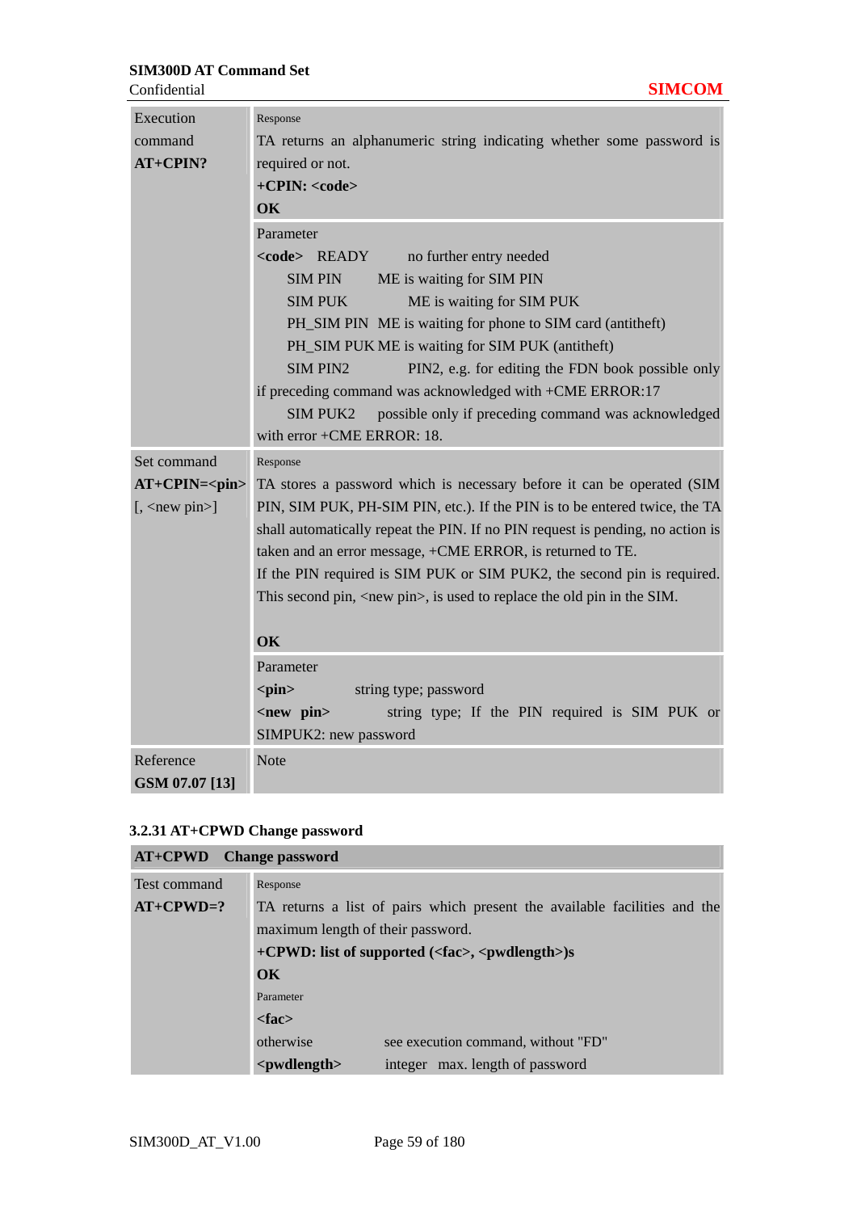| | |
|---|---|
| Execution command<br>**AT+CPIN?** | Response<br>TA returns an alphanumeric string indicating whether some password is required or not.<br>**+CPIN: <code>**<br>**OK** |
| | Parameter<br>**<code>** READY no further entry needed<br>SIM PIN ME is waiting for SIM PIN<br>SIM PUK ME is waiting for SIM PUK<br>PH_SIM PIN ME is waiting for phone to SIM card (antitheft)<br>PH_SIM PUK ME is waiting for SIM PUK (antitheft)<br>SIM PIN2 PIN2, e.g. for editing the FDN book possible only if preceding command was acknowledged with +CME ERROR:17<br>SIM PUK2 possible only if preceding command was acknowledged with error +CME ERROR: 18. |
| Set command<br>**AT+CPIN=<pin>**<br>[, <new pin>] | Response<br>TA stores a password which is necessary before it can be operated (SIM PIN, SIM PUK, PH-SIM PIN, etc.). If the PIN is to be entered twice, the TA shall automatically repeat the PIN. If no PIN request is pending, no action is taken and an error message, +CME ERROR, is returned to TE.<br>If the PIN required is SIM PUK or SIM PUK2, the second pin is required. This second pin, <new pin>, is used to replace the old pin in the SIM.<br><br>**OK** |
| | Parameter<br>**<pin>** string type; password<br>**<new pin>** string type; If the PIN required is SIM PUK or SIMPUK2: new password |
| Reference<br>**GSM 07.07 [13]** | Note |

### 3.2.31 AT+CPWD Change password

| **AT+CPWD Change password** | |
|---|---|
| Test command<br>**AT+CPWD=?** | Response<br>TA returns a list of pairs which present the available facilities and the maximum length of their password.<br>**+CPWD: list of supported (<fac>, <pwdlength>)s**<br>**OK**<br>Parameter<br>**<fac>**<br>otherwise see execution command, without "FD"<br>**<pwdlength>** integer max. length of password |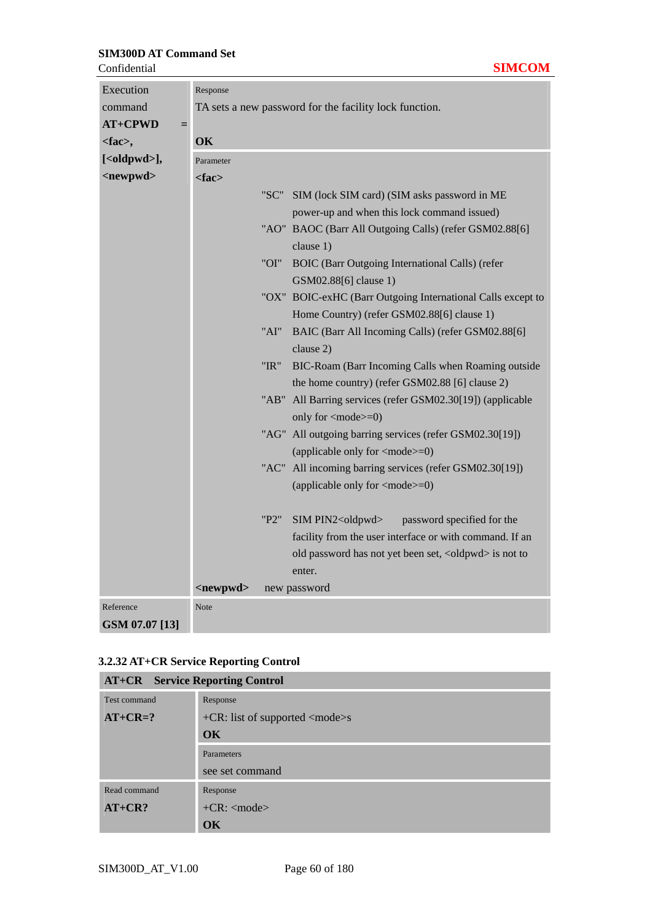| | |
|---|---|
| Execution command<br>**AT+CPWD = <fac>, [<oldpwd>], <newpwd>** | Response<br>TA sets a new password for the facility lock function.<br><br>**OK** |
| | Parameter<br>**<fac>**<br>"SC" SIM (lock SIM card) (SIM asks password in ME power-up and when this lock command issued)<br>"AO" BAOC (Barr All Outgoing Calls) (refer GSM02.88[6] clause 1)<br>"OI" BOIC (Barr Outgoing International Calls) (refer GSM02.88[6] clause 1)<br>"OX" BOIC-exHC (Barr Outgoing International Calls except to Home Country) (refer GSM02.88[6] clause 1)<br>"AI" BAIC (Barr All Incoming Calls) (refer GSM02.88[6] clause 2)<br>"IR" BIC-Roam (Barr Incoming Calls when Roaming outside the home country) (refer GSM02.88 [6] clause 2)<br>"AB" All Barring services (refer GSM02.30[19]) (applicable only for <mode>=0)<br>"AG" All outgoing barring services (refer GSM02.30[19]) (applicable only for <mode>=0)<br>"AC" All incoming barring services (refer GSM02.30[19]) (applicable only for <mode>=0)<br><br>"P2" SIM PIN2<oldpwd> password specified for the facility from the user interface or with command. If an old password has not yet been set, <oldpwd> is not to enter.<br>**<newpwd>** new password |
| Reference<br>**GSM 07.07 [13]** | Note |

### 3.2.32 AT+CR Service Reporting Control

| **AT+CR Service Reporting Control** | |
|---|---|
| Test command<br>**AT+CR=?** | Response<br>+CR: list of supported <mode>s<br>**OK** |
| | Parameters<br>see set command |
| Read command<br>**AT+CR?** | Response<br>+CR: <mode><br>**OK** |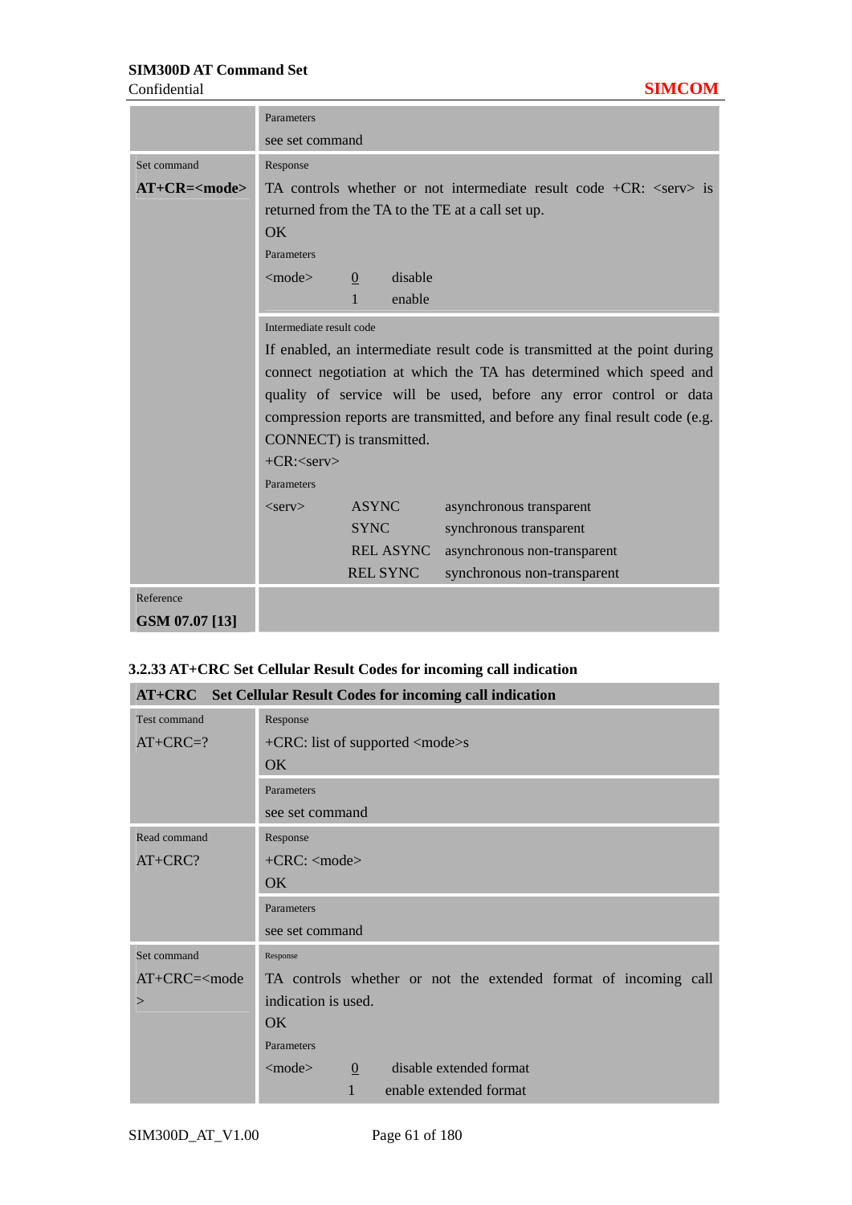| | |
|---|---|
| | Parameters<br>see set command |
| Set command<br>**AT+CR=<mode>** | Response<br>TA controls whether or not intermediate result code +CR: <serv> is returned from the TA to the TE at a call set up.<br>OK<br>Parameters<br><mode> <u>0</u> disable<br>1 enable |
| | Intermediate result code<br>If enabled, an intermediate result code is transmitted at the point during connect negotiation at which the TA has determined which speed and quality of service will be used, before any error control or data compression reports are transmitted, and before any final result code (e.g. CONNECT) is transmitted.<br>+CR:<serv><br>Parameters<br><serv> ASYNC asynchronous transparent<br>SYNC synchronous transparent<br>REL ASYNC asynchronous non-transparent<br>REL SYNC synchronous non-transparent |
| Reference<br>**GSM 07.07 [13]** | |

### 3.2.33 AT+CRC Set Cellular Result Codes for incoming call indication

| **AT+CRC** | **Set Cellular Result Codes for incoming call indication** |
|---|---|
| Test command<br>AT+CRC=? | Response<br>+CRC: list of supported <mode>s<br>OK |
| | Parameters<br>see set command |
| Read command<br>AT+CRC? | Response<br>+CRC: <mode><br>OK |
| | Parameters<br>see set command |
| Set command<br>AT+CRC=<mode> | Response<br>TA controls whether or not the extended format of incoming call indication is used.<br>OK<br>Parameters<br><mode> <u>0</u> disable extended format<br>1 enable extended format |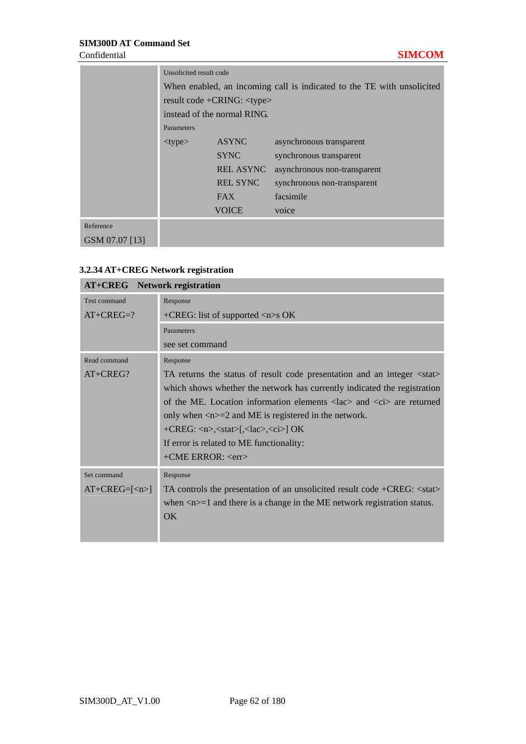| | Unsolicited result code<br>When enabled, an incoming call is indicated to the TE with unsolicited result code +CRING: <type><br>instead of the normal RING.<br>Parameters<br><type> ASYNC asynchronous transparent<br>SYNC synchronous transparent<br>REL ASYNC asynchronous non-transparent<br>REL SYNC synchronous non-transparent<br>FAX facsimile<br>VOICE voice |
|---|---|
| Reference<br>GSM 07.07 [13] | |

### 3.2.34 AT+CREG Network registration

| **AT+CREG Network registration** | |
|---|---|
| Test command<br>AT+CREG=? | Response<br>+CREG: list of supported <n>s OK<br>Parameters<br>see set command |
| Read command<br>AT+CREG? | Response<br>TA returns the status of result code presentation and an integer <stat> which shows whether the network has currently indicated the registration of the ME. Location information elements <lac> and <ci> are returned only when <n>=2 and ME is registered in the network.<br>+CREG: <n>,<stat>[,<lac>,<ci>] OK<br>If error is related to ME functionality:<br>+CME ERROR: <err> |
| Set command<br>AT+CREG=[<n>] | Response<br>TA controls the presentation of an unsolicited result code +CREG: <stat> when <n>=1 and there is a change in the ME network registration status.<br>OK |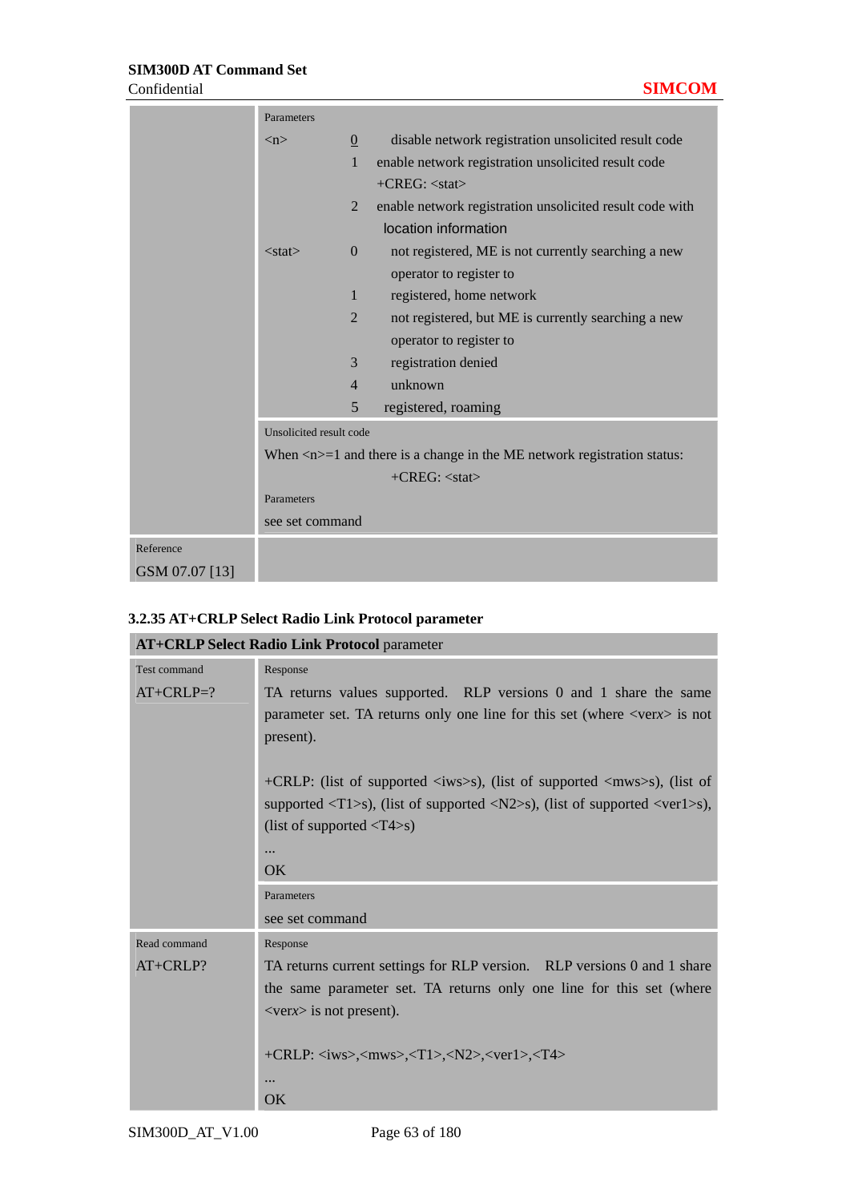| | Parameters<br>&lt;n&gt; <u>0</u> disable network registration unsolicited result code<br>1 enable network registration unsolicited result code +CREG: &lt;stat&gt;<br>2 enable network registration unsolicited result code with location information<br>&lt;stat&gt; 0 not registered, ME is not currently searching a new operator to register to<br>1 registered, home network<br>2 not registered, but ME is currently searching a new operator to register to<br>3 registration denied<br>4 unknown<br>5 registered, roaming |
|---|---|
| | Unsolicited result code<br>When &lt;n&gt;=1 and there is a change in the ME network registration status:<br>+CREG: &lt;stat&gt;<br>Parameters<br>see set command |
| Reference<br>GSM 07.07 [13] | |

### 3.2.35 AT+CRLP Select Radio Link Protocol parameter

| **AT+CRLP Select Radio Link Protocol** parameter | |
|---|---|
| Test command<br>AT+CRLP=? | Response<br>TA returns values supported. RLP versions 0 and 1 share the same parameter set. TA returns only one line for this set (where &lt;verx&gt; is not present).<br><br>+CRLP: (list of supported &lt;iws&gt;s), (list of supported &lt;mws&gt;s), (list of supported &lt;T1&gt;s), (list of supported &lt;N2&gt;s), (list of supported &lt;ver1&gt;s), (list of supported &lt;T4&gt;s)<br>...<br>OK |
| | Parameters<br>see set command |
| Read command<br>AT+CRLP? | Response<br>TA returns current settings for RLP version. RLP versions 0 and 1 share the same parameter set. TA returns only one line for this set (where &lt;verx&gt; is not present).<br><br>+CRLP: &lt;iws&gt;,&lt;mws&gt;,&lt;T1&gt;,&lt;N2&gt;,&lt;ver1&gt;,&lt;T4&gt;<br>...<br>OK |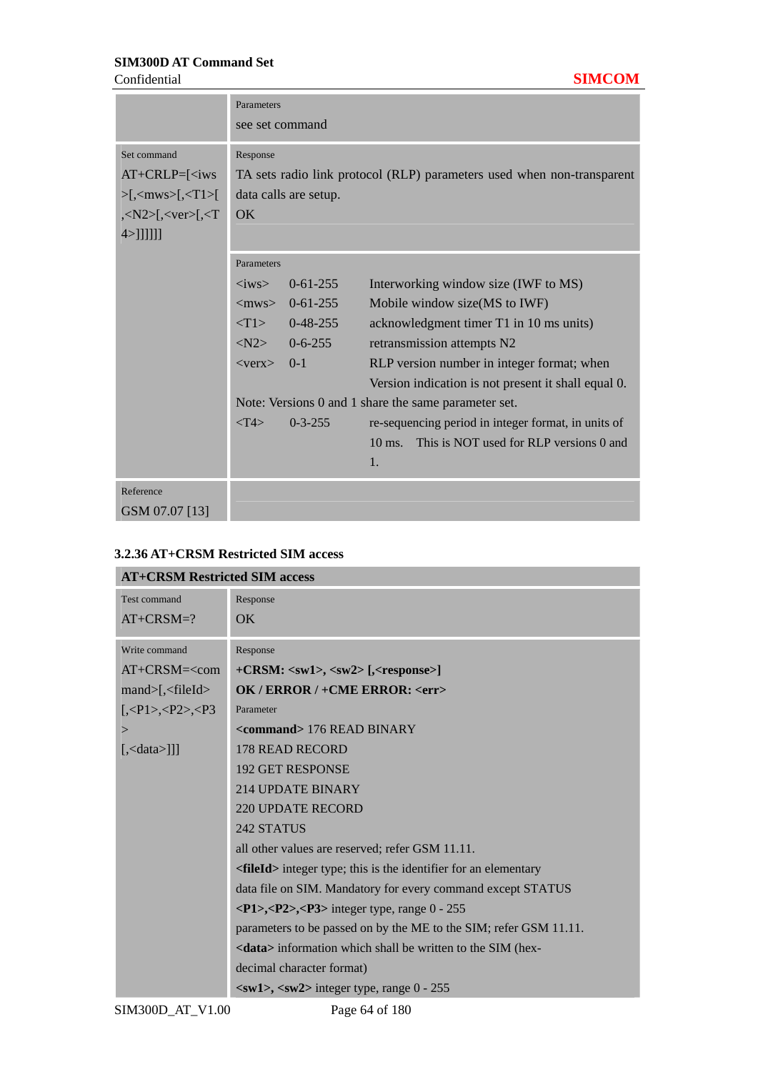| | |
|---|---|
| | Parameters<br>see set command |
| Set command<br>AT+CRLP=[<iws>[,<mws>[,<T1>[,<N2>[,<ver>[,<T4>]]]]]] | Response<br>TA sets radio link protocol (RLP) parameters used when non-transparent data calls are setup.<br>OK |
| | Parameters<br><iws> 0-61-255 Interworking window size (IWF to MS)<br><mws> 0-61-255 Mobile window size(MS to IWF)<br><T1> 0-48-255 acknowledgment timer T1 in 10 ms units)<br><N2> 0-6-255 retransmission attempts N2<br><verx> 0-1 RLP version number in integer format; when Version indication is not present it shall equal 0.<br>Note: Versions 0 and 1 share the same parameter set.<br><T4> 0-3-255 re-sequencing period in integer format, in units of 10 ms. This is NOT used for RLP versions 0 and 1. |
| Reference<br>GSM 07.07 [13] | |

### 3.2.36 AT+CRSM Restricted SIM access

| **AT+CRSM Restricted SIM access** | |
|---|---|
| Test command<br>AT+CRSM=? | Response<br>OK |
| Write command<br>AT+CRSM=<command>[,<fileId>[,<P1>,<P2>,<P3>[,<data>]]] | Response<br>**+CRSM: <sw1>, <sw2> [,<response>]**<br>**OK / ERROR / +CME ERROR: <err>**<br>Parameter<br>**<command>** 176 READ BINARY<br>178 READ RECORD<br>192 GET RESPONSE<br>214 UPDATE BINARY<br>220 UPDATE RECORD<br>242 STATUS<br>all other values are reserved; refer GSM 11.11.<br>**<fileId>** integer type; this is the identifier for an elementary data file on SIM. Mandatory for every command except STATUS<br>**<P1>,<P2>,<P3>** integer type, range 0 - 255<br>parameters to be passed on by the ME to the SIM; refer GSM 11.11.<br>**<data>** information which shall be written to the SIM (hex-decimal character format)<br>**<sw1>, <sw2>** integer type, range 0 - 255 |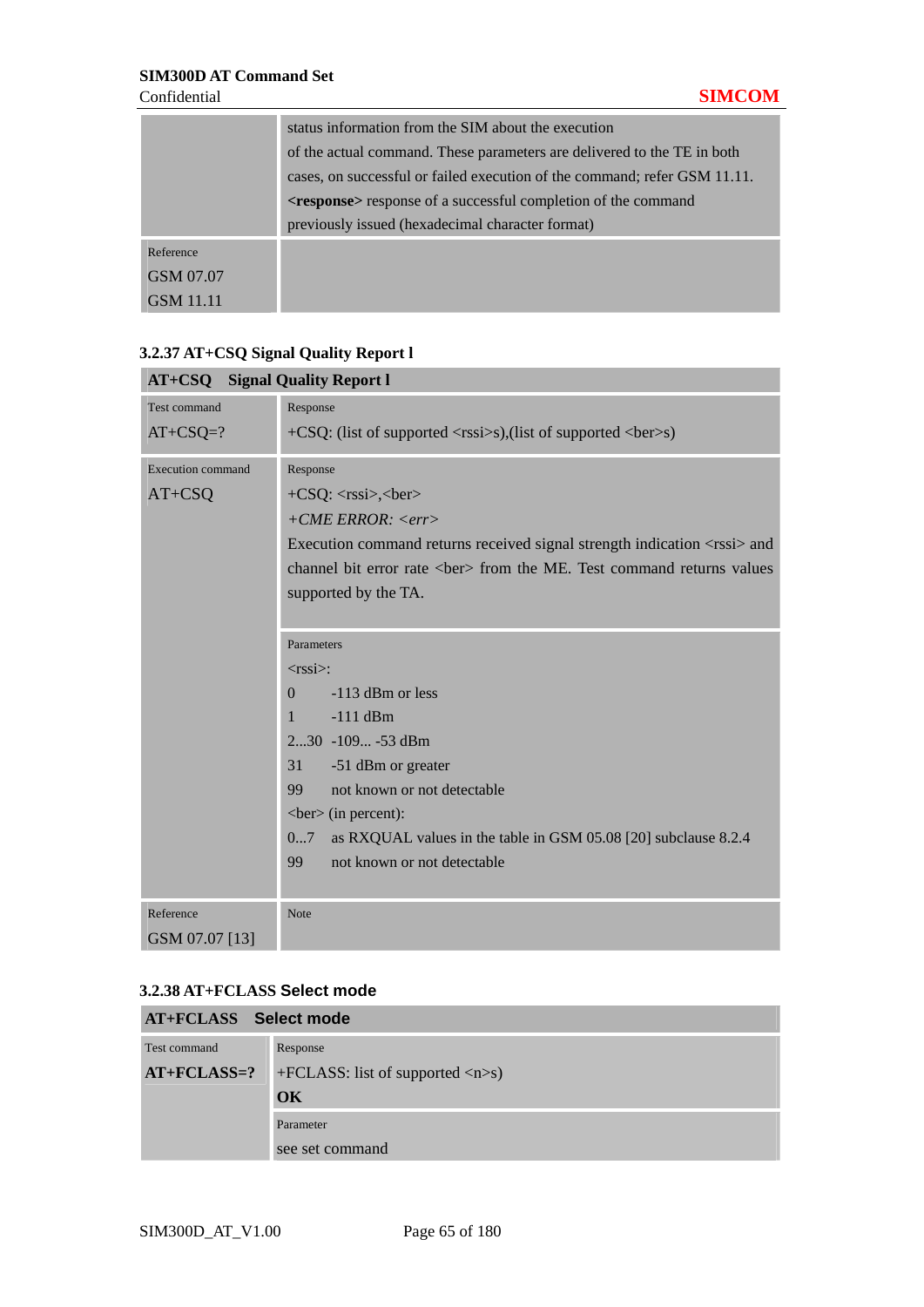| | status information from the SIM about the execution of the actual command. These parameters are delivered to the TE in both cases, on successful or failed execution of the command; refer GSM 11.11. **<response>** response of a successful completion of the command previously issued (hexadecimal character format) |
|---|---|
| Reference<br>GSM 07.07<br>GSM 11.11 | |

### 3.2.37 AT+CSQ Signal Quality Report l

| **AT+CSQ Signal Quality Report l** | |
|---|---|
| Test command<br>AT+CSQ=? | Response<br>+CSQ: (list of supported <rssi>s),(list of supported <ber>s) |
| Execution command<br>AT+CSQ | Response<br>+CSQ: <rssi>,<ber><br>*+CME ERROR: <err>*<br>Execution command returns received signal strength indication <rssi> and channel bit error rate <ber> from the ME. Test command returns values supported by the TA. |
| | Parameters<br><rssi>:<br>0 -113 dBm or less<br>1 -111 dBm<br>2...30 -109... -53 dBm<br>31 -51 dBm or greater<br>99 not known or not detectable<br><ber> (in percent):<br>0...7 as RXQUAL values in the table in GSM 05.08 [20] subclause 8.2.4<br>99 not known or not detectable |
| Reference<br>GSM 07.07 [13] | Note |

### 3.2.38 AT+FCLASS Select mode

| **AT+FCLASS Select mode** | |
|---|---|
| Test command<br>**AT+FCLASS=?** | Response<br>+FCLASS: list of supported <n>s)<br>**OK** |
| | Parameter<br>see set command |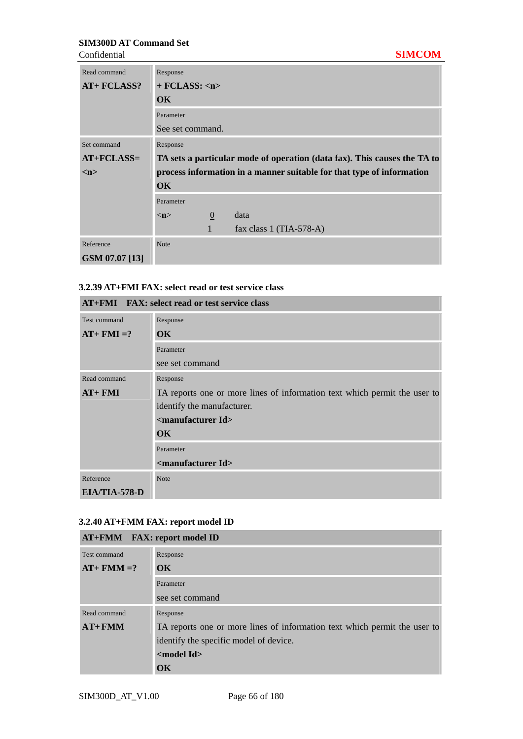| | |
|---|---|
| Read command<br>**AT+ FCLASS?** | Response<br>**+ FCLASS: <n>**<br>**OK** |
| | Parameter<br>See set command. |
| Set command<br>**AT+FCLASS=<n>** | Response<br>**TA sets a particular mode of operation (data fax). This causes the TA to process information in a manner suitable for that type of information**<br>**OK** |
| | Parameter<br><n> <u>0</u> data<br>1 fax class 1 (TIA-578-A) |
| Reference<br>**GSM 07.07 [13]** | Note |

### 3.2.39 AT+FMI FAX: select read or test service class

| **AT+FMI FAX: select read or test service class** | |
|---|---|
| Test command<br>**AT+ FMI =?** | Response<br>**OK** |
| | Parameter<br>see set command |
| Read command<br>**AT+ FMI** | Response<br>TA reports one or more lines of information text which permit the user to identify the manufacturer.<br>**<manufacturer Id>**<br>**OK** |
| | Parameter<br>**<manufacturer Id>** |
| Reference<br>**EIA/TIA-578-D** | Note |

### 3.2.40 AT+FMM FAX: report model ID

| **AT+FMM FAX: report model ID** | |
|---|---|
| Test command<br>**AT+ FMM =?** | Response<br>**OK** |
| | Parameter<br>see set command |
| Read command<br>**AT+FMM** | Response<br>TA reports one or more lines of information text which permit the user to identify the specific model of device.<br>**<model Id>**<br>**OK** |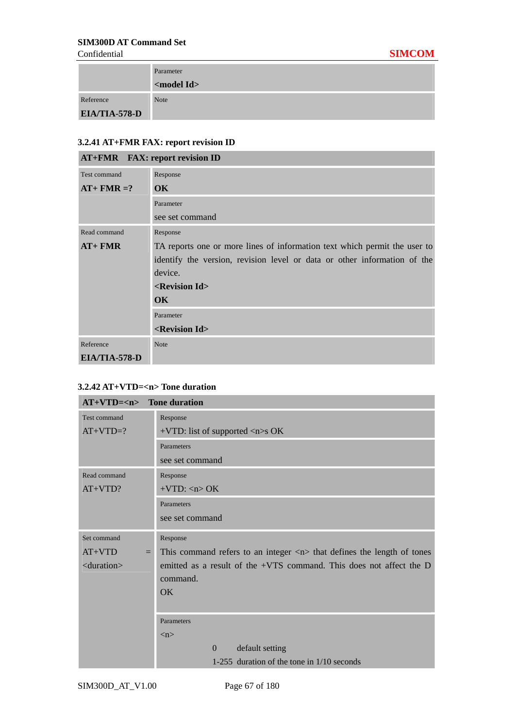| | Parameter<br>**<model Id>** |
|---|---|
| Reference<br>**EIA/TIA-578-D** | Note |

### 3.2.41 AT+FMR FAX: report revision ID

| **AT+FMR FAX: report revision ID** | |
|---|---|
| Test command<br>**AT+ FMR =?** | Response<br>**OK** |
| | Parameter<br>see set command |
| Read command<br>**AT+ FMR** | Response<br>TA reports one or more lines of information text which permit the user to identify the version, revision level or data or other information of the device.<br>**<Revision Id>**<br>**OK** |
| | Parameter<br>**<Revision Id>** |
| Reference<br>**EIA/TIA-578-D** | Note |

### 3.2.42 AT+VTD=<n> Tone duration

| **AT+VTD=<n> Tone duration** | |
|---|---|
| Test command<br>AT+VTD=? | Response<br>+VTD: list of supported <n>s OK |
| | Parameters<br>see set command |
| Read command<br>AT+VTD? | Response<br>+VTD: <n> OK |
| | Parameters<br>see set command |
| Set command<br>AT+VTD = <duration> | Response<br>This command refers to an integer <n> that defines the length of tones emitted as a result of the +VTS command. This does not affect the D command.<br>OK |
| | Parameters<br><n><br>0 default setting<br>1-255 duration of the tone in 1/10 seconds |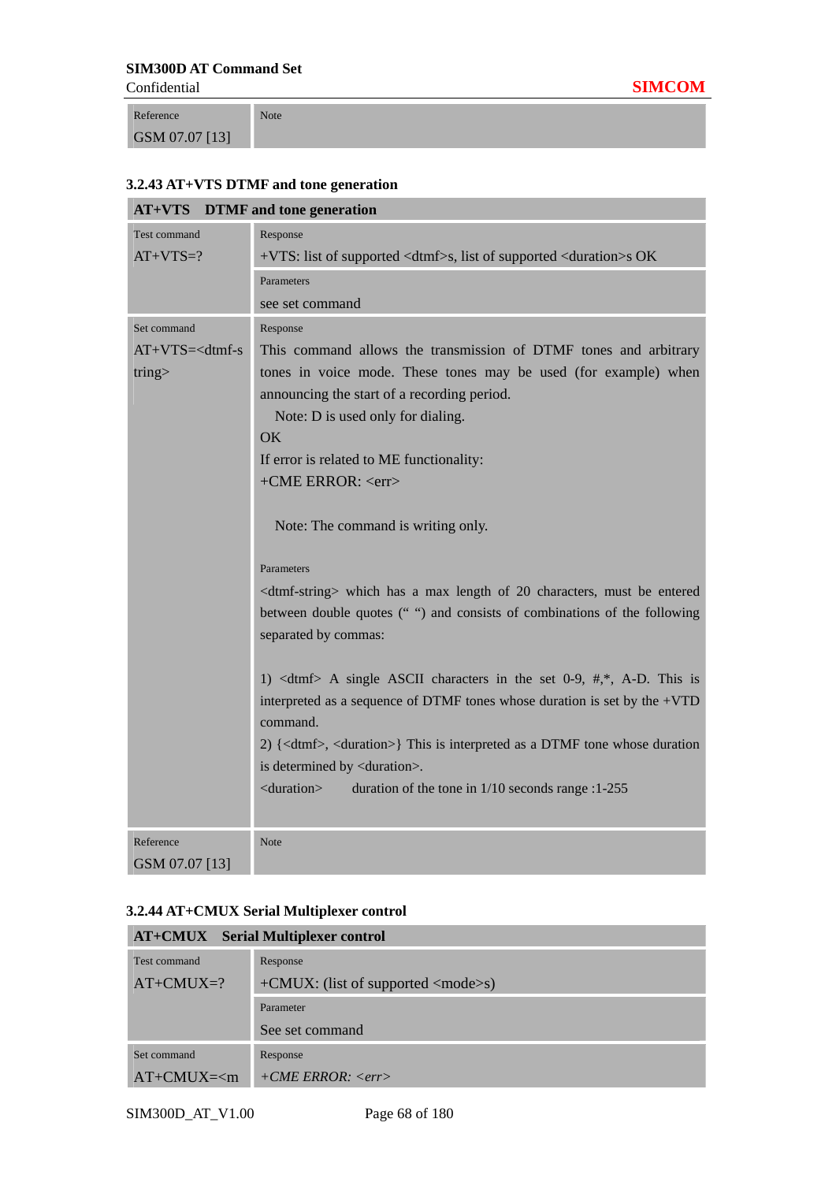| Reference | Note |
|---|---|
| GSM 07.07 [13] | |

### 3.2.43 AT+VTS DTMF and tone generation

| **AT+VTS DTMF and tone generation** | |
|---|---|
| Test command<br>AT+VTS=? | Response<br>+VTS: list of supported <dtmf>s, list of supported <duration>s OK |
| | Parameters<br>see set command |
| Set command<br>AT+VTS=<dtmf-string> | Response<br>This command allows the transmission of DTMF tones and arbitrary tones in voice mode. These tones may be used (for example) when announcing the start of a recording period.<br>Note: D is used only for dialing.<br>OK<br>If error is related to ME functionality:<br>+CME ERROR: <err><br><br>Note: The command is writing only.<br><br>Parameters<br><dtmf-string> which has a max length of 20 characters, must be entered between double quotes (" ") and consists of combinations of the following separated by commas:<br><br>1) <dtmf> A single ASCII characters in the set 0-9, #,*, A-D. This is interpreted as a sequence of DTMF tones whose duration is set by the +VTD command.<br>2) {<dtmf>, <duration>} This is interpreted as a DTMF tone whose duration is determined by <duration>.<br><duration> duration of the tone in 1/10 seconds range :1-255 |
| Reference<br>GSM 07.07 [13] | Note |

### 3.2.44 AT+CMUX Serial Multiplexer control

| **AT+CMUX Serial Multiplexer control** | |
|---|---|
| Test command<br>AT+CMUX=? | Response<br>+CMUX: (list of supported <mode>s) |
| | Parameter<br>See set command |
| Set command<br>AT+CMUX=<m | Response<br>*+CME ERROR: <err>* |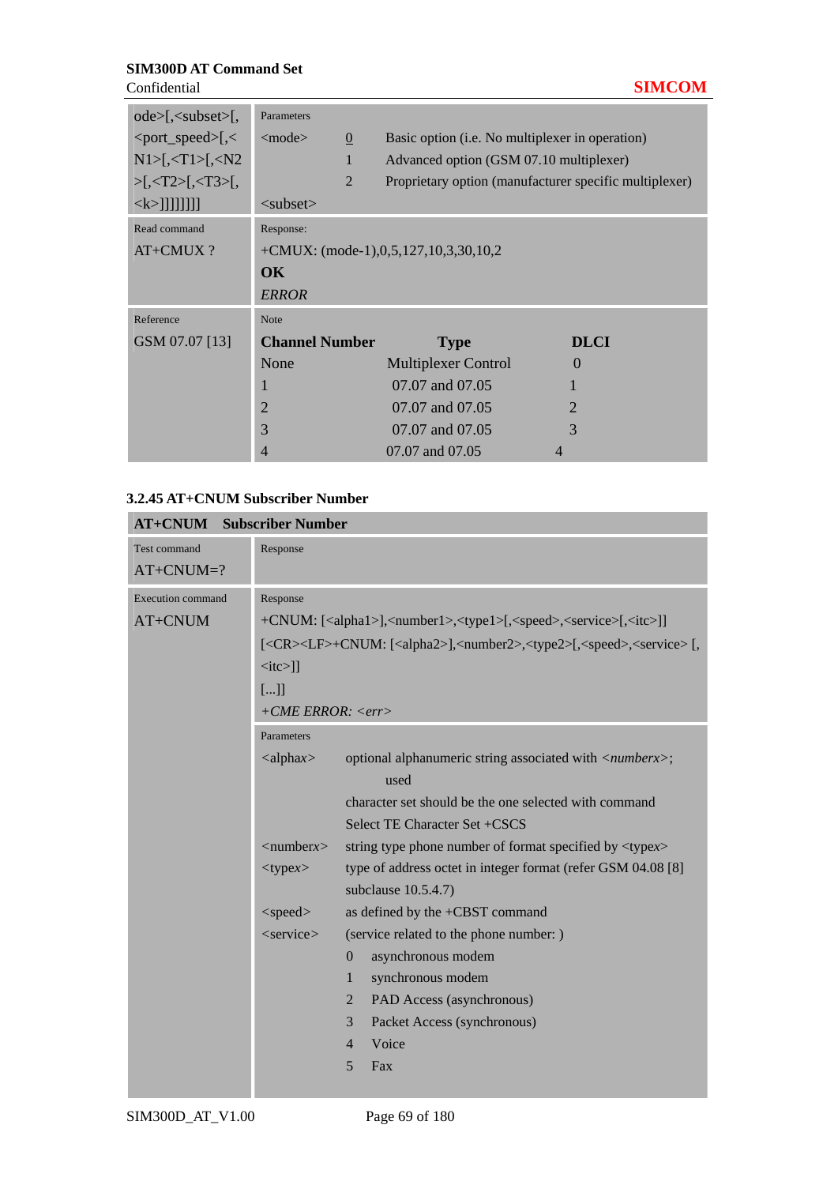| | |
|---|---|
| ode>[,<subset>[,<port_speed>[,<N1>[,<T1>[,<N2>[,<T2>[,<T3>[,<k>]]]]]]]] | Parameters<br><mode> <u>0</u> Basic option (i.e. No multiplexer in operation)<br>1 Advanced option (GSM 07.10 multiplexer)<br>2 Proprietary option (manufacturer specific multiplexer)<br><subset> |
| Read command<br>AT+CMUX ? | Response:<br>+CMUX: (mode-1),0,5,127,10,3,30,10,2<br>**OK**<br>*ERROR* |
| Reference<br>GSM 07.07 [13] | Note<br>**Channel Number** **Type** **DLCI**<br>None Multiplexer Control 0<br>1 07.07 and 07.05 1<br>2 07.07 and 07.05 2<br>3 07.07 and 07.05 3<br>4 07.07 and 07.05 4 |

### 3.2.45 AT+CNUM Subscriber Number

| **AT+CNUM Subscriber Number** | |
|---|---|
| Test command<br>AT+CNUM=? | Response |
| Execution command<br>AT+CNUM | Response<br>+CNUM: [<alpha1>],<number1>,<type1>[,<speed>,<service>[,<itc>]]<br>[<CR><LF>+CNUM: [<alpha2>],<number2>,<type2>[,<speed>,<service> [,<itc>]]<br>[...]]<br>*+CME ERROR: <err>* |
| | Parameters<br><alpha*x*> optional alphanumeric string associated with <*numberx*>; used<br>character set should be the one selected with command Select TE Character Set +CSCS<br><number*x*> string type phone number of format specified by <type*x*><br><type*x*> type of address octet in integer format (refer GSM 04.08 [8] subclause 10.5.4.7)<br><speed> as defined by the +CBST command<br><service> (service related to the phone number: )<br>0 asynchronous modem<br>1 synchronous modem<br>2 PAD Access (asynchronous)<br>3 Packet Access (synchronous)<br>4 Voice<br>5 Fax |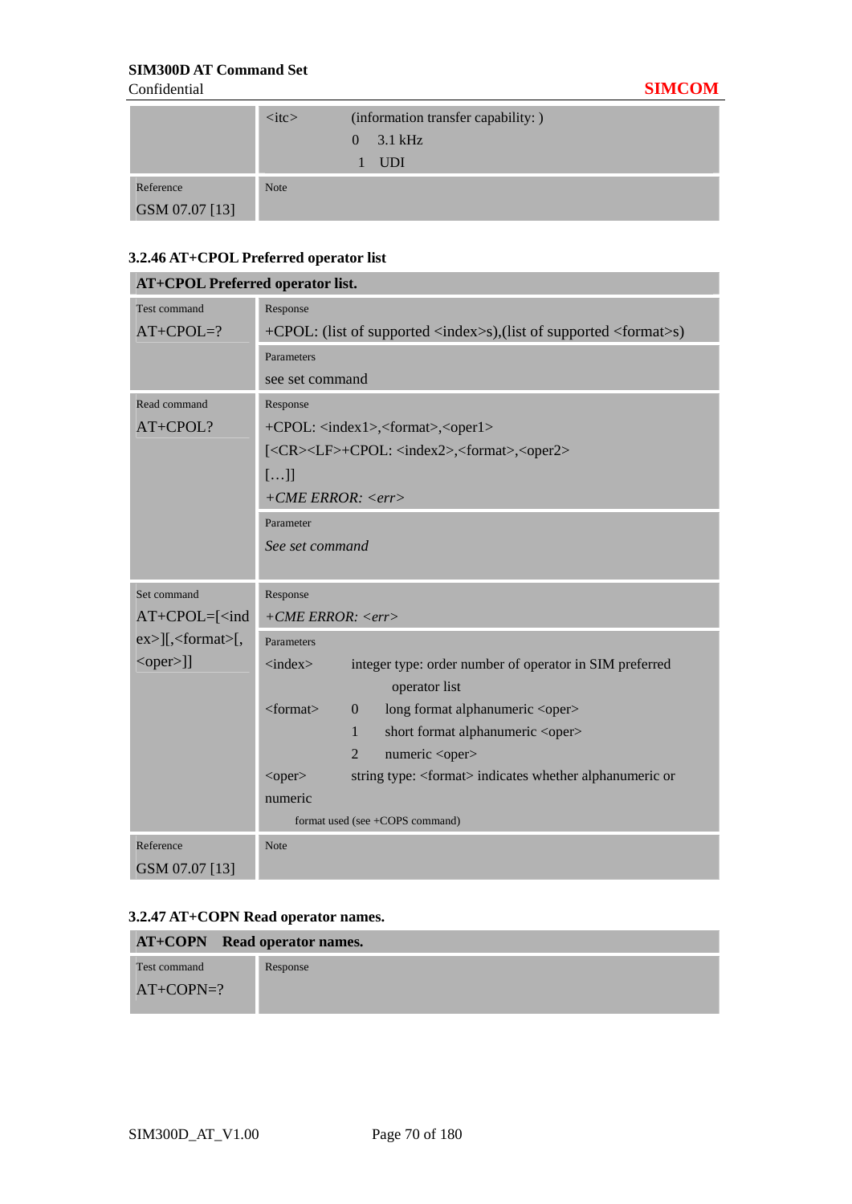| | | |
|---|---|---|
| | <itc> | (information transfer capability: ) |
| | | 0 3.1 kHz |
| | | 1 UDI |
| Reference<br>GSM 07.07 [13] | Note | |

### 3.2.46 AT+CPOL Preferred operator list

| AT+CPOL Preferred operator list. | |
|---|---|
| Test command<br>AT+CPOL=? | Response<br>+CPOL: (list of supported <index>s),(list of supported <format>s) |
| | Parameters<br>see set command |
| Read command<br>AT+CPOL? | Response<br>+CPOL: <index1>,<format>,<oper1><br>[<CR><LF>+CPOL: <index2>,<format>,<oper2><br>[…]]<br>*+CME ERROR: <err>* |
| | Parameter<br>*See set command* |
| Set command<br>AT+CPOL=[<index>][,<format>[,<oper>]] | Response<br>*+CME ERROR: <err>* |
| | Parameters<br><index> integer type: order number of operator in SIM preferred operator list<br><format> 0 long format alphanumeric <oper><br>1 short format alphanumeric <oper><br>2 numeric <oper><br><oper> string type: <format> indicates whether alphanumeric or numeric<br>format used (see +COPS command) |
| Reference<br>GSM 07.07 [13] | Note |

### 3.2.47 AT+COPN Read operator names.

| AT+COPN Read operator names. | |
|---|---|
| Test command<br>AT+COPN=? | Response |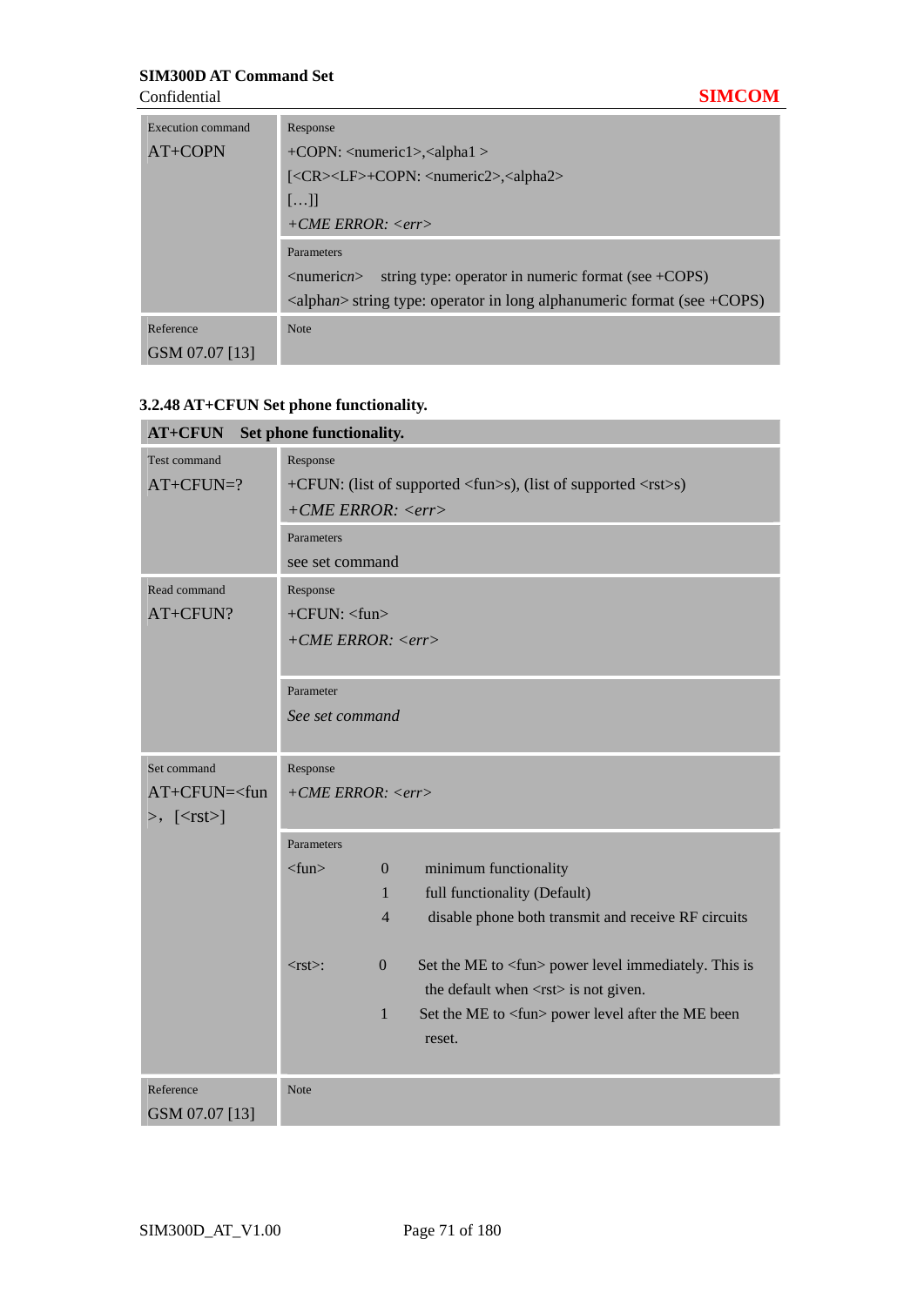| Execution command<br>AT+COPN | Response<br>+COPN: <numeric1>,<alpha1 ><br>[<CR><LF>+COPN: <numeric2>,<alpha2><br>[…]]<br>*+CME ERROR: <err>* |
|---|---|
| | Parameters<br><numeric*n*> string type: operator in numeric format (see +COPS)<br><alpha*n*> string type: operator in long alphanumeric format (see +COPS) |
| Reference<br>GSM 07.07 [13] | Note |

### 3.2.48 AT+CFUN Set phone functionality.

| **AT+CFUN Set phone functionality.** | |
|---|---|
| Test command<br>AT+CFUN=? | Response<br>+CFUN: (list of supported <fun>s), (list of supported <rst>s)<br>*+CME ERROR: <err>* |
| | Parameters<br>see set command |
| Read command<br>AT+CFUN? | Response<br>+CFUN: <fun><br>*+CME ERROR: <err>* |
| | Parameter<br>*See set command* |
| Set command<br>AT+CFUN=<fun>, [<rst>] | Response<br>*+CME ERROR: <err>* |
| | Parameters<br><fun> 0 minimum functionality<br>1 full functionality (Default)<br>4 disable phone both transmit and receive RF circuits<br><br><rst>: 0 Set the ME to <fun> power level immediately. This is the default when <rst> is not given.<br>1 Set the ME to <fun> power level after the ME been reset. |
| Reference<br>GSM 07.07 [13] | Note |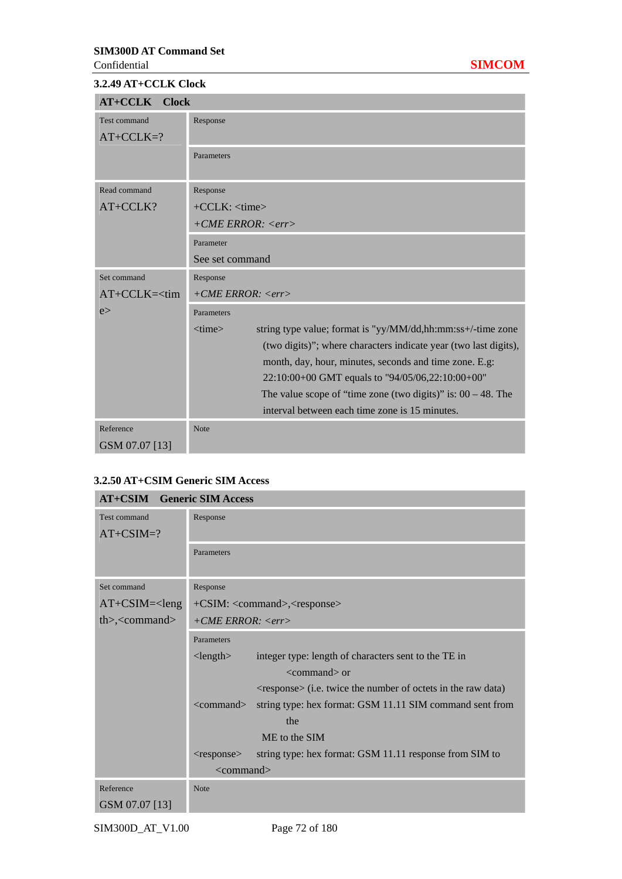### 3.2.49 AT+CCLK Clock

| **AT+CCLK Clock** | |
|---|---|
| Test command<br>AT+CCLK=? | Response |
| | Parameters |
| Read command<br>AT+CCLK? | Response<br>+CCLK: <time><br>*+CME ERROR: <err>* |
| | Parameter<br>See set command |
| Set command<br>AT+CCLK=<time> | Response<br>*+CME ERROR: <err>* |
| | Parameters<br><time> string type value; format is "yy/MM/dd,hh:mm:ss+/-time zone (two digits)"; where characters indicate year (two last digits), month, day, hour, minutes, seconds and time zone. E.g: 22:10:00+00 GMT equals to "94/05/06,22:10:00+00"<br>The value scope of "time zone (two digits)" is: 00 – 48. The interval between each time zone is 15 minutes. |
| Reference<br>GSM 07.07 [13] | Note |

### 3.2.50 AT+CSIM Generic SIM Access

| **AT+CSIM Generic SIM Access** | |
|---|---|
| Test command<br>AT+CSIM=? | Response |
| | Parameters |
| Set command<br>AT+CSIM=<length>,<command> | Response<br>+CSIM: <command>,<response><br>*+CME ERROR: <err>* |
| | Parameters<br><length> integer type: length of characters sent to the TE in <command> or <response> (i.e. twice the number of octets in the raw data)<br><command> string type: hex format: GSM 11.11 SIM command sent from the ME to the SIM<br><response> string type: hex format: GSM 11.11 response from SIM to <command> |
| Reference<br>GSM 07.07 [13] | Note |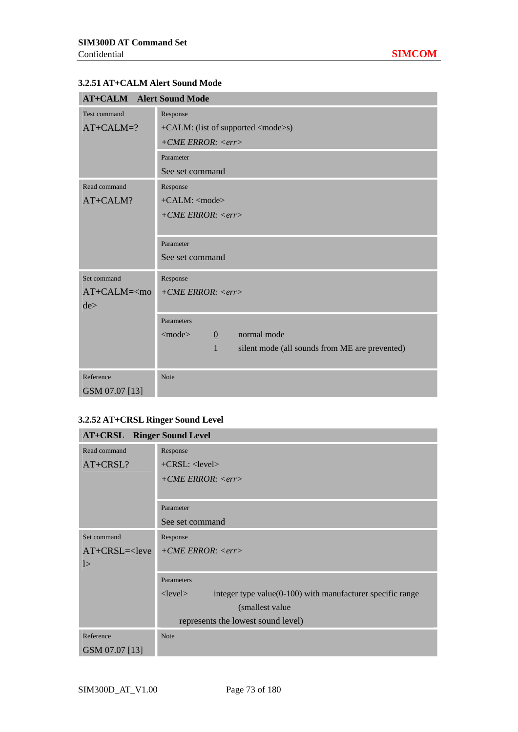### 3.2.51 AT+CALM Alert Sound Mode

| **AT+CALM Alert Sound Mode** | |
|---|---|
| Test command<br>AT+CALM=? | Response<br>+CALM: (list of supported <mode>s)<br>*+CME ERROR: <err>* |
| | Parameter<br>See set command |
| Read command<br>AT+CALM? | Response<br>+CALM: <mode><br>*+CME ERROR: <err>* |
| | Parameter<br>See set command |
| Set command<br>AT+CALM=<mode> | Response<br>*+CME ERROR: <err>* |
| | Parameters<br><mode> <u>0</u> normal mode<br>1 silent mode (all sounds from ME are prevented) |
| Reference<br>GSM 07.07 [13] | Note |

### 3.2.52 AT+CRSL Ringer Sound Level

| **AT+CRSL Ringer Sound Level** | |
|---|---|
| Read command<br>AT+CRSL? | Response<br>+CRSL: <level><br>*+CME ERROR: <err>* |
| | Parameter<br>See set command |
| Set command<br>AT+CRSL=<level> | Response<br>*+CME ERROR: <err>* |
| | Parameters<br><level> integer type value(0-100) with manufacturer specific range (smallest value represents the lowest sound level) |
| Reference<br>GSM 07.07 [13] | Note |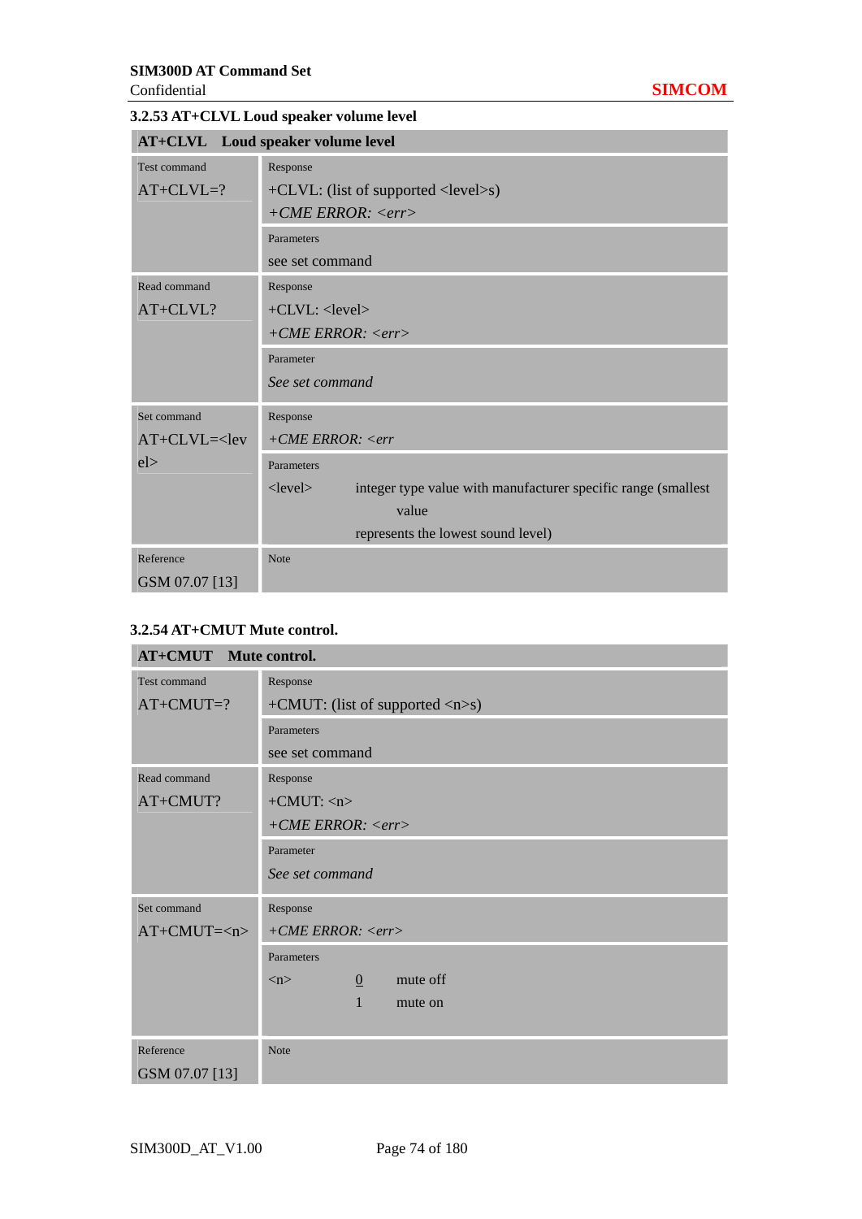### 3.2.53 AT+CLVL Loud speaker volume level

| AT+CLVL Loud speaker volume level | |
|---|---|
| Test command<br>AT+CLVL=? | Response<br>+CLVL: (list of supported <level>s)<br>*+CME ERROR: <err>*<br><br>Parameters<br>see set command |
| Read command<br>AT+CLVL? | Response<br>+CLVL: <level><br>*+CME ERROR: <err>*<br><br>Parameter<br>*See set command* |
| Set command<br>AT+CLVL=<level> | Response<br>*+CME ERROR: <err*<br><br>Parameters<br><level> integer type value with manufacturer specific range (smallest value represents the lowest sound level) |
| Reference<br>GSM 07.07 [13] | Note |

### 3.2.54 AT+CMUT Mute control.

| AT+CMUT Mute control. | |
|---|---|
| Test command<br>AT+CMUT=? | Response<br>+CMUT: (list of supported <n>s)<br><br>Parameters<br>see set command |
| Read command<br>AT+CMUT? | Response<br>+CMUT: <n><br>*+CME ERROR: <err>*<br><br>Parameter<br>*See set command* |
| Set command<br>AT+CMUT=<n> | Response<br>*+CME ERROR: <err>*<br><br>Parameters<br><n> <u>0</u> mute off<br>1 mute on |
| Reference<br>GSM 07.07 [13] | Note |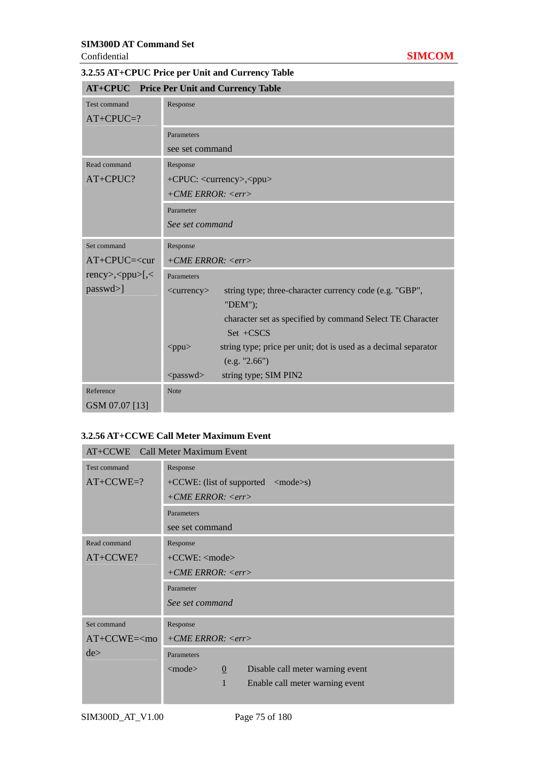### 3.2.55 AT+CPUC Price per Unit and Currency Table

| **AT+CPUC** | **Price Per Unit and Currency Table** |
|---|---|
| Test command<br>AT+CPUC=? | Response |
| | Parameters<br>see set command |
| Read command<br>AT+CPUC? | Response<br>+CPUC: <currency>,<ppu><br>*+CME ERROR: <err>* |
| | Parameter<br>*See set command* |
| Set command<br>AT+CPUC=<currency>,<ppu>[,<passwd>] | Response<br>*+CME ERROR: <err>* |
| | Parameters<br><currency> string type; three-character currency code (e.g. "GBP", "DEM"); character set as specified by command Select TE Character Set +CSCS<br><ppu> string type; price per unit; dot is used as a decimal separator (e.g. "2.66")<br><passwd> string type; SIM PIN2 |
| Reference<br>GSM 07.07 [13] | Note |

### 3.2.56 AT+CCWE Call Meter Maximum Event

| AT+CCWE | Call Meter Maximum Event |
|---|---|
| Test command<br>AT+CCWE=? | Response<br>+CCWE: (list of supported <mode>s)<br>*+CME ERROR: <err>* |
| | Parameters<br>see set command |
| Read command<br>AT+CCWE? | Response<br>+CCWE: <mode><br>*+CME ERROR: <err>* |
| | Parameter<br>*See set command* |
| Set command<br>AT+CCWE=<mode> | Response<br>*+CME ERROR: <err>* |
| | Parameters<br><mode> <u>0</u> Disable call meter warning event<br>1 Enable call meter warning event |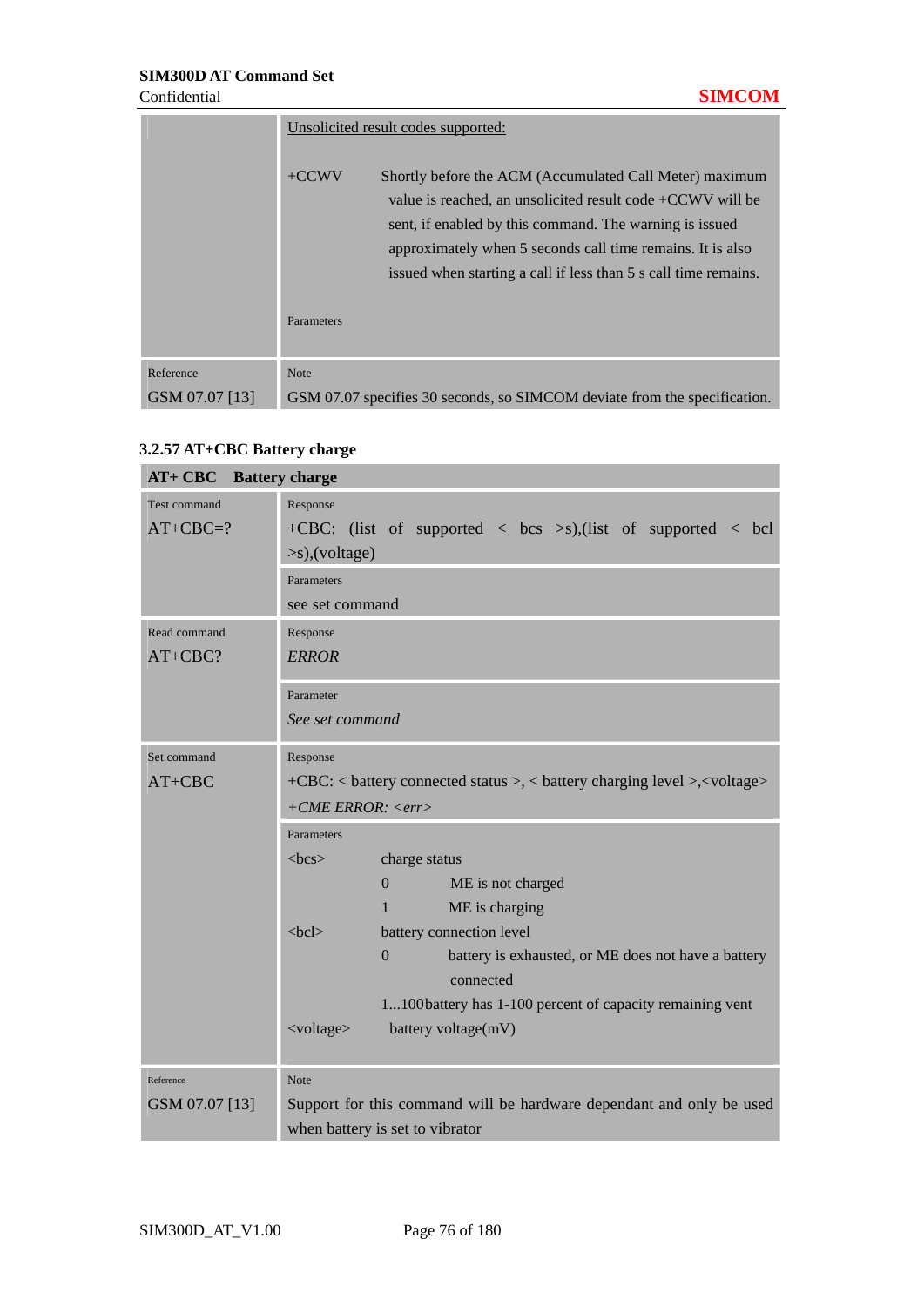| | Unsolicited result codes supported:<br><br>+CCWV Shortly before the ACM (Accumulated Call Meter) maximum value is reached, an unsolicited result code +CCWV will be sent, if enabled by this command. The warning is issued approximately when 5 seconds call time remains. It is also issued when starting a call if less than 5 s call time remains.<br><br>Parameters |
|---|---|
| Reference<br>GSM 07.07 [13] | Note<br>GSM 07.07 specifies 30 seconds, so SIMCOM deviate from the specification. |

### 3.2.57 AT+CBC Battery charge

| **AT+ CBC Battery charge** | |
|---|---|
| Test command<br>AT+CBC=? | Response<br>+CBC: (list of supported < bcs >s),(list of supported < bcl >s),(voltage) |
| | Parameters<br>see set command |
| Read command<br>AT+CBC? | Response<br>*ERROR* |
| | Parameter<br>*See set command* |
| Set command<br>AT+CBC | Response<br>+CBC: < battery connected status >, < battery charging level >,<voltage><br>*+CME ERROR: <err>* |
| | Parameters<br><bcs> charge status<br>0 ME is not charged<br>1 ME is charging<br><bcl> battery connection level<br>0 battery is exhausted, or ME does not have a battery connected<br>1...100battery has 1-100 percent of capacity remaining vent<br><voltage> battery voltage(mV) |
| Reference<br>GSM 07.07 [13] | Note<br>Support for this command will be hardware dependant and only be used when battery is set to vibrator |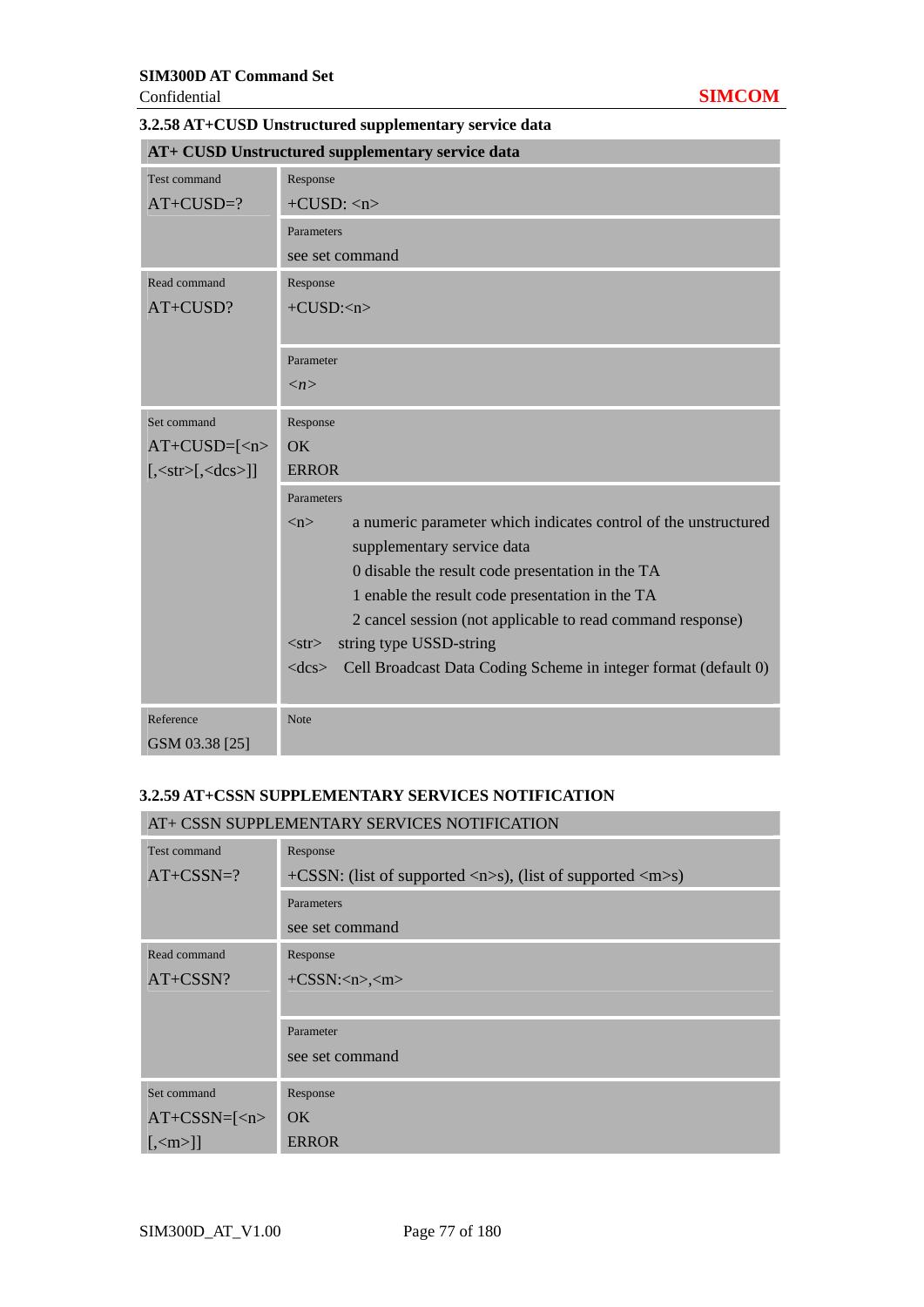### 3.2.58 AT+CUSD Unstructured supplementary service data

| AT+ CUSD Unstructured supplementary service data | |
|---|---|
| Test command<br>AT+CUSD=? | Response<br>+CUSD: <n> |
| | Parameters<br>see set command |
| Read command<br>AT+CUSD? | Response<br>+CUSD:<n> |
| | Parameter<br>*<n>* |
| Set command<br>AT+CUSD=[<n>[,<str>[,<dcs>]] | Response<br>OK<br>ERROR |
| | Parameters<br><n> a numeric parameter which indicates control of the unstructured supplementary service data<br>0 disable the result code presentation in the TA<br>1 enable the result code presentation in the TA<br>2 cancel session (not applicable to read command response)<br><str> string type USSD-string<br><dcs> Cell Broadcast Data Coding Scheme in integer format (default 0) |
| Reference<br>GSM 03.38 [25] | Note |

### 3.2.59 AT+CSSN SUPPLEMENTARY SERVICES NOTIFICATION

| AT+ CSSN SUPPLEMENTARY SERVICES NOTIFICATION | |
|---|---|
| Test command<br>AT+CSSN=? | Response<br>+CSSN: (list of supported <n>s), (list of supported <m>s) |
| | Parameters<br>see set command |
| Read command<br>AT+CSSN? | Response<br>+CSSN:<n>,<m> |
| | Parameter<br>see set command |
| Set command<br>AT+CSSN=[<n>[,<m>]] | Response<br>OK<br>ERROR |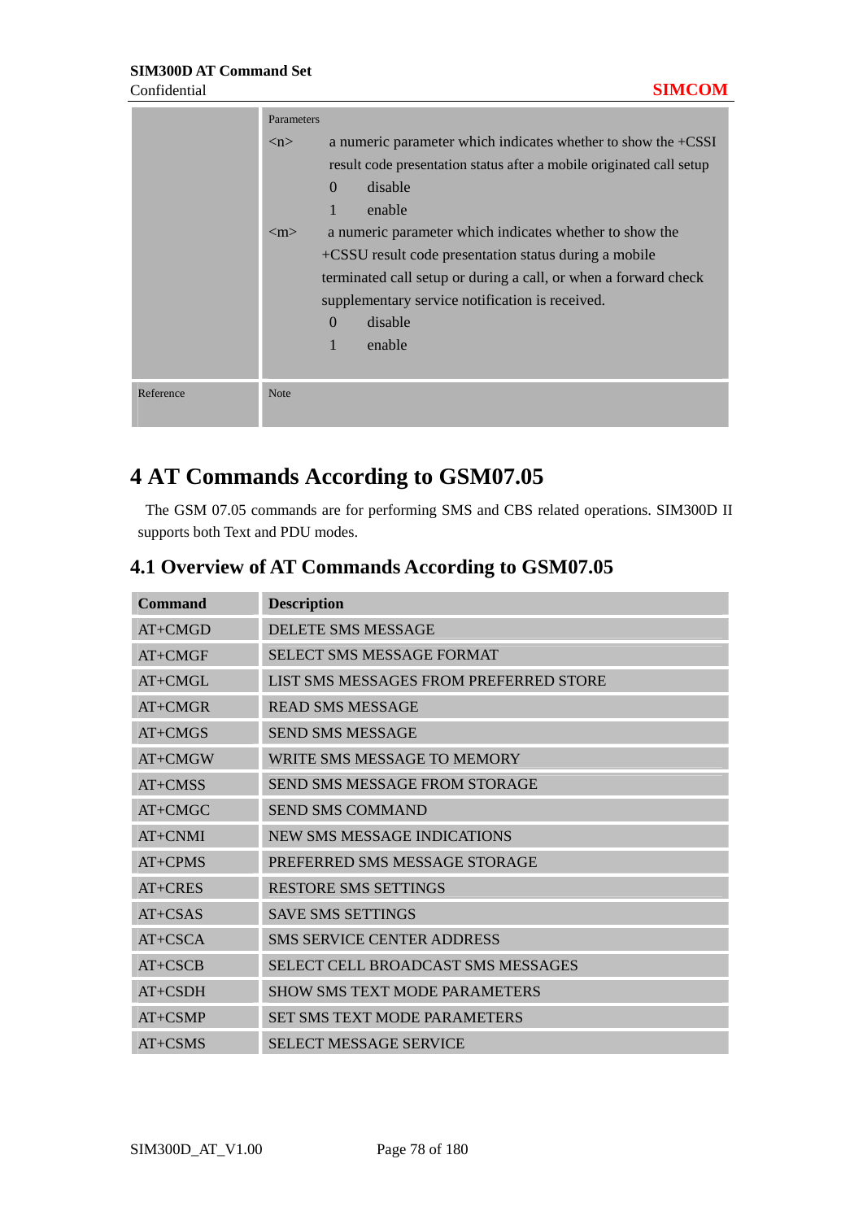| | Parameters<br><n> a numeric parameter which indicates whether to show the +CSSI result code presentation status after a mobile originated call setup<br>0 disable<br>1 enable<br><m> a numeric parameter which indicates whether to show the +CSSU result code presentation status during a mobile terminated call setup or during a call, or when a forward check supplementary service notification is received.<br>0 disable<br>1 enable |
|---|---|
| Reference | Note |

# 4 AT Commands According to GSM07.05

The GSM 07.05 commands are for performing SMS and CBS related operations. SIM300D II supports both Text and PDU modes.

## 4.1 Overview of AT Commands According to GSM07.05

| Command | Description |
|---|---|
| AT+CMGD | DELETE SMS MESSAGE |
| AT+CMGF | SELECT SMS MESSAGE FORMAT |
| AT+CMGL | LIST SMS MESSAGES FROM PREFERRED STORE |
| AT+CMGR | READ SMS MESSAGE |
| AT+CMGS | SEND SMS MESSAGE |
| AT+CMGW | WRITE SMS MESSAGE TO MEMORY |
| AT+CMSS | SEND SMS MESSAGE FROM STORAGE |
| AT+CMGC | SEND SMS COMMAND |
| AT+CNMI | NEW SMS MESSAGE INDICATIONS |
| AT+CPMS | PREFERRED SMS MESSAGE STORAGE |
| AT+CRES | RESTORE SMS SETTINGS |
| AT+CSAS | SAVE SMS SETTINGS |
| AT+CSCA | SMS SERVICE CENTER ADDRESS |
| AT+CSCB | SELECT CELL BROADCAST SMS MESSAGES |
| AT+CSDH | SHOW SMS TEXT MODE PARAMETERS |
| AT+CSMP | SET SMS TEXT MODE PARAMETERS |
| AT+CSMS | SELECT MESSAGE SERVICE |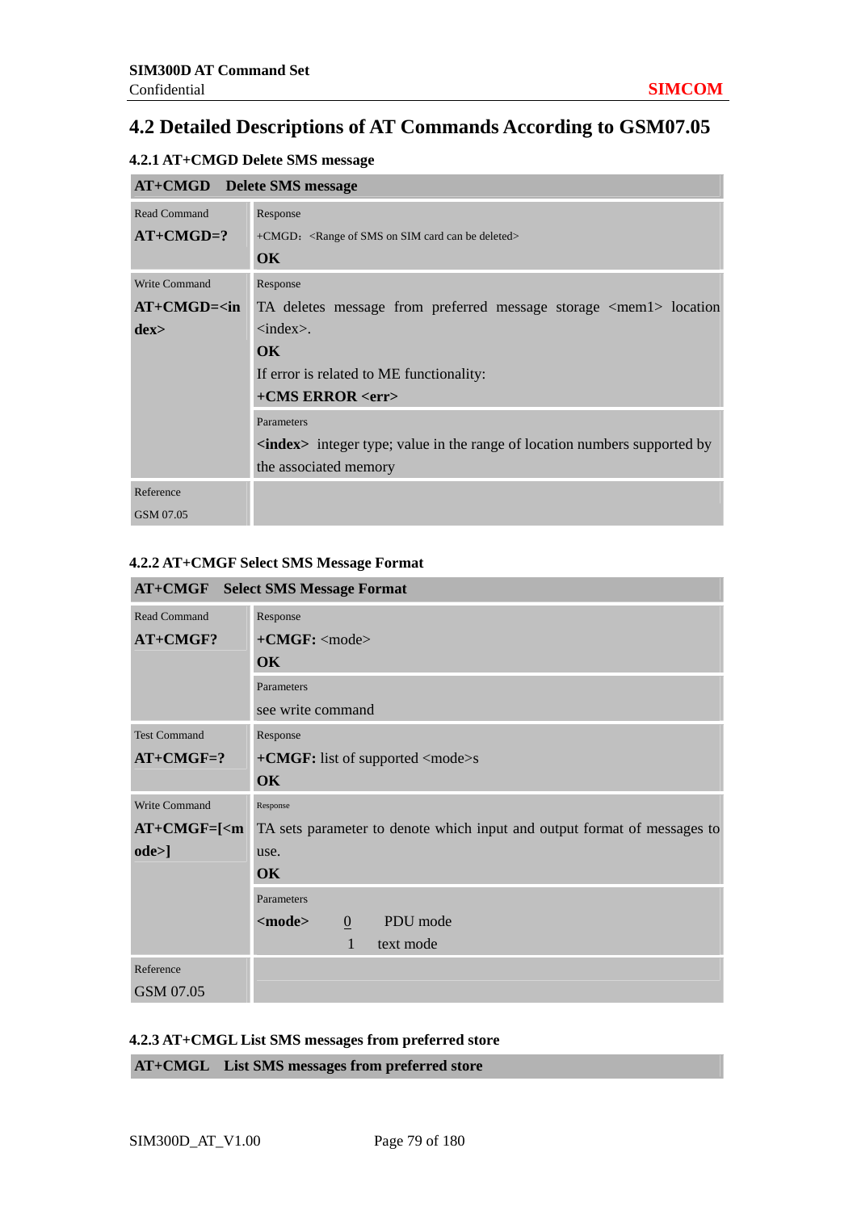## 4.2 Detailed Descriptions of AT Commands According to GSM07.05

### 4.2.1 AT+CMGD Delete SMS message

| **AT+CMGD Delete SMS message** | |
|---|---|
| Read Command<br>**AT+CMGD=?** | Response<br>+CMGD: <Range of SMS on SIM card can be deleted><br>**OK** |
| Write Command<br>**AT+CMGD=<index>** | Response<br>TA deletes message from preferred message storage <mem1> location <index>.<br>**OK**<br>If error is related to ME functionality:<br>**+CMS ERROR <err>** |
| | Parameters<br>**<index>** integer type; value in the range of location numbers supported by the associated memory |
| Reference<br>GSM 07.05 | |

### 4.2.2 AT+CMGF Select SMS Message Format

| **AT+CMGF Select SMS Message Format** | |
|---|---|
| Read Command<br>**AT+CMGF?** | Response<br>**+CMGF:** <mode><br>**OK** |
| | Parameters<br>see write command |
| Test Command<br>**AT+CMGF=?** | Response<br>**+CMGF:** list of supported <mode>s<br>**OK** |
| Write Command<br>**AT+CMGF=[<mode>]** | Response<br>TA sets parameter to denote which input and output format of messages to use.<br>**OK** |
| | Parameters<br>**<mode>** 0 PDU mode<br>1 text mode |
| Reference<br>GSM 07.05 | |

### 4.2.3 AT+CMGL List SMS messages from preferred store

| **AT+CMGL List SMS messages from preferred store** |
|---|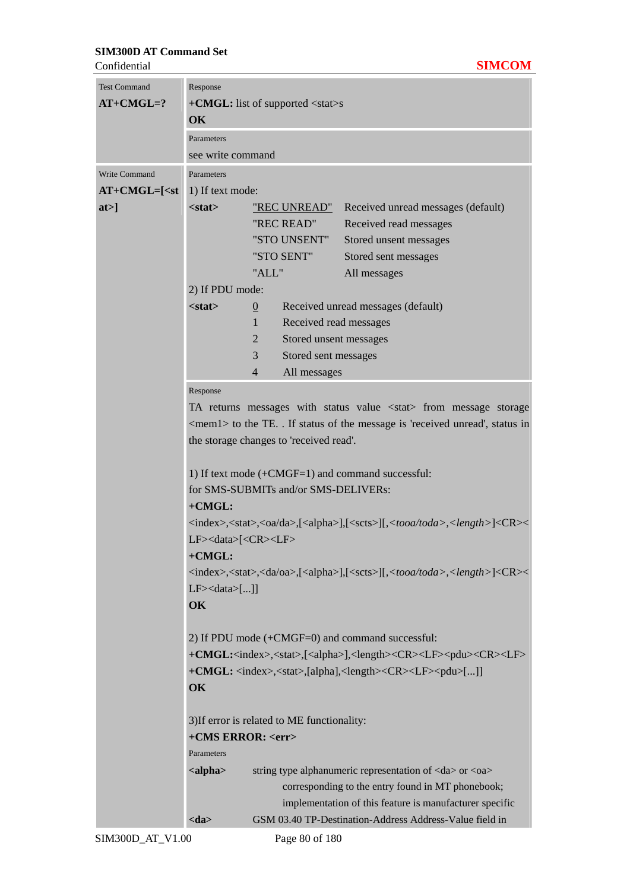| Test Command<br>**AT+CMGL=?** | Response<br>**+CMGL:** list of supported <stat>s<br>**OK**<br><br>Parameters<br>see write command |
|---|---|
| Write Command<br>**AT+CMGL=[<stat>]** | Parameters<br>1) If text mode:<br>**<stat>** "REC UNREAD" Received unread messages (default)<br>"REC READ" Received read messages<br>"STO UNSENT" Stored unsent messages<br>"STO SENT" Stored sent messages<br>"ALL" All messages<br>2) If PDU mode:<br>**<stat>** 0 Received unread messages (default)<br>1 Received read messages<br>2 Stored unsent messages<br>3 Stored sent messages<br>4 All messages<br><br>Response<br>TA returns messages with status value <stat> from message storage <mem1> to the TE. . If status of the message is 'received unread', status in the storage changes to 'received read'.<br><br>1) If text mode (+CMGF=1) and command successful:<br>for SMS-SUBMITs and/or SMS-DELIVERs:<br>**+CMGL:** <index>,<stat>,<oa/da>,[<alpha>],[<scts>][,*<tooa/toda>*,*<length>*]<CR><LF><data>[<CR><LF><br>**+CMGL:** <index>,<stat>,<da/oa>,[<alpha>],[<scts>][,*<tooa/toda>*,*<length>*]<CR><LF><data>[...]]<br>**OK**<br><br>2) If PDU mode (+CMGF=0) and command successful:<br>**+CMGL:**<index>,<stat>,[<alpha>],<length><CR><LF><pdu><CR><LF><br>**+CMGL:** <index>,<stat>,[alpha],<length><CR><LF><pdu>[...]]<br>**OK**<br><br>3)If error is related to ME functionality:<br>**+CMS ERROR: <err>**<br>Parameters<br>**<alpha>** string type alphanumeric representation of <da> or <oa> corresponding to the entry found in MT phonebook; implementation of this feature is manufacturer specific<br>**<da>** GSM 03.40 TP-Destination-Address Address-Value field in |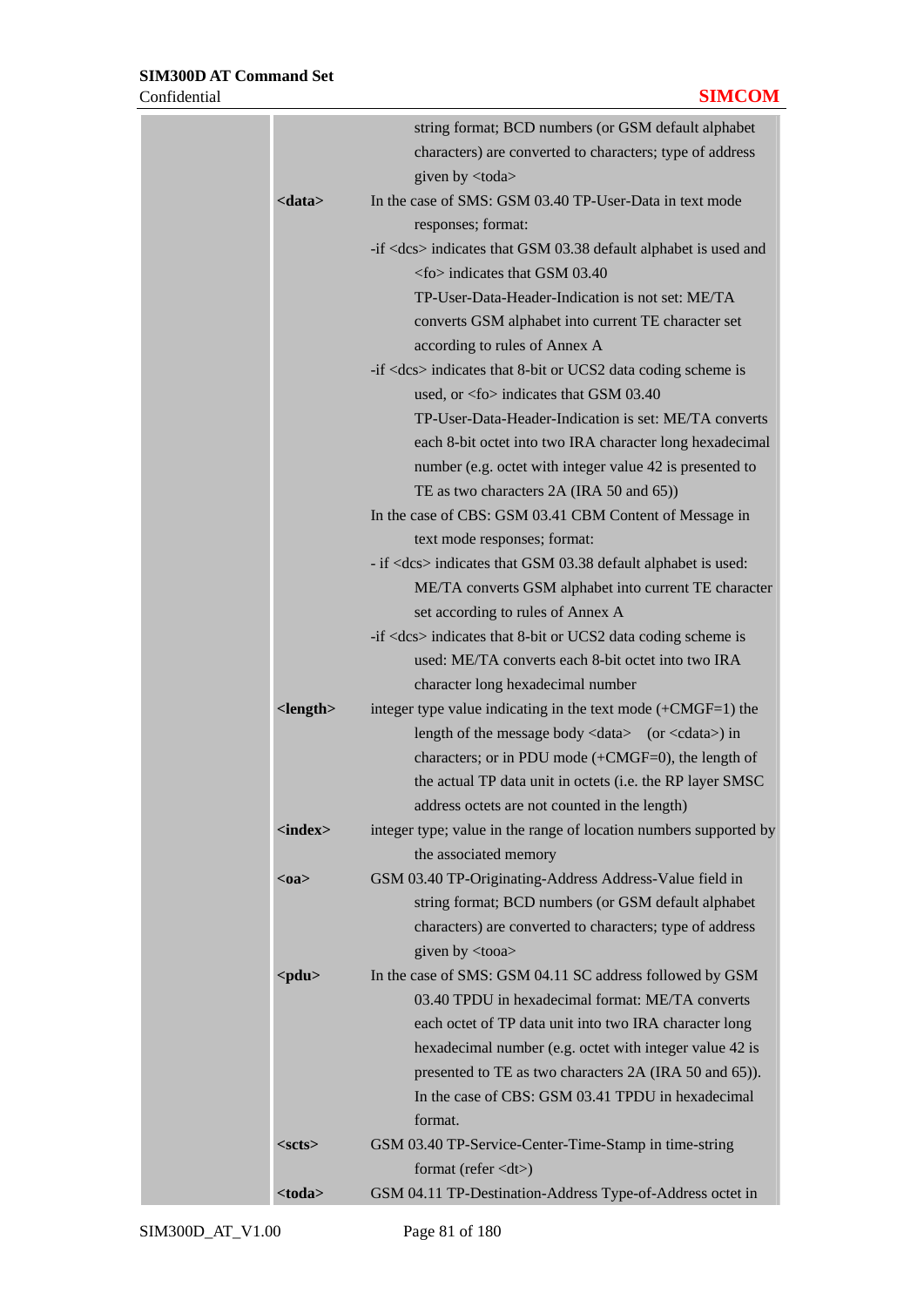| | | |
|---|---|---|
| | | string format; BCD numbers (or GSM default alphabet characters) are converted to characters; type of address given by <toda> |
| | **<data>** | In the case of SMS: GSM 03.40 TP-User-Data in text mode responses; format:<br>-if <dcs> indicates that GSM 03.38 default alphabet is used and <fo> indicates that GSM 03.40 TP-User-Data-Header-Indication is not set: ME/TA converts GSM alphabet into current TE character set according to rules of Annex A<br>-if <dcs> indicates that 8-bit or UCS2 data coding scheme is used, or <fo> indicates that GSM 03.40 TP-User-Data-Header-Indication is set: ME/TA converts each 8-bit octet into two IRA character long hexadecimal number (e.g. octet with integer value 42 is presented to TE as two characters 2A (IRA 50 and 65))<br>In the case of CBS: GSM 03.41 CBM Content of Message in text mode responses; format:<br>- if <dcs> indicates that GSM 03.38 default alphabet is used: ME/TA converts GSM alphabet into current TE character set according to rules of Annex A<br>-if <dcs> indicates that 8-bit or UCS2 data coding scheme is used: ME/TA converts each 8-bit octet into two IRA character long hexadecimal number |
| | **<length>** | integer type value indicating in the text mode (+CMGF=1) the length of the message body <data> (or <cdata>) in characters; or in PDU mode (+CMGF=0), the length of the actual TP data unit in octets (i.e. the RP layer SMSC address octets are not counted in the length) |
| | **<index>** | integer type; value in the range of location numbers supported by the associated memory |
| | **<oa>** | GSM 03.40 TP-Originating-Address Address-Value field in string format; BCD numbers (or GSM default alphabet characters) are converted to characters; type of address given by <tooa> |
| | **<pdu>** | In the case of SMS: GSM 04.11 SC address followed by GSM 03.40 TPDU in hexadecimal format: ME/TA converts each octet of TP data unit into two IRA character long hexadecimal number (e.g. octet with integer value 42 is presented to TE as two characters 2A (IRA 50 and 65)). In the case of CBS: GSM 03.41 TPDU in hexadecimal format. |
| | **<scts>** | GSM 03.40 TP-Service-Center-Time-Stamp in time-string format (refer <dt>) |
| | **<toda>** | GSM 04.11 TP-Destination-Address Type-of-Address octet in |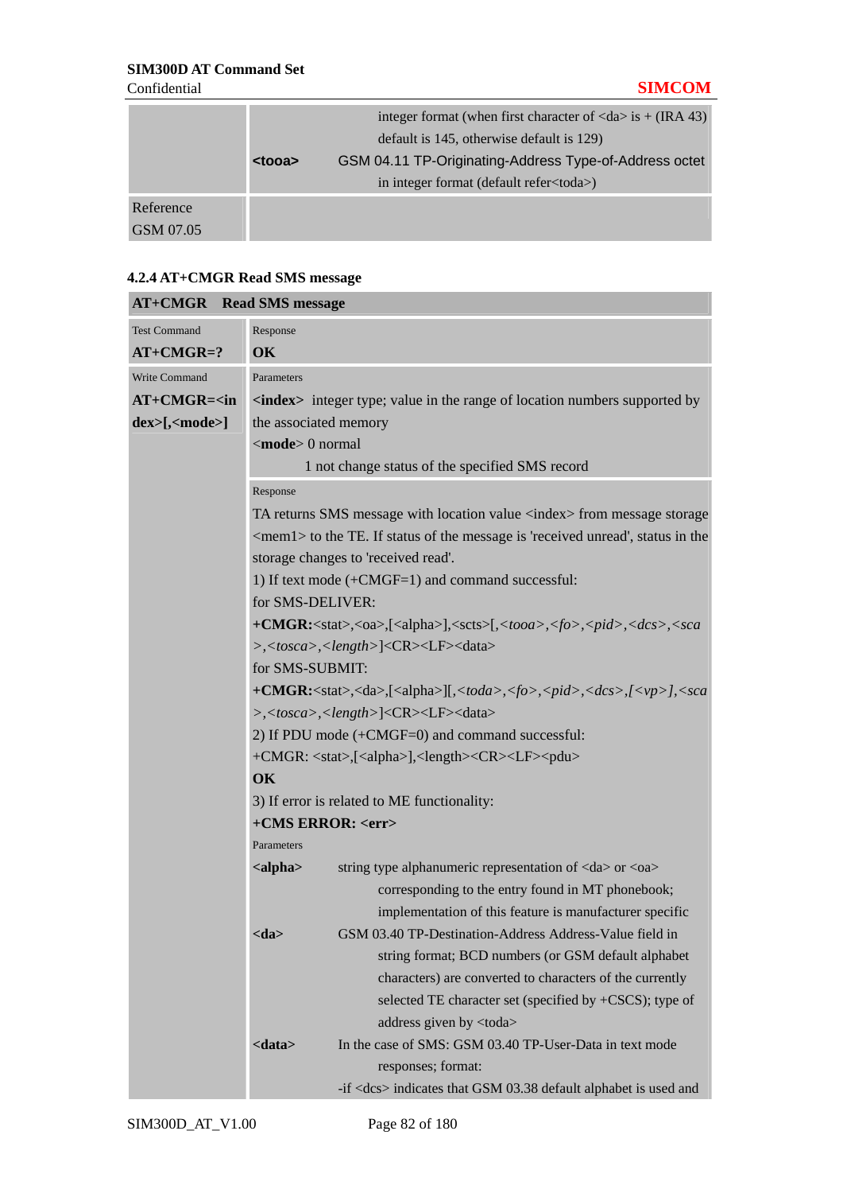| | |
|---|---|
| | integer format (when first character of <da> is + (IRA 43) default is 145, otherwise default is 129)<br>**<tooa>** GSM 04.11 TP-Originating-Address Type-of-Address octet in integer format (default refer<toda>) |
| Reference<br>GSM 07.05 | |

### 4.2.4 AT+CMGR Read SMS message

| **AT+CMGR Read SMS message** | |
|---|---|
| Test Command<br>**AT+CMGR=?** | Response<br>**OK** |
| Write Command<br>**AT+CMGR=<index>[,<mode>]** | Parameters<br>**<index>** integer type; value in the range of location numbers supported by the associated memory<br>**<mode>** 0 normal<br>1 not change status of the specified SMS record |
| | Response<br>TA returns SMS message with location value <index> from message storage <mem1> to the TE. If status of the message is 'received unread', status in the storage changes to 'received read'.<br>1) If text mode (+CMGF=1) and command successful:<br>for SMS-DELIVER:<br>**+CMGR:**<stat>,<oa>,[<alpha>],<scts>[,*<tooa>,<fo>,<pid>,<dcs>,<sca>,<tosca>,<length>*]<CR><LF><data><br>for SMS-SUBMIT:<br>**+CMGR:**<stat>,<da>,[<alpha>][,*<toda>,<fo>,<pid>,<dcs>,[<vp>],<sca>,<tosca>,<length>*]<CR><LF><data><br>2) If PDU mode (+CMGF=0) and command successful:<br>+CMGR: <stat>,[<alpha>],<length><CR><LF><pdu><br>**OK**<br>3) If error is related to ME functionality:<br>**+CMS ERROR: <err>**<br>Parameters<br>**<alpha>** string type alphanumeric representation of <da> or <oa> corresponding to the entry found in MT phonebook; implementation of this feature is manufacturer specific<br>**<da>** GSM 03.40 TP-Destination-Address Address-Value field in string format; BCD numbers (or GSM default alphabet characters) are converted to characters of the currently selected TE character set (specified by +CSCS); type of address given by <toda><br>**<data>** In the case of SMS: GSM 03.40 TP-User-Data in text mode responses; format:<br>-if <dcs> indicates that GSM 03.38 default alphabet is used and |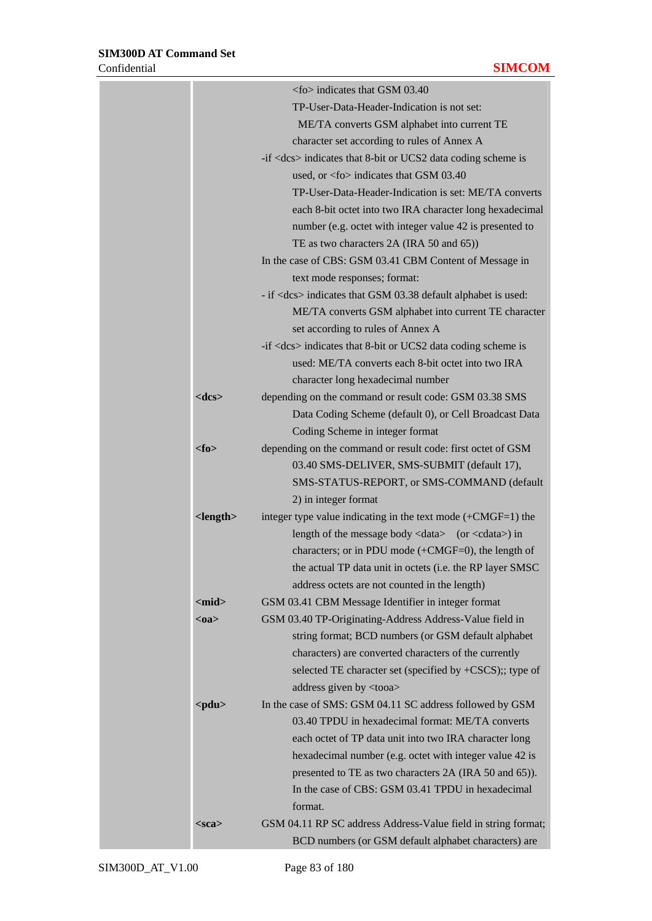| | | |
|---|---|---|
| | | <fo> indicates that GSM 03.40 TP-User-Data-Header-Indication is not set: ME/TA converts GSM alphabet into current TE character set according to rules of Annex A<br>-if <dcs> indicates that 8-bit or UCS2 data coding scheme is used, or <fo> indicates that GSM 03.40 TP-User-Data-Header-Indication is set: ME/TA converts each 8-bit octet into two IRA character long hexadecimal number (e.g. octet with integer value 42 is presented to TE as two characters 2A (IRA 50 and 65))<br>In the case of CBS: GSM 03.41 CBM Content of Message in text mode responses; format:<br>- if <dcs> indicates that GSM 03.38 default alphabet is used: ME/TA converts GSM alphabet into current TE character set according to rules of Annex A<br>-if <dcs> indicates that 8-bit or UCS2 data coding scheme is used: ME/TA converts each 8-bit octet into two IRA character long hexadecimal number |
| | **<dcs>** | depending on the command or result code: GSM 03.38 SMS Data Coding Scheme (default 0), or Cell Broadcast Data Coding Scheme in integer format |
| | **<fo>** | depending on the command or result code: first octet of GSM 03.40 SMS-DELIVER, SMS-SUBMIT (default 17), SMS-STATUS-REPORT, or SMS-COMMAND (default 2) in integer format |
| | **<length>** | integer type value indicating in the text mode (+CMGF=1) the length of the message body <data> (or <cdata>) in characters; or in PDU mode (+CMGF=0), the length of the actual TP data unit in octets (i.e. the RP layer SMSC address octets are not counted in the length) |
| | **<mid>** | GSM 03.41 CBM Message Identifier in integer format |
| | **<oa>** | GSM 03.40 TP-Originating-Address Address-Value field in string format; BCD numbers (or GSM default alphabet characters) are converted characters of the currently selected TE character set (specified by +CSCS);; type of address given by <tooa> |
| | **<pdu>** | In the case of SMS: GSM 04.11 SC address followed by GSM 03.40 TPDU in hexadecimal format: ME/TA converts each octet of TP data unit into two IRA character long hexadecimal number (e.g. octet with integer value 42 is presented to TE as two characters 2A (IRA 50 and 65)). In the case of CBS: GSM 03.41 TPDU in hexadecimal format. |
| | **<sca>** | GSM 04.11 RP SC address Address-Value field in string format; BCD numbers (or GSM default alphabet characters) are |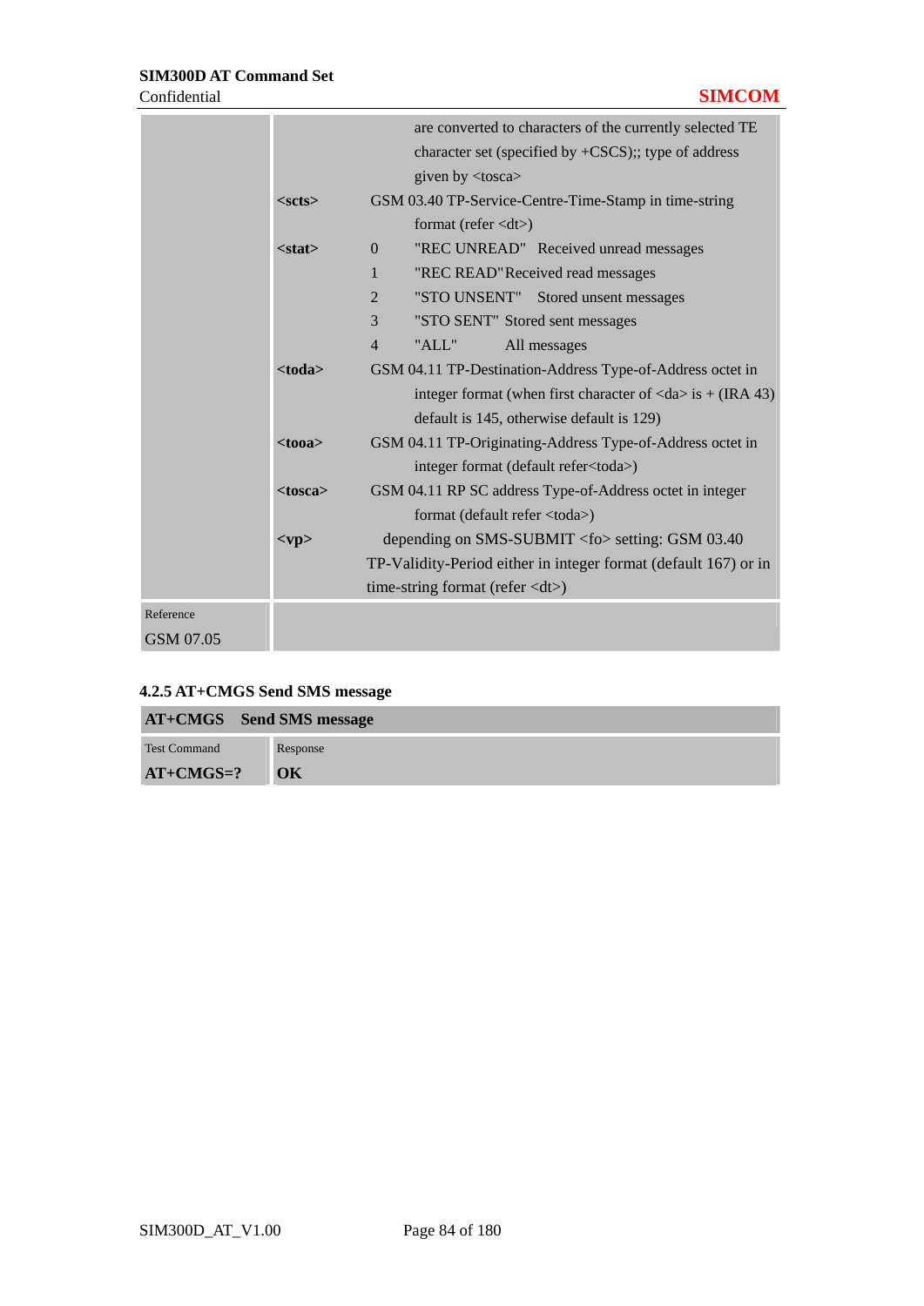| | | |
|---|---|---|
| | | are converted to characters of the currently selected TE character set (specified by +CSCS);; type of address given by <tosca> |
| | **<scts>** | GSM 03.40 TP-Service-Centre-Time-Stamp in time-string format (refer <dt>) |
| | **<stat>** | 0 "REC UNREAD" Received unread messages<br>1 "REC READ" Received read messages<br>2 "STO UNSENT" Stored unsent messages<br>3 "STO SENT" Stored sent messages<br>4 "ALL" All messages |
| | **<toda>** | GSM 04.11 TP-Destination-Address Type-of-Address octet in integer format (when first character of <da> is + (IRA 43) default is 145, otherwise default is 129) |
| | **<tooa>** | GSM 04.11 TP-Originating-Address Type-of-Address octet in integer format (default refer<toda>) |
| | **<tosca>** | GSM 04.11 RP SC address Type-of-Address octet in integer format (default refer <toda>) |
| | **<vp>** | depending on SMS-SUBMIT <fo> setting: GSM 03.40 TP-Validity-Period either in integer format (default 167) or in time-string format (refer <dt>) |
| Reference<br>GSM 07.05 | | |

### 4.2.5 AT+CMGS Send SMS message

| **AT+CMGS Send SMS message** | |
|---|---|
| Test Command<br>**AT+CMGS=?** | Response<br>**OK** |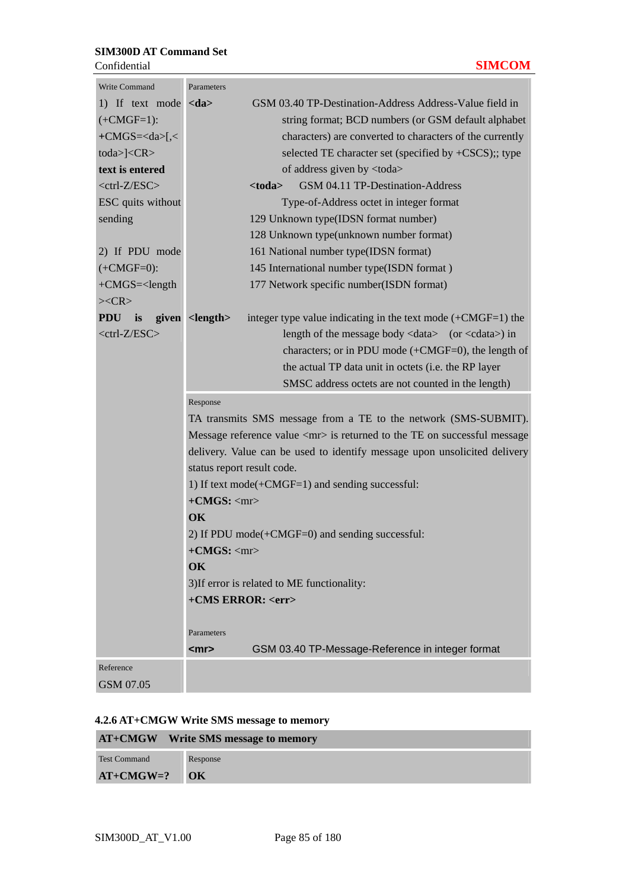| Write Command | Parameters |
|---|---|
| 1) If text mode (+CMGF=1): **+CMGS=<da>[,<toda>]<CR> text is entered** <ctrl-Z/ESC> ESC quits without sending<br><br>2) If PDU mode (+CMGF=0): +CMGS=<length><CR> **PDU is given** <ctrl-Z/ESC> | **<da>** GSM 03.40 TP-Destination-Address Address-Value field in string format; BCD numbers (or GSM default alphabet characters) are converted to characters of the currently selected TE character set (specified by +CSCS);; type of address given by <toda><br>**<toda>** GSM 04.11 TP-Destination-Address Type-of-Address octet in integer format<br>129 Unknown type(IDSN format number)<br>128 Unknown type(unknown number format)<br>161 National number type(IDSN format)<br>145 International number type(ISDN format )<br>177 Network specific number(ISDN format)<br>**<length>** integer type value indicating in the text mode (+CMGF=1) the length of the message body <data> (or <cdata>) in characters; or in PDU mode (+CMGF=0), the length of the actual TP data unit in octets (i.e. the RP layer SMSC address octets are not counted in the length) |
| | Response<br>TA transmits SMS message from a TE to the network (SMS-SUBMIT). Message reference value <mr> is returned to the TE on successful message delivery. Value can be used to identify message upon unsolicited delivery status report result code.<br>1) If text mode(+CMGF=1) and sending successful:<br>**+CMGS:** <mr><br>**OK**<br>2) If PDU mode(+CMGF=0) and sending successful:<br>**+CMGS:** <mr><br>**OK**<br>3)If error is related to ME functionality:<br>**+CMS ERROR: <err>**<br><br>Parameters<br>**<mr>** GSM 03.40 TP-Message-Reference in integer format |
| Reference<br>GSM 07.05 | |

### 4.2.6 AT+CMGW Write SMS message to memory

| **AT+CMGW Write SMS message to memory** | |
|---|---|
| Test Command<br>**AT+CMGW=?** | Response<br>**OK** |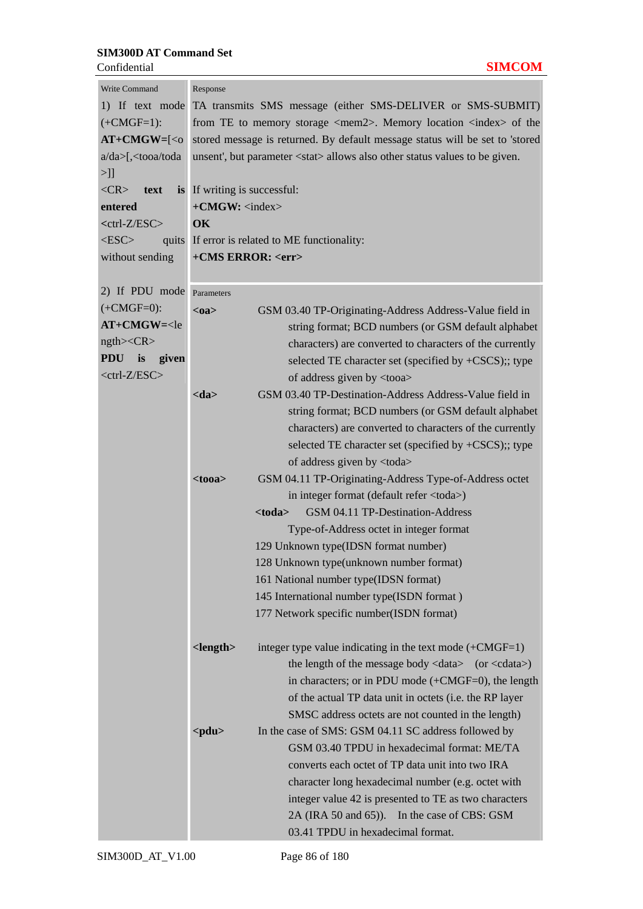| Write Command | Response |
|---|---|
| 1) If text mode (+CMGF=1):<br>**AT+CMGW=**[<oa/da>[,<tooa/toda>]]<br><CR> **text is entered**<br><ctrl-Z/ESC><br><ESC> quits without sending | TA transmits SMS message (either SMS-DELIVER or SMS-SUBMIT) from TE to memory storage <mem2>. Memory location <index> of the stored message is returned. By default message status will be set to 'stored unsent', but parameter <stat> allows also other status values to be given.<br><br>If writing is successful:<br>**+CMGW:** <index><br>**OK**<br>If error is related to ME functionality:<br>**+CMS ERROR: <err>** |
| 2) If PDU mode (+CMGF=0):<br>**AT+CMGW=**<length><CR><br>**PDU is given**<br><ctrl-Z/ESC> | Parameters<br>**<oa>** GSM 03.40 TP-Originating-Address Address-Value field in string format; BCD numbers (or GSM default alphabet characters) are converted to characters of the currently selected TE character set (specified by +CSCS);; type of address given by <tooa><br>**<da>** GSM 03.40 TP-Destination-Address Address-Value field in string format; BCD numbers (or GSM default alphabet characters) are converted to characters of the currently selected TE character set (specified by +CSCS);; type of address given by <toda><br>**<tooa>** GSM 04.11 TP-Originating-Address Type-of-Address octet in integer format (default refer <toda>)<br>**<toda>** GSM 04.11 TP-Destination-Address Type-of-Address octet in integer format<br>129 Unknown type(IDSN format number)<br>128 Unknown type(unknown number format)<br>161 National number type(IDSN format)<br>145 International number type(ISDN format )<br>177 Network specific number(ISDN format)<br><br>**<length>** integer type value indicating in the text mode (+CMGF=1) the length of the message body <data> (or <cdata>) in characters; or in PDU mode (+CMGF=0), the length of the actual TP data unit in octets (i.e. the RP layer SMSC address octets are not counted in the length)<br>**<pdu>** In the case of SMS: GSM 04.11 SC address followed by GSM 03.40 TPDU in hexadecimal format: ME/TA converts each octet of TP data unit into two IRA character long hexadecimal number (e.g. octet with integer value 42 is presented to TE as two characters 2A (IRA 50 and 65)). In the case of CBS: GSM 03.41 TPDU in hexadecimal format. |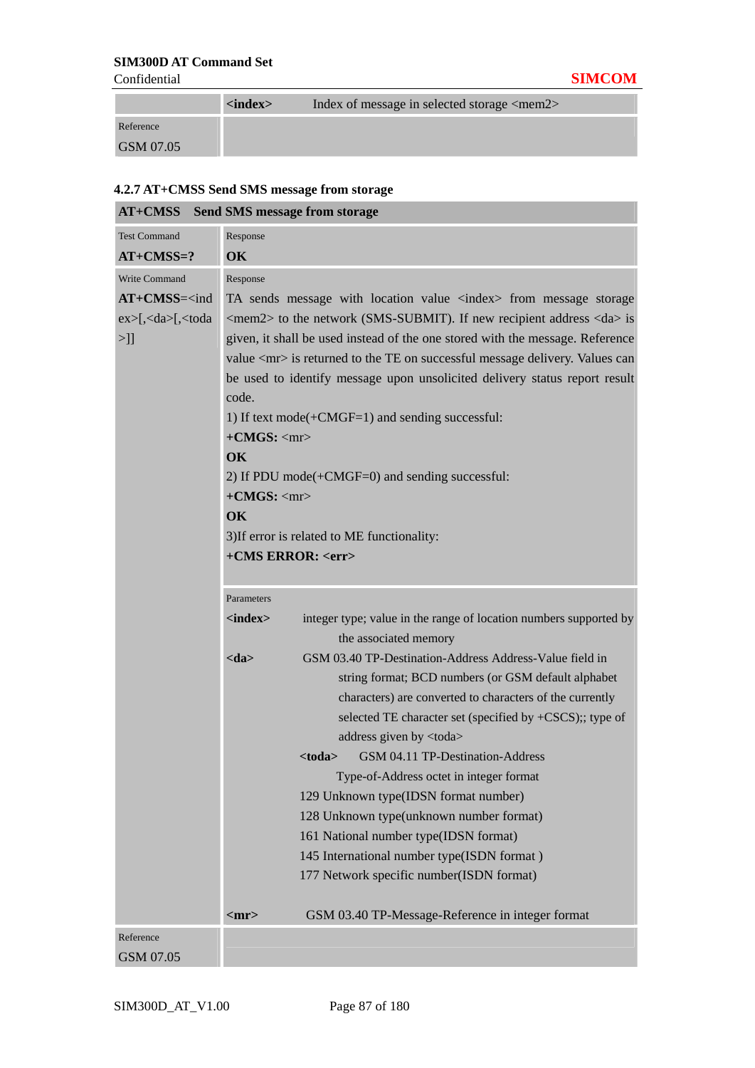| | | |
|---|---|---|
| | **<index>** | Index of message in selected storage <mem2> |
| Reference<br>GSM 07.05 | | |

### 4.2.7 AT+CMSS Send SMS message from storage

| **AT+CMSS Send SMS message from storage** | |
|---|---|
| Test Command<br>**AT+CMSS=?** | Response<br>**OK** |
| Write Command<br>**AT+CMSS=**<index>[,<da>[,<toda>]] | Response<br>TA sends message with location value <index> from message storage <mem2> to the network (SMS-SUBMIT). If new recipient address <da> is given, it shall be used instead of the one stored with the message. Reference value <mr> is returned to the TE on successful message delivery. Values can be used to identify message upon unsolicited delivery status report result code.<br>1) If text mode(+CMGF=1) and sending successful:<br>**+CMGS:** <mr><br>**OK**<br>2) If PDU mode(+CMGF=0) and sending successful:<br>**+CMGS:** <mr><br>**OK**<br>3)If error is related to ME functionality:<br>**+CMS ERROR: <err>** |
| | Parameters<br>**<index>** integer type; value in the range of location numbers supported by the associated memory<br>**<da>** GSM 03.40 TP-Destination-Address Address-Value field in string format; BCD numbers (or GSM default alphabet characters) are converted to characters of the currently selected TE character set (specified by +CSCS);; type of address given by <toda><br>**<toda>** GSM 04.11 TP-Destination-Address Type-of-Address octet in integer format<br>129 Unknown type(IDSN format number)<br>128 Unknown type(unknown number format)<br>161 National number type(IDSN format)<br>145 International number type(ISDN format )<br>177 Network specific number(ISDN format)<br><br>**<mr>** GSM 03.40 TP-Message-Reference in integer format |
| Reference<br>GSM 07.05 | |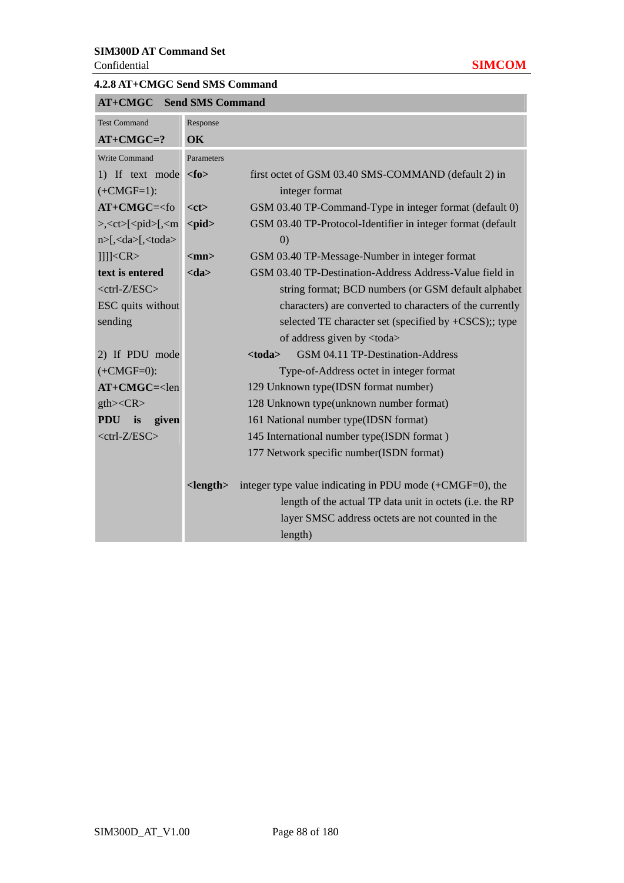### 4.2.8 AT+CMGC Send SMS Command

| AT+CMGC Send SMS Command | |
|---|---|
| Test Command<br>**AT+CMGC=?** | Response<br>**OK** |
| Write Command<br>1) If text mode (+CMGF=1):<br>**AT+CMGC**=<fo>,<ct>[<pid>[,<mn>[,<da>[,<toda>]]]]<CR><br>**text is entered**<br><ctrl-Z/ESC><br>ESC quits without sending<br><br>2) If PDU mode (+CMGF=0):<br>**AT+CMGC**=<length><CR><br>**PDU is given**<br><ctrl-Z/ESC> | Parameters<br>**<fo>** first octet of GSM 03.40 SMS-COMMAND (default 2) in integer format<br>**<ct>** GSM 03.40 TP-Command-Type in integer format (default 0)<br>**<pid>** GSM 03.40 TP-Protocol-Identifier in integer format (default 0)<br>**<mn>** GSM 03.40 TP-Message-Number in integer format<br>**<da>** GSM 03.40 TP-Destination-Address Address-Value field in string format; BCD numbers (or GSM default alphabet characters) are converted to characters of the currently selected TE character set (specified by +CSCS);; type of address given by <toda><br>**<toda>** GSM 04.11 TP-Destination-Address Type-of-Address octet in integer format<br>129 Unknown type(IDSN format number)<br>128 Unknown type(unknown number format)<br>161 National number type(IDSN format)<br>145 International number type(ISDN format )<br>177 Network specific number(ISDN format)<br><br>**<length>** integer type value indicating in PDU mode (+CMGF=0), the length of the actual TP data unit in octets (i.e. the RP layer SMSC address octets are not counted in the length) |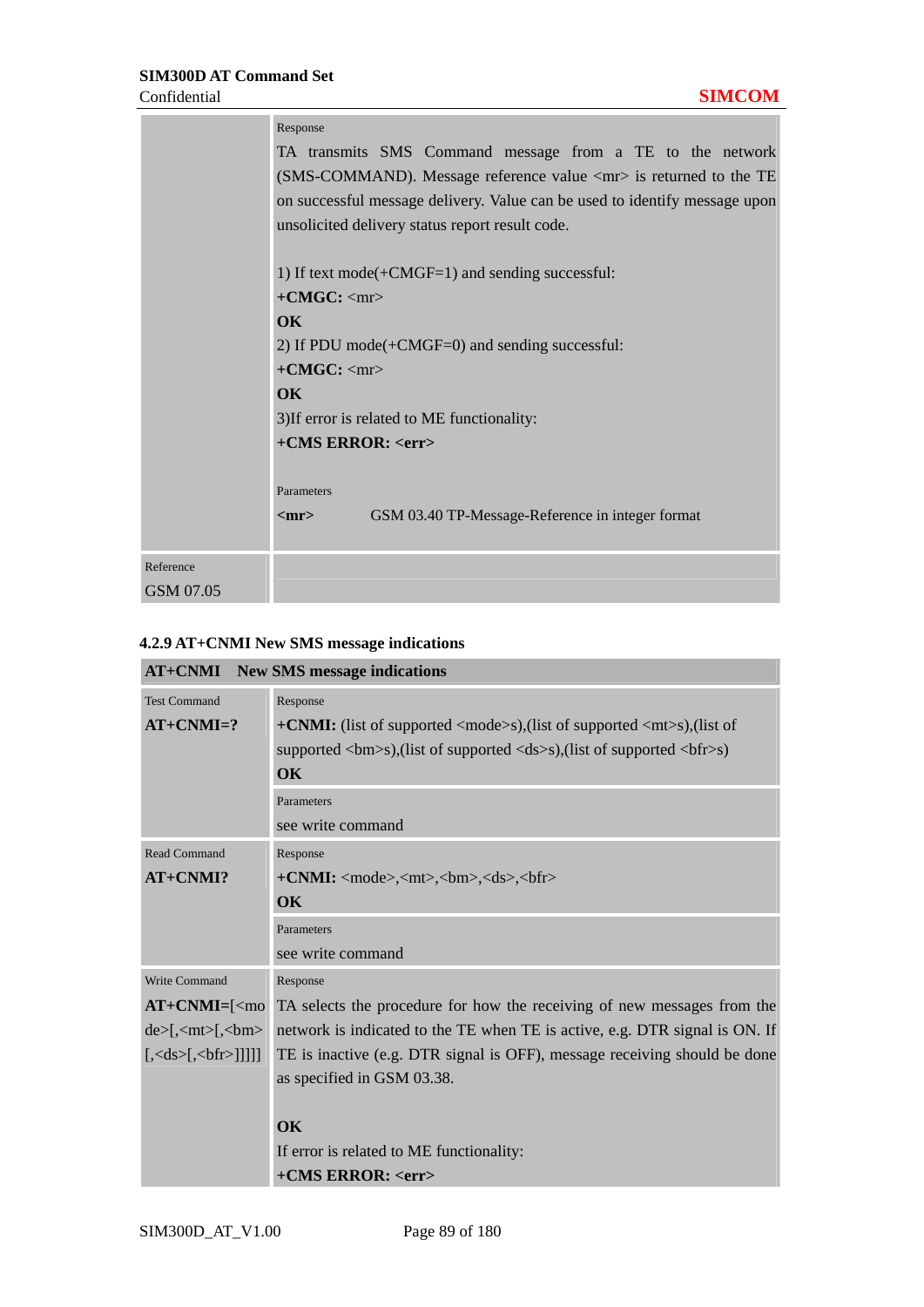| | |
|---|---|
| | Response<br>TA transmits SMS Command message from a TE to the network (SMS-COMMAND). Message reference value <mr> is returned to the TE on successful message delivery. Value can be used to identify message upon unsolicited delivery status report result code.<br><br>1) If text mode(+CMGF=1) and sending successful:<br>**+CMGC:** <mr><br>**OK**<br>2) If PDU mode(+CMGF=0) and sending successful:<br>**+CMGC:** <mr><br>**OK**<br>3)If error is related to ME functionality:<br>**+CMS ERROR: <err>**<br><br>Parameters<br>**<mr>** GSM 03.40 TP-Message-Reference in integer format |
| Reference<br>GSM 07.05 | |

### 4.2.9 AT+CNMI New SMS message indications

| **AT+CNMI New SMS message indications** | |
|---|---|
| Test Command<br>**AT+CNMI=?** | Response<br>**+CNMI:** (list of supported <mode>s),(list of supported <mt>s),(list of supported <bm>s),(list of supported <ds>s),(list of supported <bfr>s)<br>**OK**<br><br>Parameters<br>see write command |
| Read Command<br>**AT+CNMI?** | Response<br>**+CNMI:** <mode>,<mt>,<bm>,<ds>,<bfr><br>**OK**<br><br>Parameters<br>see write command |
| Write Command<br>**AT+CNMI=**[<mode>[,<mt>[,<bm>[,<ds>[,<bfr>]]]]] | Response<br>TA selects the procedure for how the receiving of new messages from the network is indicated to the TE when TE is active, e.g. DTR signal is ON. If TE is inactive (e.g. DTR signal is OFF), message receiving should be done as specified in GSM 03.38.<br><br>**OK**<br>If error is related to ME functionality:<br>**+CMS ERROR: <err>** |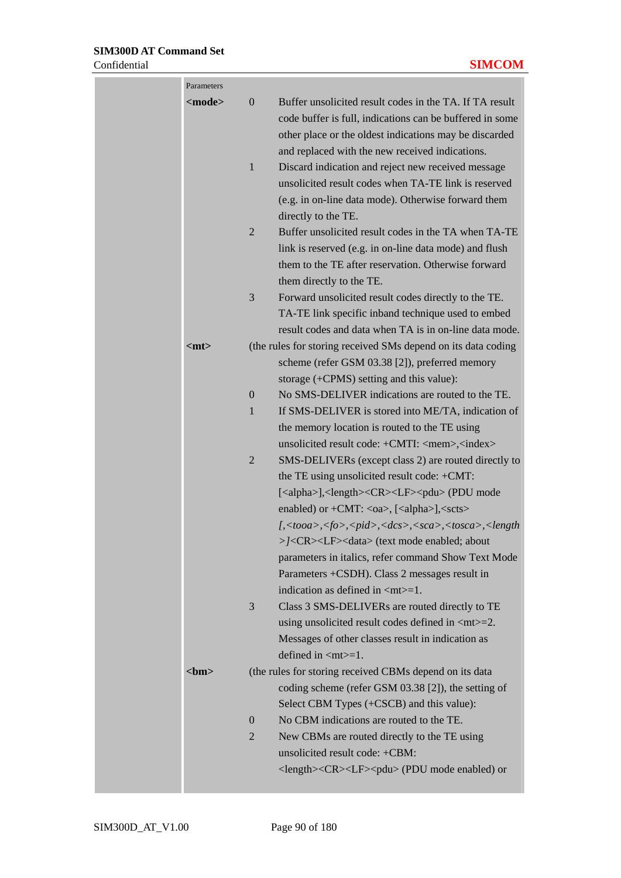Parameters

**<mode>**

0 Buffer unsolicited result codes in the TA. If TA result code buffer is full, indications can be buffered in some other place or the oldest indications may be discarded and replaced with the new received indications.

1 Discard indication and reject new received message unsolicited result codes when TA-TE link is reserved (e.g. in on-line data mode). Otherwise forward them directly to the TE.

2 Buffer unsolicited result codes in the TA when TA-TE link is reserved (e.g. in on-line data mode) and flush them to the TE after reservation. Otherwise forward them directly to the TE.

3 Forward unsolicited result codes directly to the TE. TA-TE link specific inband technique used to embed result codes and data when TA is in on-line data mode.

**<mt>**

(the rules for storing received SMs depend on its data coding scheme (refer GSM 03.38 [2]), preferred memory storage (+CPMS) setting and this value):

0 No SMS-DELIVER indications are routed to the TE.

1 If SMS-DELIVER is stored into ME/TA, indication of the memory location is routed to the TE using unsolicited result code: +CMTI: <mem>,<index>

2 SMS-DELIVERs (except class 2) are routed directly to the TE using unsolicited result code: +CMT: [<alpha>],<length><CR><LF><pdu> (PDU mode enabled) or +CMT: <oa>, [<alpha>],<scts> *[,<tooa>,<fo>,<pid>,<dcs>,<sca>,<tosca>,<length>]*<CR><LF><data> (text mode enabled; about parameters in italics, refer command Show Text Mode Parameters +CSDH). Class 2 messages result in indication as defined in <mt>=1.

3 Class 3 SMS-DELIVERs are routed directly to TE using unsolicited result codes defined in <mt>=2. Messages of other classes result in indication as defined in <mt>=1.

**<bm>**

(the rules for storing received CBMs depend on its data coding scheme (refer GSM 03.38 [2]), the setting of Select CBM Types (+CSCB) and this value):

0 No CBM indications are routed to the TE.

2 New CBMs are routed directly to the TE using unsolicited result code: +CBM: <length><CR><LF><pdu> (PDU mode enabled) or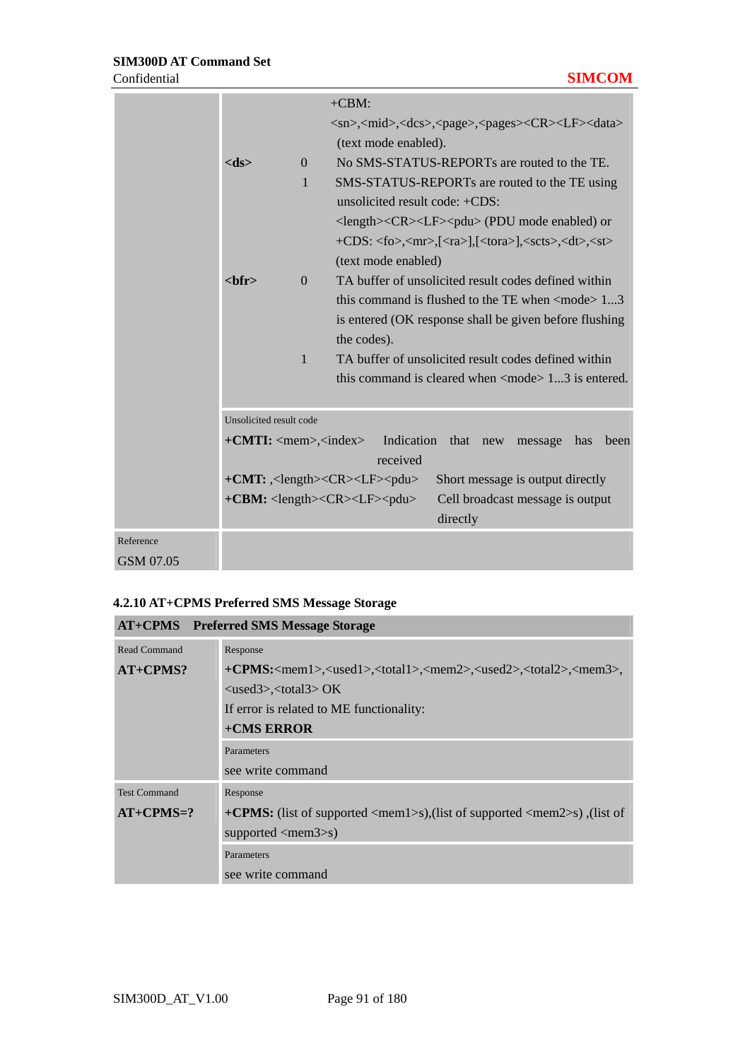| | |
|---|---|
| | +CBM: <sn>,<mid>,<dcs>,<page>,<pages><CR><LF><data> (text mode enabled).<br>**<ds>** 0 No SMS-STATUS-REPORTs are routed to the TE.<br>1 SMS-STATUS-REPORTs are routed to the TE using unsolicited result code: +CDS: <length><CR><LF><pdu> (PDU mode enabled) or +CDS: <fo>,<mr>,[<ra>],[<tora>],<scts>,<dt>,<st> (text mode enabled)<br>**<bfr>** 0 TA buffer of unsolicited result codes defined within this command is flushed to the TE when <mode> 1...3 is entered (OK response shall be given before flushing the codes).<br>1 TA buffer of unsolicited result codes defined within this command is cleared when <mode> 1...3 is entered. |
| | Unsolicited result code<br>**+CMTI:** <mem>,<index> Indication that new message has been received<br>**+CMT:** ,<length><CR><LF><pdu> Short message is output directly<br>**+CBM:** <length><CR><LF><pdu> Cell broadcast message is output directly |
| Reference<br>GSM 07.05 | |

### 4.2.10 AT+CPMS Preferred SMS Message Storage

| **AT+CPMS** | **Preferred SMS Message Storage** |
|---|---|
| Read Command<br>**AT+CPMS?** | Response<br>**+CPMS:**<mem1>,<used1>,<total1>,<mem2>,<used2>,<total2>,<mem3>,<used3>,<total3> OK<br>If error is related to ME functionality:<br>**+CMS ERROR** |
| | Parameters<br>see write command |
| Test Command<br>**AT+CPMS=?** | Response<br>**+CPMS:** (list of supported <mem1>s),(list of supported <mem2>s) ,(list of supported <mem3>s) |
| | Parameters<br>see write command |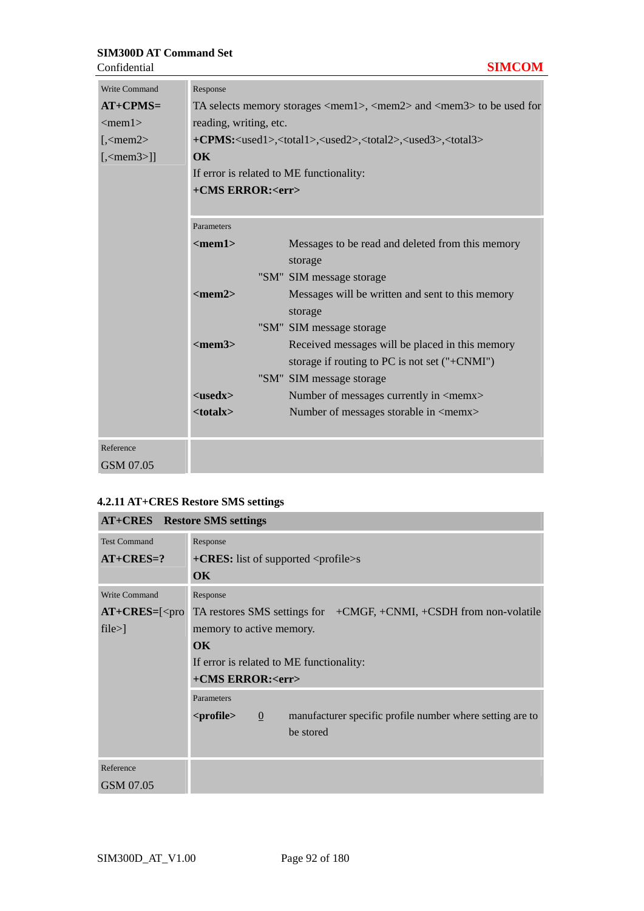| Write Command | Response |
|---|---|
| **AT+CPMS=**<mem1>[,<mem2>[,<mem3>]] | TA selects memory storages <mem1>, <mem2> and <mem3> to be used for reading, writing, etc.<br>**+CPMS:**<used1>,<total1>,<used2>,<total2>,<used3>,<total3><br>**OK**<br>If error is related to ME functionality:<br>**+CMS ERROR:<err>** |
| | Parameters<br>**<mem1>** Messages to be read and deleted from this memory storage<br>"SM" SIM message storage<br>**<mem2>** Messages will be written and sent to this memory storage<br>"SM" SIM message storage<br>**<mem3>** Received messages will be placed in this memory storage if routing to PC is not set ("+CNMI")<br>"SM" SIM message storage<br>**<usedx>** Number of messages currently in <memx><br>**<totalx>** Number of messages storable in <memx> |
| Reference<br>GSM 07.05 | |

### 4.2.11 AT+CRES Restore SMS settings

| **AT+CRES** **Restore SMS settings** | |
|---|---|
| Test Command<br>**AT+CRES=?** | Response<br>**+CRES:** list of supported <profile>s<br>**OK** |
| Write Command<br>**AT+CRES=**[<profile>] | Response<br>TA restores SMS settings for +CMGF, +CNMI, +CSDH from non-volatile memory to active memory.<br>**OK**<br>If error is related to ME functionality:<br>**+CMS ERROR:<err>** |
| | Parameters<br>**<profile>** <u>0</u> manufacturer specific profile number where setting are to be stored |
| Reference<br>GSM 07.05 | |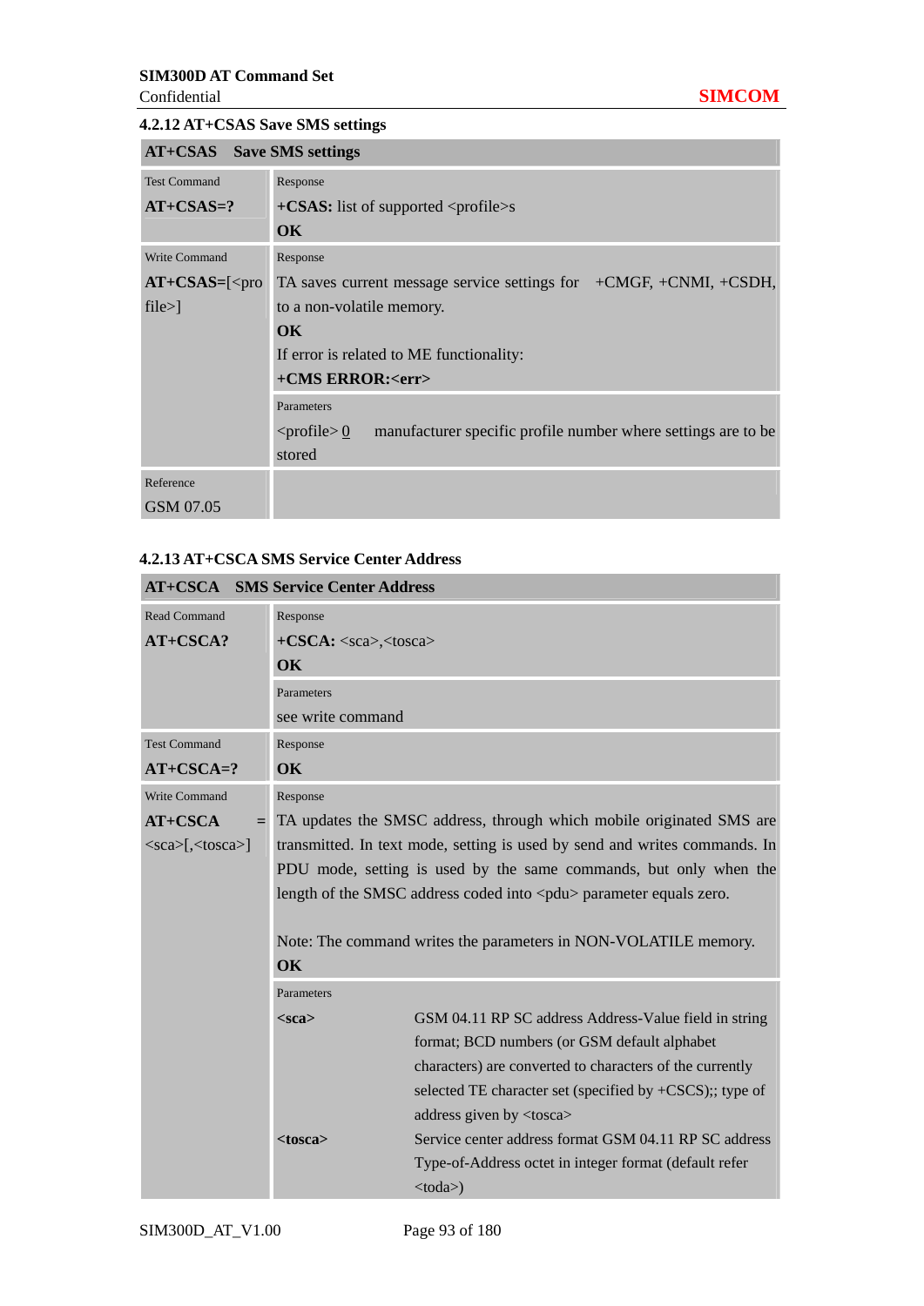### 4.2.12 AT+CSAS Save SMS settings

| **AT+CSAS Save SMS settings** | |
|---|---|
| Test Command<br>**AT+CSAS=?** | Response<br>**+CSAS:** list of supported <profile>s<br>**OK** |
| Write Command<br>**AT+CSAS=**[<profile>] | Response<br>TA saves current message service settings for +CMGF, +CNMI, +CSDH, to a non-volatile memory.<br>**OK**<br>If error is related to ME functionality:<br>**+CMS ERROR:<err>** |
| | Parameters<br><profile> 0 manufacturer specific profile number where settings are to be stored |
| Reference<br>GSM 07.05 | |

### 4.2.13 AT+CSCA SMS Service Center Address

| **AT+CSCA SMS Service Center Address** | |
|---|---|
| Read Command<br>**AT+CSCA?** | Response<br>**+CSCA:** <sca>,<tosca><br>**OK** |
| | Parameters<br>see write command |
| Test Command<br>**AT+CSCA=?** | Response<br>**OK** |
| Write Command<br>**AT+CSCA** = <sca>[,<tosca>] | Response<br>TA updates the SMSC address, through which mobile originated SMS are transmitted. In text mode, setting is used by send and writes commands. In PDU mode, setting is used by the same commands, but only when the length of the SMSC address coded into <pdu> parameter equals zero.<br><br>Note: The command writes the parameters in NON-VOLATILE memory.<br>**OK** |
| | Parameters<br>**<sca>** GSM 04.11 RP SC address Address-Value field in string format; BCD numbers (or GSM default alphabet characters) are converted to characters of the currently selected TE character set (specified by +CSCS);; type of address given by <tosca><br>**<tosca>** Service center address format GSM 04.11 RP SC address Type-of-Address octet in integer format (default refer <toda>) |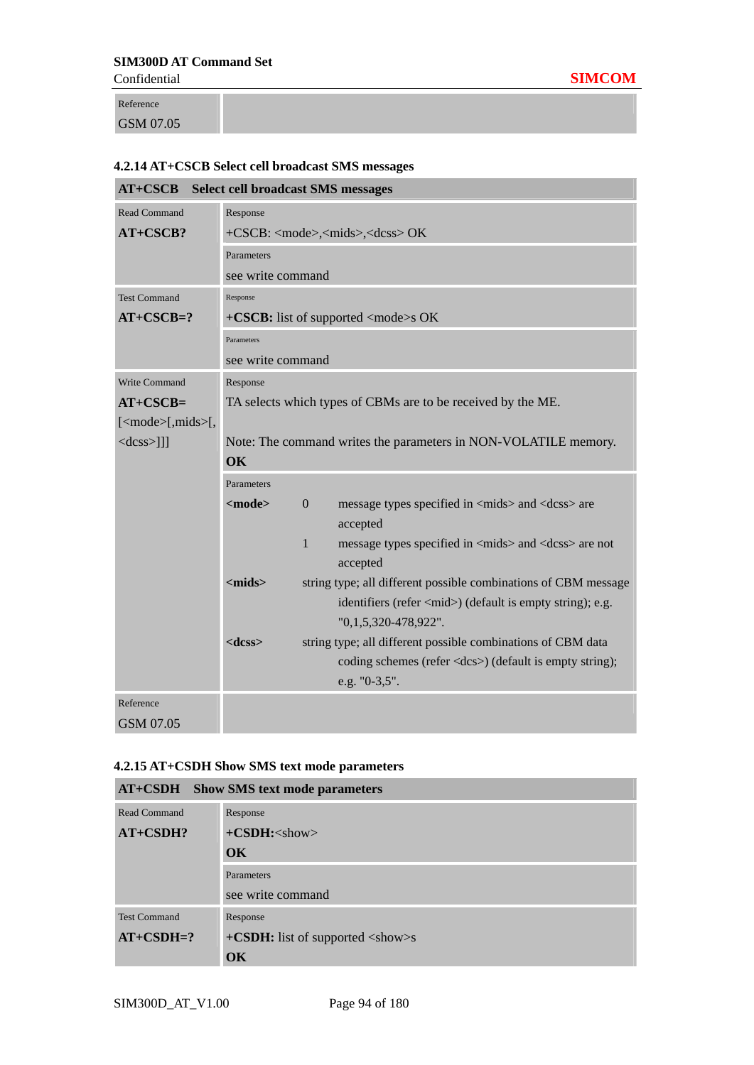| Reference | |
|---|---|
| GSM 07.05 | |

### 4.2.14 AT+CSCB Select cell broadcast SMS messages

| **AT+CSCB Select cell broadcast SMS messages** | |
|---|---|
| Read Command<br>**AT+CSCB?** | Response<br>+CSCB: <mode>,<mids>,<dcss> OK |
| | Parameters<br>see write command |
| Test Command<br>**AT+CSCB=?** | Response<br>**+CSCB:** list of supported <mode>s OK |
| | Parameters<br>see write command |
| Write Command<br>**AT+CSCB=**<br>[<mode>[,mids>[,<dcss>]]] | Response<br>TA selects which types of CBMs are to be received by the ME.<br><br>Note: The command writes the parameters in NON-VOLATILE memory.<br>**OK** |
| | Parameters<br>**<mode>** 0 message types specified in <mids> and <dcss> are accepted<br>1 message types specified in <mids> and <dcss> are not accepted<br>**<mids>** string type; all different possible combinations of CBM message identifiers (refer <mid>) (default is empty string); e.g. "0,1,5,320-478,922".<br>**<dcss>** string type; all different possible combinations of CBM data coding schemes (refer <dcs>) (default is empty string); e.g. "0-3,5". |
| Reference<br>GSM 07.05 | |

### 4.2.15 AT+CSDH Show SMS text mode parameters

| **AT+CSDH Show SMS text mode parameters** | |
|---|---|
| Read Command<br>**AT+CSDH?** | Response<br>**+CSDH:**<show><br>**OK** |
| | Parameters<br>see write command |
| Test Command<br>**AT+CSDH=?** | Response<br>**+CSDH:** list of supported <show>s<br>**OK** |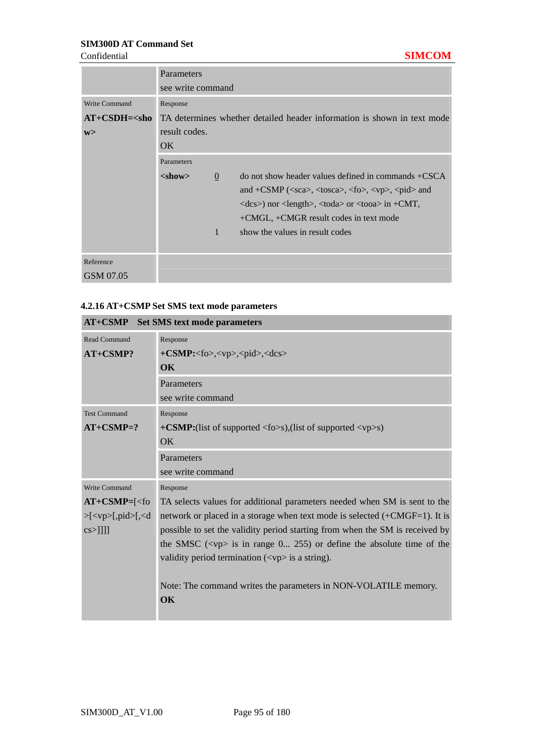| | |
|---|---|
| | Parameters<br>see write command |
| Write Command<br>**AT+CSDH=<show>** | Response<br>TA determines whether detailed header information is shown in text mode result codes.<br>OK |
| | Parameters<br>**<show>** 0 do not show header values defined in commands +CSCA and +CSMP (<sca>, <tosca>, <fo>, <vp>, <pid> and <dcs>) nor <length>, <toda> or <tooa> in +CMT, +CMGL, +CMGR result codes in text mode<br>1 show the values in result codes |
| Reference<br>GSM 07.05 | |

### 4.2.16 AT+CSMP Set SMS text mode parameters

| **AT+CSMP Set SMS text mode parameters** | |
|---|---|
| Read Command<br>**AT+CSMP?** | Response<br>**+CSMP:**<fo>,<vp>,<pid>,<dcs><br>**OK** |
| | Parameters<br>see write command |
| Test Command<br>**AT+CSMP=?** | Response<br>**+CSMP:**(list of supported <fo>s),(list of supported <vp>s)<br>OK |
| | Parameters<br>see write command |
| Write Command<br>**AT+CSMP=**[<fo>[<vp>[,pid>[,<dcs>]]]] | Response<br>TA selects values for additional parameters needed when SM is sent to the network or placed in a storage when text mode is selected (+CMGF=1). It is possible to set the validity period starting from when the SM is received by the SMSC (<vp> is in range 0... 255) or define the absolute time of the validity period termination (<vp> is a string).<br><br>Note: The command writes the parameters in NON-VOLATILE memory.<br>**OK** |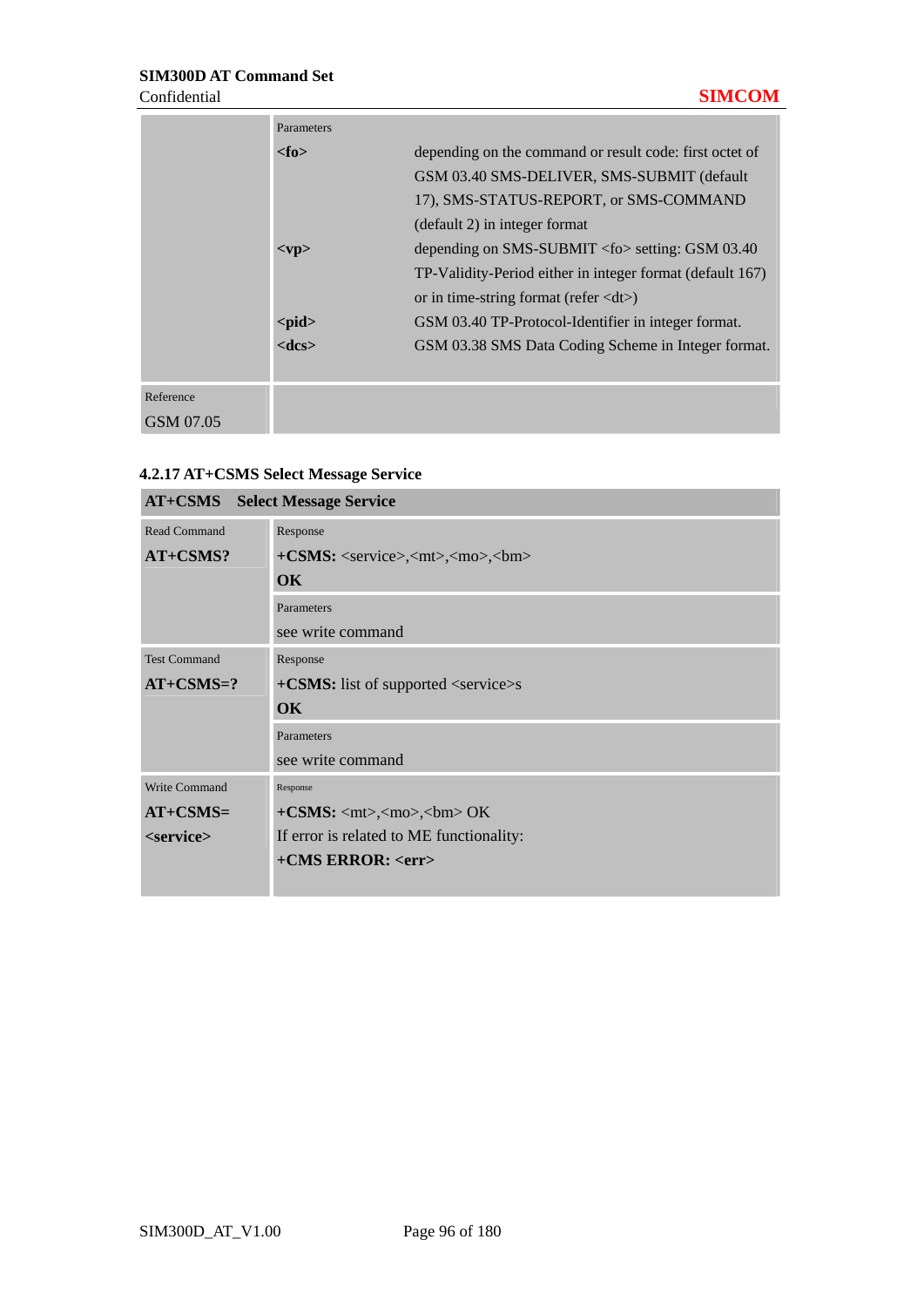| | Parameters | |
|---|---|---|
| | **<fo>** | depending on the command or result code: first octet of GSM 03.40 SMS-DELIVER, SMS-SUBMIT (default 17), SMS-STATUS-REPORT, or SMS-COMMAND (default 2) in integer format |
| | **<vp>** | depending on SMS-SUBMIT <fo> setting: GSM 03.40 TP-Validity-Period either in integer format (default 167) or in time-string format (refer <dt>) |
| | **<pid>** | GSM 03.40 TP-Protocol-Identifier in integer format. |
| | **<dcs>** | GSM 03.38 SMS Data Coding Scheme in Integer format. |
| Reference<br>GSM 07.05 | | |

### 4.2.17 AT+CSMS Select Message Service

| **AT+CSMS Select Message Service** | |
|---|---|
| Read Command<br>**AT+CSMS?** | Response<br>**+CSMS:** <service>,<mt>,<mo>,<bm><br>**OK** |
| | Parameters<br>see write command |
| Test Command<br>**AT+CSMS=?** | Response<br>**+CSMS:** list of supported <service>s<br>**OK** |
| | Parameters<br>see write command |
| Write Command<br>**AT+CSMS=<service>** | Response<br>**+CSMS:** <mt>,<mo>,<bm> OK<br>If error is related to ME functionality:<br>**+CMS ERROR: <err>** |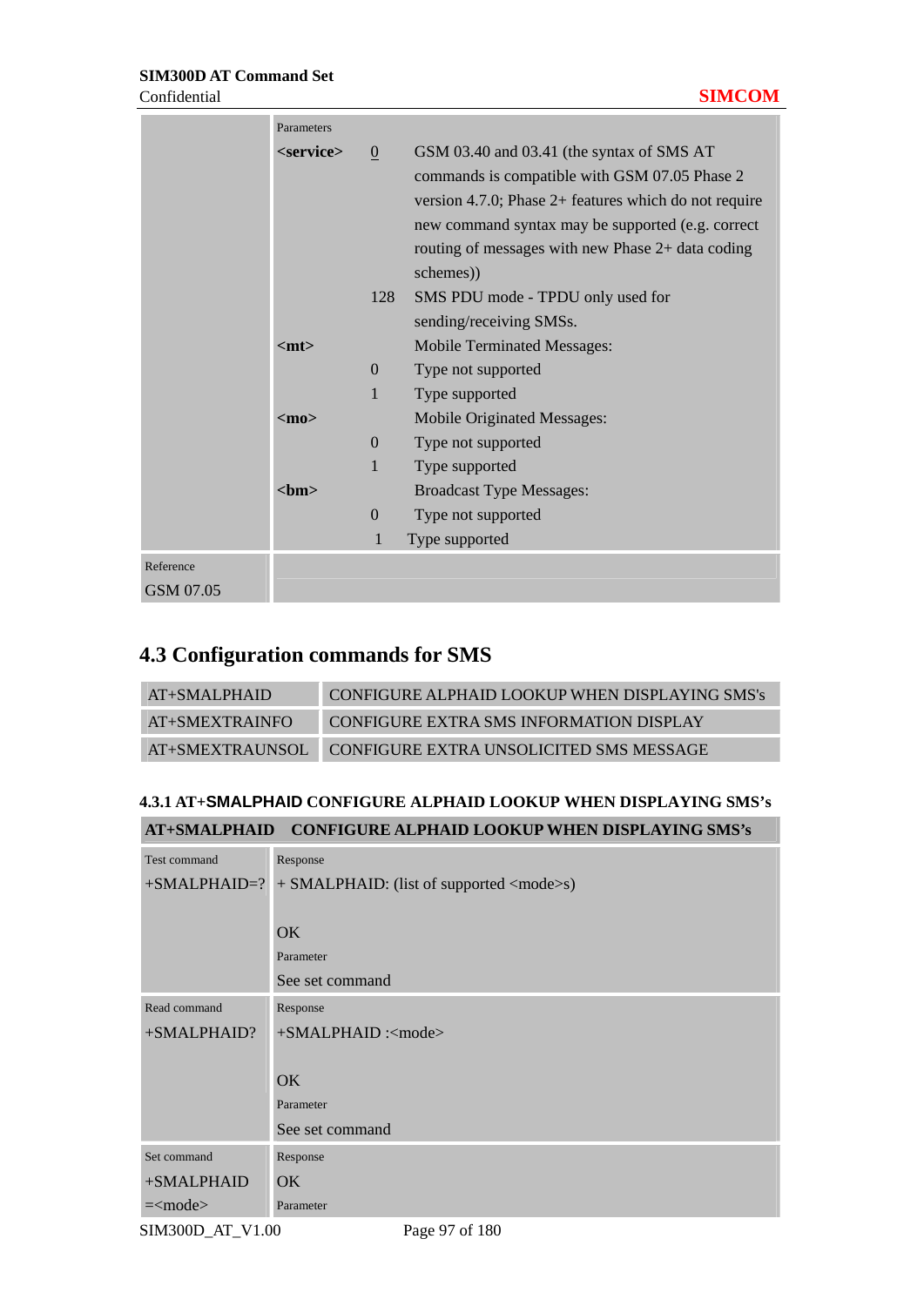| | Parameters | | |
|---|---|---|---|
| | <service> | 0 | GSM 03.40 and 03.41 (the syntax of SMS AT commands is compatible with GSM 07.05 Phase 2 version 4.7.0; Phase 2+ features which do not require new command syntax may be supported (e.g. correct routing of messages with new Phase 2+ data coding schemes)) |
| | | 128 | SMS PDU mode - TPDU only used for sending/receiving SMSs. |
| | <mt> | | Mobile Terminated Messages: |
| | | 0 | Type not supported |
| | | 1 | Type supported |
| | <mo> | | Mobile Originated Messages: |
| | | 0 | Type not supported |
| | | 1 | Type supported |
| | <bm> | | Broadcast Type Messages: |
| | | 0 | Type not supported |
| | | 1 | Type supported |
| Reference<br>GSM 07.05 | | | |

## 4.3 Configuration commands for SMS

| | |
|---|---|
| AT+SMALPHAID | CONFIGURE ALPHAID LOOKUP WHEN DISPLAYING SMS's |
| AT+SMEXTRAINFO | CONFIGURE EXTRA SMS INFORMATION DISPLAY |
| AT+SMEXTRAUNSOL | CONFIGURE EXTRA UNSOLICITED SMS MESSAGE |

### 4.3.1 AT+SMALPHAID CONFIGURE ALPHAID LOOKUP WHEN DISPLAYING SMS's

| AT+SMALPHAID | CONFIGURE ALPHAID LOOKUP WHEN DISPLAYING SMS's |
|---|---|
| Test command<br>+SMALPHAID=? | Response<br>+ SMALPHAID: (list of supported <mode>s)<br><br>OK<br>Parameter<br>See set command |
| Read command<br>+SMALPHAID? | Response<br>+SMALPHAID :<mode><br><br>OK<br>Parameter<br>See set command |
| Set command<br>+SMALPHAID =<mode> | Response<br>OK<br>Parameter |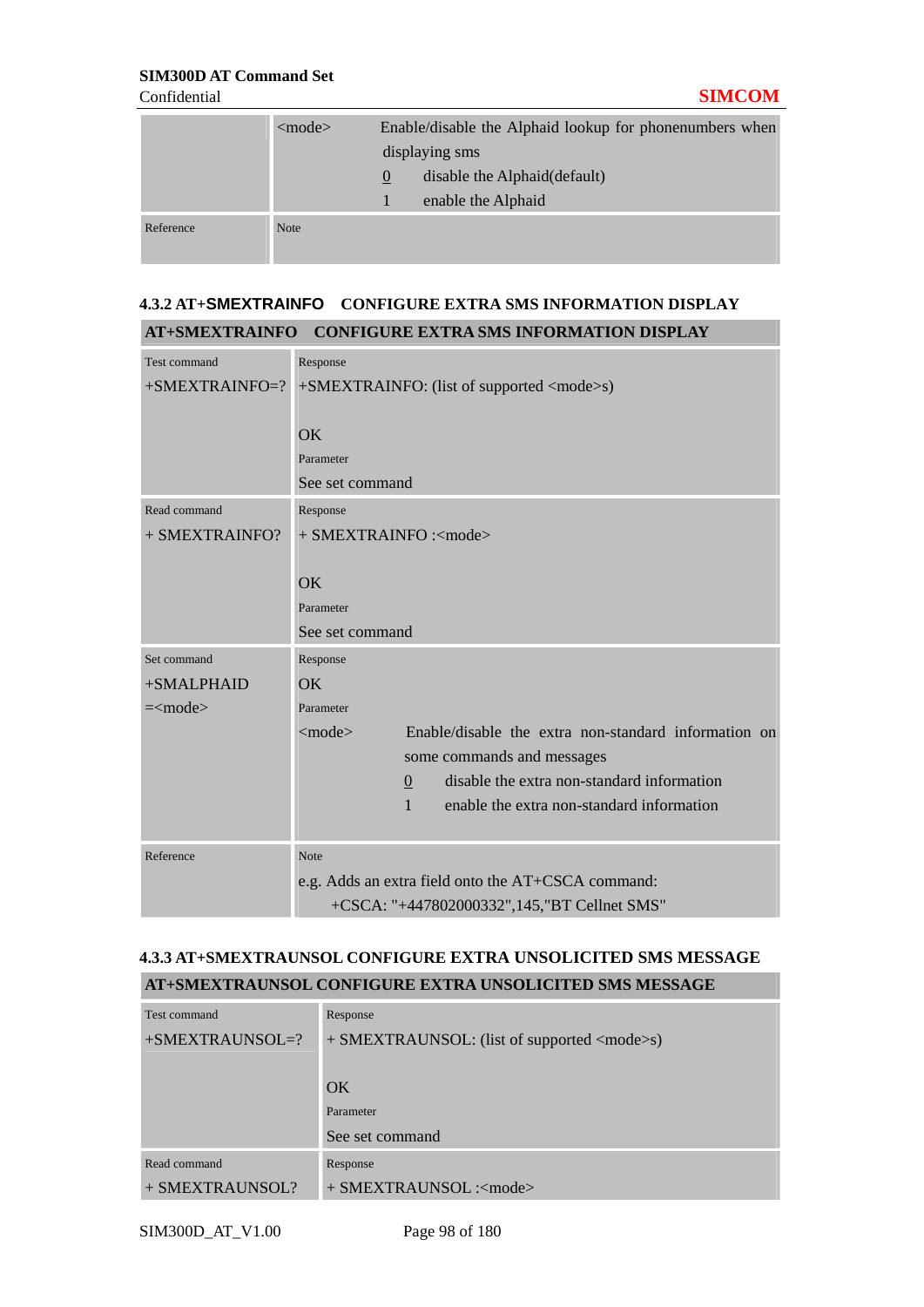| | <mode> | Enable/disable the Alphaid lookup for phonenumbers when displaying sms<br>0 disable the Alphaid(default)<br>1 enable the Alphaid |
|---|---|---|
| Reference | Note | |

### 4.3.2 AT+SMEXTRAINFO CONFIGURE EXTRA SMS INFORMATION DISPLAY

| AT+SMEXTRAINFO CONFIGURE EXTRA SMS INFORMATION DISPLAY | |
|---|---|
| Test command<br>+SMEXTRAINFO=? | Response<br>+SMEXTRAINFO: (list of supported <mode>s)<br><br>OK<br>Parameter<br>See set command |
| Read command<br>+ SMEXTRAINFO? | Response<br>+ SMEXTRAINFO :<mode><br><br>OK<br>Parameter<br>See set command |
| Set command<br>+SMALPHAID<br>=<mode> | Response<br>OK<br>Parameter<br><mode> Enable/disable the extra non-standard information on some commands and messages<br>0 disable the extra non-standard information<br>1 enable the extra non-standard information |
| Reference | Note<br>e.g. Adds an extra field onto the AT+CSCA command:<br>+CSCA: "+447802000332",145,"BT Cellnet SMS" |

### 4.3.3 AT+SMEXTRAUNSOL CONFIGURE EXTRA UNSOLICITED SMS MESSAGE

| AT+SMEXTRAUNSOL CONFIGURE EXTRA UNSOLICITED SMS MESSAGE | |
|---|---|
| Test command<br>+SMEXTRAUNSOL=? | Response<br>+ SMEXTRAUNSOL: (list of supported <mode>s)<br><br>OK<br>Parameter<br>See set command |
| Read command<br>+ SMEXTRAUNSOL? | Response<br>+ SMEXTRAUNSOL :<mode> |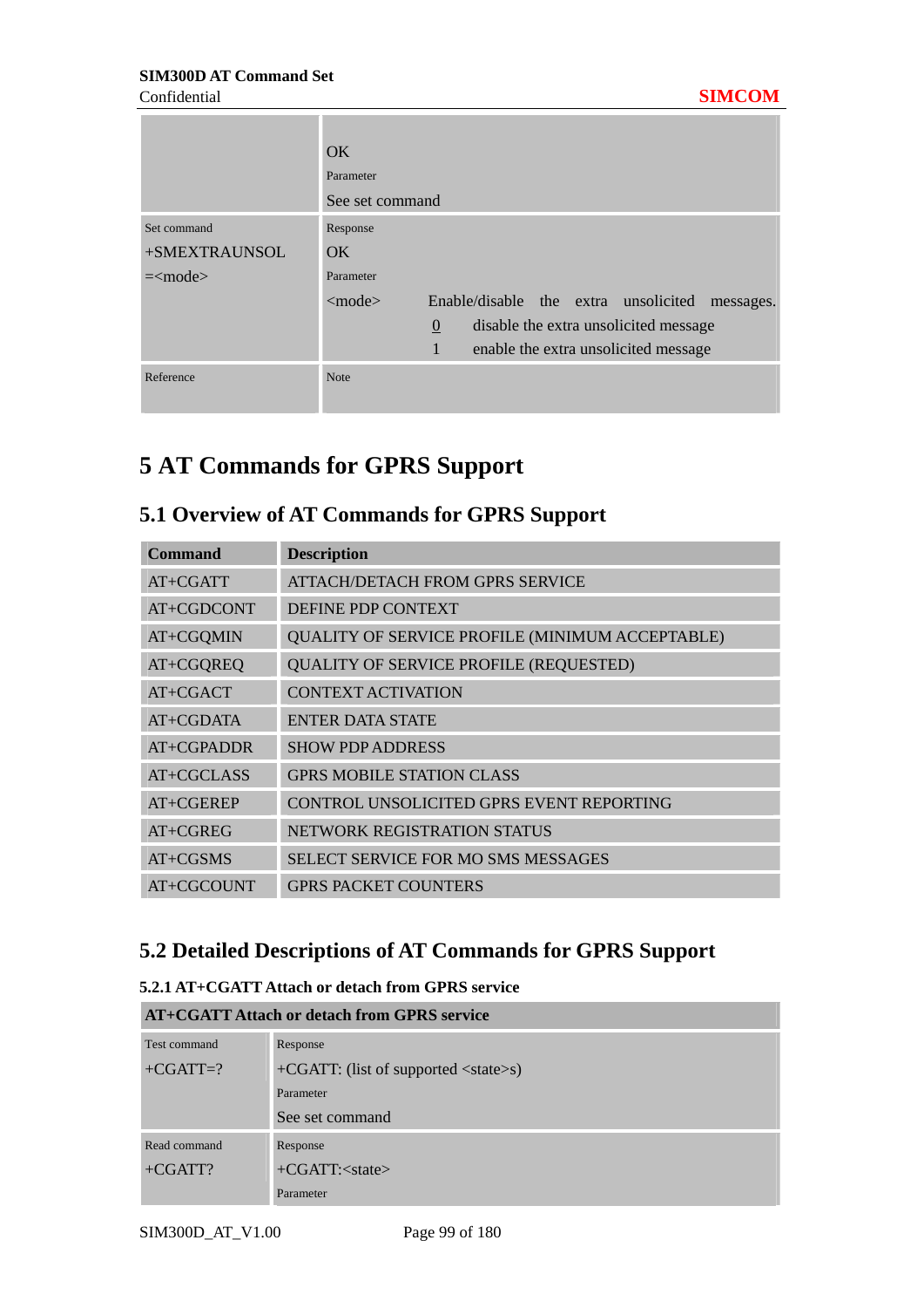| | |
|---|---|
| | OK<br>Parameter<br>See set command |
| Set command<br>+SMEXTRAUNSOL<br>=<mode> | Response<br>OK<br>Parameter<br><mode> Enable/disable the extra unsolicited messages.<br>0 disable the extra unsolicited message<br>1 enable the extra unsolicited message |
| Reference | Note |

# 5 AT Commands for GPRS Support

## 5.1 Overview of AT Commands for GPRS Support

| Command | Description |
|---|---|
| AT+CGATT | ATTACH/DETACH FROM GPRS SERVICE |
| AT+CGDCONT | DEFINE PDP CONTEXT |
| AT+CGQMIN | QUALITY OF SERVICE PROFILE (MINIMUM ACCEPTABLE) |
| AT+CGQREQ | QUALITY OF SERVICE PROFILE (REQUESTED) |
| AT+CGACT | CONTEXT ACTIVATION |
| AT+CGDATA | ENTER DATA STATE |
| AT+CGPADDR | SHOW PDP ADDRESS |
| AT+CGCLASS | GPRS MOBILE STATION CLASS |
| AT+CGEREP | CONTROL UNSOLICITED GPRS EVENT REPORTING |
| AT+CGREG | NETWORK REGISTRATION STATUS |
| AT+CGSMS | SELECT SERVICE FOR MO SMS MESSAGES |
| AT+CGCOUNT | GPRS PACKET COUNTERS |

## 5.2 Detailed Descriptions of AT Commands for GPRS Support

### 5.2.1 AT+CGATT Attach or detach from GPRS service

| AT+CGATT Attach or detach from GPRS service | |
|---|---|
| Test command<br>+CGATT=? | Response<br>+CGATT: (list of supported <state>s)<br>Parameter<br>See set command |
| Read command<br>+CGATT? | Response<br>+CGATT:<state><br>Parameter |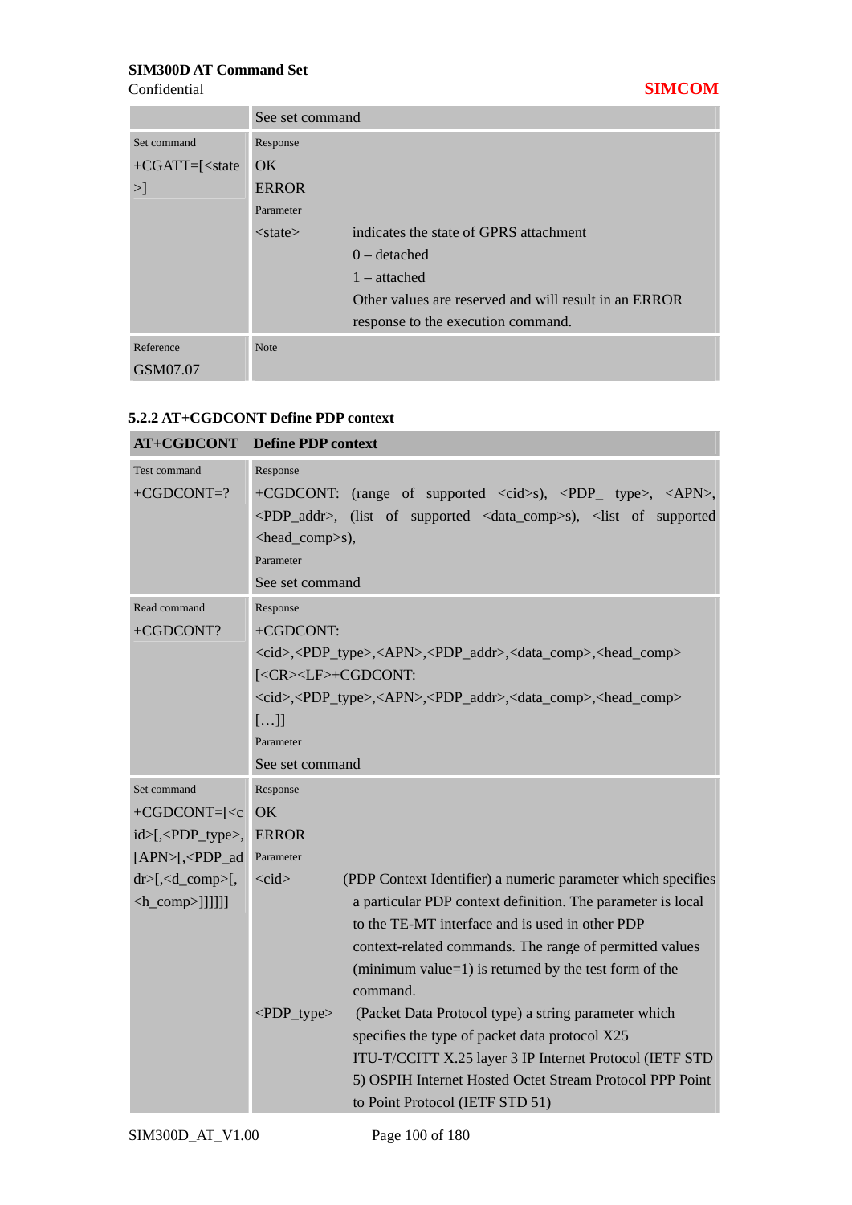| | See set command |
|---|---|
| Set command<br>+CGATT=[<state>] | Response<br>OK<br>ERROR<br>Parameter<br><state> indicates the state of GPRS attachment<br>0 – detached<br>1 – attached<br>Other values are reserved and will result in an ERROR response to the execution command. |
| Reference<br>GSM07.07 | Note |

### 5.2.2 AT+CGDCONT Define PDP context

| AT+CGDCONT | Define PDP context |
|---|---|
| Test command<br>+CGDCONT=? | Response<br>+CGDCONT: (range of supported <cid>s), <PDP_ type>, <APN>, <PDP_addr>, (list of supported <data_comp>s), <list of supported <head_comp>s),<br>Parameter<br>See set command |
| Read command<br>+CGDCONT? | Response<br>+CGDCONT:<br><cid>,<PDP_type>,<APN>,<PDP_addr>,<data_comp>,<head_comp><br>[<CR><LF>+CGDCONT:<br><cid>,<PDP_type>,<APN>,<PDP_addr>,<data_comp>,<head_comp><br>[…]]<br>Parameter<br>See set command |
| Set command<br>+CGDCONT=[<cid>[,<PDP_type>,[APN>[,<PDP_addr>[,<d_comp>[,<h_comp>]]]]]] | Response<br>OK<br>ERROR<br>Parameter<br><cid> (PDP Context Identifier) a numeric parameter which specifies a particular PDP context definition. The parameter is local to the TE-MT interface and is used in other PDP context-related commands. The range of permitted values (minimum value=1) is returned by the test form of the command.<br><PDP_type> (Packet Data Protocol type) a string parameter which specifies the type of packet data protocol X25 ITU-T/CCITT X.25 layer 3 IP Internet Protocol (IETF STD 5) OSPIH Internet Hosted Octet Stream Protocol PPP Point to Point Protocol (IETF STD 51) |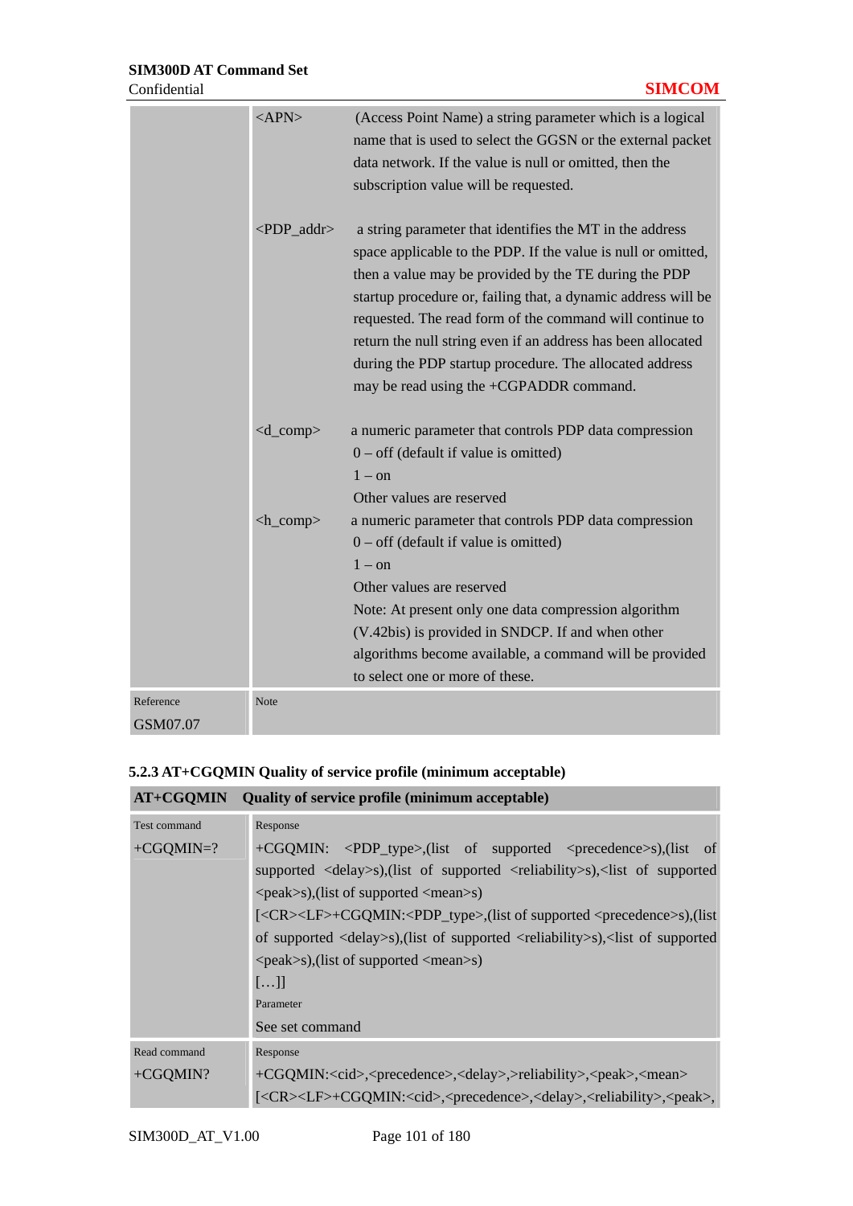| | |
|---|---|
| | <APN> (Access Point Name) a string parameter which is a logical name that is used to select the GGSN or the external packet data network. If the value is null or omitted, then the subscription value will be requested.<br><br><PDP_addr> a string parameter that identifies the MT in the address space applicable to the PDP. If the value is null or omitted, then a value may be provided by the TE during the PDP startup procedure or, failing that, a dynamic address will be requested. The read form of the command will continue to return the null string even if an address has been allocated during the PDP startup procedure. The allocated address may be read using the +CGPADDR command.<br><br><d_comp> a numeric parameter that controls PDP data compression<br>0 – off (default if value is omitted)<br>1 – on<br>Other values are reserved<br><h_comp> a numeric parameter that controls PDP data compression<br>0 – off (default if value is omitted)<br>1 – on<br>Other values are reserved<br>Note: At present only one data compression algorithm (V.42bis) is provided in SNDCP. If and when other algorithms become available, a command will be provided to select one or more of these. |
| Reference<br>GSM07.07 | Note |

### 5.2.3 AT+CGQMIN Quality of service profile (minimum acceptable)

| **AT+CGQMIN** | **Quality of service profile (minimum acceptable)** |
|---|---|
| Test command<br>+CGQMIN=? | Response<br>+CGQMIN: <PDP_type>,(list of supported <precedence>s),(list of supported <delay>s),(list of supported <reliability>s),<list of supported <peak>s),(list of supported <mean>s)<br>[<CR><LF>+CGQMIN:<PDP_type>,(list of supported <precedence>s),(list of supported <delay>s),(list of supported <reliability>s),<list of supported <peak>s),(list of supported <mean>s)<br>[…]]<br>Parameter<br>See set command |
| Read command<br>+CGQMIN? | Response<br>+CGQMIN:<cid>,<precedence>,<delay>,>reliability>,<peak>,<mean><br>[<CR><LF>+CGQMIN:<cid>,<precedence>,<delay>,<reliability>,<peak>, |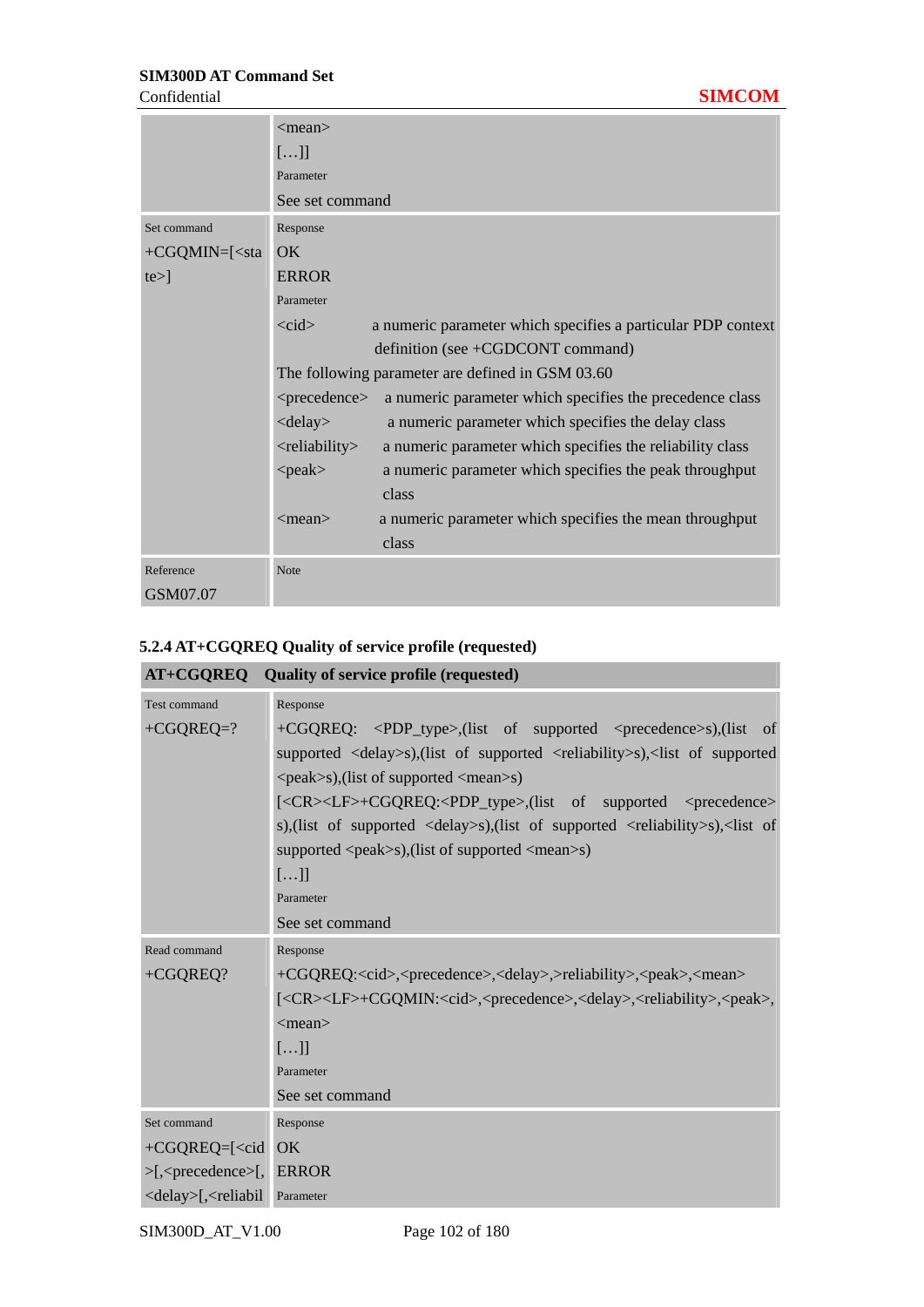| | |
|---|---|
| | <mean><br>[…]]<br>Parameter<br>See set command |
| Set command<br>+CGQMIN=[<state>] | Response<br>OK<br>ERROR<br>Parameter<br><cid> a numeric parameter which specifies a particular PDP context definition (see +CGDCONT command)<br>The following parameter are defined in GSM 03.60<br><precedence> a numeric parameter which specifies the precedence class<br><delay> a numeric parameter which specifies the delay class<br><reliability> a numeric parameter which specifies the reliability class<br><peak> a numeric parameter which specifies the peak throughput class<br><mean> a numeric parameter which specifies the mean throughput class |
| Reference<br>GSM07.07 | Note |

### 5.2.4 AT+CGQREQ Quality of service profile (requested)

| AT+CGQREQ | Quality of service profile (requested) |
|---|---|
| Test command<br>+CGQREQ=? | Response<br>+CGQREQ: <PDP_type>,(list of supported <precedence>s),(list of supported <delay>s),(list of supported <reliability>s),<list of supported <peak>s),(list of supported <mean>s)<br>[<CR><LF>+CGQREQ:<PDP_type>,(list of supported <precedence>s),(list of supported <delay>s),(list of supported <reliability>s),<list of supported <peak>s),(list of supported <mean>s)<br>[…]]<br>Parameter<br>See set command |
| Read command<br>+CGQREQ? | Response<br>+CGQREQ:<cid>,<precedence>,<delay>,>reliability>,<peak>,<mean><br>[<CR><LF>+CGQMIN:<cid>,<precedence>,<delay>,<reliability>,<peak>,<mean><br>[…]]<br>Parameter<br>See set command |
| Set command<br>+CGQREQ=[<cid>[,<precedence>[,<delay>[,<reliabil | Response<br>OK<br>ERROR<br>Parameter |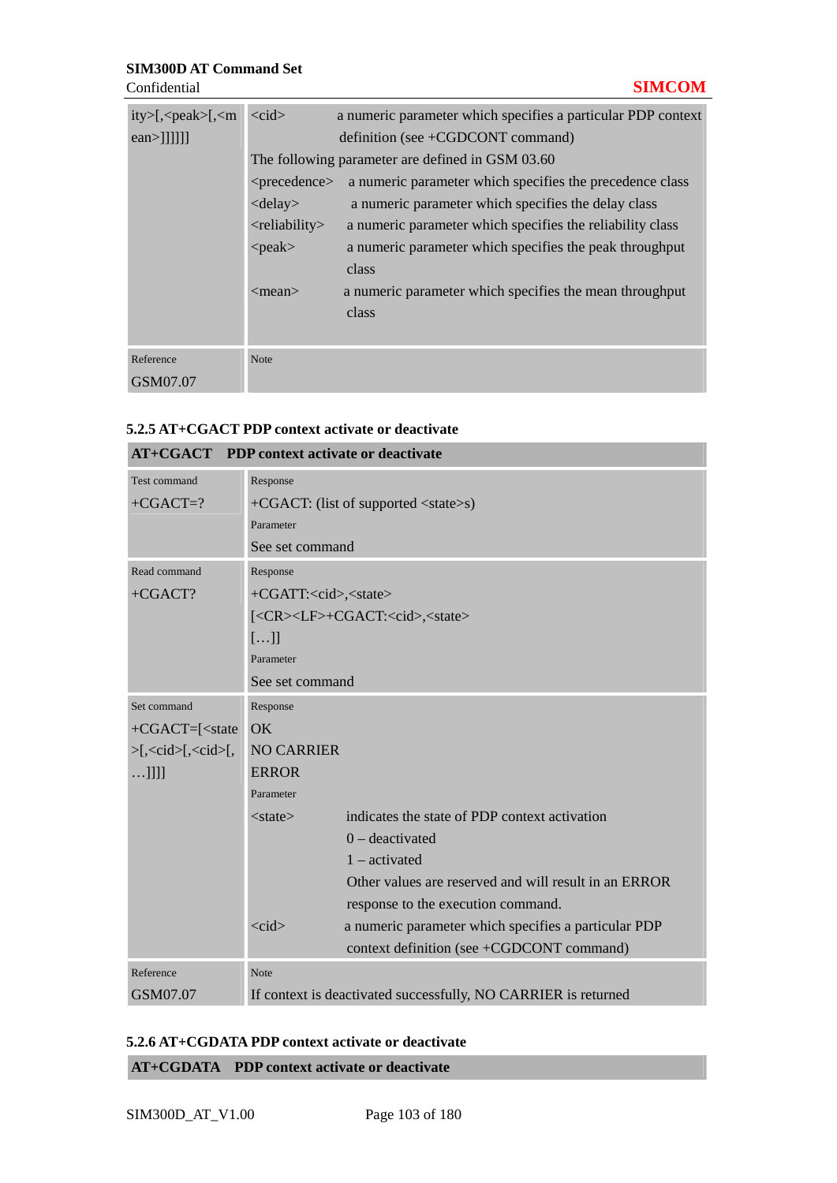| ity>[,<peak>[,<mean>]]]]]] | <cid> a numeric parameter which specifies a particular PDP context definition (see +CGDCONT command)<br>The following parameter are defined in GSM 03.60<br><precedence> a numeric parameter which specifies the precedence class<br><delay> a numeric parameter which specifies the delay class<br><reliability> a numeric parameter which specifies the reliability class<br><peak> a numeric parameter which specifies the peak throughput class<br><mean> a numeric parameter which specifies the mean throughput class |
|---|---|
| Reference<br>GSM07.07 | Note |

### 5.2.5 AT+CGACT PDP context activate or deactivate

| **AT+CGACT PDP context activate or deactivate** | |
|---|---|
| Test command<br>+CGACT=? | Response<br>+CGACT: (list of supported <state>s)<br>Parameter<br>See set command |
| Read command<br>+CGACT? | Response<br>+CGATT:<cid>,<state><br>[<CR><LF>+CGACT:<cid>,<state><br>[…]]<br>Parameter<br>See set command |
| Set command<br>+CGACT=[<state>[,<cid>[,<cid>[,…]]]] | Response<br>OK<br>NO CARRIER<br>ERROR<br>Parameter<br><state> indicates the state of PDP context activation<br>0 – deactivated<br>1 – activated<br>Other values are reserved and will result in an ERROR response to the execution command.<br><cid> a numeric parameter which specifies a particular PDP context definition (see +CGDCONT command) |
| Reference<br>GSM07.07 | Note<br>If context is deactivated successfully, NO CARRIER is returned |

### 5.2.6 AT+CGDATA PDP context activate or deactivate

| **AT+CGDATA PDP context activate or deactivate** |
|---|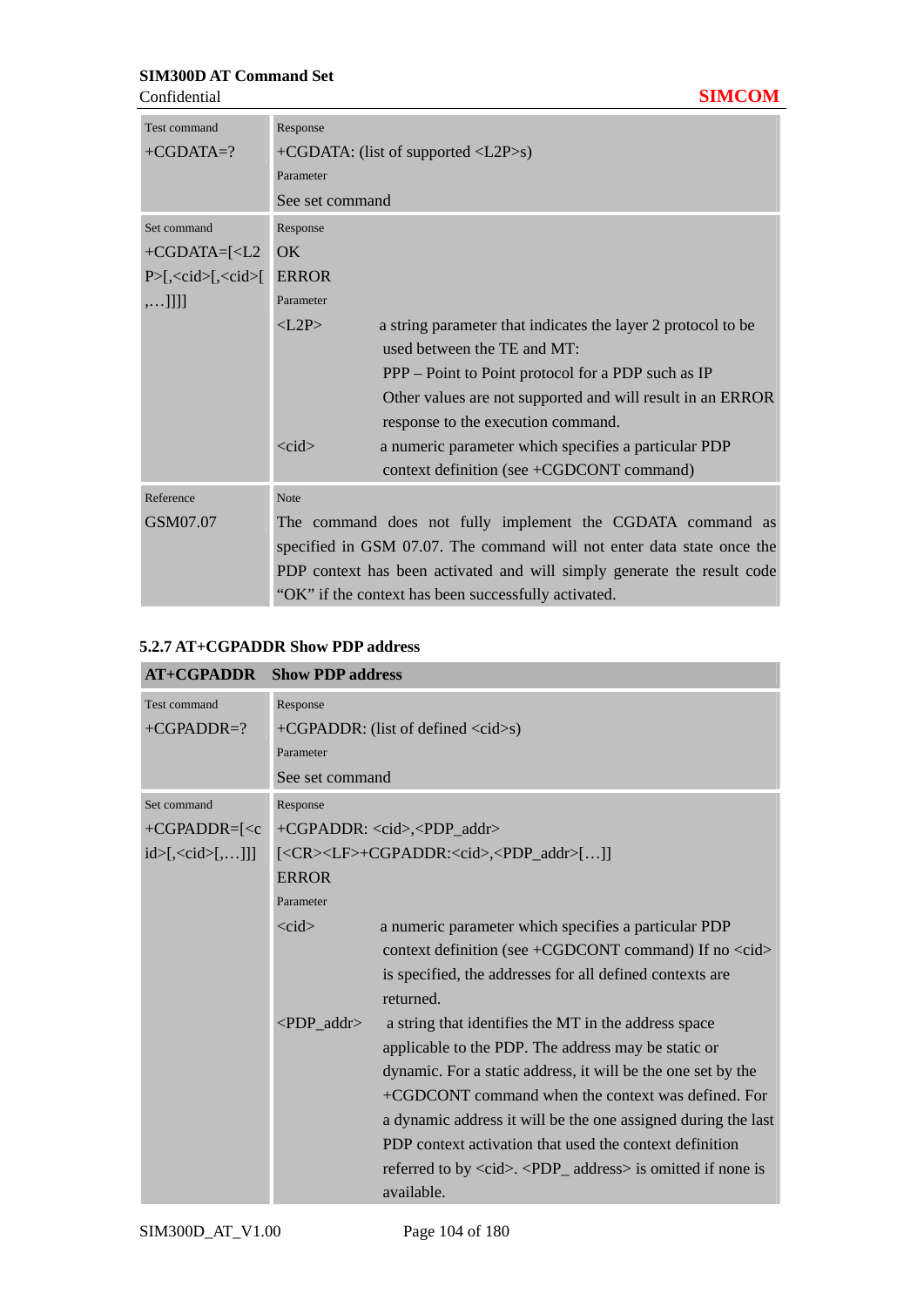| Test command<br>+CGDATA=? | Response<br>+CGDATA: (list of supported <L2P>s)<br>Parameter<br>See set command |
|---|---|
| Set command<br>+CGDATA=[<L2P>[,<cid>[,<cid>[,…]]]] | Response<br>OK<br>ERROR<br>Parameter<br><L2P> a string parameter that indicates the layer 2 protocol to be used between the TE and MT:<br>PPP – Point to Point protocol for a PDP such as IP<br>Other values are not supported and will result in an ERROR response to the execution command.<br><cid> a numeric parameter which specifies a particular PDP context definition (see +CGDCONT command) |
| Reference<br>GSM07.07 | Note<br>The command does not fully implement the CGDATA command as specified in GSM 07.07. The command will not enter data state once the PDP context has been activated and will simply generate the result code "OK" if the context has been successfully activated. |

### 5.2.7 AT+CGPADDR Show PDP address

| AT+CGPADDR | Show PDP address |
|---|---|
| Test command<br>+CGPADDR=? | Response<br>+CGPADDR: (list of defined <cid>s)<br>Parameter<br>See set command |
| Set command<br>+CGPADDR=[<cid>[,<cid>[,…]]] | Response<br>+CGPADDR: <cid>,<PDP_addr><br>[<CR><LF>+CGPADDR:<cid>,<PDP_addr>[…]]<br>ERROR<br>Parameter<br><cid> a numeric parameter which specifies a particular PDP context definition (see +CGDCONT command) If no <cid> is specified, the addresses for all defined contexts are returned.<br><PDP_addr> a string that identifies the MT in the address space applicable to the PDP. The address may be static or dynamic. For a static address, it will be the one set by the +CGDCONT command when the context was defined. For a dynamic address it will be the one assigned during the last PDP context activation that used the context definition referred to by <cid>. <PDP_ address> is omitted if none is available. |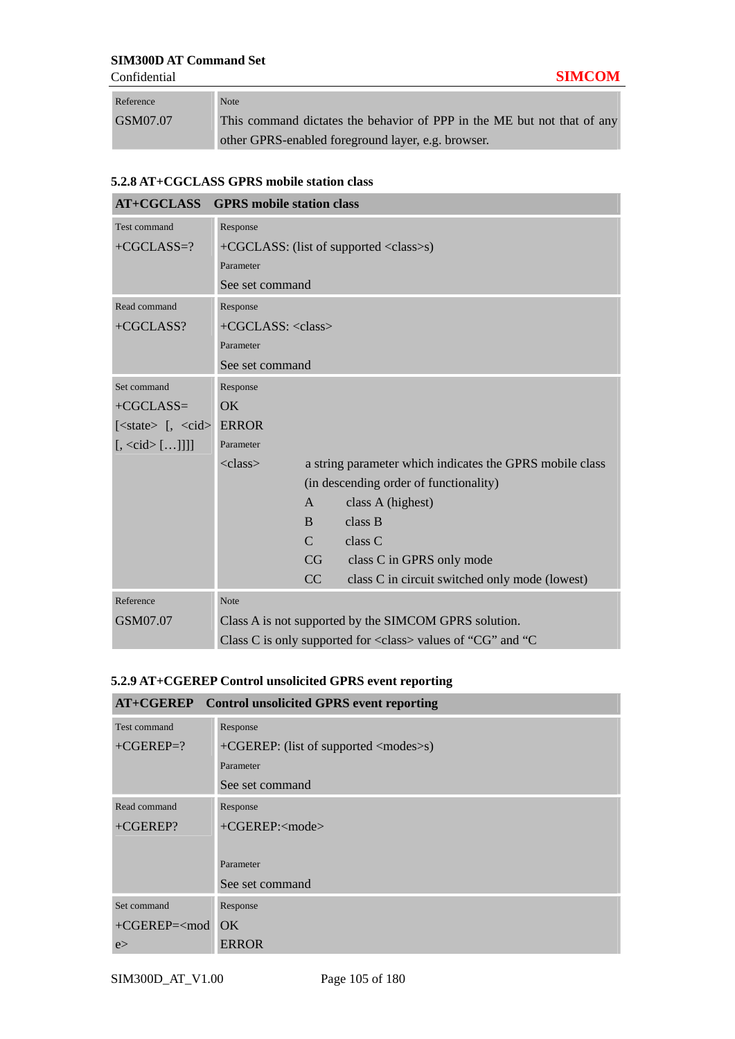| Reference | Note |
| --- | --- |
| GSM07.07 | This command dictates the behavior of PPP in the ME but not that of any other GPRS-enabled foreground layer, e.g. browser. |

### 5.2.8 AT+CGCLASS GPRS mobile station class

| AT+CGCLASS | GPRS mobile station class |
| --- | --- |
| Test command<br>+CGCLASS=? | Response<br>+CGCLASS: (list of supported <class>s)<br>Parameter<br>See set command |
| Read command<br>+CGCLASS? | Response<br>+CGCLASS: <class><br>Parameter<br>See set command |
| Set command<br>+CGCLASS=[<state> [, <cid> [, <cid> […]]]] | Response<br>OK<br>ERROR<br>Parameter<br><class> a string parameter which indicates the GPRS mobile class (in descending order of functionality)<br>A class A (highest)<br>B class B<br>C class C<br>CG class C in GPRS only mode<br>CC class C in circuit switched only mode (lowest) |
| Reference<br>GSM07.07 | Note<br>Class A is not supported by the SIMCOM GPRS solution.<br>Class C is only supported for <class> values of "CG" and "C |

### 5.2.9 AT+CGEREP Control unsolicited GPRS event reporting

| AT+CGEREP | Control unsolicited GPRS event reporting |
| --- | --- |
| Test command<br>+CGEREP=? | Response<br>+CGEREP: (list of supported <modes>s)<br>Parameter<br>See set command |
| Read command<br>+CGEREP? | Response<br>+CGEREP:<mode><br>Parameter<br>See set command |
| Set command<br>+CGEREP=<mode> | Response<br>OK<br>ERROR |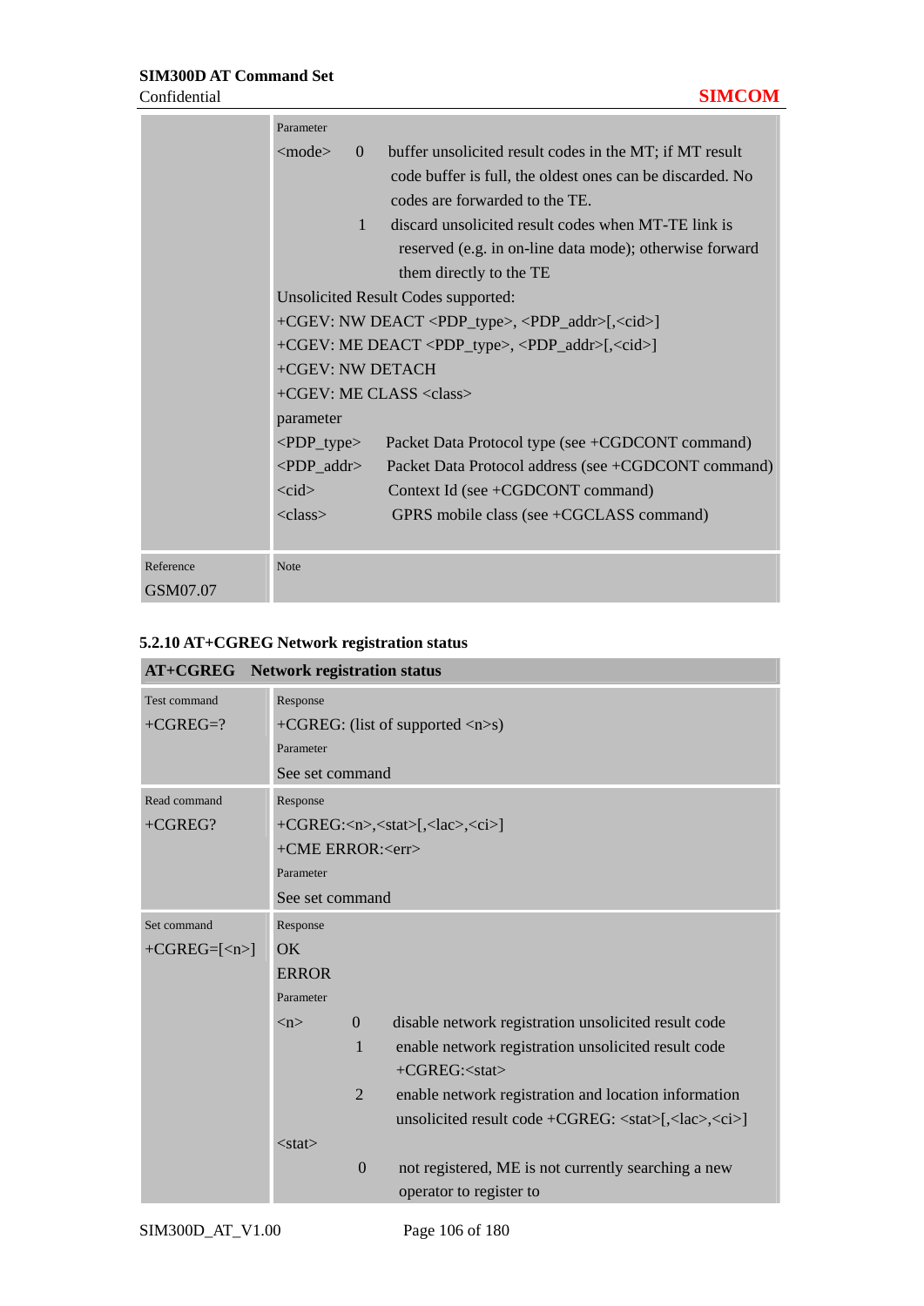| | |
|---|---|
| | Parameter<br><mode> 0 buffer unsolicited result codes in the MT; if MT result code buffer is full, the oldest ones can be discarded. No codes are forwarded to the TE.<br>1 discard unsolicited result codes when MT-TE link is reserved (e.g. in on-line data mode); otherwise forward them directly to the TE<br>Unsolicited Result Codes supported:<br>+CGEV: NW DEACT <PDP_type>, <PDP_addr>[,<cid>]<br>+CGEV: ME DEACT <PDP_type>, <PDP_addr>[,<cid>]<br>+CGEV: NW DETACH<br>+CGEV: ME CLASS <class><br>parameter<br><PDP_type> Packet Data Protocol type (see +CGDCONT command)<br><PDP_addr> Packet Data Protocol address (see +CGDCONT command)<br><cid> Context Id (see +CGDCONT command)<br><class> GPRS mobile class (see +CGCLASS command) |
| Reference<br>GSM07.07 | Note |

### 5.2.10 AT+CGREG Network registration status

| AT+CGREG Network registration status | |
|---|---|
| Test command<br>+CGREG=? | Response<br>+CGREG: (list of supported <n>s)<br>Parameter<br>See set command |
| Read command<br>+CGREG? | Response<br>+CGREG:<n>,<stat>[,<lac>,<ci>]<br>+CME ERROR:<err><br>Parameter<br>See set command |
| Set command<br>+CGREG=[<n>] | Response<br>OK<br>ERROR<br>Parameter<br><n> 0 disable network registration unsolicited result code<br>1 enable network registration unsolicited result code +CGREG:<stat><br>2 enable network registration and location information unsolicited result code +CGREG: <stat>[,<lac>,<ci>]<br><stat><br>0 not registered, ME is not currently searching a new operator to register to |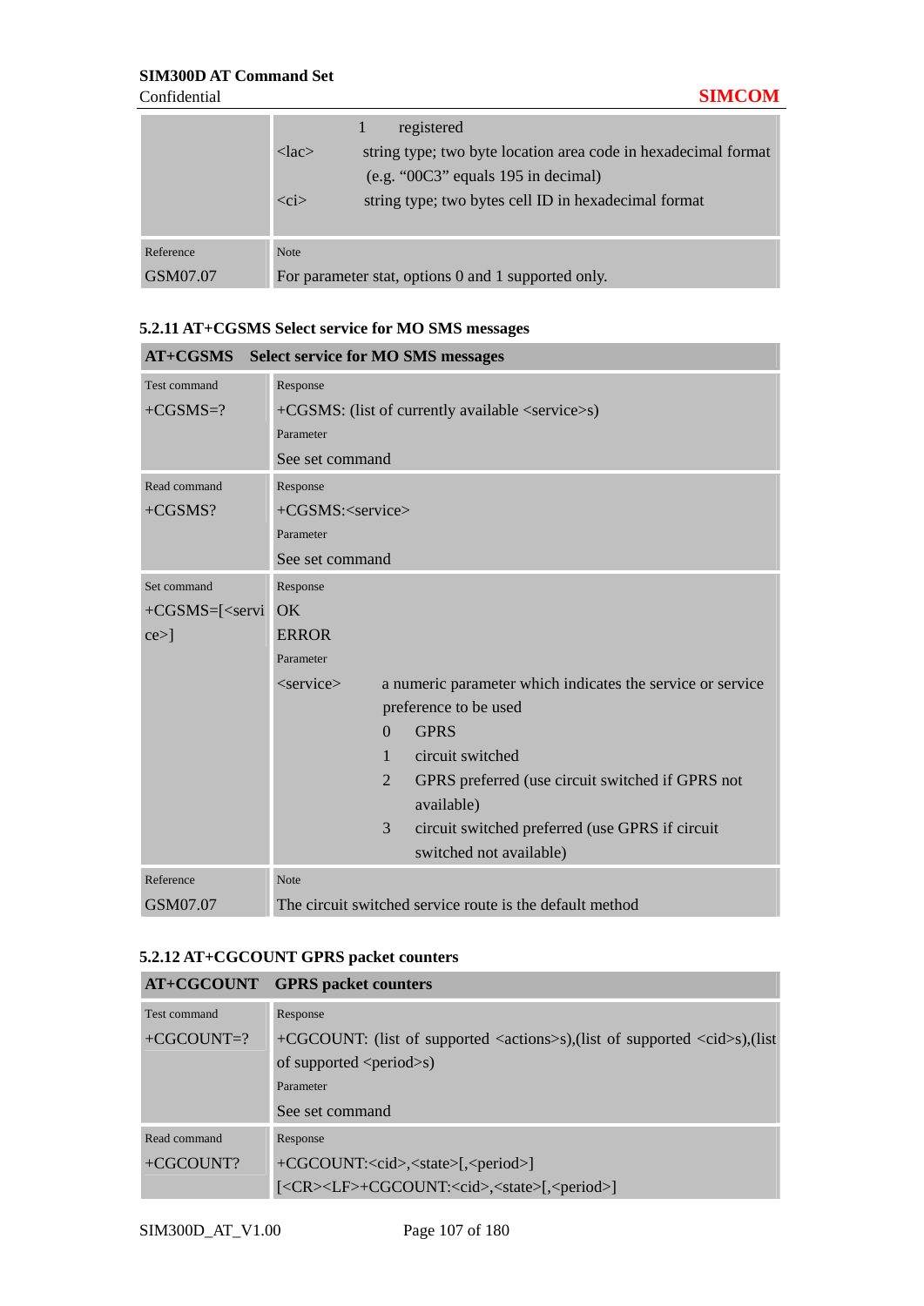| | |
|---|---|
| | 1 registered<br><lac> string type; two byte location area code in hexadecimal format (e.g. "00C3" equals 195 in decimal)<br><ci> string type; two bytes cell ID in hexadecimal format |
| Reference<br>GSM07.07 | Note<br>For parameter stat, options 0 and 1 supported only. |

### 5.2.11 AT+CGSMS Select service for MO SMS messages

| AT+CGSMS | Select service for MO SMS messages |
|---|---|
| Test command<br>+CGSMS=? | Response<br>+CGSMS: (list of currently available <service>s)<br>Parameter<br>See set command |
| Read command<br>+CGSMS? | Response<br>+CGSMS:<service><br>Parameter<br>See set command |
| Set command<br>+CGSMS=[<service>] | Response<br>OK<br>ERROR<br>Parameter<br><service> a numeric parameter which indicates the service or service preference to be used<br>0 GPRS<br>1 circuit switched<br>2 GPRS preferred (use circuit switched if GPRS not available)<br>3 circuit switched preferred (use GPRS if circuit switched not available) |
| Reference<br>GSM07.07 | Note<br>The circuit switched service route is the default method |

### 5.2.12 AT+CGCOUNT GPRS packet counters

| AT+CGCOUNT | GPRS packet counters |
|---|---|
| Test command<br>+CGCOUNT=? | Response<br>+CGCOUNT: (list of supported <actions>s),(list of supported <cid>s),(list of supported <period>s)<br>Parameter<br>See set command |
| Read command<br>+CGCOUNT? | Response<br>+CGCOUNT:<cid>,<state>[,<period>]<br>[<CR><LF>+CGCOUNT:<cid>,<state>[,<period>] |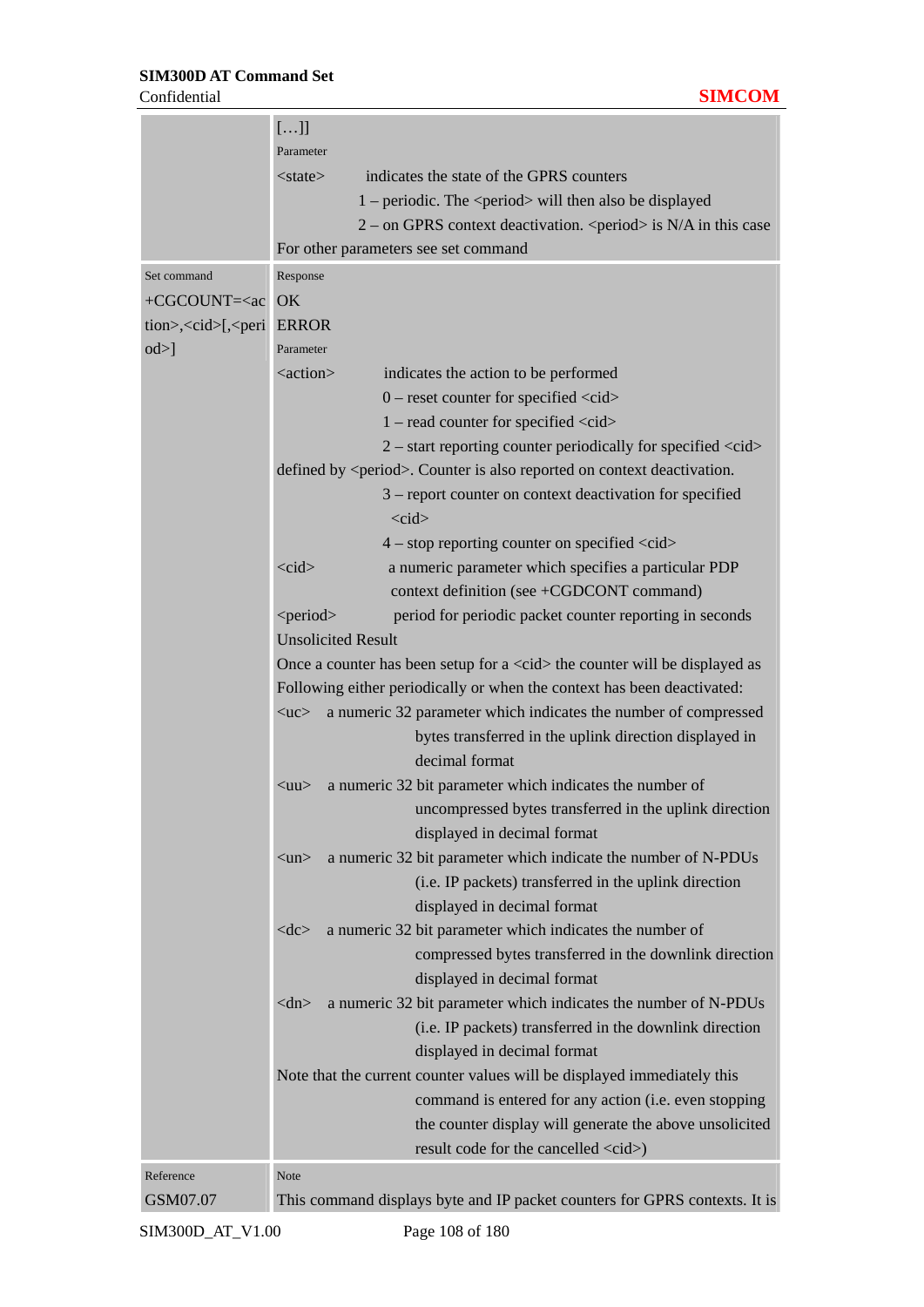| | […]]<br>Parameter<br>&lt;state&gt; indicates the state of the GPRS counters<br>1 – periodic. The &lt;period&gt; will then also be displayed<br>2 – on GPRS context deactivation. &lt;period&gt; is N/A in this case<br>For other parameters see set command |
|---|---|
| Set command<br>+CGCOUNT=&lt;action&gt;,&lt;cid&gt;[,&lt;period&gt;] | Response<br>OK<br>ERROR<br>Parameter<br>&lt;action&gt; indicates the action to be performed<br>0 – reset counter for specified &lt;cid&gt;<br>1 – read counter for specified &lt;cid&gt;<br>2 – start reporting counter periodically for specified &lt;cid&gt; defined by &lt;period&gt;. Counter is also reported on context deactivation.<br>3 – report counter on context deactivation for specified &lt;cid&gt;<br>4 – stop reporting counter on specified &lt;cid&gt;<br>&lt;cid&gt; a numeric parameter which specifies a particular PDP context definition (see +CGDCONT command)<br>&lt;period&gt; period for periodic packet counter reporting in seconds<br>Unsolicited Result<br>Once a counter has been setup for a &lt;cid&gt; the counter will be displayed as Following either periodically or when the context has been deactivated:<br>&lt;uc&gt; a numeric 32 parameter which indicates the number of compressed bytes transferred in the uplink direction displayed in decimal format<br>&lt;uu&gt; a numeric 32 bit parameter which indicates the number of uncompressed bytes transferred in the uplink direction displayed in decimal format<br>&lt;un&gt; a numeric 32 bit parameter which indicate the number of N-PDUs (i.e. IP packets) transferred in the uplink direction displayed in decimal format<br>&lt;dc&gt; a numeric 32 bit parameter which indicates the number of compressed bytes transferred in the downlink direction displayed in decimal format<br>&lt;dn&gt; a numeric 32 bit parameter which indicates the number of N-PDUs (i.e. IP packets) transferred in the downlink direction displayed in decimal format<br>Note that the current counter values will be displayed immediately this command is entered for any action (i.e. even stopping the counter display will generate the above unsolicited result code for the cancelled &lt;cid&gt;) |
| Reference<br>GSM07.07 | Note<br>This command displays byte and IP packet counters for GPRS contexts. It is |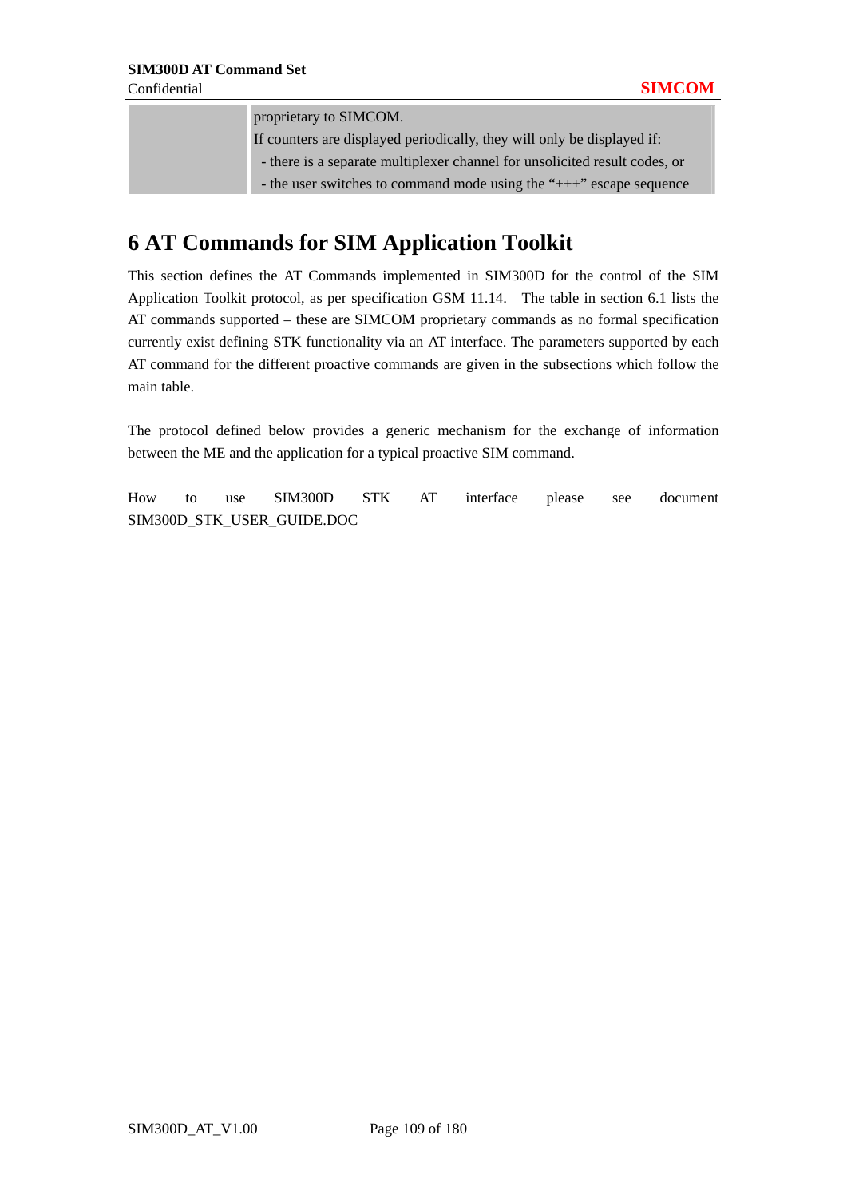| | |
|---|---|
| | proprietary to SIMCOM.<br>If counters are displayed periodically, they will only be displayed if:<br>- there is a separate multiplexer channel for unsolicited result codes, or<br>- the user switches to command mode using the "+++" escape sequence |

# 6 AT Commands for SIM Application Toolkit

This section defines the AT Commands implemented in SIM300D for the control of the SIM Application Toolkit protocol, as per specification GSM 11.14. The table in section 6.1 lists the AT commands supported – these are SIMCOM proprietary commands as no formal specification currently exist defining STK functionality via an AT interface. The parameters supported by each AT command for the different proactive commands are given in the subsections which follow the main table.

The protocol defined below provides a generic mechanism for the exchange of information between the ME and the application for a typical proactive SIM command.

How to use SIM300D STK AT interface please see document SIM300D_STK_USER_GUIDE.DOC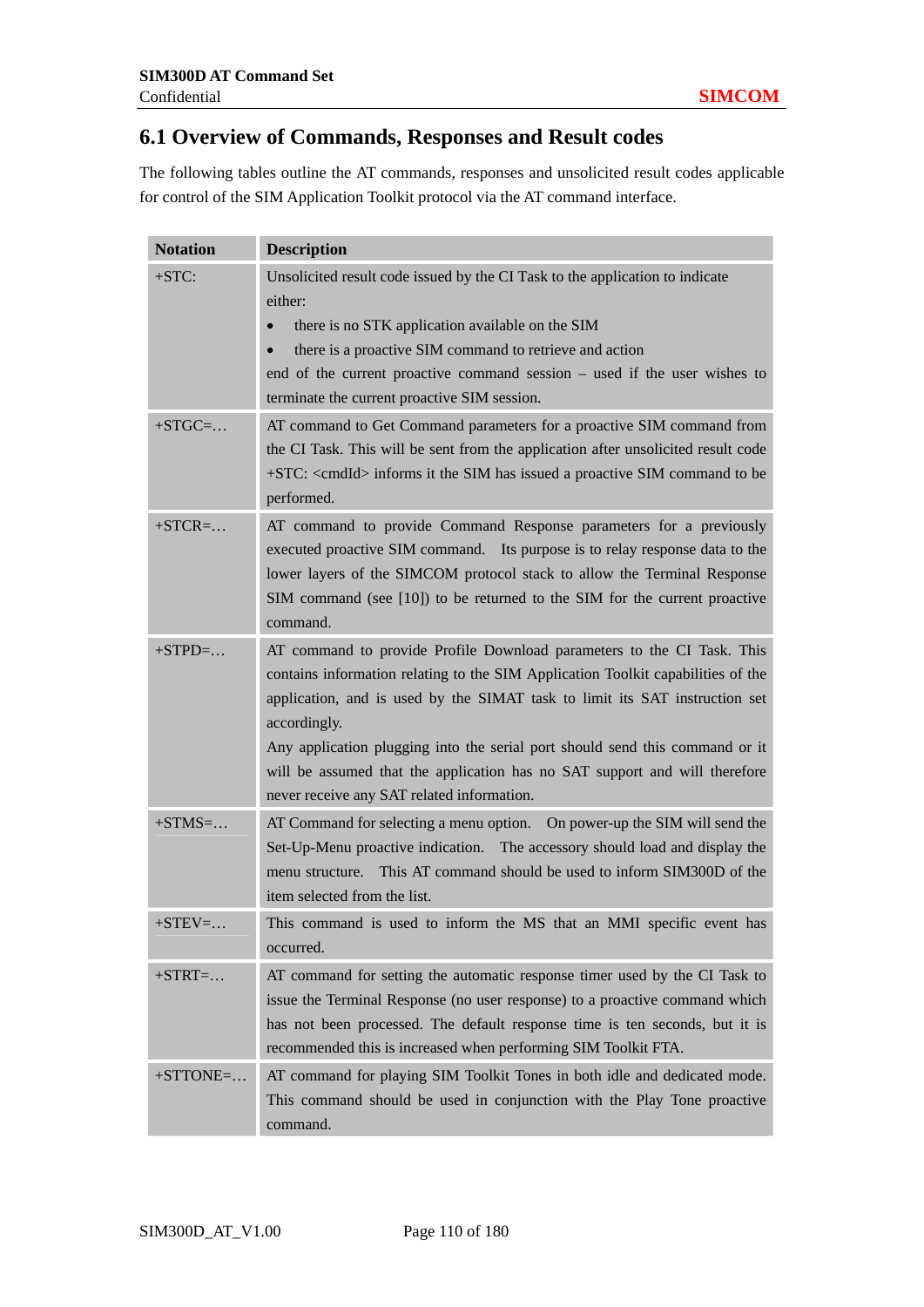## 6.1 Overview of Commands, Responses and Result codes

The following tables outline the AT commands, responses and unsolicited result codes applicable for control of the SIM Application Toolkit protocol via the AT command interface.

| Notation | Description |
|---|---|
| +STC: | Unsolicited result code issued by the CI Task to the application to indicate either:<br>• there is no STK application available on the SIM<br>• there is a proactive SIM command to retrieve and action<br>end of the current proactive command session – used if the user wishes to terminate the current proactive SIM session. |
| +STGC=… | AT command to Get Command parameters for a proactive SIM command from the CI Task. This will be sent from the application after unsolicited result code +STC: <cmdId> informs it the SIM has issued a proactive SIM command to be performed. |
| +STCR=… | AT command to provide Command Response parameters for a previously executed proactive SIM command. Its purpose is to relay response data to the lower layers of the SIMCOM protocol stack to allow the Terminal Response SIM command (see [10]) to be returned to the SIM for the current proactive command. |
| +STPD=… | AT command to provide Profile Download parameters to the CI Task. This contains information relating to the SIM Application Toolkit capabilities of the application, and is used by the SIMAT task to limit its SAT instruction set accordingly.<br>Any application plugging into the serial port should send this command or it will be assumed that the application has no SAT support and will therefore never receive any SAT related information. |
| +STMS=… | AT Command for selecting a menu option. On power-up the SIM will send the Set-Up-Menu proactive indication. The accessory should load and display the menu structure. This AT command should be used to inform SIM300D of the item selected from the list. |
| +STEV=… | This command is used to inform the MS that an MMI specific event has occurred. |
| +STRT=… | AT command for setting the automatic response timer used by the CI Task to issue the Terminal Response (no user response) to a proactive command which has not been processed. The default response time is ten seconds, but it is recommended this is increased when performing SIM Toolkit FTA. |
| +STTONE=… | AT command for playing SIM Toolkit Tones in both idle and dedicated mode. This command should be used in conjunction with the Play Tone proactive command. |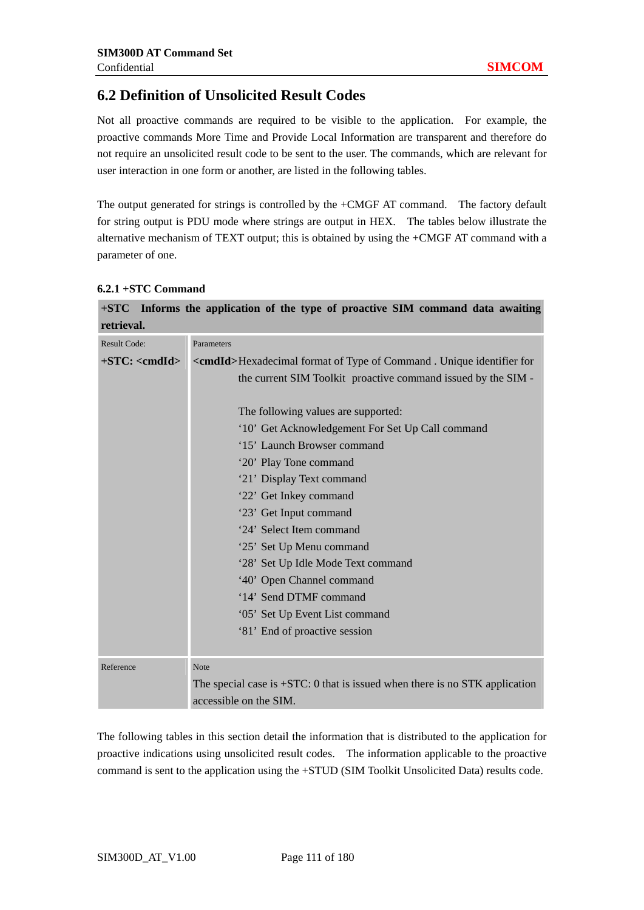## 6.2 Definition of Unsolicited Result Codes

Not all proactive commands are required to be visible to the application. For example, the proactive commands More Time and Provide Local Information are transparent and therefore do not require an unsolicited result code to be sent to the user. The commands, which are relevant for user interaction in one form or another, are listed in the following tables.

The output generated for strings is controlled by the +CMGF AT command. The factory default for string output is PDU mode where strings are output in HEX. The tables below illustrate the alternative mechanism of TEXT output; this is obtained by using the +CMGF AT command with a parameter of one.

### 6.2.1 +STC Command

| **+STC Informs the application of the type of proactive SIM command data awaiting retrieval.** | |
|---|---|
| Result Code:<br>**+STC: <cmdId>** | Parameters<br>**<cmdId>** Hexadecimal format of Type of Command . Unique identifier for the current SIM Toolkit proactive command issued by the SIM -<br><br>The following values are supported:<br>'10' Get Acknowledgement For Set Up Call command<br>'15' Launch Browser command<br>'20' Play Tone command<br>'21' Display Text command<br>'22' Get Inkey command<br>'23' Get Input command<br>'24' Select Item command<br>'25' Set Up Menu command<br>'28' Set Up Idle Mode Text command<br>'40' Open Channel command<br>'14' Send DTMF command<br>'05' Set Up Event List command<br>'81' End of proactive session |
| Reference | Note<br>The special case is +STC: 0 that is issued when there is no STK application accessible on the SIM. |

The following tables in this section detail the information that is distributed to the application for proactive indications using unsolicited result codes. The information applicable to the proactive command is sent to the application using the +STUD (SIM Toolkit Unsolicited Data) results code.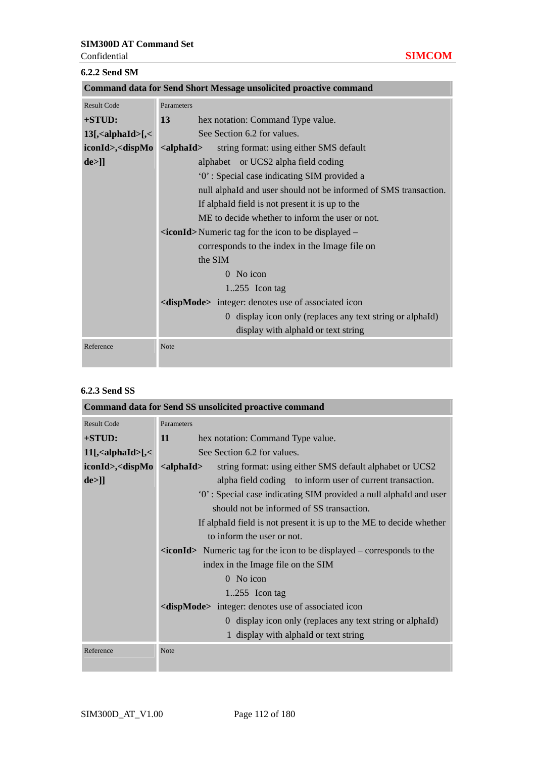### 6.2.2 Send SM

| Command data for Send Short Message unsolicited proactive command | |
|---|---|
| Result Code<br>**+STUD: 13[,<alphaId>[,<iconId>,<dispMode>]]** | Parameters<br>**13** hex notation: Command Type value.<br>See Section 6.2 for values.<br>**<alphaId>** string format: using either SMS default alphabet or UCS2 alpha field coding<br>'0' : Special case indicating SIM provided a null alphaId and user should not be informed of SMS transaction.<br>If alphaId field is not present it is up to the ME to decide whether to inform the user or not.<br>**<iconId>** Numeric tag for the icon to be displayed – corresponds to the index in the Image file on the SIM<br>0 No icon<br>1..255 Icon tag<br>**<dispMode>** integer: denotes use of associated icon<br>0 display icon only (replaces any text string or alphaId)<br>display with alphaId or text string |
| Reference | Note |

### 6.2.3 Send SS

| Command data for Send SS unsolicited proactive command | |
|---|---|
| Result Code<br>**+STUD: 11[,<alphaId>[,<iconId>,<dispMode>]]** | Parameters<br>**11** hex notation: Command Type value.<br>See Section 6.2 for values.<br>**<alphaId>** string format: using either SMS default alphabet or UCS2 alpha field coding to inform user of current transaction.<br>'0' : Special case indicating SIM provided a null alphaId and user should not be informed of SS transaction.<br>If alphaId field is not present it is up to the ME to decide whether to inform the user or not.<br>**<iconId>** Numeric tag for the icon to be displayed – corresponds to the index in the Image file on the SIM<br>0 No icon<br>1..255 Icon tag<br>**<dispMode>** integer: denotes use of associated icon<br>0 display icon only (replaces any text string or alphaId)<br>1 display with alphaId or text string |
| Reference | Note |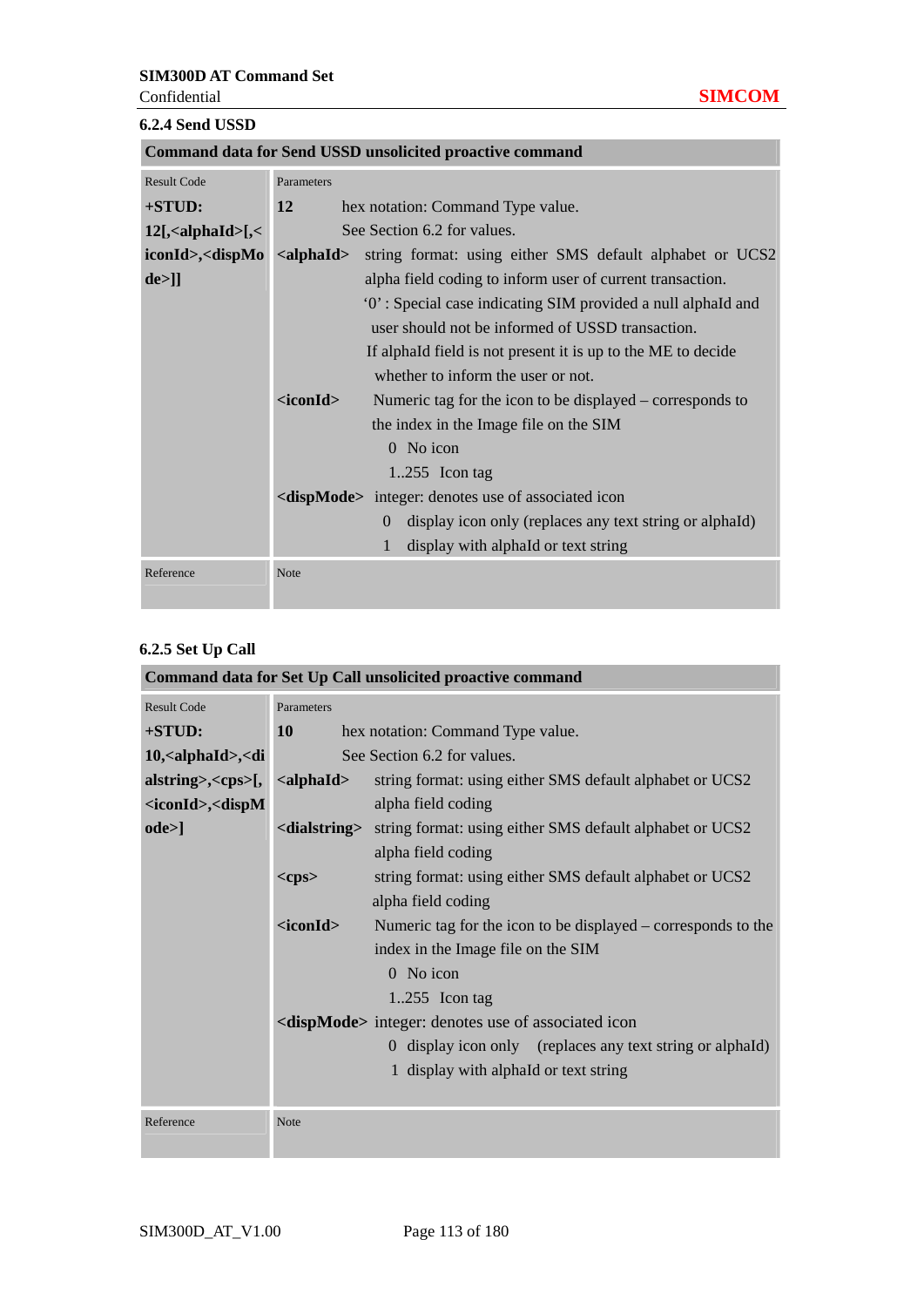### 6.2.4 Send USSD

| Command data for Send USSD unsolicited proactive command | |
|---|---|
| Result Code<br>**+STUD: 12[,<alphaId>[,<iconId>,<dispMode>]]** | Parameters<br>**12** hex notation: Command Type value. See Section 6.2 for values.<br>**<alphaId>** string format: using either SMS default alphabet or UCS2 alpha field coding to inform user of current transaction.<br>'0' : Special case indicating SIM provided a null alphaId and user should not be informed of USSD transaction.<br>If alphaId field is not present it is up to the ME to decide whether to inform the user or not.<br>**<iconId>** Numeric tag for the icon to be displayed – corresponds to the index in the Image file on the SIM<br>0 No icon<br>1..255 Icon tag<br>**<dispMode>** integer: denotes use of associated icon<br>0 display icon only (replaces any text string or alphaId)<br>1 display with alphaId or text string |
| Reference | Note |

### 6.2.5 Set Up Call

| Command data for Set Up Call unsolicited proactive command | |
|---|---|
| Result Code<br>**+STUD: 10,<alphaId>,<dialstring>,<cps>[,<iconId>,<dispMode>]** | Parameters<br>**10** hex notation: Command Type value. See Section 6.2 for values.<br>**<alphaId>** string format: using either SMS default alphabet or UCS2 alpha field coding<br>**<dialstring>** string format: using either SMS default alphabet or UCS2 alpha field coding<br>**<cps>** string format: using either SMS default alphabet or UCS2 alpha field coding<br>**<iconId>** Numeric tag for the icon to be displayed – corresponds to the index in the Image file on the SIM<br>0 No icon<br>1..255 Icon tag<br>**<dispMode>** integer: denotes use of associated icon<br>0 display icon only (replaces any text string or alphaId)<br>1 display with alphaId or text string |
| Reference | Note |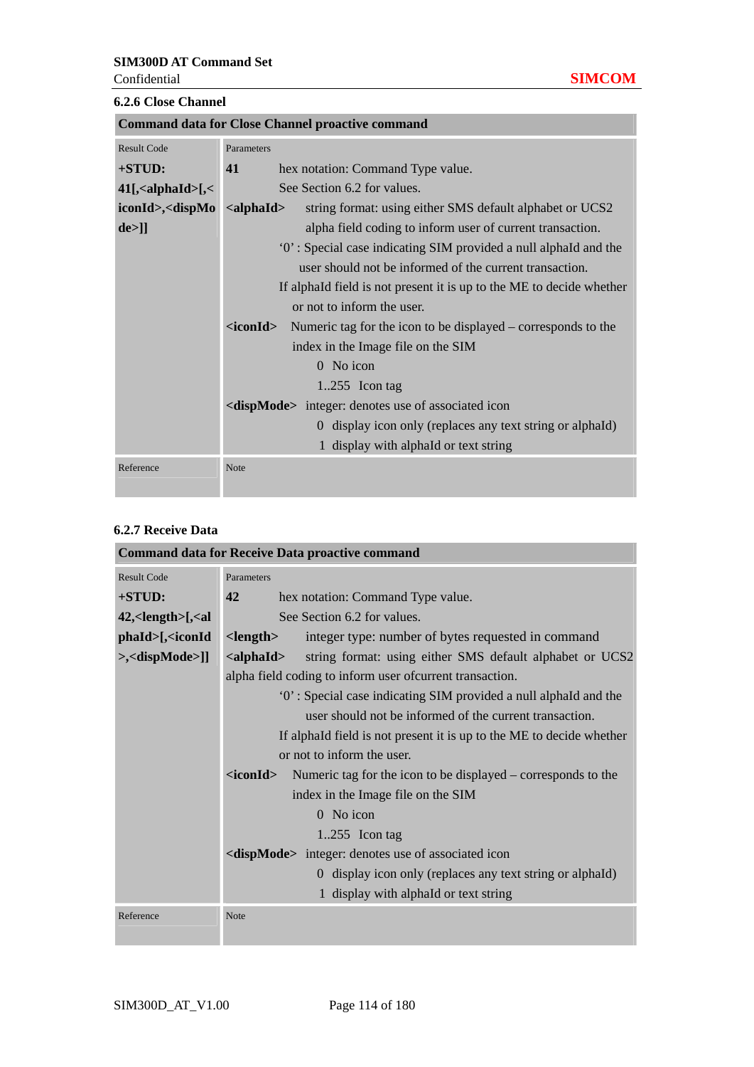### 6.2.6 Close Channel

| Command data for Close Channel proactive command | |
|---|---|
| Result Code<br>**+STUD: 41[,<alphaId>[,<iconId>,<dispMode>]]** | Parameters<br>**41** hex notation: Command Type value. See Section 6.2 for values.<br>**<alphaId>** string format: using either SMS default alphabet or UCS2 alpha field coding to inform user of current transaction.<br>'0' : Special case indicating SIM provided a null alphaId and the user should not be informed of the current transaction.<br>If alphaId field is not present it is up to the ME to decide whether or not to inform the user.<br>**<iconId>** Numeric tag for the icon to be displayed – corresponds to the index in the Image file on the SIM<br>0 No icon<br>1..255 Icon tag<br>**<dispMode>** integer: denotes use of associated icon<br>0 display icon only (replaces any text string or alphaId)<br>1 display with alphaId or text string |
| Reference | Note |

### 6.2.7 Receive Data

| Command data for Receive Data proactive command | |
|---|---|
| Result Code<br>**+STUD: 42,<length>[,<alphaId>[,<iconId>,<dispMode>]]** | Parameters<br>**42** hex notation: Command Type value. See Section 6.2 for values.<br>**<length>** integer type: number of bytes requested in command<br>**<alphaId>** string format: using either SMS default alphabet or UCS2 alpha field coding to inform user ofcurrent transaction.<br>'0' : Special case indicating SIM provided a null alphaId and the user should not be informed of the current transaction.<br>If alphaId field is not present it is up to the ME to decide whether or not to inform the user.<br>**<iconId>** Numeric tag for the icon to be displayed – corresponds to the index in the Image file on the SIM<br>0 No icon<br>1..255 Icon tag<br>**<dispMode>** integer: denotes use of associated icon<br>0 display icon only (replaces any text string or alphaId)<br>1 display with alphaId or text string |
| Reference | Note |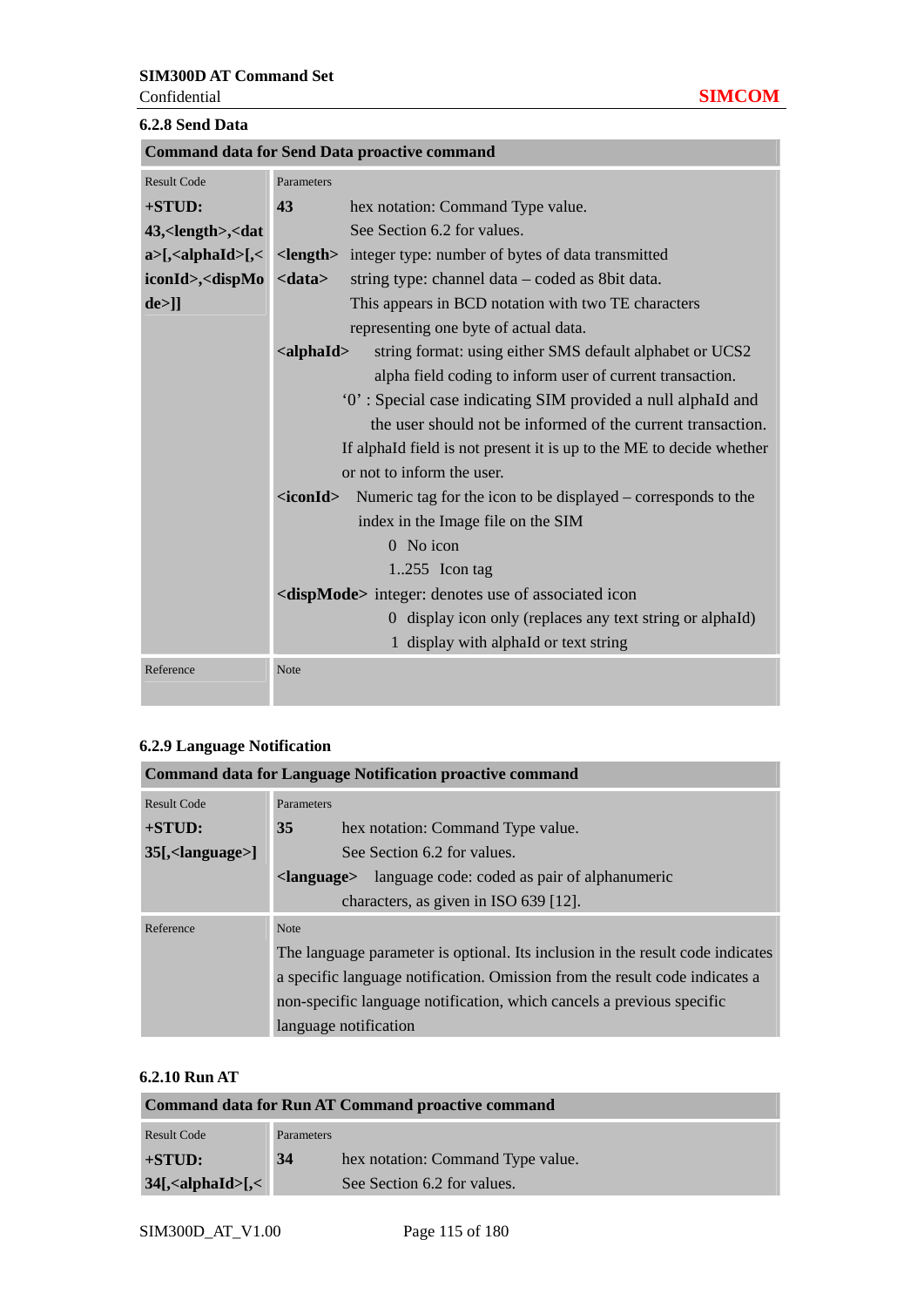### 6.2.8 Send Data

| Command data for Send Data proactive command | |
|---|---|
| Result Code<br>**+STUD: 43,<length>,<data>[,<alphaId>[,<iconId>,<dispMode>]]** | Parameters<br>**43** hex notation: Command Type value. See Section 6.2 for values.<br>**<length>** integer type: number of bytes of data transmitted<br>**<data>** string type: channel data – coded as 8bit data. This appears in BCD notation with two TE characters representing one byte of actual data.<br>**<alphaId>** string format: using either SMS default alphabet or UCS2 alpha field coding to inform user of current transaction.<br>'0' : Special case indicating SIM provided a null alphaId and the user should not be informed of the current transaction.<br>If alphaId field is not present it is up to the ME to decide whether or not to inform the user.<br>**<iconId>** Numeric tag for the icon to be displayed – corresponds to the index in the Image file on the SIM<br>0 No icon<br>1..255 Icon tag<br>**<dispMode>** integer: denotes use of associated icon<br>0 display icon only (replaces any text string or alphaId)<br>1 display with alphaId or text string |
| Reference | Note |

### 6.2.9 Language Notification

| Command data for Language Notification proactive command | |
|---|---|
| Result Code<br>**+STUD: 35[,<language>]** | Parameters<br>**35** hex notation: Command Type value. See Section 6.2 for values.<br>**<language>** language code: coded as pair of alphanumeric characters, as given in ISO 639 [12]. |
| Reference | Note<br>The language parameter is optional. Its inclusion in the result code indicates a specific language notification. Omission from the result code indicates a non-specific language notification, which cancels a previous specific language notification |

### 6.2.10 Run AT

| Command data for Run AT Command proactive command | |
|---|---|
| Result Code<br>**+STUD: 34[,<alphaId>[,<** | Parameters<br>**34** hex notation: Command Type value. See Section 6.2 for values. |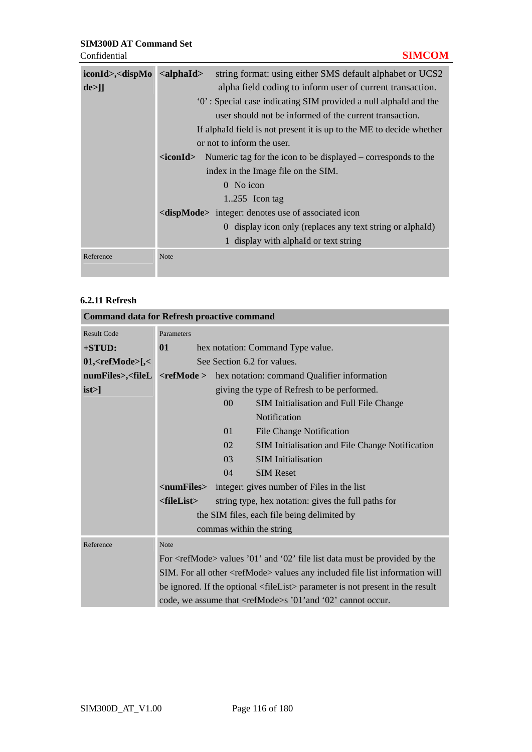| iconId>,<dispMode>]] | **<alphaId>** string format: using either SMS default alphabet or UCS2 alpha field coding to inform user of current transaction.<br>'0' : Special case indicating SIM provided a null alphaId and the user should not be informed of the current transaction.<br>If alphaId field is not present it is up to the ME to decide whether or not to inform the user.<br>**<iconId>** Numeric tag for the icon to be displayed – corresponds to the index in the Image file on the SIM.<br>0 No icon<br>1..255 Icon tag<br>**<dispMode>** integer: denotes use of associated icon<br>0 display icon only (replaces any text string or alphaId)<br>1 display with alphaId or text string |
|---|---|
| Reference | Note |

### 6.2.11 Refresh

| Command data for Refresh proactive command | |
|---|---|
| Result Code<br>**+STUD: 01,<refMode>[,<numFiles>,<fileList>]** | Parameters<br>**01** hex notation: Command Type value.<br>See Section 6.2 for values.<br>**<refMode >** hex notation: command Qualifier information giving the type of Refresh to be performed.<br>00 SIM Initialisation and Full File Change Notification<br>01 File Change Notification<br>02 SIM Initialisation and File Change Notification<br>03 SIM Initialisation<br>04 SIM Reset<br>**<numFiles>** integer: gives number of Files in the list<br>**<fileList>** string type, hex notation: gives the full paths for the SIM files, each file being delimited by commas within the string |
| Reference | Note<br>For <refMode> values '01' and '02' file list data must be provided by the SIM. For all other <refMode> values any included file list information will be ignored. If the optional <fileList> parameter is not present in the result code, we assume that <refMode>s '01'and '02' cannot occur. |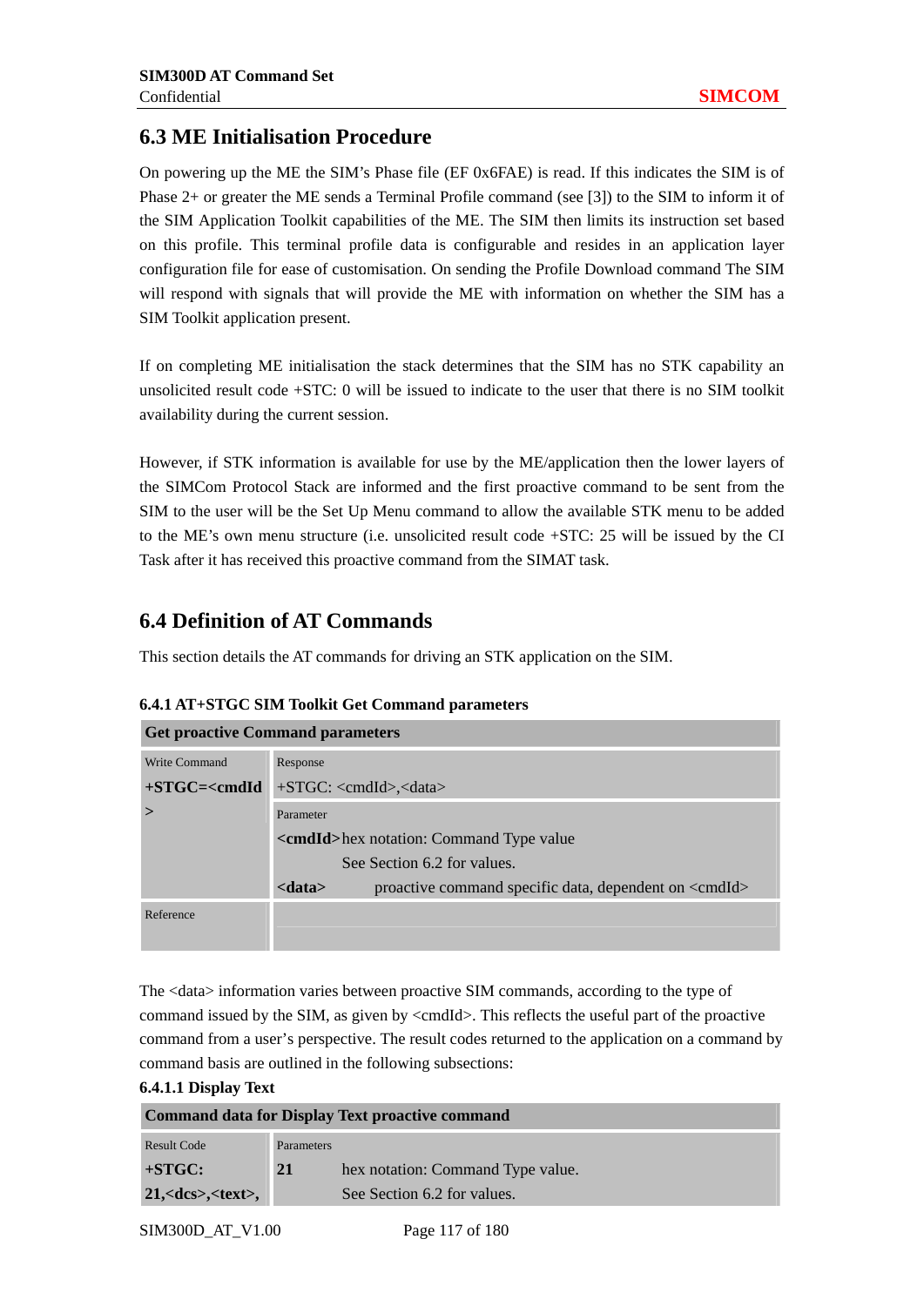## 6.3 ME Initialisation Procedure

On powering up the ME the SIM's Phase file (EF 0x6FAE) is read. If this indicates the SIM is of Phase 2+ or greater the ME sends a Terminal Profile command (see [3]) to the SIM to inform it of the SIM Application Toolkit capabilities of the ME. The SIM then limits its instruction set based on this profile. This terminal profile data is configurable and resides in an application layer configuration file for ease of customisation. On sending the Profile Download command The SIM will respond with signals that will provide the ME with information on whether the SIM has a SIM Toolkit application present.

If on completing ME initialisation the stack determines that the SIM has no STK capability an unsolicited result code +STC: 0 will be issued to indicate to the user that there is no SIM toolkit availability during the current session.

However, if STK information is available for use by the ME/application then the lower layers of the SIMCom Protocol Stack are informed and the first proactive command to be sent from the SIM to the user will be the Set Up Menu command to allow the available STK menu to be added to the ME's own menu structure (i.e. unsolicited result code +STC: 25 will be issued by the CI Task after it has received this proactive command from the SIMAT task.

## 6.4 Definition of AT Commands

This section details the AT commands for driving an STK application on the SIM.

### 6.4.1 AT+STGC SIM Toolkit Get Command parameters

| **Get proactive Command parameters** | |
|---|---|
| Write Command<br>**+STGC=<cmdId>** | Response<br>+STGC: <cmdId>,<data><br><br>Parameter<br>**<cmdId>** hex notation: Command Type value<br>See Section 6.2 for values.<br>**<data>** proactive command specific data, dependent on <cmdId> |
| Reference | |

The <data> information varies between proactive SIM commands, according to the type of command issued by the SIM, as given by <cmdId>. This reflects the useful part of the proactive command from a user's perspective. The result codes returned to the application on a command by command basis are outlined in the following subsections:

#### 6.4.1.1 Display Text

| **Command data for Display Text proactive command** | |
|---|---|
| Result Code<br>**+STGC: 21,<dcs>,<text>,** | Parameters<br>**21** hex notation: Command Type value.<br>See Section 6.2 for values. |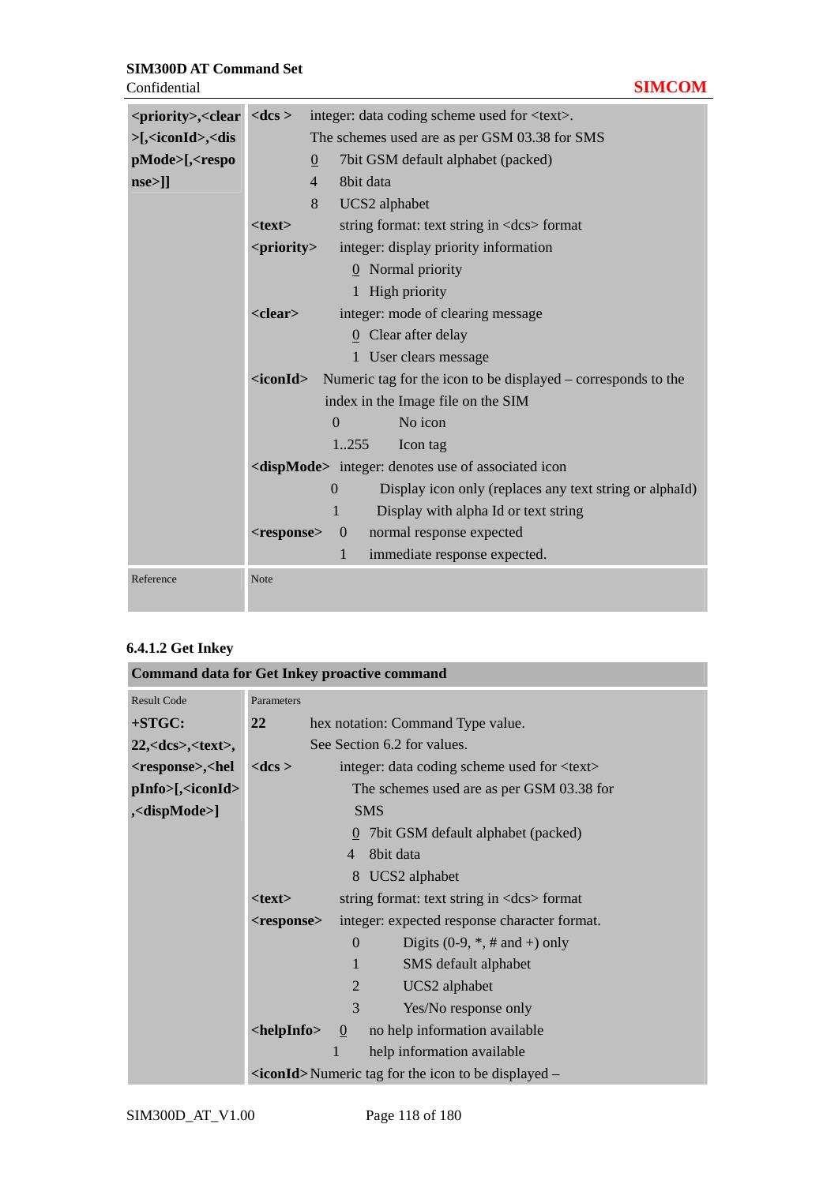| <priority>,<clear>[,<iconId>,<dispMode>[,<response>]] | <dcs > integer: data coding scheme used for <text>.<br>The schemes used are as per GSM 03.38 for SMS<br>0 7bit GSM default alphabet (packed)<br>4 8bit data<br>8 UCS2 alphabet<br><text> string format: text string in <dcs> format<br><priority> integer: display priority information<br>0 Normal priority<br>1 High priority<br><clear> integer: mode of clearing message<br>0 Clear after delay<br>1 User clears message<br><iconId> Numeric tag for the icon to be displayed – corresponds to the index in the Image file on the SIM<br>0 No icon<br>1..255 Icon tag<br><dispMode> integer: denotes use of associated icon<br>0 Display icon only (replaces any text string or alphaId)<br>1 Display with alpha Id or text string<br><response> 0 normal response expected<br>1 immediate response expected. |
|---|---|
| Reference | Note |

#### 6.4.1.2 Get Inkey

| Command data for Get Inkey proactive command | |
|---|---|
| Result Code | Parameters |
| **+STGC: 22,<dcs>,<text>,<response>,<helpInfo>[,<iconId>,<dispMode>]** | **22** hex notation: Command Type value.<br>See Section 6.2 for values.<br>**<dcs >** integer: data coding scheme used for <text><br>The schemes used are as per GSM 03.38 for SMS<br>0 7bit GSM default alphabet (packed)<br>4 8bit data<br>8 UCS2 alphabet<br>**<text>** string format: text string in <dcs> format<br>**<response>** integer: expected response character format.<br>0 Digits (0-9, *, # and +) only<br>1 SMS default alphabet<br>2 UCS2 alphabet<br>3 Yes/No response only<br>**<helpInfo>** 0 no help information available<br>1 help information available<br>**<iconId>** Numeric tag for the icon to be displayed – |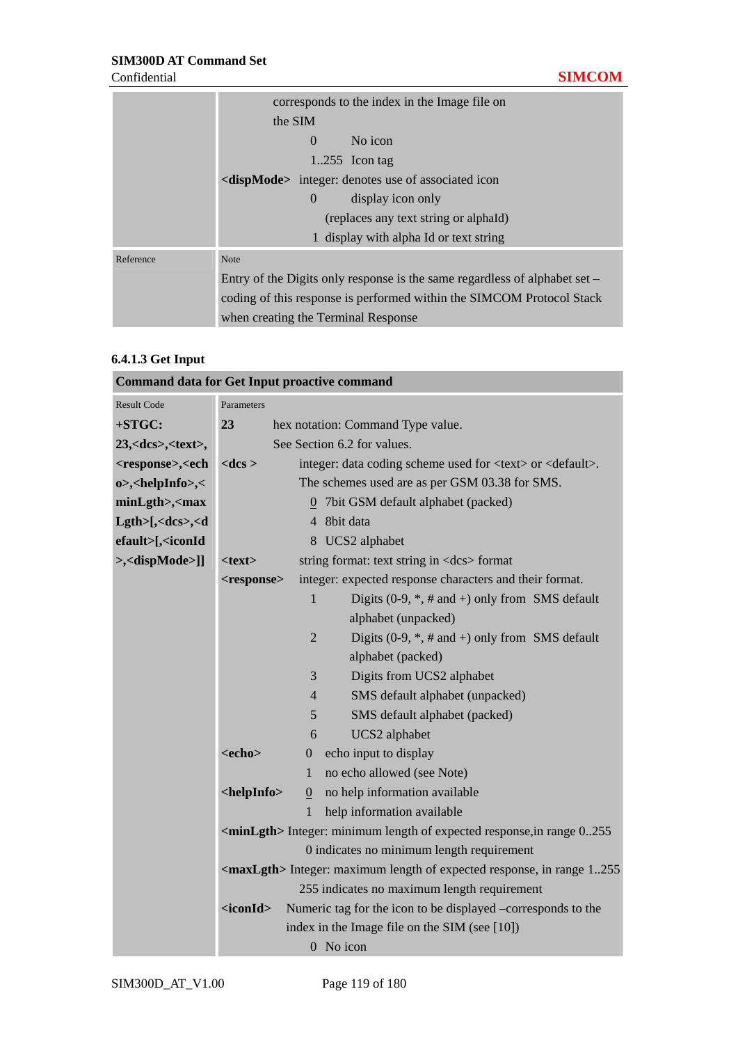| | corresponds to the index in the Image file on the SIM<br>0 No icon<br>1..255 Icon tag<br>**<dispMode>** integer: denotes use of associated icon<br>0 display icon only<br>(replaces any text string or alphaId)<br>1 display with alpha Id or text string |
|---|---|
| Reference | Note<br>Entry of the Digits only response is the same regardless of alphabet set – coding of this response is performed within the SIMCOM Protocol Stack when creating the Terminal Response |

### 6.4.1.3 Get Input

| **Command data for Get Input proactive command** | |
|---|---|
| Result Code<br>**+STGC: 23,<dcs>,<text>,<response>,<echo>,<helpInfo>,<minLgth>,<maxLgth>[,<dcs>,<default>[,<iconId>,<dispMode>]]** | Parameters<br>**23** hex notation: Command Type value. See Section 6.2 for values.<br>**<dcs >** integer: data coding scheme used for <text> or <default>. The schemes used are as per GSM 03.38 for SMS.<br><u>0</u> 7bit GSM default alphabet (packed)<br>4 8bit data<br>8 UCS2 alphabet<br>**<text>** string format: text string in <dcs> format<br>**<response>** integer: expected response characters and their format.<br>1 Digits (0-9, *, # and +) only from SMS default alphabet (unpacked)<br>2 Digits (0-9, *, # and +) only from SMS default alphabet (packed)<br>3 Digits from UCS2 alphabet<br>4 SMS default alphabet (unpacked)<br>5 SMS default alphabet (packed)<br>6 UCS2 alphabet<br>**<echo>** 0 echo input to display<br>1 no echo allowed (see Note)<br>**<helpInfo>** <u>0</u> no help information available<br>1 help information available<br>**<minLgth>** Integer: minimum length of expected response,in range 0..255<br>0 indicates no minimum length requirement<br>**<maxLgth>** Integer: maximum length of expected response, in range 1..255<br>255 indicates no maximum length requirement<br>**<iconId>** Numeric tag for the icon to be displayed –corresponds to the index in the Image file on the SIM (see [10])<br>0 No icon |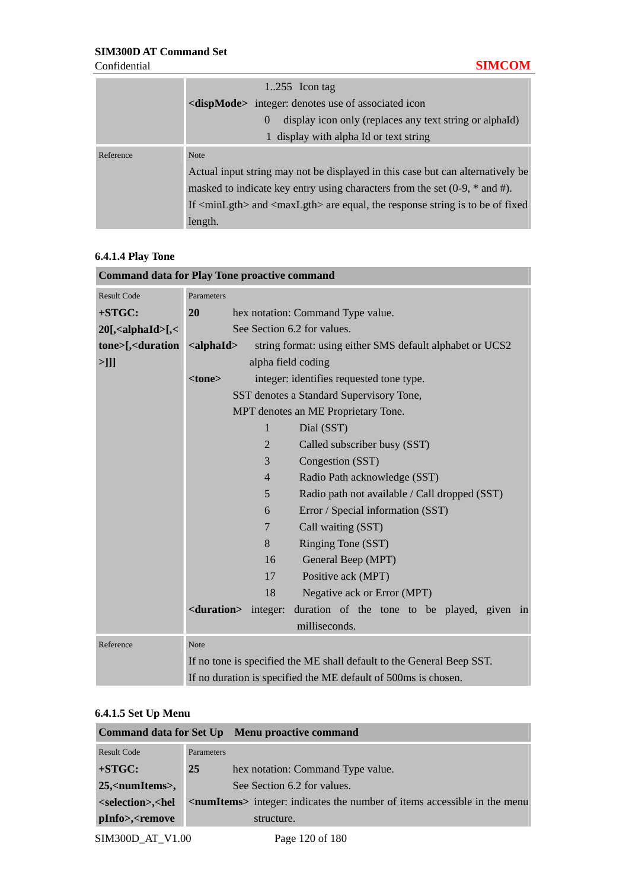| | 1..255 Icon tag<br>**<dispMode>** integer: denotes use of associated icon<br>0 display icon only (replaces any text string or alphaId)<br>1 display with alpha Id or text string |
|---|---|
| Reference | Note<br>Actual input string may not be displayed in this case but can alternatively be masked to indicate key entry using characters from the set (0-9, * and #).<br>If <minLgth> and <maxLgth> are equal, the response string is to be of fixed length. |

#### 6.4.1.4 Play Tone

| **Command data for Play Tone proactive command** | |
|---|---|
| Result Code<br>**+STGC: 20[,<alphaId>[,<tone>[,<duration>]]]** | Parameters<br>**20** hex notation: Command Type value.<br>See Section 6.2 for values.<br>**<alphaId>** string format: using either SMS default alphabet or UCS2 alpha field coding<br>**<tone>** integer: identifies requested tone type.<br>SST denotes a Standard Supervisory Tone,<br>MPT denotes an ME Proprietary Tone.<br>1 Dial (SST)<br>2 Called subscriber busy (SST)<br>3 Congestion (SST)<br>4 Radio Path acknowledge (SST)<br>5 Radio path not available / Call dropped (SST)<br>6 Error / Special information (SST)<br>7 Call waiting (SST)<br>8 Ringing Tone (SST)<br>16 General Beep (MPT)<br>17 Positive ack (MPT)<br>18 Negative ack or Error (MPT)<br>**<duration>** integer: duration of the tone to be played, given in milliseconds. |
| Reference | Note<br>If no tone is specified the ME shall default to the General Beep SST.<br>If no duration is specified the ME default of 500ms is chosen. |

#### 6.4.1.5 Set Up Menu

| **Command data for Set Up Menu proactive command** | |
|---|---|
| Result Code<br>**+STGC: 25,<numItems>,<selection>,<helpInfo>,<remove** | Parameters<br>**25** hex notation: Command Type value.<br>See Section 6.2 for values.<br>**<numItems>** integer: indicates the number of items accessible in the menu structure. |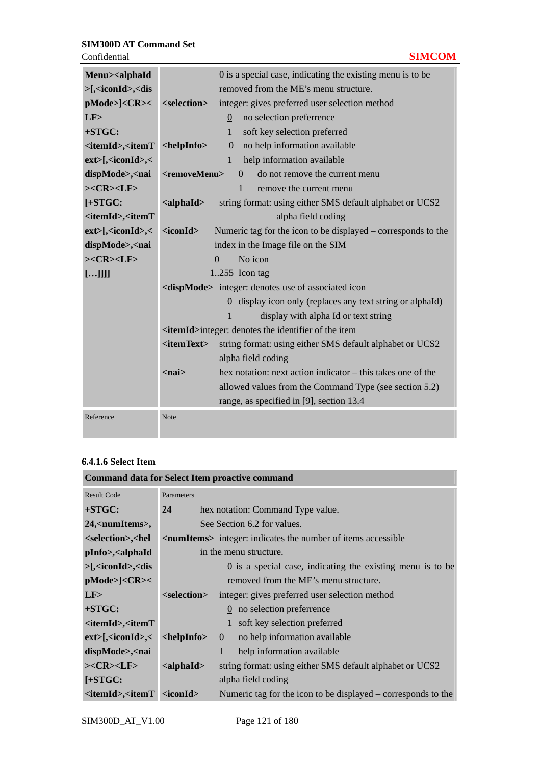| Menu><alphaId>[,<iconId>,<dispMode>]<CR><LF> +STGC: <itemId>,<itemText>[,<iconId>,<dispMode>,<nai><CR><LF> [+STGC: <itemId>,<itemText>[,<iconId>,<dispMode>,<nai><CR><LF> […]]]] | 0 is a special case, indicating the existing menu is to be removed from the ME's menu structure.<br>**<selection>** integer: gives preferred user selection method<br>0 no selection preference<br>1 soft key selection preferred<br>**<helpInfo>** 0 no help information available<br>1 help information available<br>**<removeMenu>** 0 do not remove the current menu<br>1 remove the current menu<br>**<alphaId>** string format: using either SMS default alphabet or UCS2 alpha field coding<br>**<iconId>** Numeric tag for the icon to be displayed – corresponds to the index in the Image file on the SIM<br>0 No icon<br>1..255 Icon tag<br>**<dispMode>** integer: denotes use of associated icon<br>0 display icon only (replaces any text string or alphaId)<br>1 display with alpha Id or text string<br>**<itemId>**integer: denotes the identifier of the item<br>**<itemText>** string format: using either SMS default alphabet or UCS2 alpha field coding<br>**<nai>** hex notation: next action indicator – this takes one of the allowed values from the Command Type (see section 5.2) range, as specified in [9], section 13.4 |
|---|---|
| Reference | Note |

#### 6.4.1.6 Select Item

| Command data for Select Item proactive command | |
|---|---|
| Result Code | Parameters |
| **+STGC: 24,<numItems>,<selection>,<helpInfo>,<alphaId>[,<iconId>,<dispMode>]<CR><LF> +STGC: <itemId>,<itemText>[,<iconId>,<dispMode>,<nai><CR><LF> [+STGC: <itemId>,<itemT** | **24** hex notation: Command Type value. See Section 6.2 for values.<br>**<numItems>** integer: indicates the number of items accessible in the menu structure.<br>0 is a special case, indicating the existing menu is to be removed from the ME's menu structure.<br>**<selection>** integer: gives preferred user selection method<br>0 no selection preference<br>1 soft key selection preferred<br>**<helpInfo>** 0 no help information available<br>1 help information available<br>**<alphaId>** string format: using either SMS default alphabet or UCS2 alpha field coding<br>**<iconId>** Numeric tag for the icon to be displayed – corresponds to the |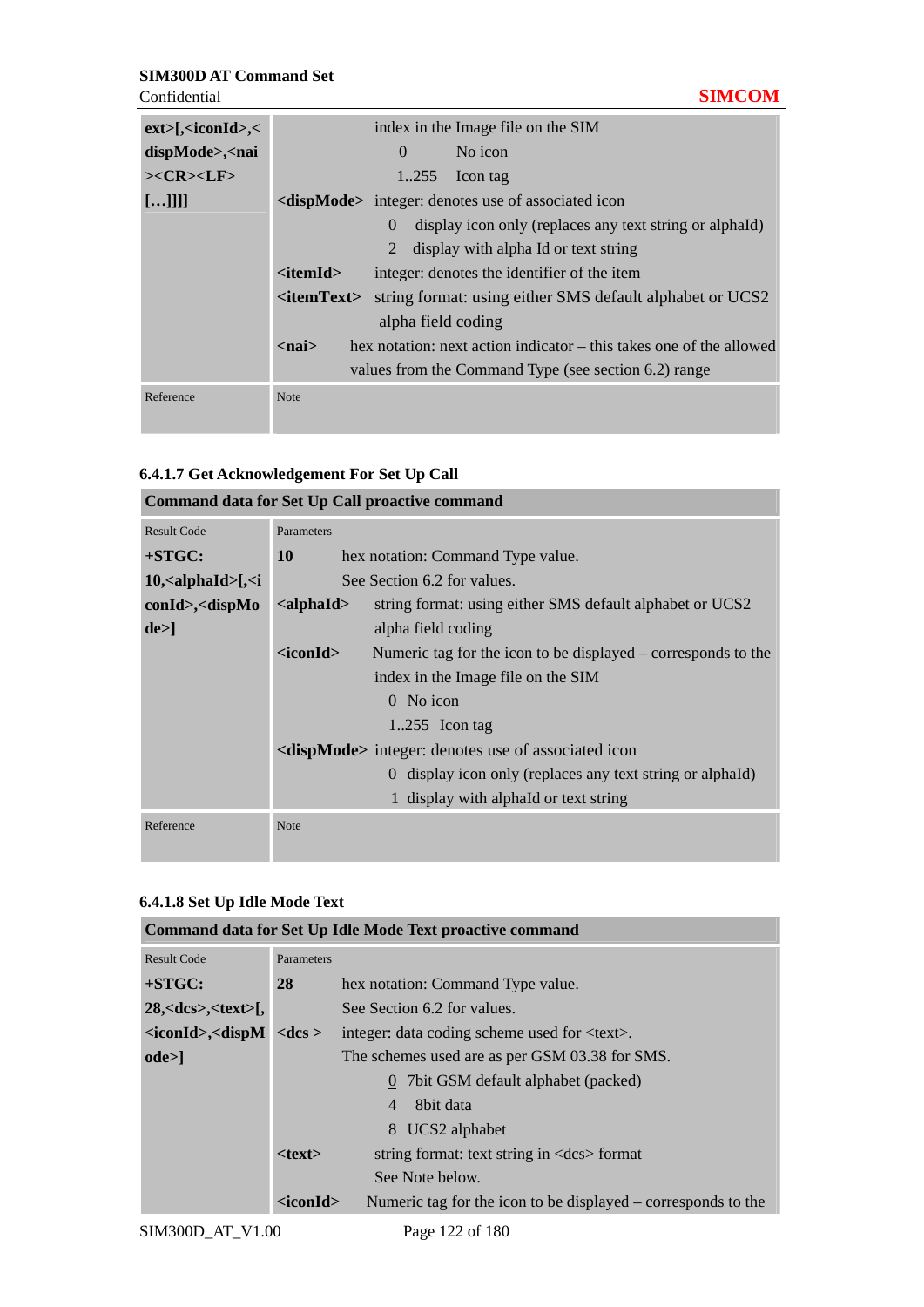| ext>[,<iconId>,<dispMode>,<nai><CR><LF>[…]]]] | index in the Image file on the SIM<br>0 No icon<br>1..255 Icon tag<br>**<dispMode>** integer: denotes use of associated icon<br>0 display icon only (replaces any text string or alphaId)<br>2 display with alpha Id or text string<br>**<itemId>** integer: denotes the identifier of the item<br>**<itemText>** string format: using either SMS default alphabet or UCS2 alpha field coding<br>**<nai>** hex notation: next action indicator – this takes one of the allowed values from the Command Type (see section 6.2) range |
|---|---|
| Reference | Note |

### 6.4.1.7 Get Acknowledgement For Set Up Call

| Command data for Set Up Call proactive command | |
|---|---|
| Result Code<br>**+STGC: 10,<alphaId>[,<iconId>,<dispMode>]** | Parameters<br>**10** hex notation: Command Type value. See Section 6.2 for values.<br>**<alphaId>** string format: using either SMS default alphabet or UCS2 alpha field coding<br>**<iconId>** Numeric tag for the icon to be displayed – corresponds to the index in the Image file on the SIM<br>0 No icon<br>1..255 Icon tag<br>**<dispMode>** integer: denotes use of associated icon<br>0 display icon only (replaces any text string or alphaId)<br>1 display with alphaId or text string |
| Reference | Note |

### 6.4.1.8 Set Up Idle Mode Text

| Command data for Set Up Idle Mode Text proactive command | |
|---|---|
| Result Code<br>**+STGC: 28,<dcs>,<text>[,<iconId>,<dispMode>]** | Parameters<br>**28** hex notation: Command Type value. See Section 6.2 for values.<br>**<dcs >** integer: data coding scheme used for <text>. The schemes used are as per GSM 03.38 for SMS.<br><u>0</u> 7bit GSM default alphabet (packed)<br>4 8bit data<br>8 UCS2 alphabet<br>**<text>** string format: text string in <dcs> format See Note below.<br>**<iconId>** Numeric tag for the icon to be displayed – corresponds to the |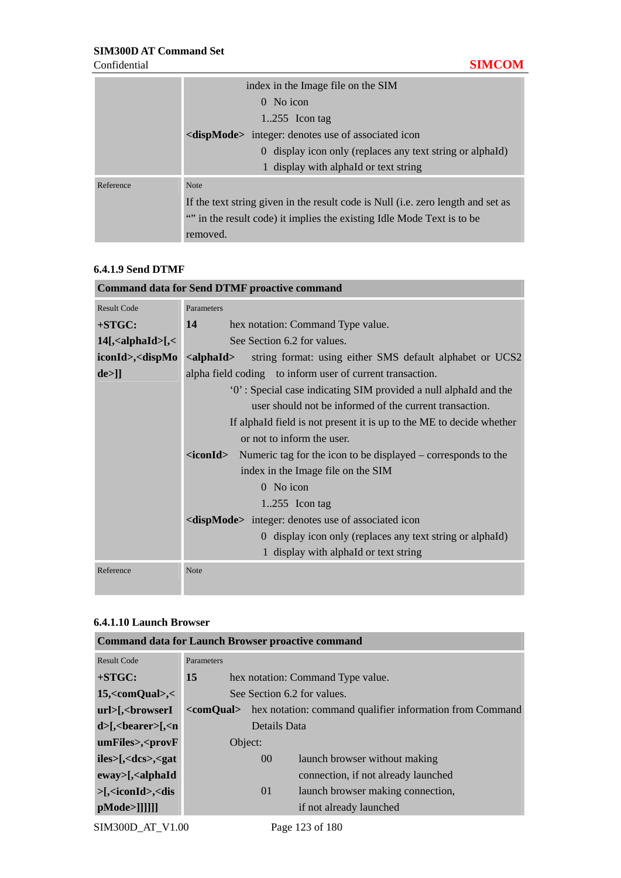| | |
|---|---|
| | index in the Image file on the SIM<br>0 No icon<br>1..255 Icon tag<br>**<dispMode>** integer: denotes use of associated icon<br>0 display icon only (replaces any text string or alphaId)<br>1 display with alphaId or text string |
| Reference | Note<br>If the text string given in the result code is Null (i.e. zero length and set as "" in the result code) it implies the existing Idle Mode Text is to be removed. |

#### 6.4.1.9 Send DTMF

| Command data for Send DTMF proactive command | |
|---|---|
| Result Code<br>**+STGC: 14[,<alphaId>[,<iconId>,<dispMode>]]** | Parameters<br>**14** hex notation: Command Type value. See Section 6.2 for values.<br>**<alphaId>** string format: using either SMS default alphabet or UCS2 alpha field coding to inform user of current transaction.<br>'0' : Special case indicating SIM provided a null alphaId and the user should not be informed of the current transaction.<br>If alphaId field is not present it is up to the ME to decide whether or not to inform the user.<br>**<iconId>** Numeric tag for the icon to be displayed – corresponds to the index in the Image file on the SIM<br>0 No icon<br>1..255 Icon tag<br>**<dispMode>** integer: denotes use of associated icon<br>0 display icon only (replaces any text string or alphaId)<br>1 display with alphaId or text string |
| Reference | Note |

#### 6.4.1.10 Launch Browser

| Command data for Launch Browser proactive command | |
|---|---|
| Result Code<br>**+STGC: 15,<comQual>,<url>[,<browserId>[,<bearer>[,<numFiles>,<provFiles>[,<dcs>,<gateway>[,<alphaId>[,<iconId>,<dispMode>]]]]]]** | Parameters<br>**15** hex notation: Command Type value. See Section 6.2 for values.<br>**<comQual>** hex notation: command qualifier information from Command Details Data<br>Object:<br>00 launch browser without making connection, if not already launched<br>01 launch browser making connection, if not already launched |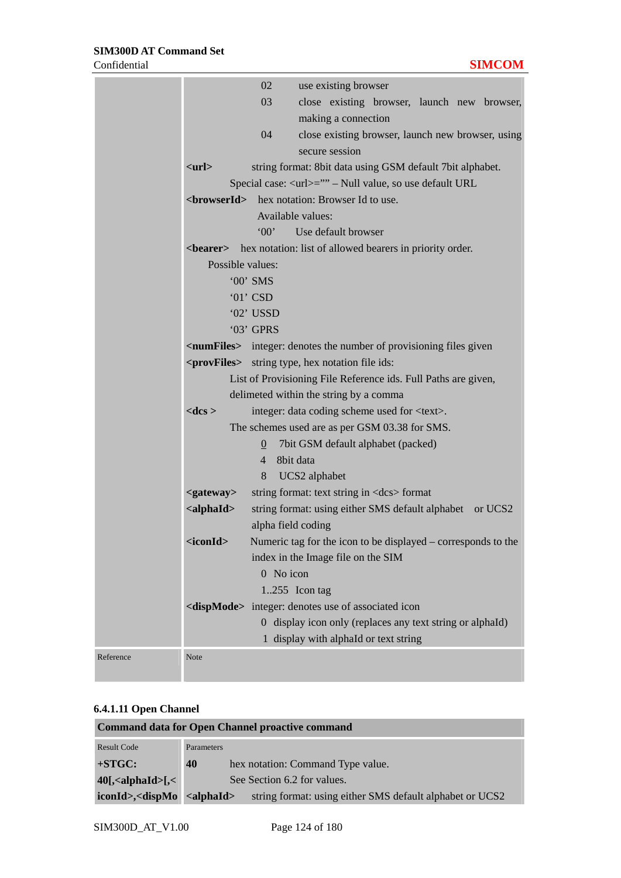| | |
|---|---|
| | 02 use existing browser<br>03 close existing browser, launch new browser, making a connection<br>04 close existing browser, launch new browser, using secure session<br>**<url>** string format: 8bit data using GSM default 7bit alphabet.<br>Special case: <url>="" – Null value, so use default URL<br>**<browserId>** hex notation: Browser Id to use.<br>Available values:<br>'00' Use default browser<br>**<bearer>** hex notation: list of allowed bearers in priority order.<br>Possible values:<br>'00' SMS<br>'01' CSD<br>'02' USSD<br>'03' GPRS<br>**<numFiles>** integer: denotes the number of provisioning files given<br>**<provFiles>** string type, hex notation file ids:<br>List of Provisioning File Reference ids. Full Paths are given, delimeted within the string by a comma<br>**<dcs >** integer: data coding scheme used for <text>.<br>The schemes used are as per GSM 03.38 for SMS.<br><u>0</u> 7bit GSM default alphabet (packed)<br>4 8bit data<br>8 UCS2 alphabet<br>**<gateway>** string format: text string in <dcs> format<br>**<alphaId>** string format: using either SMS default alphabet or UCS2 alpha field coding<br>**<iconId>** Numeric tag for the icon to be displayed – corresponds to the index in the Image file on the SIM<br>0 No icon<br>1..255 Icon tag<br>**<dispMode>** integer: denotes use of associated icon<br>0 display icon only (replaces any text string or alphaId)<br>1 display with alphaId or text string |
| Reference | Note |

#### 6.4.1.11 Open Channel

| **Command data for Open Channel proactive command** | |
|---|---|
| Result Code<br>**+STGC: 40[,<alphaId>[,<iconId>,<dispMo** | Parameters<br>**40** hex notation: Command Type value.<br>See Section 6.2 for values.<br>**<alphaId>** string format: using either SMS default alphabet or UCS2 |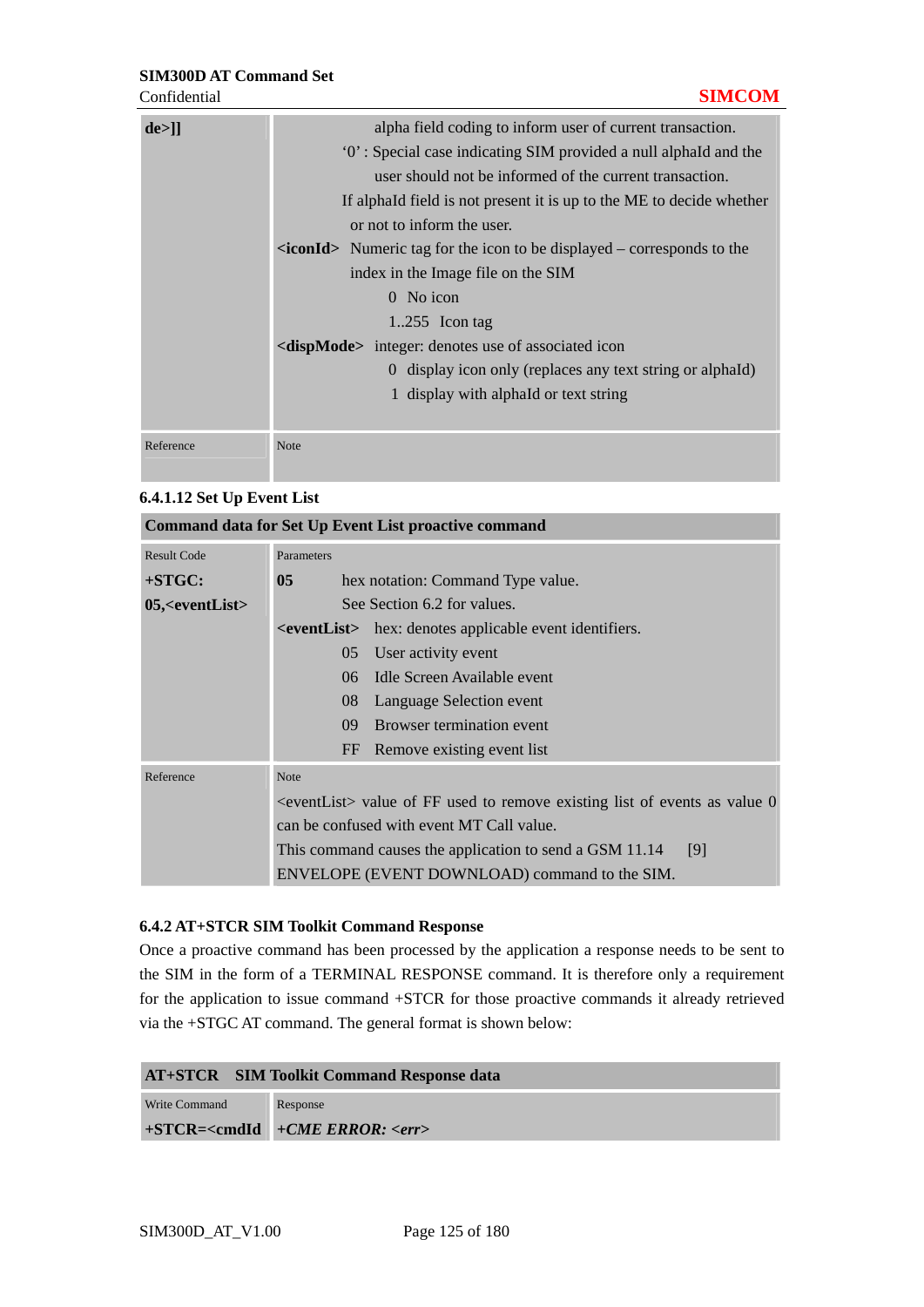| de>]] | alpha field coding to inform user of current transaction.<br>'0' : Special case indicating SIM provided a null alphaId and the user should not be informed of the current transaction.<br>If alphaId field is not present it is up to the ME to decide whether or not to inform the user.<br>**<iconId>** Numeric tag for the icon to be displayed – corresponds to the index in the Image file on the SIM<br>0 No icon<br>1..255 Icon tag<br>**<dispMode>** integer: denotes use of associated icon<br>0 display icon only (replaces any text string or alphaId)<br>1 display with alphaId or text string |
|---|---|
| Reference | Note |

#### 6.4.1.12 Set Up Event List

| **Command data for Set Up Event List proactive command** | |
|---|---|
| Result Code<br>**+STGC: 05,<eventList>** | Parameters<br>**05** hex notation: Command Type value. See Section 6.2 for values.<br>**<eventList>** hex: denotes applicable event identifiers.<br>05 User activity event<br>06 Idle Screen Available event<br>08 Language Selection event<br>09 Browser termination event<br>FF Remove existing event list |
| Reference | Note<br><eventList> value of FF used to remove existing list of events as value 0 can be confused with event MT Call value.<br>This command causes the application to send a GSM 11.14 [9] ENVELOPE (EVENT DOWNLOAD) command to the SIM. |

### 6.4.2 AT+STCR SIM Toolkit Command Response

Once a proactive command has been processed by the application a response needs to be sent to the SIM in the form of a TERMINAL RESPONSE command. It is therefore only a requirement for the application to issue command +STCR for those proactive commands it already retrieved via the +STGC AT command. The general format is shown below:

| **AT+STCR SIM Toolkit Command Response data** | |
|---|---|
| Write Command<br>**+STCR=<cmdId** | Response<br>***+CME ERROR: <err>*** |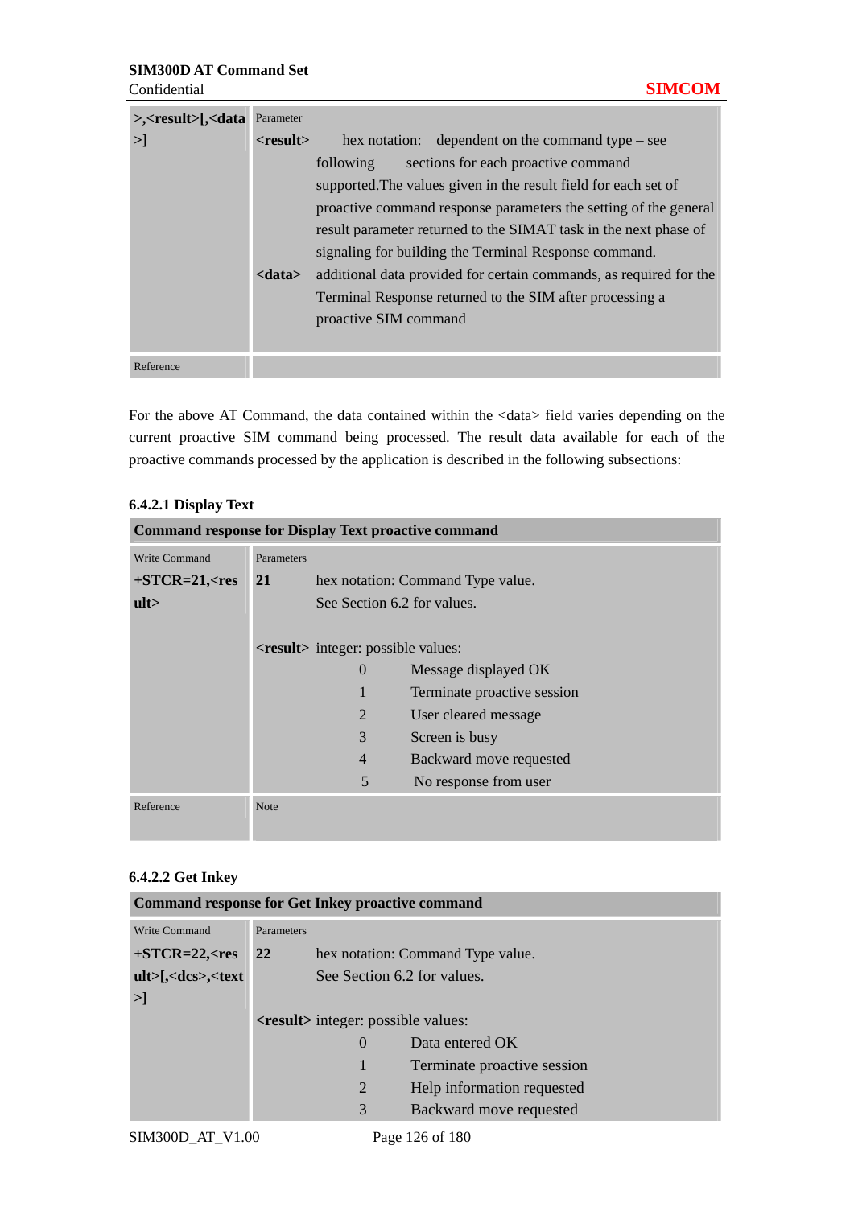| >,<result>[,<data>] | Parameter<br>**<result>** hex notation: dependent on the command type – see following sections for each proactive command supported.The values given in the result field for each set of proactive command response parameters the setting of the general result parameter returned to the SIMAT task in the next phase of signaling for building the Terminal Response command.<br>**<data>** additional data provided for certain commands, as required for the Terminal Response returned to the SIM after processing a proactive SIM command |
|---|---|
| Reference | |

For the above AT Command, the data contained within the <data> field varies depending on the current proactive SIM command being processed. The result data available for each of the proactive commands processed by the application is described in the following subsections:

#### 6.4.2.1 Display Text

| **Command response for Display Text proactive command** | |
|---|---|
| Write Command<br>**+STCR=21,<result>** | Parameters<br>**21** hex notation: Command Type value. See Section 6.2 for values.<br><br>**<result>** integer: possible values:<br>0 Message displayed OK<br>1 Terminate proactive session<br>2 User cleared message<br>3 Screen is busy<br>4 Backward move requested<br>5 No response from user |
| Reference | Note |

#### 6.4.2.2 Get Inkey

| **Command response for Get Inkey proactive command** | |
|---|---|
| Write Command<br>**+STCR=22,<result>[,<dcs>,<text>]** | Parameters<br>**22** hex notation: Command Type value. See Section 6.2 for values.<br><br>**<result>** integer: possible values:<br>0 Data entered OK<br>1 Terminate proactive session<br>2 Help information requested<br>3 Backward move requested |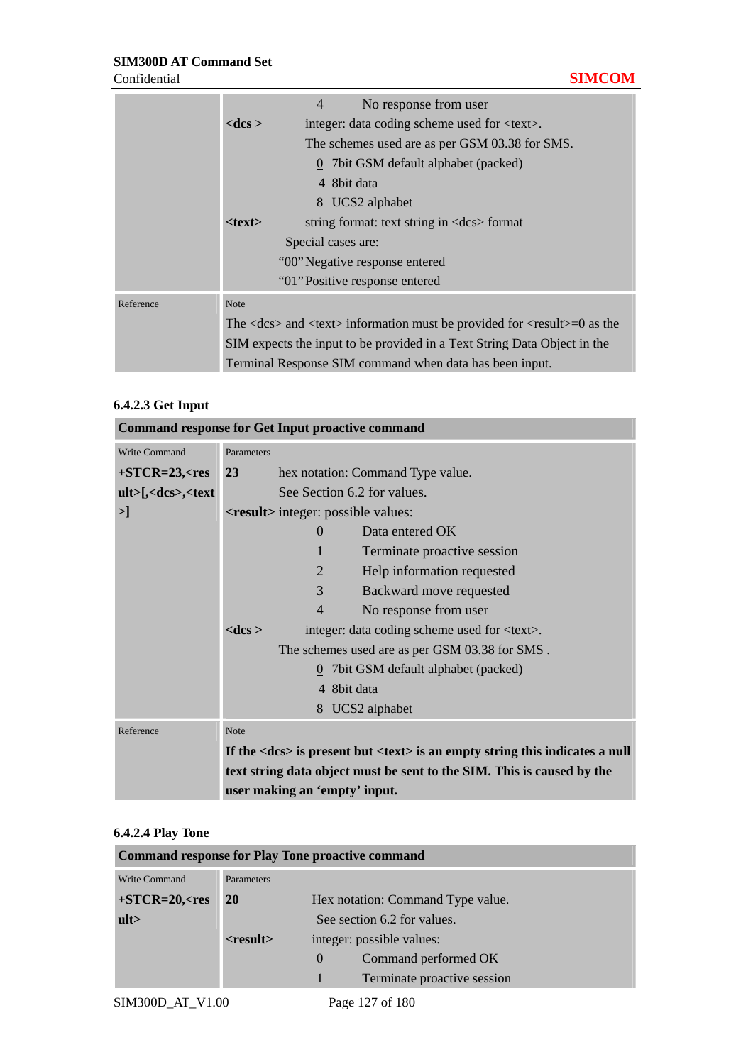| | |
|---|---|
| | 4 No response from user<br>**<dcs >** integer: data coding scheme used for <text>.<br>The schemes used are as per GSM 03.38 for SMS.<br>0 7bit GSM default alphabet (packed)<br>4 8bit data<br>8 UCS2 alphabet<br>**<text>** string format: text string in <dcs> format<br>Special cases are:<br>"00" Negative response entered<br>"01" Positive response entered |
| Reference | Note<br>The <dcs> and <text> information must be provided for <result>=0 as the SIM expects the input to be provided in a Text String Data Object in the Terminal Response SIM command when data has been input. |

#### 6.4.2.3 Get Input

| **Command response for Get Input proactive command** | |
|---|---|
| Write Command<br>**+STCR=23,<result>[,<dcs>,<text>]** | Parameters<br>**23** hex notation: Command Type value.<br>See Section 6.2 for values.<br>**<result>** integer: possible values:<br>0 Data entered OK<br>1 Terminate proactive session<br>2 Help information requested<br>3 Backward move requested<br>4 No response from user<br>**<dcs >** integer: data coding scheme used for <text>.<br>The schemes used are as per GSM 03.38 for SMS .<br>0 7bit GSM default alphabet (packed)<br>4 8bit data<br>8 UCS2 alphabet |
| Reference | Note<br>**If the <dcs> is present but <text> is an empty string this indicates a null text string data object must be sent to the SIM. This is caused by the user making an 'empty' input.** |

#### 6.4.2.4 Play Tone

| **Command response for Play Tone proactive command** | |
|---|---|
| Write Command<br>**+STCR=20,<result>** | Parameters<br>**20** Hex notation: Command Type value.<br>See section 6.2 for values.<br>**<result>** integer: possible values:<br>0 Command performed OK<br>1 Terminate proactive session |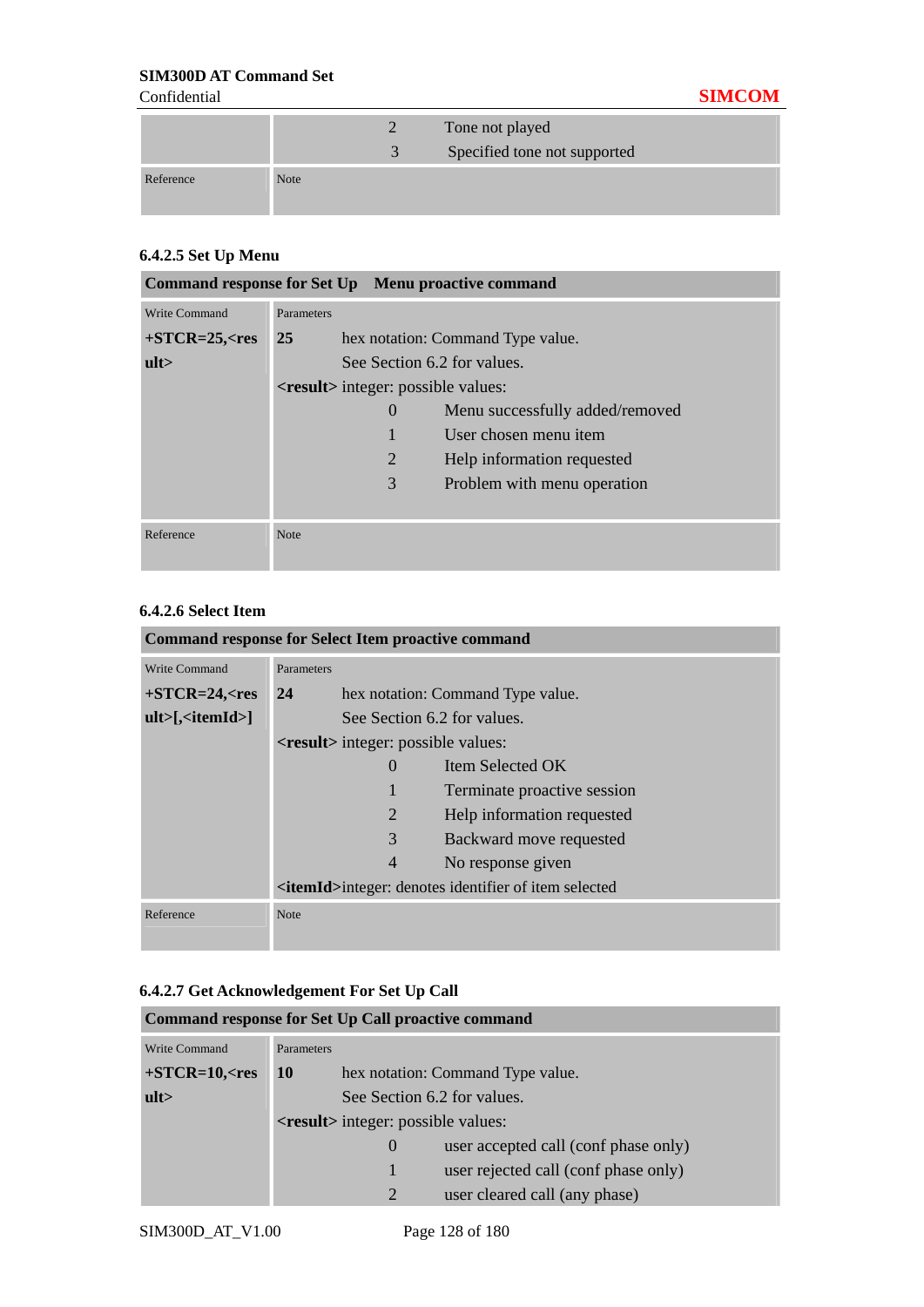| | | |
|---|---|---|
| | 2 | Tone not played |
| | 3 | Specified tone not supported |
| Reference | Note | |

### 6.4.2.5 Set Up Menu

| Command response for Set Up Menu proactive command | |
|---|---|
| Write Command<br>**+STCR=25,<result>** | Parameters<br>**25** hex notation: Command Type value.<br>See Section 6.2 for values.<br>**<result>** integer: possible values:<br>0 Menu successfully added/removed<br>1 User chosen menu item<br>2 Help information requested<br>3 Problem with menu operation |
| Reference | Note |

### 6.4.2.6 Select Item

| Command response for Select Item proactive command | |
|---|---|
| Write Command<br>**+STCR=24,<result>[,<itemId>]** | Parameters<br>**24** hex notation: Command Type value.<br>See Section 6.2 for values.<br>**<result>** integer: possible values:<br>0 Item Selected OK<br>1 Terminate proactive session<br>2 Help information requested<br>3 Backward move requested<br>4 No response given<br>**<itemId>**integer: denotes identifier of item selected |
| Reference | Note |

### 6.4.2.7 Get Acknowledgement For Set Up Call

| Command response for Set Up Call proactive command | |
|---|---|
| Write Command<br>**+STCR=10,<result>** | Parameters<br>**10** hex notation: Command Type value.<br>See Section 6.2 for values.<br>**<result>** integer: possible values:<br>0 user accepted call (conf phase only)<br>1 user rejected call (conf phase only)<br>2 user cleared call (any phase) |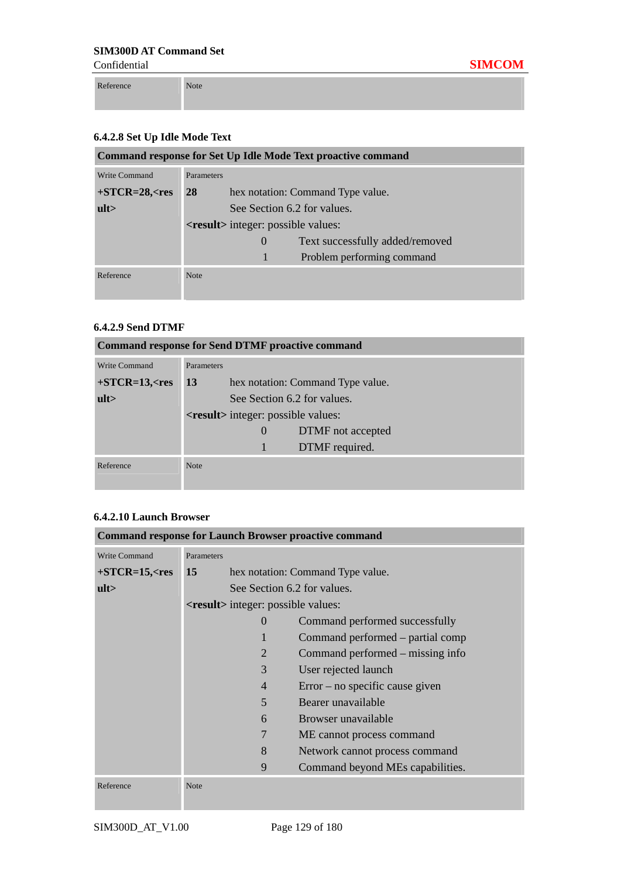| Reference | Note |
|---|---|

#### 6.4.2.8 Set Up Idle Mode Text

| **Command response for Set Up Idle Mode Text proactive command** | |
|---|---|
| Write Command<br>**+STCR=28,<result>** | Parameters<br>**28** hex notation: Command Type value. See Section 6.2 for values.<br>**<result>** integer: possible values:<br>0 Text successfully added/removed<br>1 Problem performing command |
| Reference | Note |

#### 6.4.2.9 Send DTMF

| **Command response for Send DTMF proactive command** | |
|---|---|
| Write Command<br>**+STCR=13,<result>** | Parameters<br>**13** hex notation: Command Type value. See Section 6.2 for values.<br>**<result>** integer: possible values:<br>0 DTMF not accepted<br>1 DTMF required. |
| Reference | Note |

#### 6.4.2.10 Launch Browser

| **Command response for Launch Browser proactive command** | |
|---|---|
| Write Command<br>**+STCR=15,<result>** | Parameters<br>**15** hex notation: Command Type value. See Section 6.2 for values.<br>**<result>** integer: possible values:<br>0 Command performed successfully<br>1 Command performed – partial comp<br>2 Command performed – missing info<br>3 User rejected launch<br>4 Error – no specific cause given<br>5 Bearer unavailable<br>6 Browser unavailable<br>7 ME cannot process command<br>8 Network cannot process command<br>9 Command beyond MEs capabilities. |
| Reference | Note |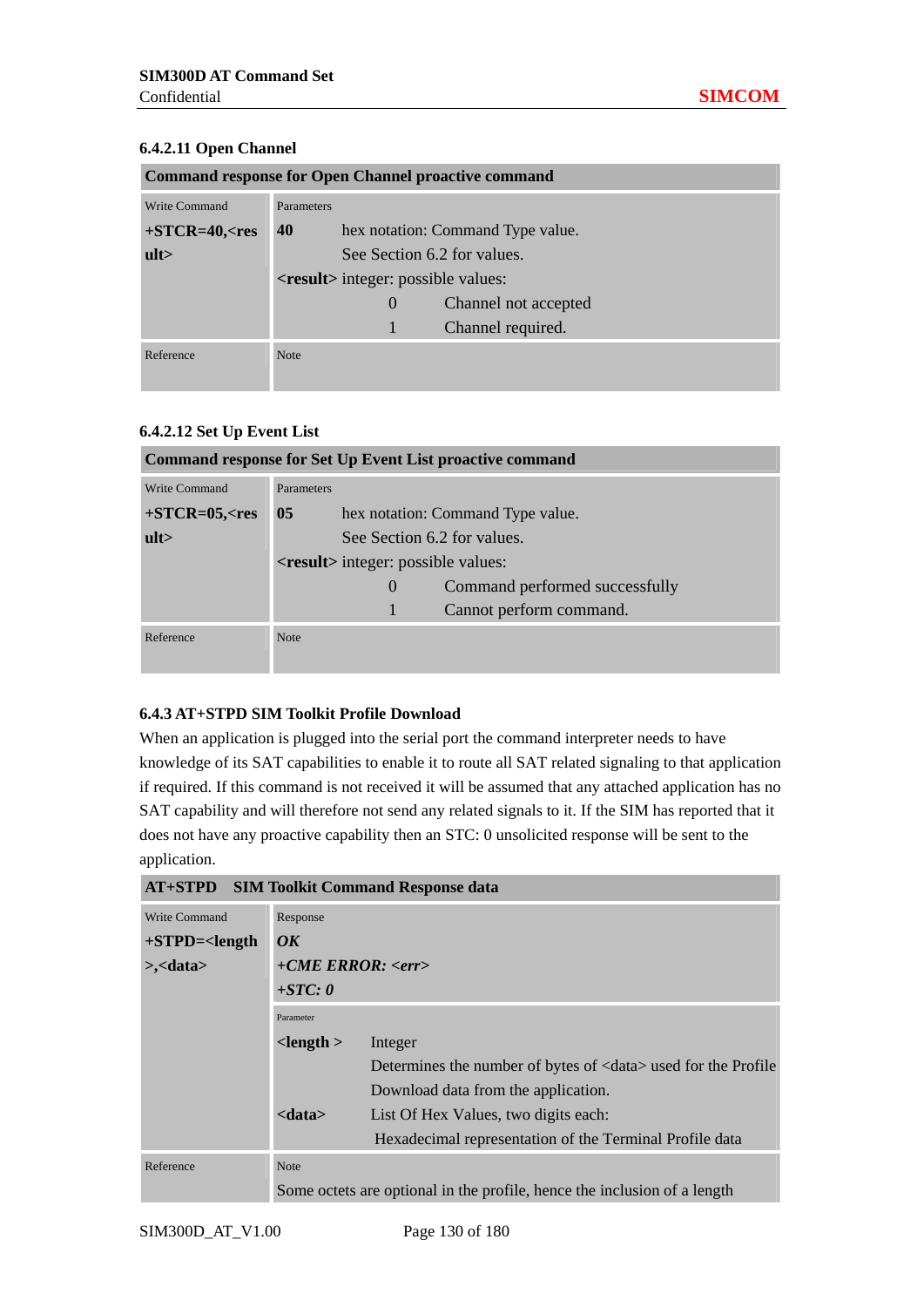#### 6.4.2.11 Open Channel

| Command response for Open Channel proactive command | |
|---|---|
| Write Command<br>**+STCR=40,<result>** | Parameters<br>**40** hex notation: Command Type value. See Section 6.2 for values.<br>**<result>** integer: possible values:<br>0 Channel not accepted<br>1 Channel required. |
| Reference | Note |

#### 6.4.2.12 Set Up Event List

| Command response for Set Up Event List proactive command | |
|---|---|
| Write Command<br>**+STCR=05,<result>** | Parameters<br>**05** hex notation: Command Type value. See Section 6.2 for values.<br>**<result>** integer: possible values:<br>0 Command performed successfully<br>1 Cannot perform command. |
| Reference | Note |

### 6.4.3 AT+STPD SIM Toolkit Profile Download

When an application is plugged into the serial port the command interpreter needs to have knowledge of its SAT capabilities to enable it to route all SAT related signaling to that application if required. If this command is not received it will be assumed that any attached application has no SAT capability and will therefore not send any related signals to it. If the SIM has reported that it does not have any proactive capability then an STC: 0 unsolicited response will be sent to the application.

| AT+STPD SIM Toolkit Command Response data | |
|---|---|
| Write Command<br>**+STPD=<length>,<data>** | Response<br>***OK***<br>***+CME ERROR: <err>***<br>***+STC: 0*** |
| | Parameter<br>**<length >** Integer<br>Determines the number of bytes of <data> used for the Profile Download data from the application.<br>**<data>** List Of Hex Values, two digits each:<br>Hexadecimal representation of the Terminal Profile data |
| Reference | Note<br>Some octets are optional in the profile, hence the inclusion of a length |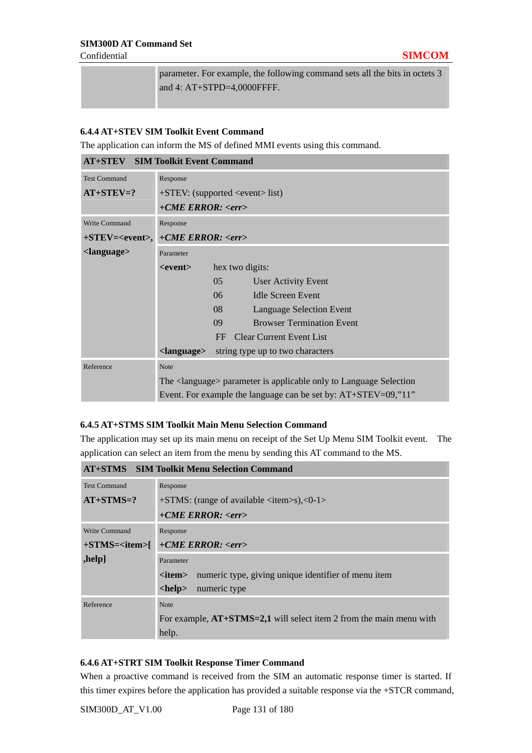| | parameter. For example, the following command sets all the bits in octets 3 and 4: AT+STPD=4,0000FFFF. |
|---|---|

### 6.4.4 AT+STEV SIM Toolkit Event Command

The application can inform the MS of defined MMI events using this command.

| **AT+STEV SIM Toolkit Event Command** | |
|---|---|
| Test Command<br>**AT+STEV=?** | Response<br>+STEV: (supported <event> list)<br>***+CME ERROR: <err>*** |
| Write Command<br>**+STEV=<event>,<language>** | Response<br>***+CME ERROR: <err>***<br>Parameter<br>**<event>** hex two digits:<br>05 User Activity Event<br>06 Idle Screen Event<br>08 Language Selection Event<br>09 Browser Termination Event<br>FF Clear Current Event List<br>**<language>** string type up to two characters |
| Reference | Note<br>The <language> parameter is applicable only to Language Selection Event. For example the language can be set by: AT+STEV=09,"11" |

### 6.4.5 AT+STMS SIM Toolkit Main Menu Selection Command

The application may set up its main menu on receipt of the Set Up Menu SIM Toolkit event. The application can select an item from the menu by sending this AT command to the MS.

| **AT+STMS SIM Toolkit Menu Selection Command** | |
|---|---|
| Test Command<br>**AT+STMS=?** | Response<br>+STMS: (range of available <item>s),<0-1><br>***+CME ERROR: <err>*** |
| Write Command<br>**+STMS=<item>[,help]** | Response<br>***+CME ERROR: <err>***<br>Parameter<br>**<item>** numeric type, giving unique identifier of menu item<br>**<help>** numeric type |
| Reference | Note<br>For example, **AT+STMS=2,1** will select item 2 from the main menu with help. |

### 6.4.6 AT+STRT SIM Toolkit Response Timer Command

When a proactive command is received from the SIM an automatic response timer is started. If this timer expires before the application has provided a suitable response via the +STCR command,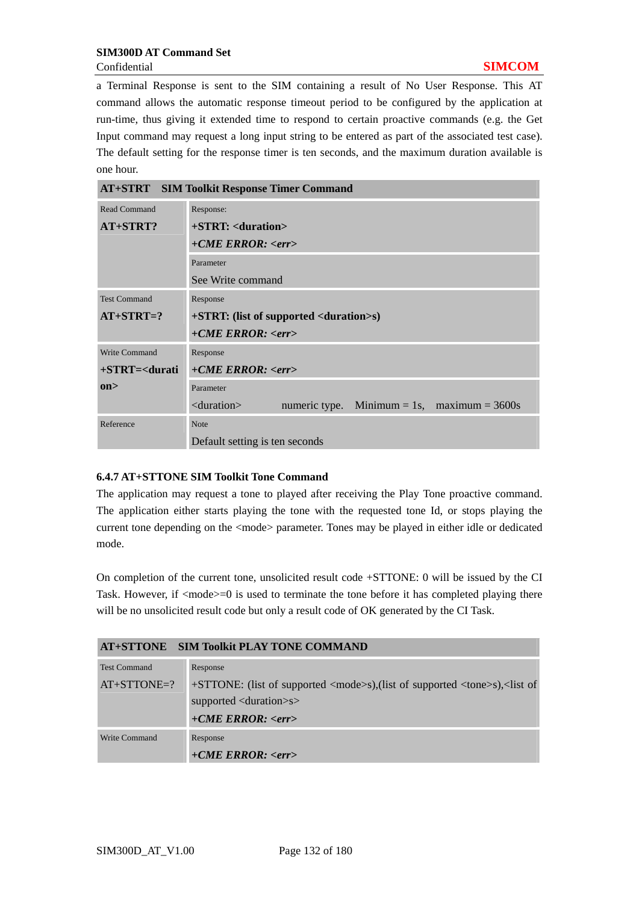a Terminal Response is sent to the SIM containing a result of No User Response. This AT command allows the automatic response timeout period to be configured by the application at run-time, thus giving it extended time to respond to certain proactive commands (e.g. the Get Input command may request a long input string to be entered as part of the associated test case). The default setting for the response timer is ten seconds, and the maximum duration available is one hour.

| **AT+STRT SIM Toolkit Response Timer Command** | |
|---|---|
| Read Command<br>**AT+STRT?** | Response:<br>**+STRT: <duration>**<br>***+CME ERROR: <err>***<br>Parameter<br>See Write command |
| Test Command<br>**AT+STRT=?** | Response<br>**+STRT: (list of supported <duration>s)**<br>***+CME ERROR: <err>*** |
| Write Command<br>**+STRT=<duration>** | Response<br>***+CME ERROR: <err>***<br>Parameter<br><duration> numeric type. Minimum = 1s, maximum = 3600s |
| Reference | Note<br>Default setting is ten seconds |

### 6.4.7 AT+STTONE SIM Toolkit Tone Command

The application may request a tone to played after receiving the Play Tone proactive command. The application either starts playing the tone with the requested tone Id, or stops playing the current tone depending on the <mode> parameter. Tones may be played in either idle or dedicated mode.

On completion of the current tone, unsolicited result code +STTONE: 0 will be issued by the CI Task. However, if <mode>=0 is used to terminate the tone before it has completed playing there will be no unsolicited result code but only a result code of OK generated by the CI Task.

| **AT+STTONE SIM Toolkit PLAY TONE COMMAND** | |
|---|---|
| Test Command<br>AT+STTONE=? | Response<br>+STTONE: (list of supported <mode>s),(list of supported <tone>s),<list of supported <duration>s><br>***+CME ERROR: <err>*** |
| Write Command | Response<br>***+CME ERROR: <err>*** |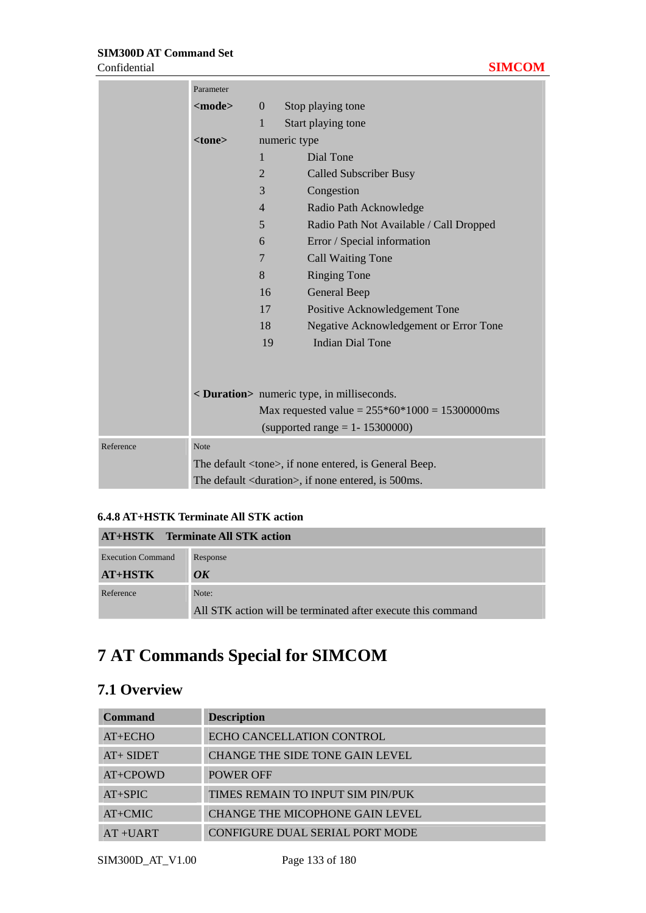| | Parameter | | |
|---|---|---|---|
| | **<mode>** | 0 | Stop playing tone |
| | | 1 | Start playing tone |
| | **<tone>** | numeric type | |
| | | 1 | Dial Tone |
| | | 2 | Called Subscriber Busy |
| | | 3 | Congestion |
| | | 4 | Radio Path Acknowledge |
| | | 5 | Radio Path Not Available / Call Dropped |
| | | 6 | Error / Special information |
| | | 7 | Call Waiting Tone |
| | | 8 | Ringing Tone |
| | | 16 | General Beep |
| | | 17 | Positive Acknowledgement Tone |
| | | 18 | Negative Acknowledgement or Error Tone |
| | | 19 | Indian Dial Tone |
| | **< Duration>** | numeric type, in milliseconds. Max requested value = 255\*60\*1000 = 15300000ms (supported range = 1- 15300000) | |
| Reference | Note<br>The default <tone>, if none entered, is General Beep.<br>The default <duration>, if none entered, is 500ms. | | |

### 6.4.8 AT+HSTK Terminate All STK action

| **AT+HSTK Terminate All STK action** | |
|---|---|
| Execution Command<br>**AT+HSTK** | Response<br>***OK*** |
| Reference | Note:<br>All STK action will be terminated after execute this command |

# 7 AT Commands Special for SIMCOM

## 7.1 Overview

| **Command** | **Description** |
|---|---|
| AT+ECHO | ECHO CANCELLATION CONTROL |
| AT+ SIDET | CHANGE THE SIDE TONE GAIN LEVEL |
| AT+CPOWD | POWER OFF |
| AT+SPIC | TIMES REMAIN TO INPUT SIM PIN/PUK |
| AT+CMIC | CHANGE THE MICOPHONE GAIN LEVEL |
| AT +UART | CONFIGURE DUAL SERIAL PORT MODE |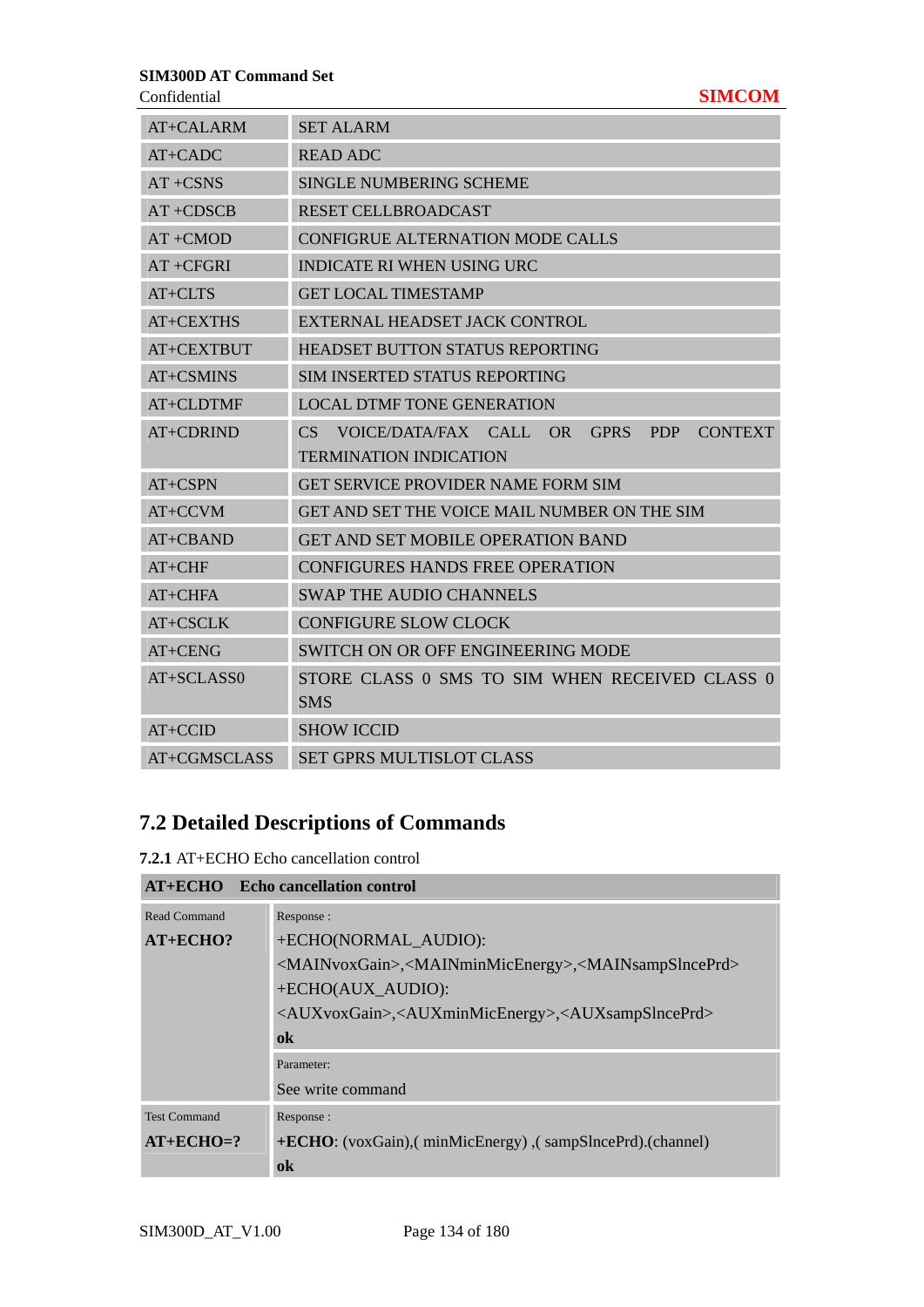| | |
|---|---|
| AT+CALARM | SET ALARM |
| AT+CADC | READ ADC |
| AT +CSNS | SINGLE NUMBERING SCHEME |
| AT +CDSCB | RESET CELLBROADCAST |
| AT +CMOD | CONFIGRUE ALTERNATION MODE CALLS |
| AT +CFGRI | INDICATE RI WHEN USING URC |
| AT+CLTS | GET LOCAL TIMESTAMP |
| AT+CEXTHS | EXTERNAL HEADSET JACK CONTROL |
| AT+CEXTBUT | HEADSET BUTTON STATUS REPORTING |
| AT+CSMINS | SIM INSERTED STATUS REPORTING |
| AT+CLDTMF | LOCAL DTMF TONE GENERATION |
| AT+CDRIND | CS VOICE/DATA/FAX CALL OR GPRS PDP CONTEXT TERMINATION INDICATION |
| AT+CSPN | GET SERVICE PROVIDER NAME FORM SIM |
| AT+CCVM | GET AND SET THE VOICE MAIL NUMBER ON THE SIM |
| AT+CBAND | GET AND SET MOBILE OPERATION BAND |
| AT+CHF | CONFIGURES HANDS FREE OPERATION |
| AT+CHFA | SWAP THE AUDIO CHANNELS |
| AT+CSCLK | CONFIGURE SLOW CLOCK |
| AT+CENG | SWITCH ON OR OFF ENGINEERING MODE |
| AT+SCLASS0 | STORE CLASS 0 SMS TO SIM WHEN RECEIVED CLASS 0 SMS |
| AT+CCID | SHOW ICCID |
| AT+CGMSCLASS | SET GPRS MULTISLOT CLASS |

## 7.2 Detailed Descriptions of Commands

**7.2.1** AT+ECHO Echo cancellation control

| **AT+ECHO Echo cancellation control** | |
|---|---|
| Read Command<br>**AT+ECHO?** | Response :<br>+ECHO(NORMAL_AUDIO):<br><MAINvoxGain>,<MAINminMicEnergy>,<MAINsampSlncePrd><br>+ECHO(AUX_AUDIO):<br><AUXvoxGain>,<AUXminMicEnergy>,<AUXsampSlncePrd><br>**ok** |
| | Parameter:<br>See write command |
| Test Command<br>**AT+ECHO=?** | Response :<br>**+ECHO**: (voxGain),( minMicEnergy) ,( sampSlncePrd).(channel)<br>**ok** |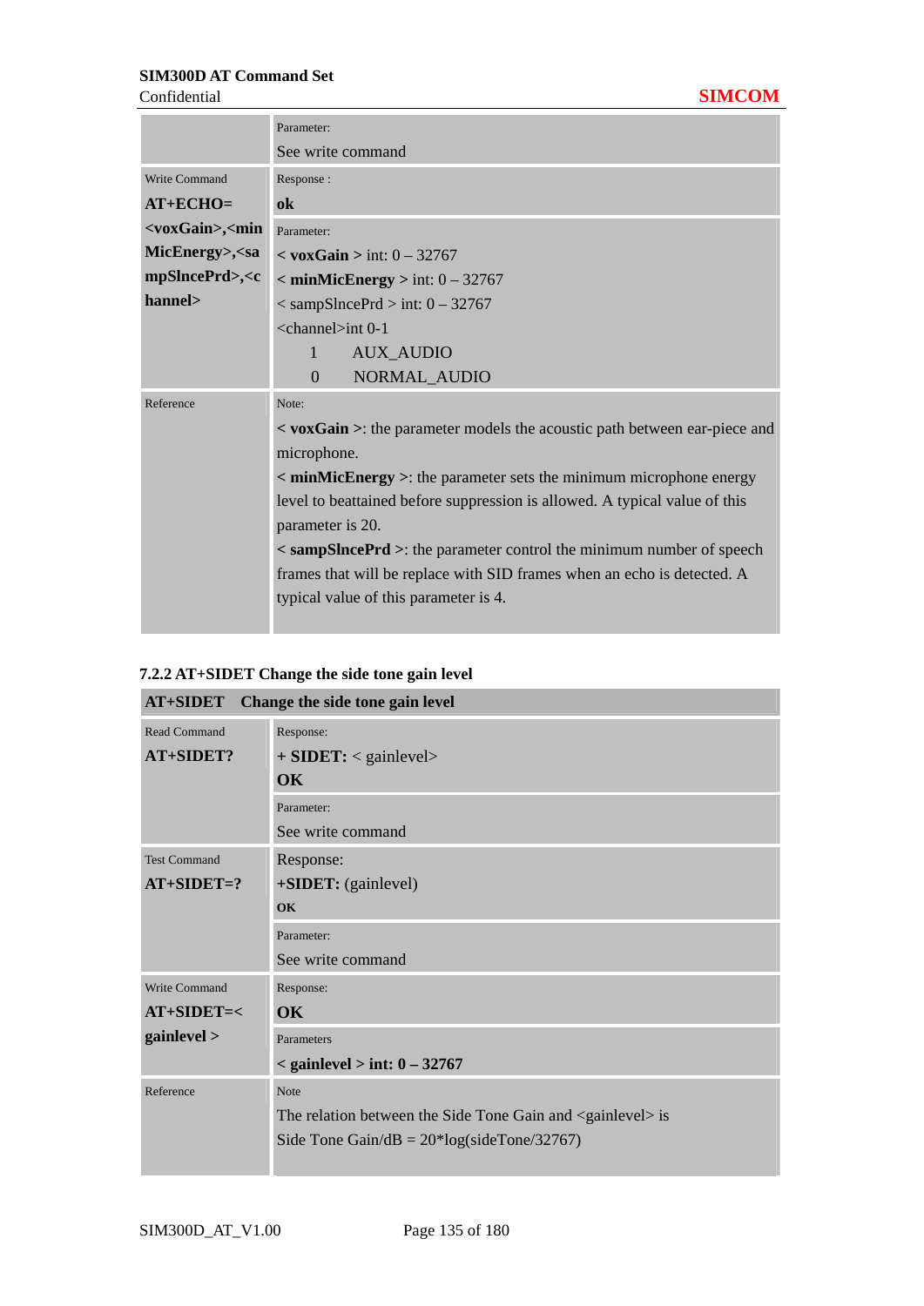| | |
|---|---|
| | Parameter:<br>See write command |
| Write Command<br>**AT+ECHO=<voxGain>,<minMicEnergy>,<sampSlncePrd>,<channel>** | Response :<br>**ok** |
| | Parameter:<br>< **voxGain** > int: 0 – 32767<br>< **minMicEnergy** > int: 0 – 32767<br>< sampSlncePrd > int: 0 – 32767<br><channel>int 0-1<br>1 AUX_AUDIO<br>0 NORMAL_AUDIO |
| Reference | Note:<br>< **voxGain** >: the parameter models the acoustic path between ear-piece and microphone.<br>< **minMicEnergy** >: the parameter sets the minimum microphone energy level to beattained before suppression is allowed. A typical value of this parameter is 20.<br>< **sampSlncePrd** >: the parameter control the minimum number of speech frames that will be replace with SID frames when an echo is detected. A typical value of this parameter is 4. |

### 7.2.2 AT+SIDET Change the side tone gain level

| **AT+SIDET** | **Change the side tone gain level** |
|---|---|
| Read Command<br>**AT+SIDET?** | Response:<br>**+ SIDET:** < gainlevel><br>**OK** |
| | Parameter:<br>See write command |
| Test Command<br>**AT+SIDET=?** | Response:<br>**+SIDET:** (gainlevel)<br>**OK** |
| | Parameter:<br>See write command |
| Write Command<br>**AT+SIDET=< gainlevel >** | Response:<br>**OK** |
| | Parameters<br>**< gainlevel > int: 0 – 32767** |
| Reference | Note<br>The relation between the Side Tone Gain and <gainlevel> is<br>Side Tone Gain/dB = 20*log(sideTone/32767) |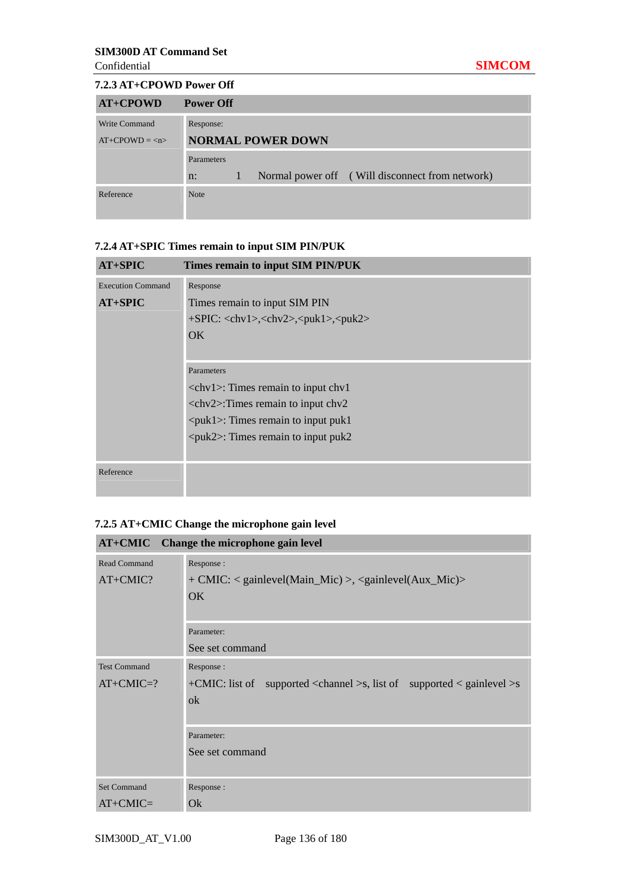### 7.2.3 AT+CPOWD Power Off

| AT+CPOWD | Power Off |
|---|---|
| Write Command<br>AT+CPOWD = <n> | Response:<br>**NORMAL POWER DOWN** |
| | Parameters<br>n: 1 Normal power off ( Will disconnect from network) |
| Reference | Note |

### 7.2.4 AT+SPIC Times remain to input SIM PIN/PUK

| AT+SPIC | Times remain to input SIM PIN/PUK |
|---|---|
| Execution Command<br>**AT+SPIC** | Response<br>Times remain to input SIM PIN<br>+SPIC: <chv1>,<chv2>,<puk1>,<puk2><br>OK |
| | Parameters<br><chv1>: Times remain to input chv1<br><chv2>:Times remain to input chv2<br><puk1>: Times remain to input puk1<br><puk2>: Times remain to input puk2 |
| Reference | |

### 7.2.5 AT+CMIC Change the microphone gain level

| AT+CMIC | Change the microphone gain level |
|---|---|
| Read Command<br>AT+CMIC? | Response :<br>+ CMIC: < gainlevel(Main_Mic) >, <gainlevel(Aux_Mic)><br>OK |
| | Parameter:<br>See set command |
| Test Command<br>AT+CMIC=? | Response :<br>+CMIC: list of supported <channel >s, list of supported < gainlevel >s<br>ok |
| | Parameter:<br>See set command |
| Set Command<br>AT+CMIC= | Response :<br>Ok |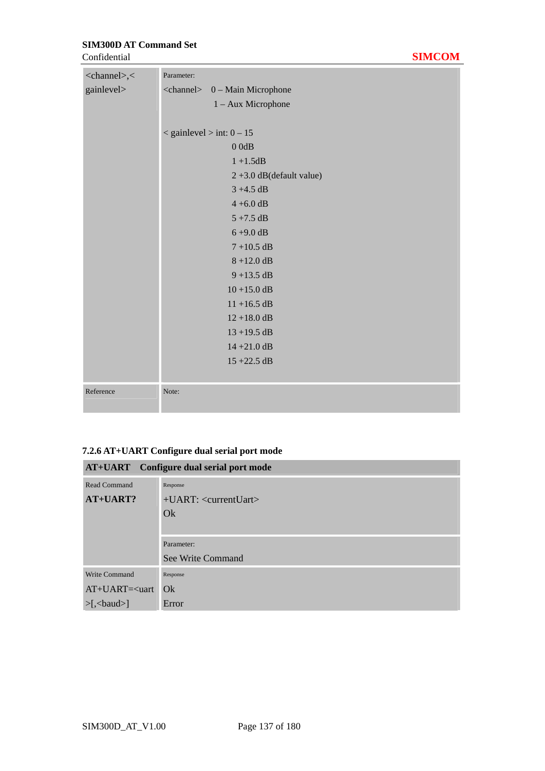| | |
|---|---|
| <channel>,< gainlevel> | Parameter:<br><channel> 0 – Main Microphone<br>1 – Aux Microphone<br><br>< gainlevel > int: 0 – 15<br>0 0dB<br>1 +1.5dB<br>2 +3.0 dB(default value)<br>3 +4.5 dB<br>4 +6.0 dB<br>5 +7.5 dB<br>6 +9.0 dB<br>7 +10.5 dB<br>8 +12.0 dB<br>9 +13.5 dB<br>10 +15.0 dB<br>11 +16.5 dB<br>12 +18.0 dB<br>13 +19.5 dB<br>14 +21.0 dB<br>15 +22.5 dB |
| Reference | Note: |

### 7.2.6 AT+UART Configure dual serial port mode

| **AT+UART** | **Configure dual serial port mode** |
|---|---|
| Read Command<br>**AT+UART?** | Response<br>+UART: <currentUart><br>Ok |
| | Parameter:<br>See Write Command |
| Write Command<br>AT+UART=<uart>[,<baud>] | Response<br>Ok<br>Error |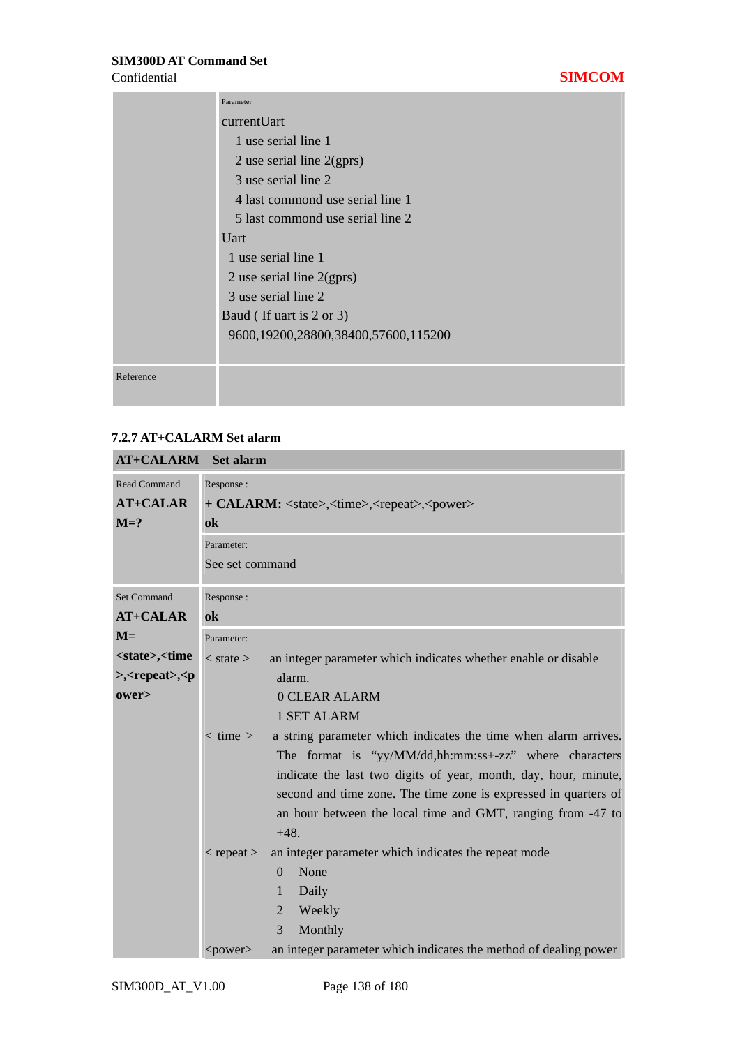| | |
|---|---|
| | Parameter<br>currentUart<br>1 use serial line 1<br>2 use serial line 2(gprs)<br>3 use serial line 2<br>4 last commond use serial line 1<br>5 last commond use serial line 2<br>Uart<br>1 use serial line 1<br>2 use serial line 2(gprs)<br>3 use serial line 2<br>Baud ( If uart is 2 or 3)<br>9600,19200,28800,38400,57600,115200 |
| Reference | |

### 7.2.7 AT+CALARM Set alarm

| **AT+CALARM** | **Set alarm** |
|---|---|
| Read Command<br>**AT+CALARM=?** | Response :<br>**+ CALARM:** <state>,<time>,<repeat>,<power><br>**ok** |
| | Parameter:<br>See set command |
| Set Command<br>**AT+CALARM=<state>,<time>,<repeat>,<power>** | Response :<br>**ok** |
| | Parameter:<br>< state > an integer parameter which indicates whether enable or disable alarm.<br>0 CLEAR ALARM<br>1 SET ALARM<br>< time > a string parameter which indicates the time when alarm arrives. The format is "yy/MM/dd,hh:mm:ss+-zz" where characters indicate the last two digits of year, month, day, hour, minute, second and time zone. The time zone is expressed in quarters of an hour between the local time and GMT, ranging from -47 to +48.<br>< repeat > an integer parameter which indicates the repeat mode<br>0 None<br>1 Daily<br>2 Weekly<br>3 Monthly<br><power> an integer parameter which indicates the method of dealing power |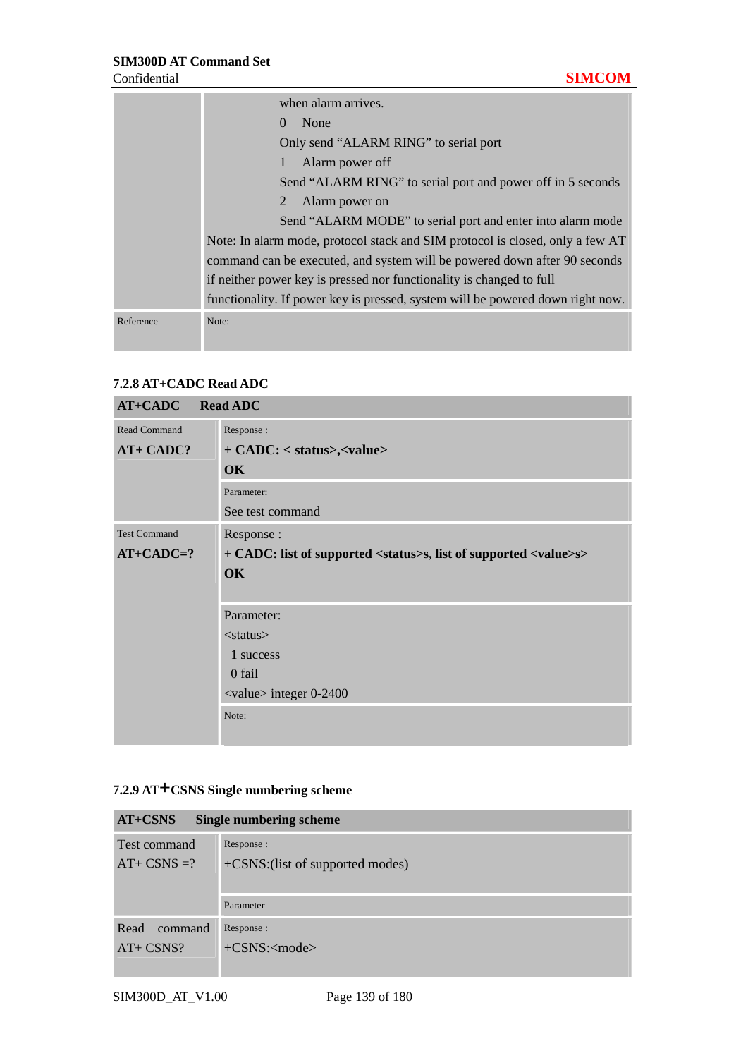| | |
|---|---|
| | when alarm arrives.<br>0 None<br>Only send “ALARM RING” to serial port<br>1 Alarm power off<br>Send “ALARM RING” to serial port and power off in 5 seconds<br>2 Alarm power on<br>Send “ALARM MODE” to serial port and enter into alarm mode<br>Note: In alarm mode, protocol stack and SIM protocol is closed, only a few AT command can be executed, and system will be powered down after 90 seconds if neither power key is pressed nor functionality is changed to full functionality. If power key is pressed, system will be powered down right now. |
| Reference | Note: |

### 7.2.8 AT+CADC Read ADC

| **AT+CADC** | **Read ADC** |
|---|---|
| Read Command<br>**AT+ CADC?** | Response :<br>**+ CADC: < status>,<value>**<br>**OK** |
| | Parameter:<br>See test command |
| Test Command<br>**AT+CADC=?** | Response :<br>**+ CADC: list of supported <status>s, list of supported <value>s>**<br>**OK** |
| | Parameter:<br><status><br>1 success<br>0 fail<br><value> integer 0-2400 |
| | Note: |

### 7.2.9 AT+CSNS Single numbering scheme

| **AT+CSNS** | **Single numbering scheme** |
|---|---|
| Test command<br>AT+ CSNS =? | Response :<br>+CSNS:(list of supported modes) |
| | Parameter |
| Read command<br>AT+ CSNS? | Response :<br>+CSNS:<mode> |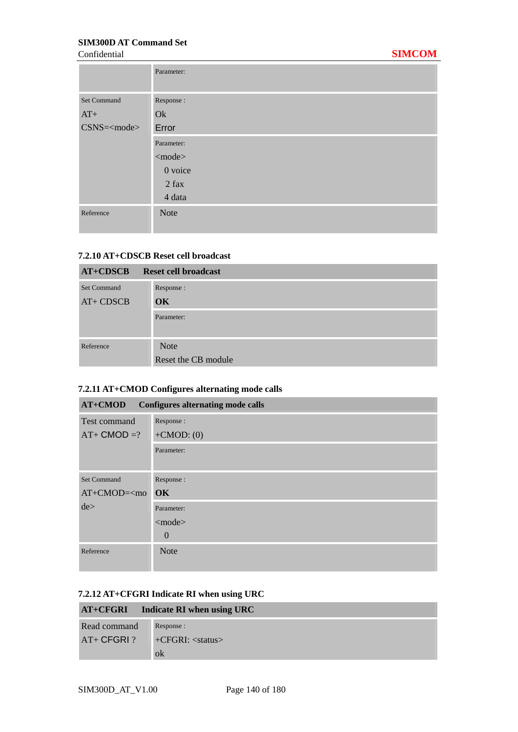| | |
|---|---|
| | Parameter: |
| Set Command<br>AT+<br>CSNS=<mode> | Response :<br>Ok<br>Error |
| | Parameter:<br><mode><br>0 voice<br>2 fax<br>4 data |
| Reference | Note |

### 7.2.10 AT+CDSCB Reset cell broadcast

| AT+CDSCB | Reset cell broadcast |
|---|---|
| Set Command<br>AT+ CDSCB | Response :<br>**OK** |
| | Parameter: |
| Reference | Note<br>Reset the CB module |

### 7.2.11 AT+CMOD Configures alternating mode calls

| AT+CMOD | Configures alternating mode calls |
|---|---|
| Test command<br>AT+ CMOD =? | Response :<br>+CMOD: (0) |
| | Parameter: |
| Set Command<br>AT+CMOD=<mode> | Response :<br>**OK** |
| | Parameter:<br><mode><br>0 |
| Reference | Note |

### 7.2.12 AT+CFGRI Indicate RI when using URC

| AT+CFGRI | Indicate RI when using URC |
|---|---|
| Read command<br>AT+ CFGRI ? | Response :<br>+CFGRI: <status><br>ok |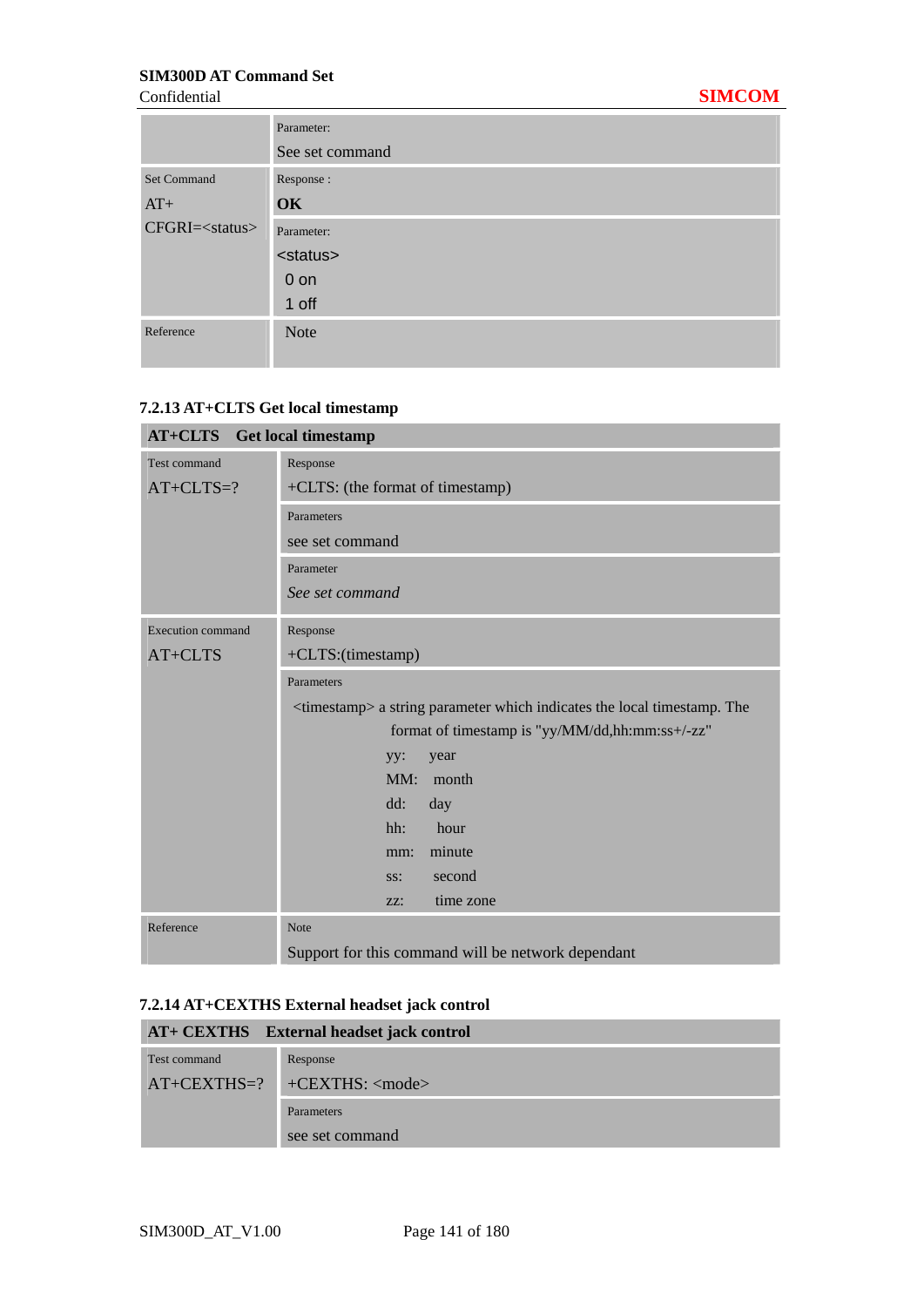| | |
|---|---|
| | Parameter:<br>See set command |
| Set Command<br>AT+<br>CFGRI=<status> | Response :<br>**OK** |
| | Parameter:<br><status><br>0 on<br>1 off |
| Reference | Note |

### 7.2.13 AT+CLTS Get local timestamp

| **AT+CLTS Get local timestamp** | |
|---|---|
| Test command<br>AT+CLTS=? | Response<br>+CLTS: (the format of timestamp) |
| | Parameters<br>see set command |
| | Parameter<br>*See set command* |
| Execution command<br>AT+CLTS | Response<br>+CLTS:(timestamp) |
| | Parameters<br><timestamp> a string parameter which indicates the local timestamp. The format of timestamp is "yy/MM/dd,hh:mm:ss+/-zz"<br>yy: year<br>MM: month<br>dd: day<br>hh: hour<br>mm: minute<br>ss: second<br>zz: time zone |
| Reference | Note<br>Support for this command will be network dependant |

### 7.2.14 AT+CEXTHS External headset jack control

| **AT+ CEXTHS External headset jack control** | |
|---|---|
| Test command<br>AT+CEXTHS=? | Response<br>+CEXTHS: <mode> |
| | Parameters<br>see set command |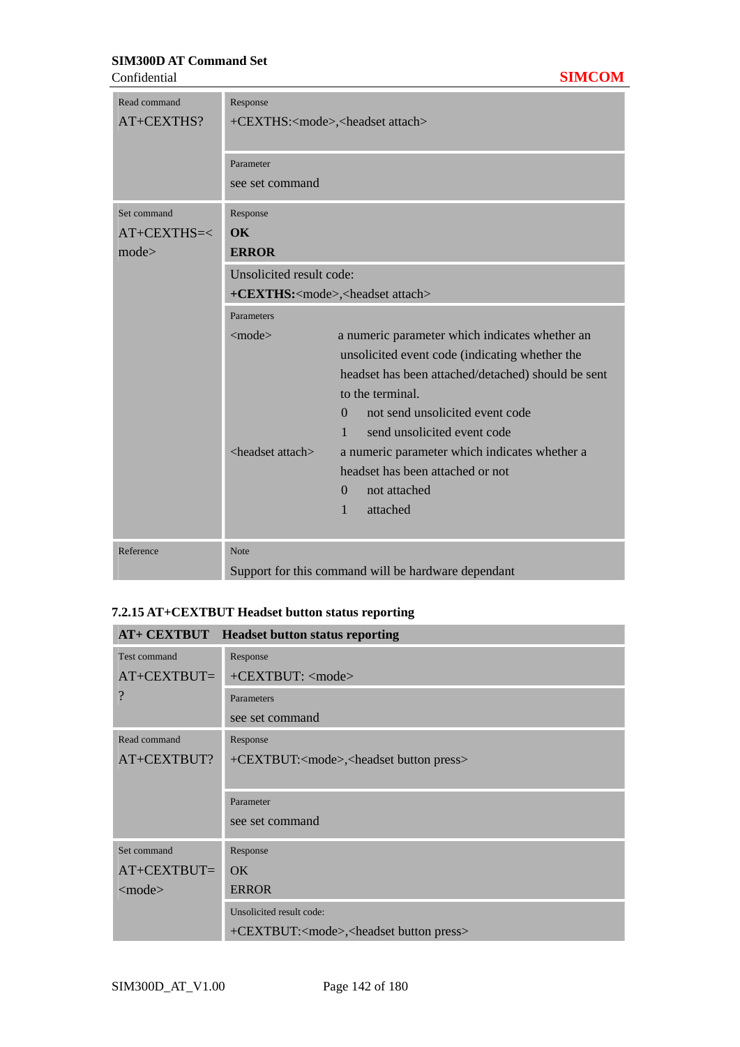| | |
|---|---|
| Read command<br>AT+CEXTHS? | Response<br>+CEXTHS:<mode>,<headset attach><br><br>Parameter<br>see set command |
| Set command<br>AT+CEXTHS=<mode> | Response<br>**OK**<br>**ERROR**<br><br>Unsolicited result code:<br>**+CEXTHS:**<mode>,<headset attach><br><br>Parameters<br><mode> a numeric parameter which indicates whether an unsolicited event code (indicating whether the headset has been attached/detached) should be sent to the terminal.<br>0 not send unsolicited event code<br>1 send unsolicited event code<br><headset attach> a numeric parameter which indicates whether a headset has been attached or not<br>0 not attached<br>1 attached |
| Reference | Note<br>Support for this command will be hardware dependant |

### 7.2.15 AT+CEXTBUT Headset button status reporting

| **AT+ CEXTBUT** | **Headset button status reporting** |
|---|---|
| Test command<br>AT+CEXTBUT=? | Response<br>+CEXTBUT: <mode><br><br>Parameters<br>see set command |
| Read command<br>AT+CEXTBUT? | Response<br>+CEXTBUT:<mode>,<headset button press><br><br>Parameter<br>see set command |
| Set command<br>AT+CEXTBUT=<mode> | Response<br>OK<br>ERROR<br><br>Unsolicited result code:<br>+CEXTBUT:<mode>,<headset button press> |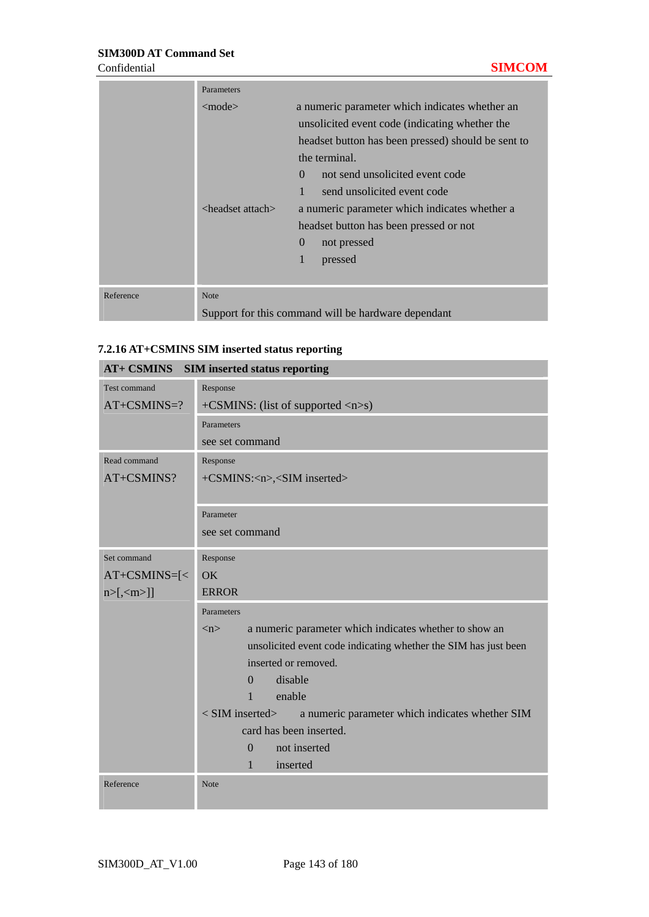| | |
|---|---|
| | Parameters<br>&lt;mode&gt; a numeric parameter which indicates whether an unsolicited event code (indicating whether the headset button has been pressed) should be sent to the terminal.<br>0 not send unsolicited event code<br>1 send unsolicited event code<br>&lt;headset attach&gt; a numeric parameter which indicates whether a headset button has been pressed or not<br>0 not pressed<br>1 pressed |
| Reference | Note<br>Support for this command will be hardware dependant |

### 7.2.16 AT+CSMINS SIM inserted status reporting

| **AT+ CSMINS** | **SIM inserted status reporting** |
|---|---|
| Test command<br>AT+CSMINS=? | Response<br>+CSMINS: (list of supported &lt;n&gt;s) |
| | Parameters<br>see set command |
| Read command<br>AT+CSMINS? | Response<br>+CSMINS:&lt;n&gt;,&lt;SIM inserted&gt; |
| | Parameter<br>see set command |
| Set command<br>AT+CSMINS=[&lt;n&gt;[,&lt;m&gt;]] | Response<br>OK<br>ERROR |
| | Parameters<br>&lt;n&gt; a numeric parameter which indicates whether to show an unsolicited event code indicating whether the SIM has just been inserted or removed.<br>0 disable<br>1 enable<br>&lt; SIM inserted&gt; a numeric parameter which indicates whether SIM card has been inserted.<br>0 not inserted<br>1 inserted |
| Reference | Note |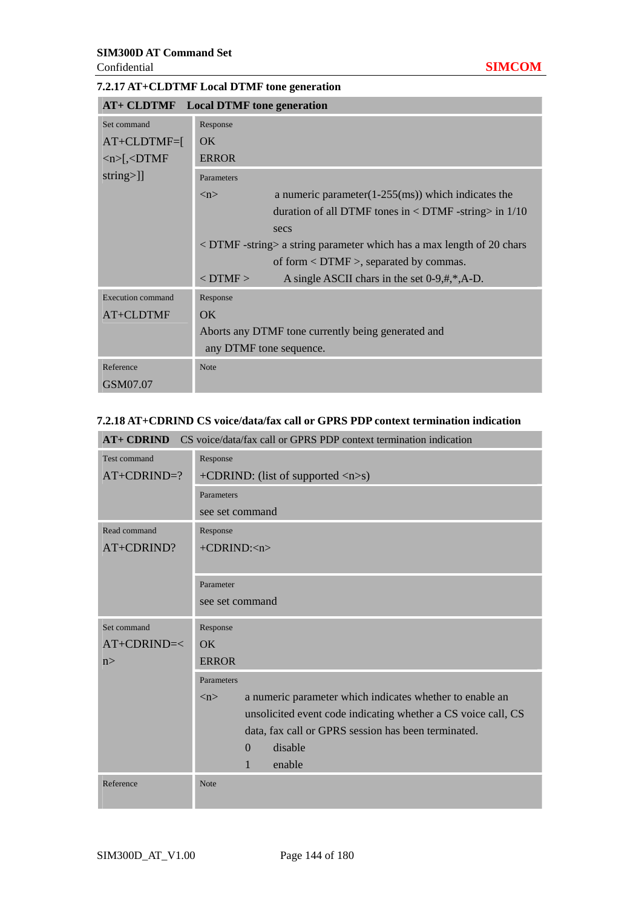### 7.2.17 AT+CLDTMF Local DTMF tone generation

| **AT+ CLDTMF Local DTMF tone generation** | |
|---|---|
| Set command<br>AT+CLDTMF=[<n>[,<DTMF string>]] | Response<br>OK<br>ERROR<br><br>Parameters<br><n> a numeric parameter(1-255(ms)) which indicates the duration of all DTMF tones in < DTMF -string> in 1/10 secs<br>< DTMF -string> a string parameter which has a max length of 20 chars of form < DTMF >, separated by commas.<br>< DTMF > A single ASCII chars in the set 0-9,#,*,A-D. |
| Execution command<br>AT+CLDTMF | Response<br>OK<br>Aborts any DTMF tone currently being generated and any DTMF tone sequence. |
| Reference<br>GSM07.07 | Note |

### 7.2.18 AT+CDRIND CS voice/data/fax call or GPRS PDP context termination indication

| **AT+ CDRIND** CS voice/data/fax call or GPRS PDP context termination indication | |
|---|---|
| Test command<br>AT+CDRIND=? | Response<br>+CDRIND: (list of supported <n>s)<br><br>Parameters<br>see set command |
| Read command<br>AT+CDRIND? | Response<br>+CDRIND:<n><br><br>Parameter<br>see set command |
| Set command<br>AT+CDRIND=<n> | Response<br>OK<br>ERROR<br><br>Parameters<br><n> a numeric parameter which indicates whether to enable an unsolicited event code indicating whether a CS voice call, CS data, fax call or GPRS session has been terminated.<br>0 disable<br>1 enable |
| Reference | Note |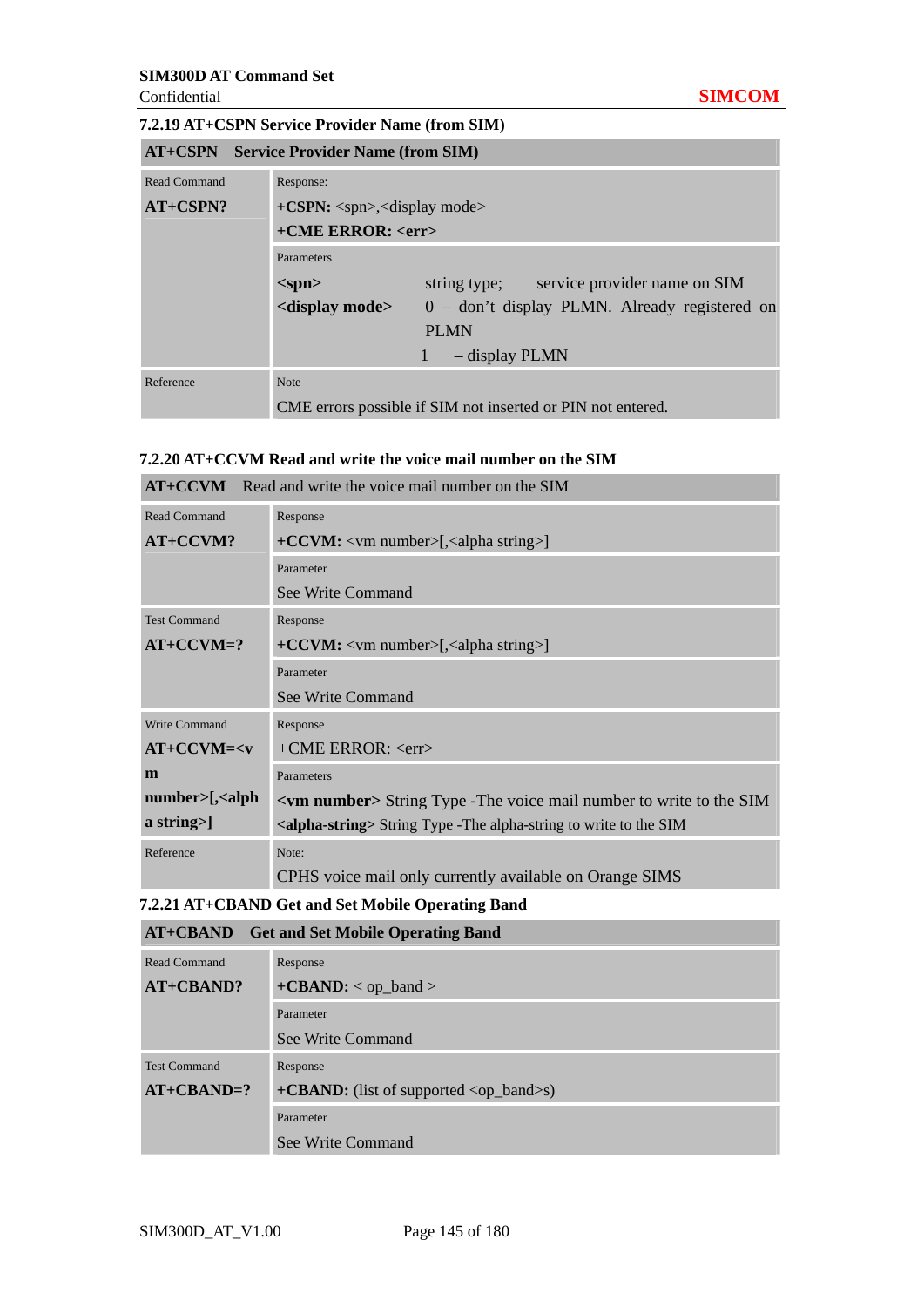### 7.2.19 AT+CSPN Service Provider Name (from SIM)

| **AT+CSPN** | **Service Provider Name (from SIM)** |
|---|---|
| Read Command<br>**AT+CSPN?** | Response:<br>**+CSPN:** <spn>,<display mode><br>**+CME ERROR: <err>** |
| | Parameters<br>**<spn>** string type; service provider name on SIM<br>**<display mode>** 0 – don't display PLMN. Already registered on PLMN<br>1 – display PLMN |
| Reference | Note<br>CME errors possible if SIM not inserted or PIN not entered. |

### 7.2.20 AT+CCVM Read and write the voice mail number on the SIM

| **AT+CCVM** | Read and write the voice mail number on the SIM |
|---|---|
| Read Command<br>**AT+CCVM?** | Response<br>**+CCVM:** <vm number>[,<alpha string>] |
| | Parameter<br>See Write Command |
| Test Command<br>**AT+CCVM=?** | Response<br>**+CCVM:** <vm number>[,<alpha string>] |
| | Parameter<br>See Write Command |
| Write Command<br>**AT+CCVM=<vm number>[,<alpha string>]** | Response<br>+CME ERROR: <err> |
| | Parameters<br>**<vm number>** String Type -The voice mail number to write to the SIM<br>**<alpha-string>** String Type -The alpha-string to write to the SIM |
| Reference | Note:<br>CPHS voice mail only currently available on Orange SIMS |

### 7.2.21 AT+CBAND Get and Set Mobile Operating Band

| **AT+CBAND** | **Get and Set Mobile Operating Band** |
|---|---|
| Read Command<br>**AT+CBAND?** | Response<br>**+CBAND:** < op_band > |
| | Parameter<br>See Write Command |
| Test Command<br>**AT+CBAND=?** | Response<br>**+CBAND:** (list of supported <op_band>s) |
| | Parameter<br>See Write Command |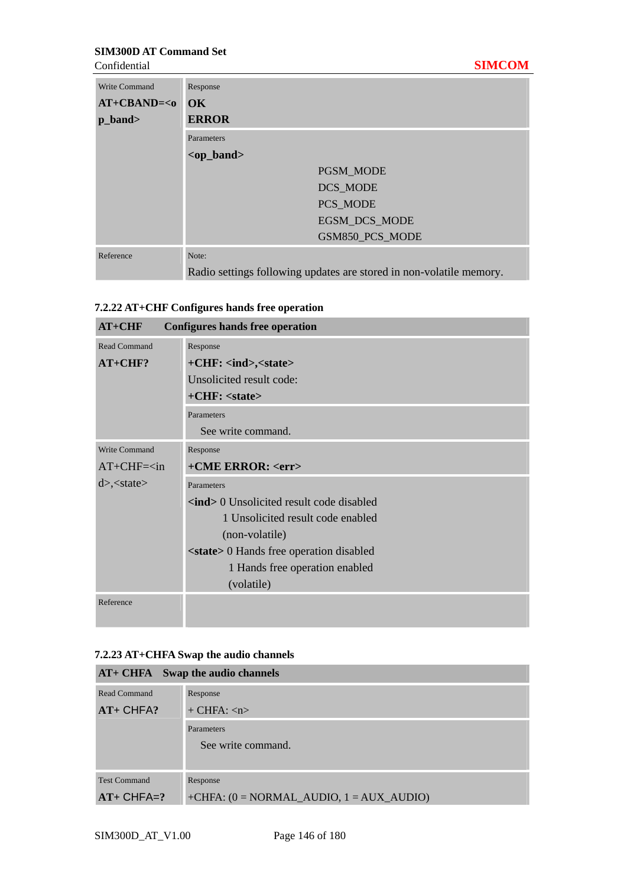| Write Command | Response |
|---|---|
| **AT+CBAND=<op_band>** | **OK**<br>**ERROR** |
| | Parameters<br>**<op_band>**<br>PGSM_MODE<br>DCS_MODE<br>PCS_MODE<br>EGSM_DCS_MODE<br>GSM850_PCS_MODE |
| Reference | Note:<br>Radio settings following updates are stored in non-volatile memory. |

### 7.2.22 AT+CHF Configures hands free operation

| **AT+CHF** | **Configures hands free operation** |
|---|---|
| Read Command<br>**AT+CHF?** | Response<br>**+CHF: <ind>,<state>**<br>Unsolicited result code:<br>**+CHF: <state>** |
| | Parameters<br>See write command. |
| Write Command<br>AT+CHF=<ind>,<state> | Response<br>**+CME ERROR: <err>** |
| | Parameters<br>**<ind>** 0 Unsolicited result code disabled<br>1 Unsolicited result code enabled<br>(non-volatile)<br>**<state>** 0 Hands free operation disabled<br>1 Hands free operation enabled<br>(volatile) |
| Reference | |

### 7.2.23 AT+CHFA Swap the audio channels

| **AT+ CHFA** | **Swap the audio channels** |
|---|---|
| Read Command<br>**AT+ CHFA?** | Response<br>+ CHFA: <n> |
| | Parameters<br>See write command. |
| Test Command<br>**AT+ CHFA=?** | Response<br>+CHFA: (0 = NORMAL_AUDIO, 1 = AUX_AUDIO) |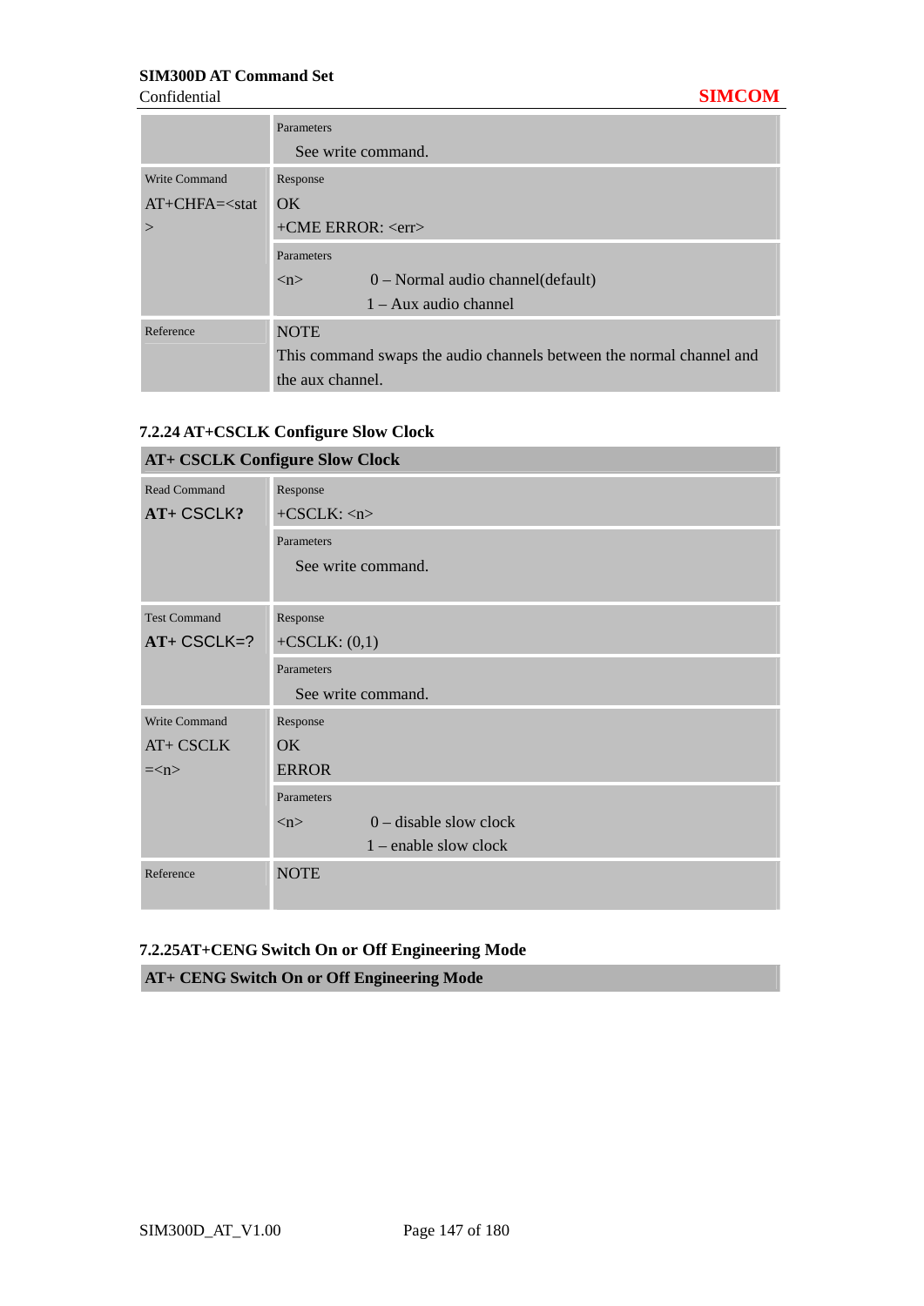| | |
|---|---|
| | Parameters<br>See write command. |
| Write Command<br>AT+CHFA=<state> | Response<br>OK<br>+CME ERROR: <err> |
| | Parameters<br><n> 0 – Normal audio channel(default)<br>1 – Aux audio channel |
| Reference | NOTE<br>This command swaps the audio channels between the normal channel and the aux channel. |

### 7.2.24 AT+CSCLK Configure Slow Clock

| AT+ CSCLK Configure Slow Clock | |
|---|---|
| Read Command<br>**AT+ CSCLK?** | Response<br>+CSCLK: <n> |
| | Parameters<br>See write command. |
| Test Command<br>**AT+ CSCLK=?** | Response<br>+CSCLK: (0,1) |
| | Parameters<br>See write command. |
| Write Command<br>AT+ CSCLK =<n> | Response<br>OK<br>ERROR |
| | Parameters<br><n> 0 – disable slow clock<br>1 – enable slow clock |
| Reference | NOTE |

### 7.2.25AT+CENG Switch On or Off Engineering Mode

| AT+ CENG Switch On or Off Engineering Mode |
|---|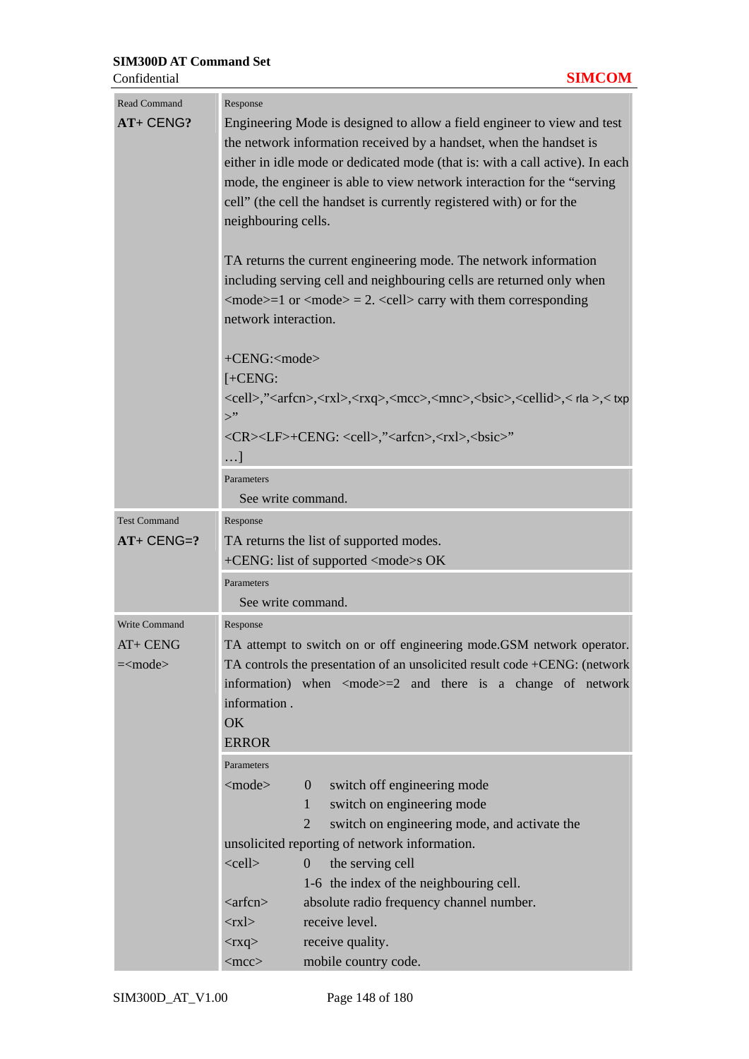| | |
|---|---|
| Read Command<br>**AT+ CENG?** | Response<br>Engineering Mode is designed to allow a field engineer to view and test the network information received by a handset, when the handset is either in idle mode or dedicated mode (that is: with a call active). In each mode, the engineer is able to view network interaction for the "serving cell" (the cell the handset is currently registered with) or for the neighbouring cells.<br><br>TA returns the current engineering mode. The network information including serving cell and neighbouring cells are returned only when <mode>=1 or <mode> = 2. <cell> carry with them corresponding network interaction.<br><br>+CENG:<mode><br>[+CENG:<br><cell>,"<arfcn>,<rxl>,<rxq>,<mcc>,<mnc>,<bsic>,<cellid>,< rla >,< txp >"<br><CR><LF>+CENG: <cell>,"<arfcn>,<rxl>,<bsic>"<br>…] |
| | Parameters<br>See write command. |
| Test Command<br>**AT+ CENG=?** | Response<br>TA returns the list of supported modes.<br>+CENG: list of supported <mode>s OK |
| | Parameters<br>See write command. |
| Write Command<br>AT+ CENG =<mode> | Response<br>TA attempt to switch on or off engineering mode.GSM network operator. TA controls the presentation of an unsolicited result code +CENG: (network information) when <mode>=2 and there is a change of network information .<br>OK<br>ERROR |
| | Parameters<br><mode> 0 switch off engineering mode<br>1 switch on engineering mode<br>2 switch on engineering mode, and activate the unsolicited reporting of network information.<br><cell> 0 the serving cell<br>1-6 the index of the neighbouring cell.<br><arfcn> absolute radio frequency channel number.<br><rxl> receive level.<br><rxq> receive quality.<br><mcc> mobile country code. |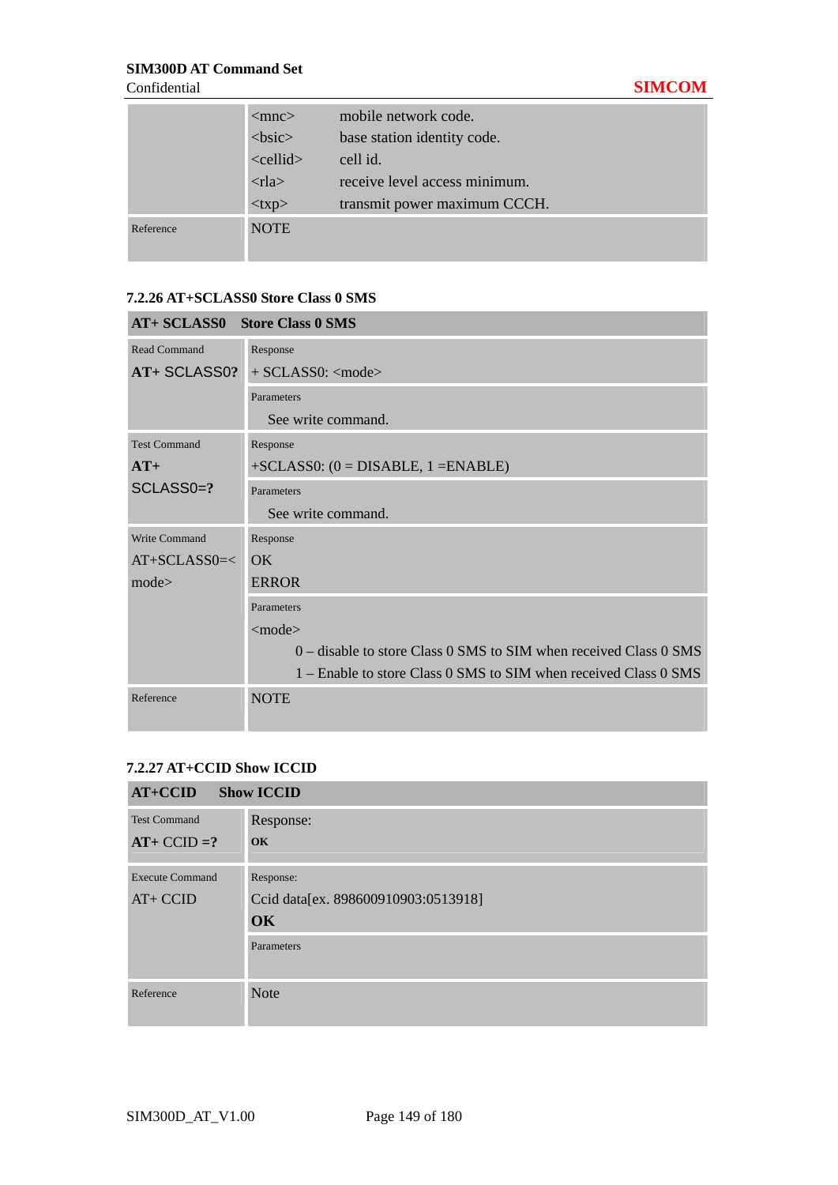| | | |
|---|---|---|
| | <mnc> | mobile network code. |
| | <bsic> | base station identity code. |
| | <cellid> | cell id. |
| | <rla> | receive level access minimum. |
| | <txp> | transmit power maximum CCCH. |
| Reference | NOTE | |

### 7.2.26 AT+SCLASS0 Store Class 0 SMS

| **AT+ SCLASS0** | **Store Class 0 SMS** |
|---|---|
| Read Command<br>**AT+ SCLASS0?** | Response<br>+ SCLASS0: <mode> |
| | Parameters<br>See write command. |
| Test Command<br>**AT+ SCLASS0=?** | Response<br>+SCLASS0: (0 = DISABLE, 1 =ENABLE) |
| | Parameters<br>See write command. |
| Write Command<br>AT+SCLASS0=<mode> | Response<br>OK<br>ERROR |
| | Parameters<br><mode><br>0 – disable to store Class 0 SMS to SIM when received Class 0 SMS<br>1 – Enable to store Class 0 SMS to SIM when received Class 0 SMS |
| Reference | NOTE |

### 7.2.27 AT+CCID Show ICCID

| **AT+CCID** | **Show ICCID** |
|---|---|
| Test Command<br>**AT+ CCID =?** | Response:<br>**OK** |
| Execute Command<br>AT+ CCID | Response:<br>Ccid data[ex. 898600910903:0513918]<br>**OK** |
| | Parameters |
| Reference | Note |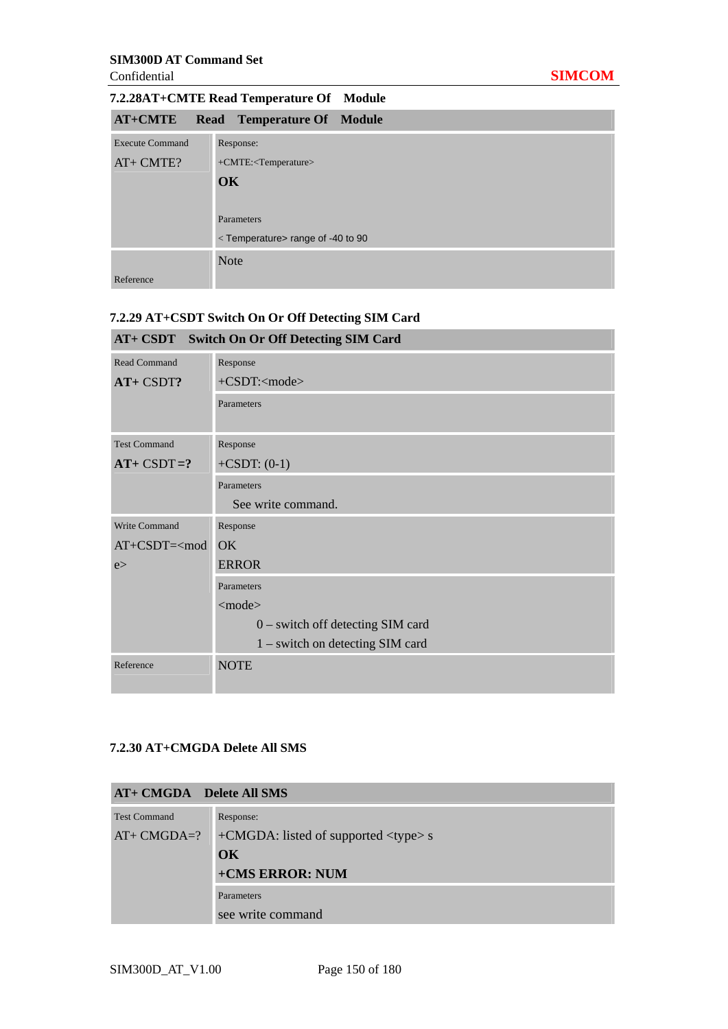### 7.2.28AT+CMTE Read Temperature Of Module

| AT+CMTE Read Temperature Of Module | |
|---|---|
| Execute Command<br>AT+ CMTE? | Response:<br>+CMTE:<Temperature><br>**OK**<br><br>Parameters<br>< Temperature> range of -40 to 90 |
| Reference | Note |

### 7.2.29 AT+CSDT Switch On Or Off Detecting SIM Card

| AT+ CSDT Switch On Or Off Detecting SIM Card | |
|---|---|
| Read Command<br>**AT+** CSDT**?** | Response<br>+CSDT:<mode> |
| | Parameters |
| Test Command<br>**AT+** CSDT**=?** | Response<br>+CSDT: (0-1) |
| | Parameters<br>See write command. |
| Write Command<br>AT+CSDT=<mode> | Response<br>OK<br>ERROR |
| | Parameters<br><mode><br>0 – switch off detecting SIM card<br>1 – switch on detecting SIM card |
| Reference | NOTE |

### 7.2.30 AT+CMGDA Delete All SMS

| AT+ CMGDA Delete All SMS | |
|---|---|
| Test Command<br>AT+ CMGDA=? | Response:<br>+CMGDA: listed of supported <type> s<br>**OK**<br>**+CMS ERROR: NUM** |
| | Parameters<br>see write command |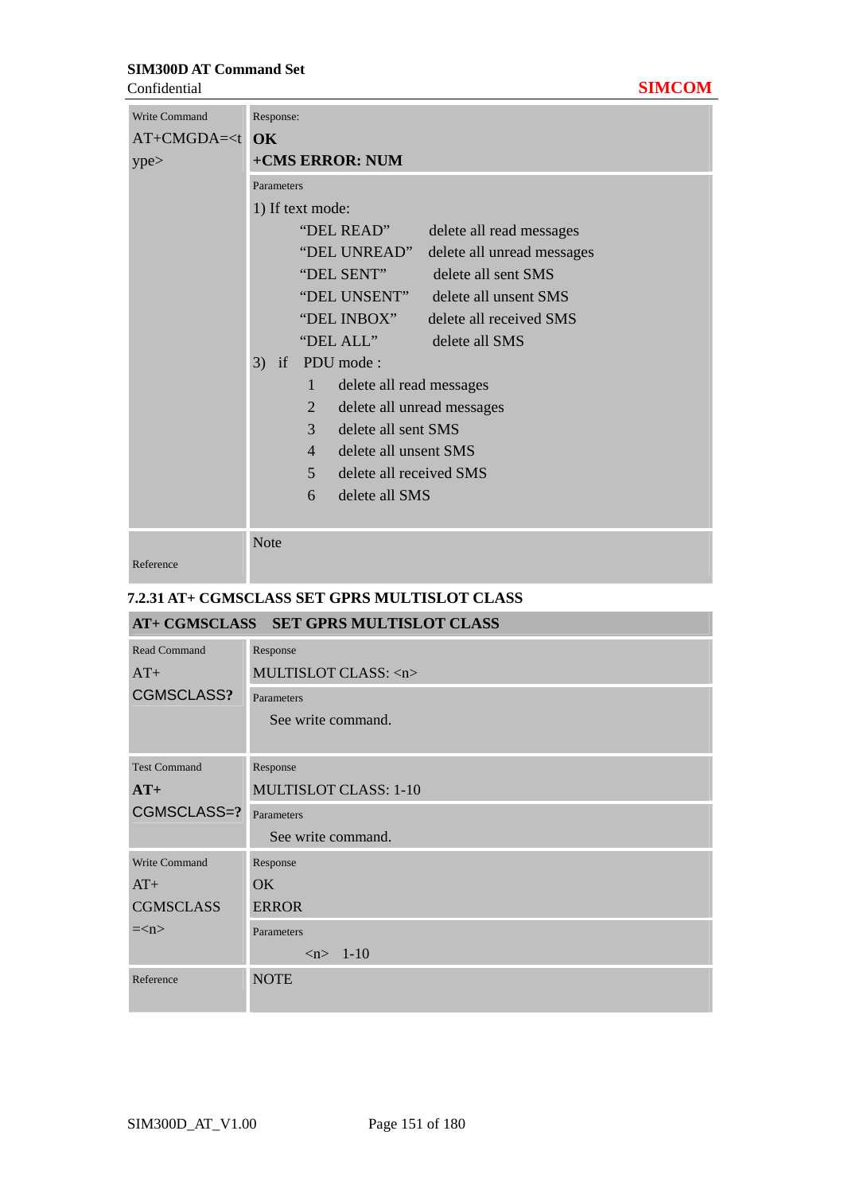| Write Command AT+CMGDA=<type> | Response: **OK** **+CMS ERROR: NUM** |
|---|---|
| | Parameters 1) If text mode: "DEL READ" delete all read messages "DEL UNREAD" delete all unread messages "DEL SENT" delete all sent SMS "DEL UNSENT" delete all unsent SMS "DEL INBOX" delete all received SMS "DEL ALL" delete all SMS 3) if PDU mode : 1 delete all read messages 2 delete all unread messages 3 delete all sent SMS 4 delete all unsent SMS 5 delete all received SMS 6 delete all SMS |
| Reference | Note |

### 7.2.31 AT+ CGMSCLASS SET GPRS MULTISLOT CLASS

| **AT+ CGMSCLASS SET GPRS MULTISLOT CLASS** | |
|---|---|
| Read Command AT+ CGMSCLASS? | Response MULTISLOT CLASS: <n> |
| | Parameters See write command. |
| Test Command **AT+** CGMSCLASS=? | Response MULTISLOT CLASS: 1-10 |
| | Parameters See write command. |
| Write Command AT+ CGMSCLASS =<n> | Response OK ERROR |
| | Parameters <n> 1-10 |
| Reference | NOTE |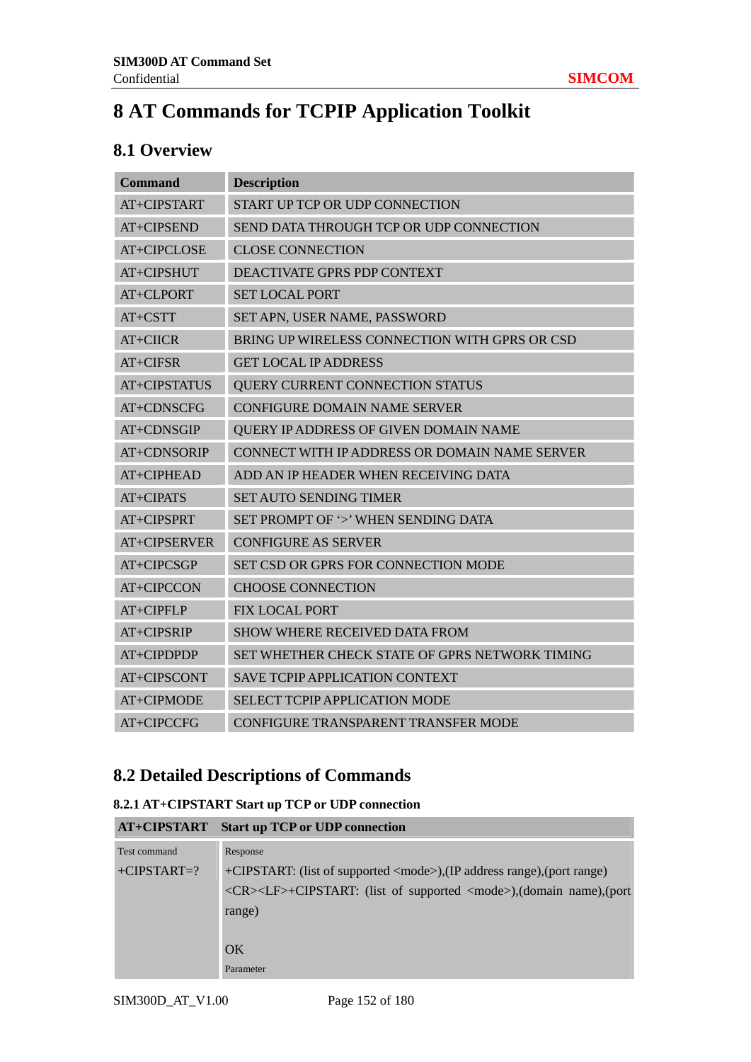# 8 AT Commands for TCPIP Application Toolkit

## 8.1 Overview

| Command | Description |
|---|---|
| AT+CIPSTART | START UP TCP OR UDP CONNECTION |
| AT+CIPSEND | SEND DATA THROUGH TCP OR UDP CONNECTION |
| AT+CIPCLOSE | CLOSE CONNECTION |
| AT+CIPSHUT | DEACTIVATE GPRS PDP CONTEXT |
| AT+CLPORT | SET LOCAL PORT |
| AT+CSTT | SET APN, USER NAME, PASSWORD |
| AT+CIICR | BRING UP WIRELESS CONNECTION WITH GPRS OR CSD |
| AT+CIFSR | GET LOCAL IP ADDRESS |
| AT+CIPSTATUS | QUERY CURRENT CONNECTION STATUS |
| AT+CDNSCFG | CONFIGURE DOMAIN NAME SERVER |
| AT+CDNSGIP | QUERY IP ADDRESS OF GIVEN DOMAIN NAME |
| AT+CDNSORIP | CONNECT WITH IP ADDRESS OR DOMAIN NAME SERVER |
| AT+CIPHEAD | ADD AN IP HEADER WHEN RECEIVING DATA |
| AT+CIPATS | SET AUTO SENDING TIMER |
| AT+CIPSPRT | SET PROMPT OF '>' WHEN SENDING DATA |
| AT+CIPSERVER | CONFIGURE AS SERVER |
| AT+CIPCSGP | SET CSD OR GPRS FOR CONNECTION MODE |
| AT+CIPCCON | CHOOSE CONNECTION |
| AT+CIPFLP | FIX LOCAL PORT |
| AT+CIPSRIP | SHOW WHERE RECEIVED DATA FROM |
| AT+CIPDPDP | SET WHETHER CHECK STATE OF GPRS NETWORK TIMING |
| AT+CIPSCONT | SAVE TCPIP APPLICATION CONTEXT |
| AT+CIPMODE | SELECT TCPIP APPLICATION MODE |
| AT+CIPCCFG | CONFIGURE TRANSPARENT TRANSFER MODE |

## 8.2 Detailed Descriptions of Commands

### 8.2.1 AT+CIPSTART Start up TCP or UDP connection

| AT+CIPSTART | Start up TCP or UDP connection |
|---|---|
| Test command<br>+CIPSTART=? | Response<br>+CIPSTART: (list of supported <mode>),(IP address range),(port range)<br><CR><LF>+CIPSTART: (list of supported <mode>),(domain name),(port range)<br><br>OK<br>Parameter |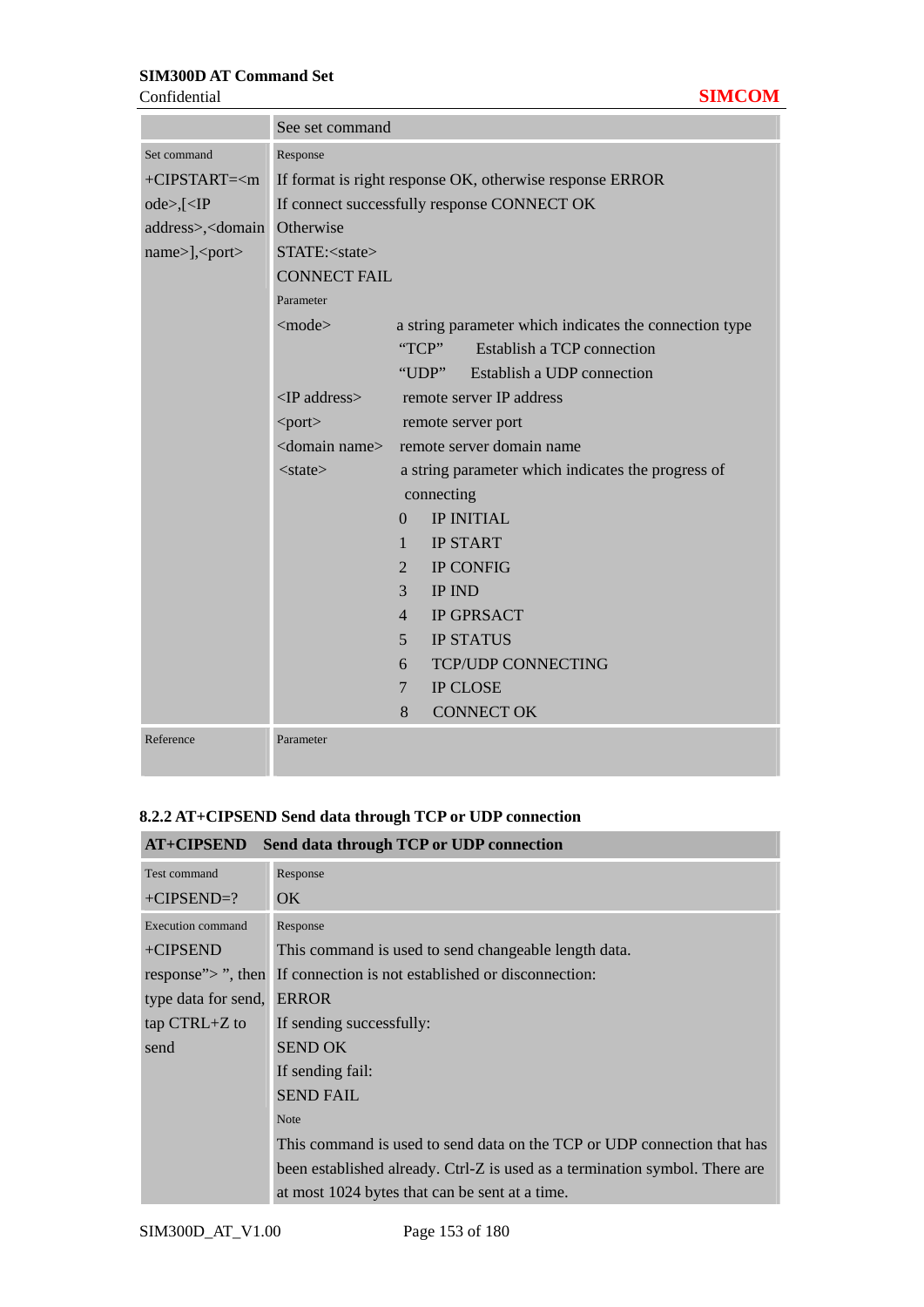| | See set command |
|---|---|
| Set command<br>+CIPSTART=<mode>,[<IP address>,<domain name>],<port> | Response<br>If format is right response OK, otherwise response ERROR<br>If connect successfully response CONNECT OK<br>Otherwise<br>STATE:<state><br>CONNECT FAIL<br>Parameter<br><mode> a string parameter which indicates the connection type<br>"TCP" Establish a TCP connection<br>"UDP" Establish a UDP connection<br><IP address> remote server IP address<br><port> remote server port<br><domain name> remote server domain name<br><state> a string parameter which indicates the progress of connecting<br>0 IP INITIAL<br>1 IP START<br>2 IP CONFIG<br>3 IP IND<br>4 IP GPRSACT<br>5 IP STATUS<br>6 TCP/UDP CONNECTING<br>7 IP CLOSE<br>8 CONNECT OK |
| Reference | Parameter |

### 8.2.2 AT+CIPSEND Send data through TCP or UDP connection

| AT+CIPSEND | Send data through TCP or UDP connection |
|---|---|
| Test command<br>+CIPSEND=? | Response<br>OK |
| Execution command<br>+CIPSEND<br>response"> ", then type data for send, tap CTRL+Z to send | Response<br>This command is used to send changeable length data.<br>If connection is not established or disconnection:<br>ERROR<br>If sending successfully:<br>SEND OK<br>If sending fail:<br>SEND FAIL<br>Note<br>This command is used to send data on the TCP or UDP connection that has been established already. Ctrl-Z is used as a termination symbol. There are at most 1024 bytes that can be sent at a time. |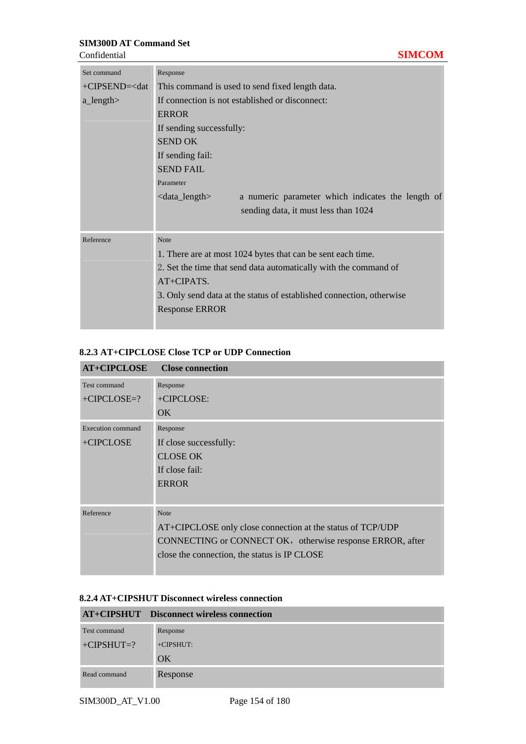| Set command<br>+CIPSEND=<data_length> | Response<br>This command is used to send fixed length data.<br>If connection is not established or disconnect:<br>ERROR<br>If sending successfully:<br>SEND OK<br>If sending fail:<br>SEND FAIL<br>Parameter<br><data_length> a numeric parameter which indicates the length of sending data, it must less than 1024 |
|---|---|
| Reference | Note<br>1. There are at most 1024 bytes that can be sent each time.<br>2. Set the time that send data automatically with the command of AT+CIPATS.<br>3. Only send data at the status of established connection, otherwise Response ERROR |

### 8.2.3 AT+CIPCLOSE Close TCP or UDP Connection

| AT+CIPCLOSE | Close connection |
|---|---|
| Test command<br>+CIPCLOSE=? | Response<br>+CIPCLOSE:<br>OK |
| Execution command<br>+CIPCLOSE | Response<br>If close successfully:<br>CLOSE OK<br>If close fail:<br>ERROR |
| Reference | Note<br>AT+CIPCLOSE only close connection at the status of TCP/UDP CONNECTING or CONNECT OK，otherwise response ERROR, after close the connection, the status is IP CLOSE |

### 8.2.4 AT+CIPSHUT Disconnect wireless connection

| AT+CIPSHUT | Disconnect wireless connection |
|---|---|
| Test command<br>+CIPSHUT=? | Response<br>+CIPSHUT:<br>OK |
| Read command | Response |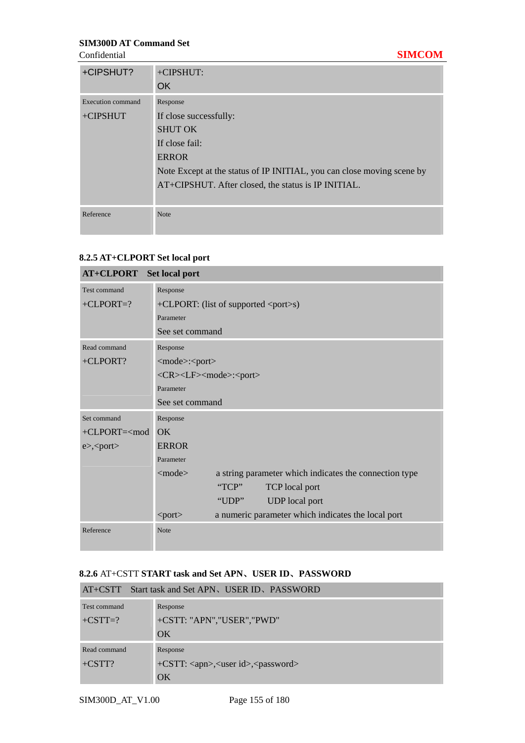| +CIPSHUT? | +CIPSHUT:<br>OK |
|---|---|
| Execution command<br>+CIPSHUT | Response<br>If close successfully:<br>SHUT OK<br>If close fail:<br>ERROR<br>Note Except at the status of IP INITIAL, you can close moving scene by AT+CIPSHUT. After closed, the status is IP INITIAL. |
| Reference | Note |

### 8.2.5 AT+CLPORT Set local port

| **AT+CLPORT** | **Set local port** |
|---|---|
| Test command<br>+CLPORT=? | Response<br>+CLPORT: (list of supported <port>s)<br>Parameter<br>See set command |
| Read command<br>+CLPORT? | Response<br><mode>:<port><br><CR><LF><mode>:<port><br>Parameter<br>See set command |
| Set command<br>+CLPORT=<mode>,<port> | Response<br>OK<br>ERROR<br>Parameter<br><mode> a string parameter which indicates the connection type<br>"TCP" TCP local port<br>"UDP" UDP local port<br><port> a numeric parameter which indicates the local port |
| Reference | Note |

### 8.2.6 AT+CSTT START task and Set APN、USER ID、PASSWORD

| AT+CSTT | Start task and Set APN、USER ID、PASSWORD |
|---|---|
| Test command<br>+CSTT=? | Response<br>+CSTT: "APN","USER","PWD"<br>OK |
| Read command<br>+CSTT? | Response<br>+CSTT: <apn>,<user id>,<password><br>OK |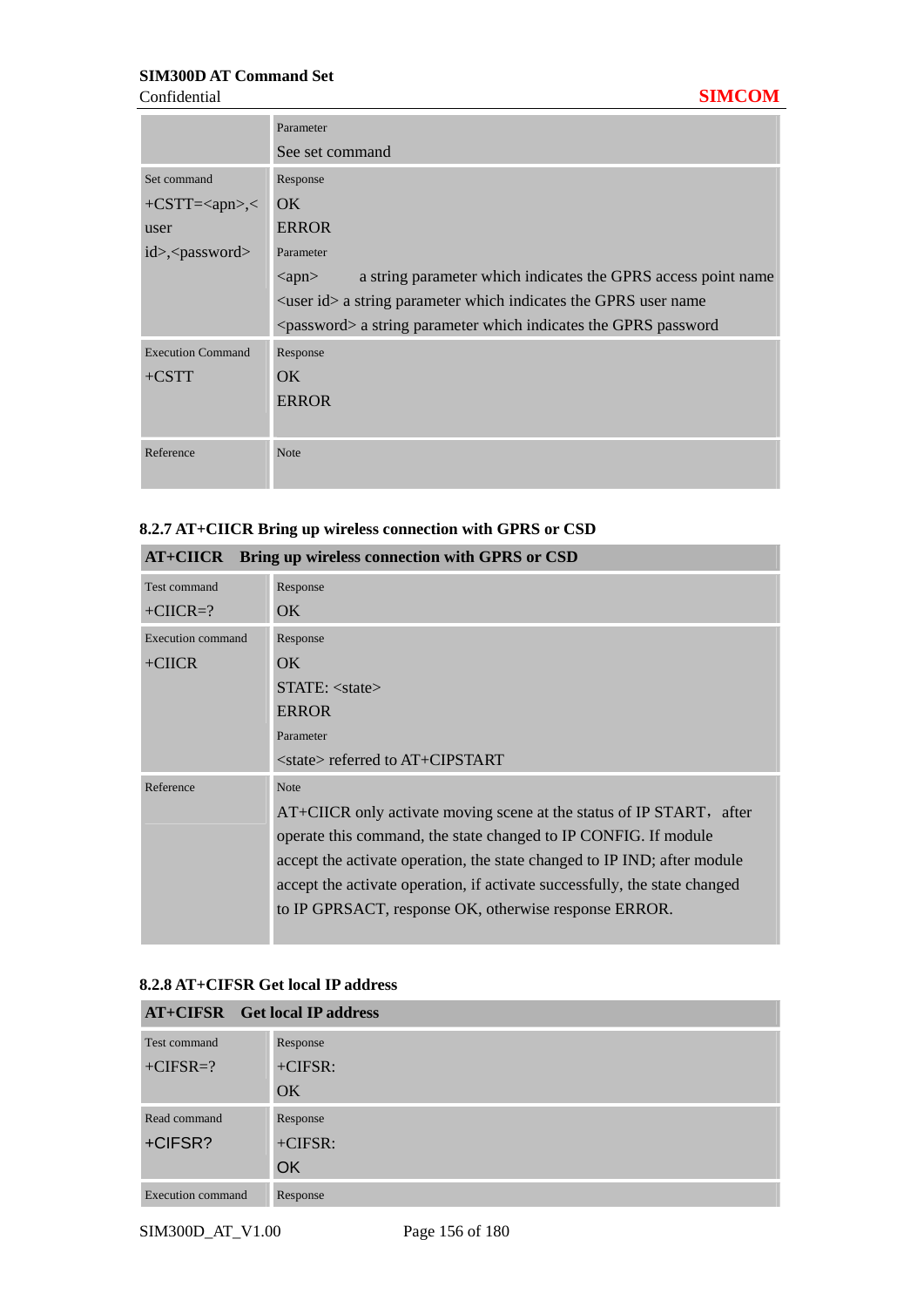| | |
|---|---|
| | Parameter<br>See set command |
| Set command<br>+CSTT=<apn>,<user id>,<password> | Response<br>OK<br>ERROR<br>Parameter<br><apn> a string parameter which indicates the GPRS access point name<br><user id> a string parameter which indicates the GPRS user name<br><password> a string parameter which indicates the GPRS password |
| Execution Command<br>+CSTT | Response<br>OK<br>ERROR |
| Reference | Note |

### 8.2.7 AT+CIICR Bring up wireless connection with GPRS or CSD

| **AT+CIICR Bring up wireless connection with GPRS or CSD** | |
|---|---|
| Test command<br>+CIICR=? | Response<br>OK |
| Execution command<br>+CIICR | Response<br>OK<br>STATE: <state><br>ERROR<br>Parameter<br><state> referred to AT+CIPSTART |
| Reference | Note<br>AT+CIICR only activate moving scene at the status of IP START，after operate this command, the state changed to IP CONFIG. If module accept the activate operation, the state changed to IP IND; after module accept the activate operation, if activate successfully, the state changed to IP GPRSACT, response OK, otherwise response ERROR. |

### 8.2.8 AT+CIFSR Get local IP address

| **AT+CIFSR Get local IP address** | |
|---|---|
| Test command<br>+CIFSR=? | Response<br>+CIFSR:<br>OK |
| Read command<br>+CIFSR? | Response<br>+CIFSR:<br>OK |
| Execution command | Response |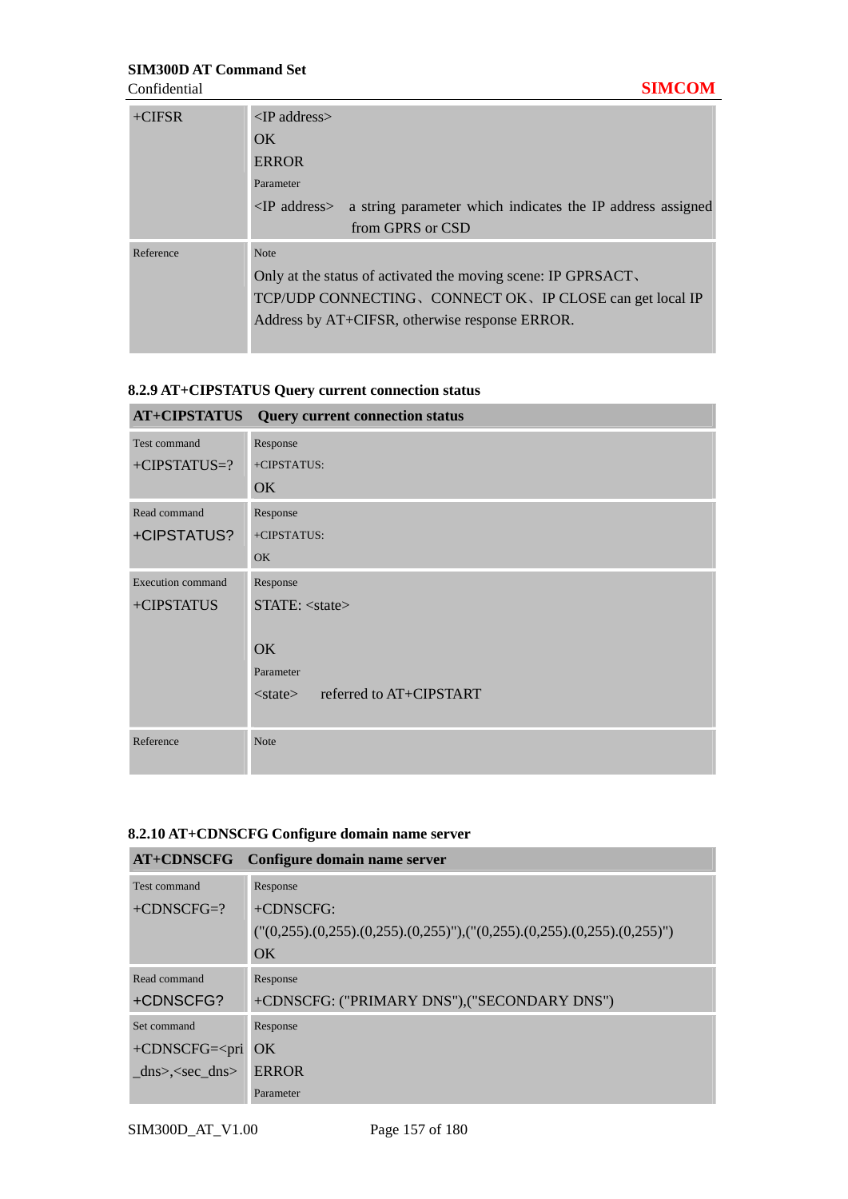| +CIFSR | <IP address><br>OK<br>ERROR<br>Parameter<br><IP address> a string parameter which indicates the IP address assigned from GPRS or CSD |
|---|---|
| Reference | Note<br>Only at the status of activated the moving scene: IP GPRSACT、TCP/UDP CONNECTING、CONNECT OK、IP CLOSE can get local IP Address by AT+CIFSR, otherwise response ERROR. |

### 8.2.9 AT+CIPSTATUS Query current connection status

| AT+CIPSTATUS | Query current connection status |
|---|---|
| Test command<br>+CIPSTATUS=? | Response<br>+CIPSTATUS:<br>OK |
| Read command<br>+CIPSTATUS? | Response<br>+CIPSTATUS:<br>OK |
| Execution command<br>+CIPSTATUS | Response<br>STATE: <state><br><br>OK<br>Parameter<br><state> referred to AT+CIPSTART |
| Reference | Note |

### 8.2.10 AT+CDNSCFG Configure domain name server

| AT+CDNSCFG | Configure domain name server |
|---|---|
| Test command<br>+CDNSCFG=? | Response<br>+CDNSCFG:<br>("(0,255).(0,255).(0,255).(0,255)"),("(0,255).(0,255).(0,255).(0,255)")<br>OK |
| Read command<br>+CDNSCFG? | Response<br>+CDNSCFG: ("PRIMARY DNS"),("SECONDARY DNS") |
| Set command<br>+CDNSCFG=<pri_dns>,<sec_dns> | Response<br>OK<br>ERROR<br>Parameter |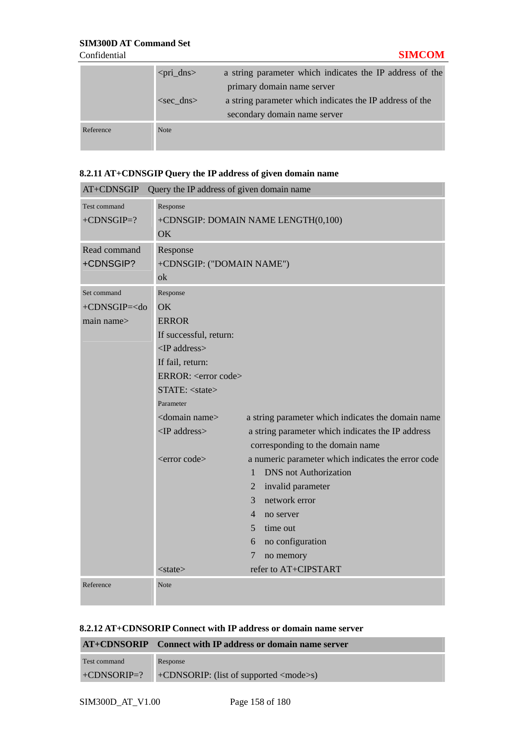| | | |
|---|---|---|
| | <pri_dns> | a string parameter which indicates the IP address of the primary domain name server |
| | <sec_dns> | a string parameter which indicates the IP address of the secondary domain name server |
| Reference | Note | |

### 8.2.11 AT+CDNSGIP Query the IP address of given domain name

| AT+CDNSGIP | Query the IP address of given domain name |
|---|---|
| Test command<br>+CDNSGIP=? | Response<br>+CDNSGIP: DOMAIN NAME LENGTH(0,100)<br>OK |
| Read command<br>+CDNSGIP? | Response<br>+CDNSGIP: ("DOMAIN NAME")<br>ok |
| Set command<br>+CDNSGIP=<domain name> | Response<br>OK<br>ERROR<br>If successful, return:<br><IP address><br>If fail, return:<br>ERROR: <error code><br>STATE: <state><br>Parameter<br><domain name> a string parameter which indicates the domain name<br><IP address> a string parameter which indicates the IP address corresponding to the domain name<br><error code> a numeric parameter which indicates the error code<br>1 DNS not Authorization<br>2 invalid parameter<br>3 network error<br>4 no server<br>5 time out<br>6 no configuration<br>7 no memory<br><state> refer to AT+CIPSTART |
| Reference | Note |

### 8.2.12 AT+CDNSORIP Connect with IP address or domain name server

| **AT+CDNSORIP** | **Connect with IP address or domain name server** |
|---|---|
| Test command<br>+CDNSORIP=? | Response<br>+CDNSORIP: (list of supported <mode>s) |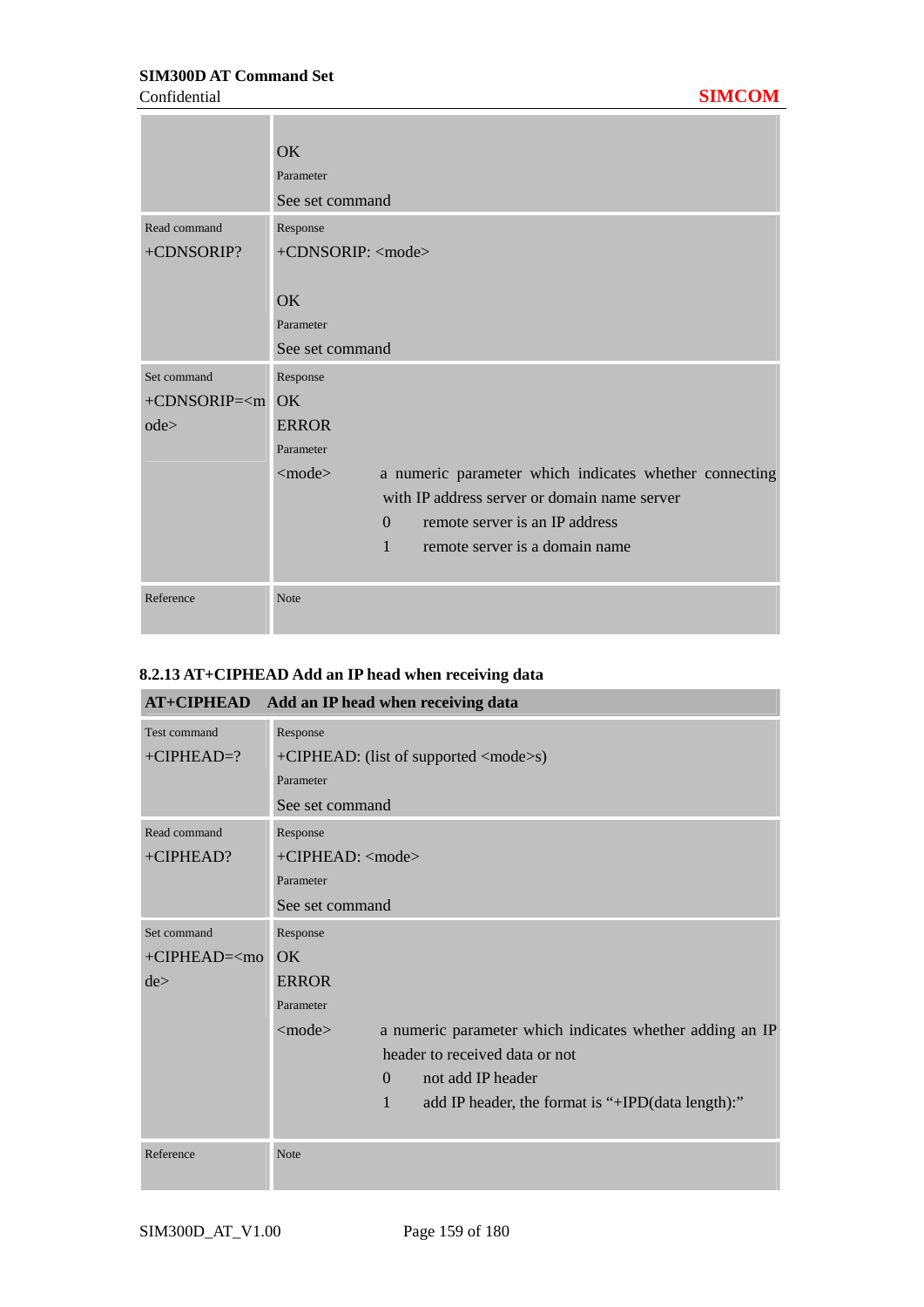| | |
|---|---|
| | OK<br>Parameter<br>See set command |
| Read command<br>+CDNSORIP? | Response<br>+CDNSORIP: <mode><br><br>OK<br>Parameter<br>See set command |
| Set command<br>+CDNSORIP=<mode> | Response<br>OK<br>ERROR<br>Parameter<br><mode> a numeric parameter which indicates whether connecting with IP address server or domain name server<br>0 remote server is an IP address<br>1 remote server is a domain name |
| Reference | Note |

### 8.2.13 AT+CIPHEAD Add an IP head when receiving data

| **AT+CIPHEAD** | **Add an IP head when receiving data** |
|---|---|
| Test command<br>+CIPHEAD=? | Response<br>+CIPHEAD: (list of supported <mode>s)<br>Parameter<br>See set command |
| Read command<br>+CIPHEAD? | Response<br>+CIPHEAD: <mode><br>Parameter<br>See set command |
| Set command<br>+CIPHEAD=<mode> | Response<br>OK<br>ERROR<br>Parameter<br><mode> a numeric parameter which indicates whether adding an IP header to received data or not<br>0 not add IP header<br>1 add IP header, the format is "+IPD(data length):" |
| Reference | Note |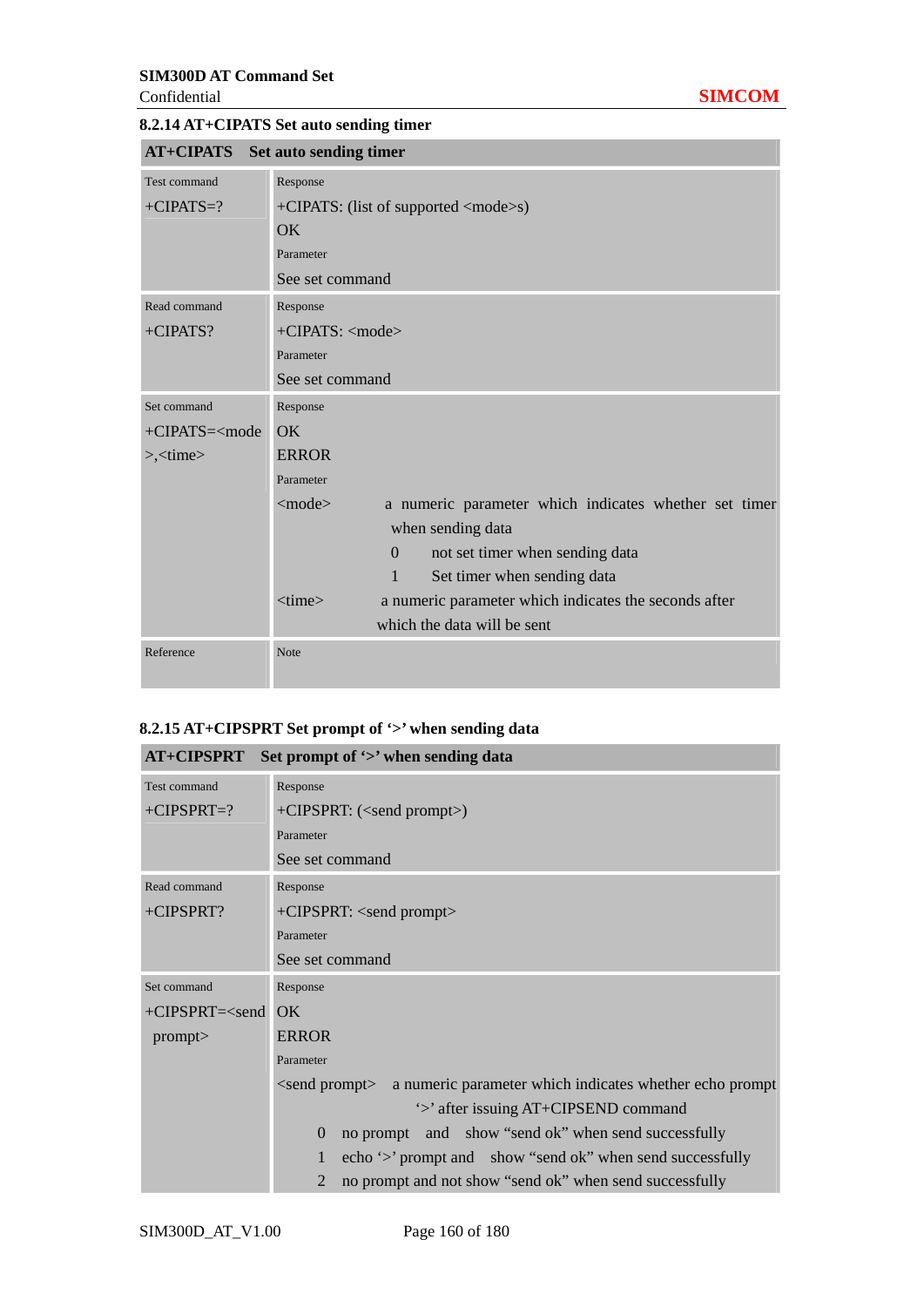### 8.2.14 AT+CIPATS Set auto sending timer

| AT+CIPATS Set auto sending timer | |
|---|---|
| Test command<br>+CIPATS=? | Response<br>+CIPATS: (list of supported <mode>s)<br>OK<br>Parameter<br>See set command |
| Read command<br>+CIPATS? | Response<br>+CIPATS: <mode><br>Parameter<br>See set command |
| Set command<br>+CIPATS=<mode>,<time> | Response<br>OK<br>ERROR<br>Parameter<br><mode> a numeric parameter which indicates whether set timer when sending data<br>0 not set timer when sending data<br>1 Set timer when sending data<br><time> a numeric parameter which indicates the seconds after which the data will be sent |
| Reference | Note |

### 8.2.15 AT+CIPSPRT Set prompt of '>' when sending data

| AT+CIPSPRT Set prompt of '>' when sending data | |
|---|---|
| Test command<br>+CIPSPRT=? | Response<br>+CIPSPRT: (<send prompt>)<br>Parameter<br>See set command |
| Read command<br>+CIPSPRT? | Response<br>+CIPSPRT: <send prompt><br>Parameter<br>See set command |
| Set command<br>+CIPSPRT=<send prompt> | Response<br>OK<br>ERROR<br>Parameter<br><send prompt> a numeric parameter which indicates whether echo prompt '>' after issuing AT+CIPSEND command<br>0 no prompt and show "send ok" when send successfully<br>1 echo '>' prompt and show "send ok" when send successfully<br>2 no prompt and not show "send ok" when send successfully |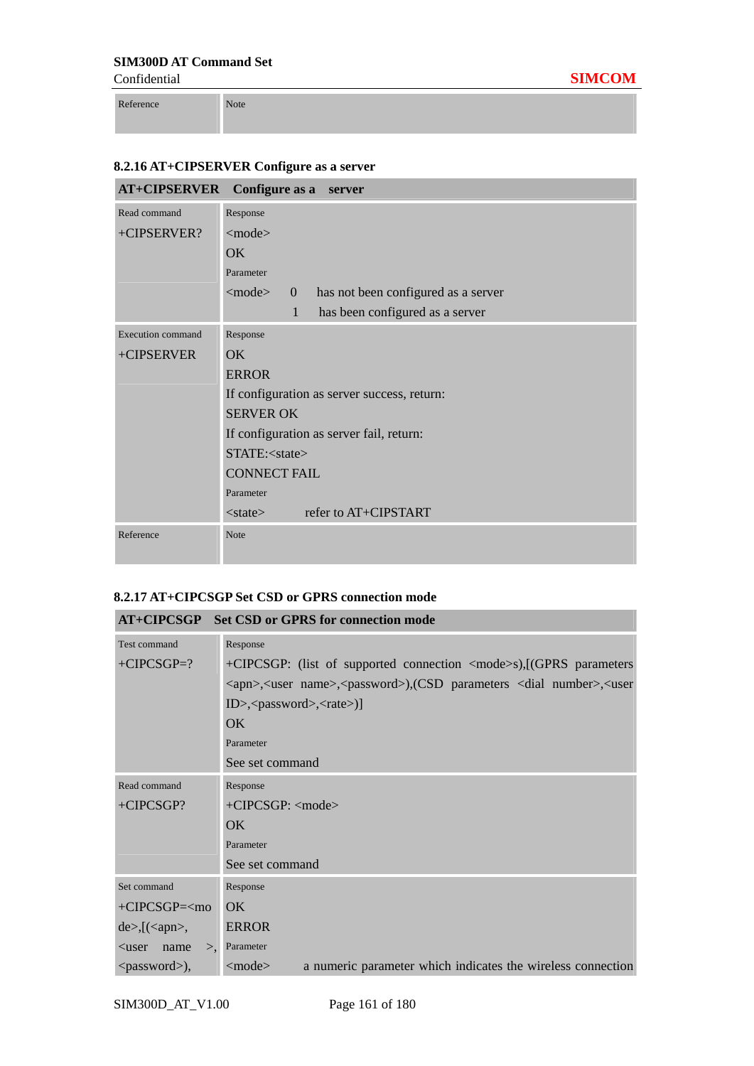| Reference | Note |
|---|---|

### 8.2.16 AT+CIPSERVER Configure as a server

| AT+CIPSERVER Configure as a server | |
|---|---|
| Read command<br>+CIPSERVER? | Response<br><mode><br>OK<br>Parameter<br><mode> 0 has not been configured as a server<br>1 has been configured as a server |
| Execution command<br>+CIPSERVER | Response<br>OK<br>ERROR<br>If configuration as server success, return:<br>SERVER OK<br>If configuration as server fail, return:<br>STATE:<state><br>CONNECT FAIL<br>Parameter<br><state> refer to AT+CIPSTART |
| Reference | Note |

### 8.2.17 AT+CIPCSGP Set CSD or GPRS connection mode

| AT+CIPCSGP Set CSD or GPRS for connection mode | |
|---|---|
| Test command<br>+CIPCSGP=? | Response<br>+CIPCSGP: (list of supported connection <mode>s),[(GPRS parameters <apn>,<user name>,<password>),(CSD parameters <dial number>,<user ID>,<password>,<rate>)]<br>OK<br>Parameter<br>See set command |
| Read command<br>+CIPCSGP? | Response<br>+CIPCSGP: <mode><br>OK<br>Parameter<br>See set command |
| Set command<br>+CIPCSGP=<mode>,[(<apn>, <user name>, <password>), | Response<br>OK<br>ERROR<br>Parameter<br><mode> a numeric parameter which indicates the wireless connection |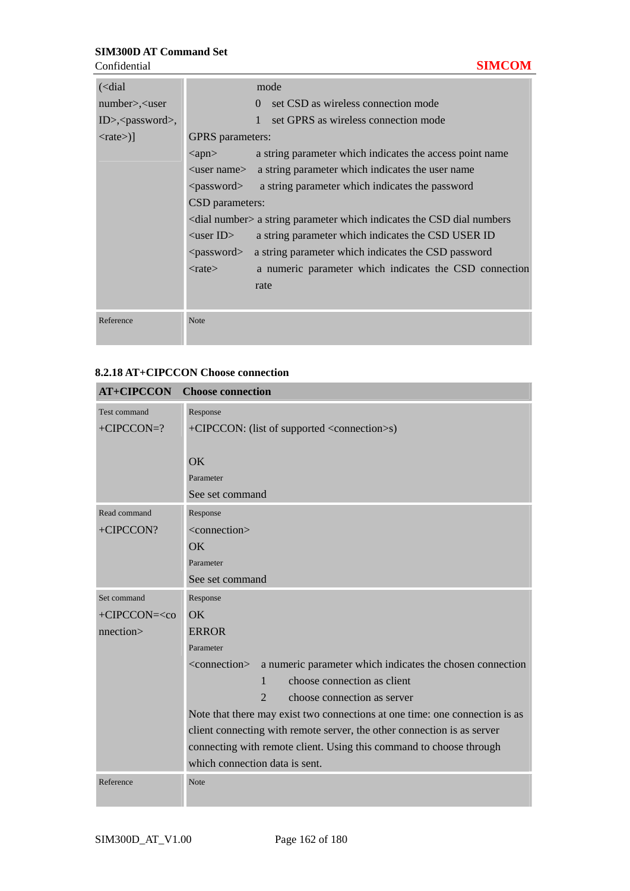| (<dial number>,<user ID>,<password>,<rate>)] | mode<br>0 set CSD as wireless connection mode<br>1 set GPRS as wireless connection mode<br>GPRS parameters:<br><apn> a string parameter which indicates the access point name<br><user name> a string parameter which indicates the user name<br><password> a string parameter which indicates the password<br>CSD parameters:<br><dial number> a string parameter which indicates the CSD dial numbers<br><user ID> a string parameter which indicates the CSD USER ID<br><password> a string parameter which indicates the CSD password<br><rate> a numeric parameter which indicates the CSD connection rate |
|---|---|
| Reference | Note |

### 8.2.18 AT+CIPCCON Choose connection

| AT+CIPCCON | Choose connection |
|---|---|
| Test command<br>+CIPCCON=? | Response<br>+CIPCCON: (list of supported <connection>s)<br><br>OK<br>Parameter<br>See set command |
| Read command<br>+CIPCCON? | Response<br><connection><br>OK<br>Parameter<br>See set command |
| Set command<br>+CIPCCON=<connection> | Response<br>OK<br>ERROR<br>Parameter<br><connection> a numeric parameter which indicates the chosen connection<br>1 choose connection as client<br>2 choose connection as server<br>Note that there may exist two connections at one time: one connection is as client connecting with remote server, the other connection is as server connecting with remote client. Using this command to choose through which connection data is sent. |
| Reference | Note |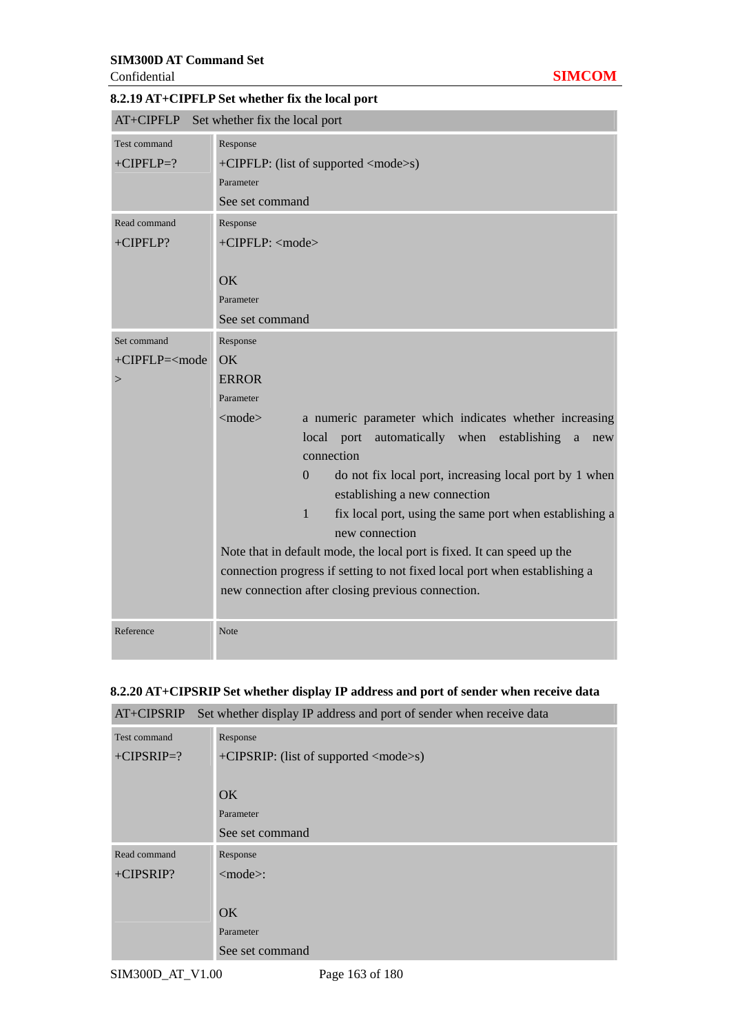### 8.2.19 AT+CIPFLP Set whether fix the local port

| AT+CIPFLP Set whether fix the local port | |
|---|---|
| Test command<br>+CIPFLP=? | Response<br>+CIPFLP: (list of supported <mode>s)<br>Parameter<br>See set command |
| Read command<br>+CIPFLP? | Response<br>+CIPFLP: <mode><br><br>OK<br>Parameter<br>See set command |
| Set command<br>+CIPFLP=<mode> | Response<br>OK<br>ERROR<br>Parameter<br><mode> a numeric parameter which indicates whether increasing local port automatically when establishing a new connection<br>0 do not fix local port, increasing local port by 1 when establishing a new connection<br>1 fix local port, using the same port when establishing a new connection<br>Note that in default mode, the local port is fixed. It can speed up the connection progress if setting to not fixed local port when establishing a new connection after closing previous connection. |
| Reference | Note |

### 8.2.20 AT+CIPSRIP Set whether display IP address and port of sender when receive data

| AT+CIPSRIP Set whether display IP address and port of sender when receive data | |
|---|---|
| Test command<br>+CIPSRIP=? | Response<br>+CIPSRIP: (list of supported <mode>s)<br><br>OK<br>Parameter<br>See set command |
| Read command<br>+CIPSRIP? | Response<br><mode>:<br><br>OK<br>Parameter<br>See set command |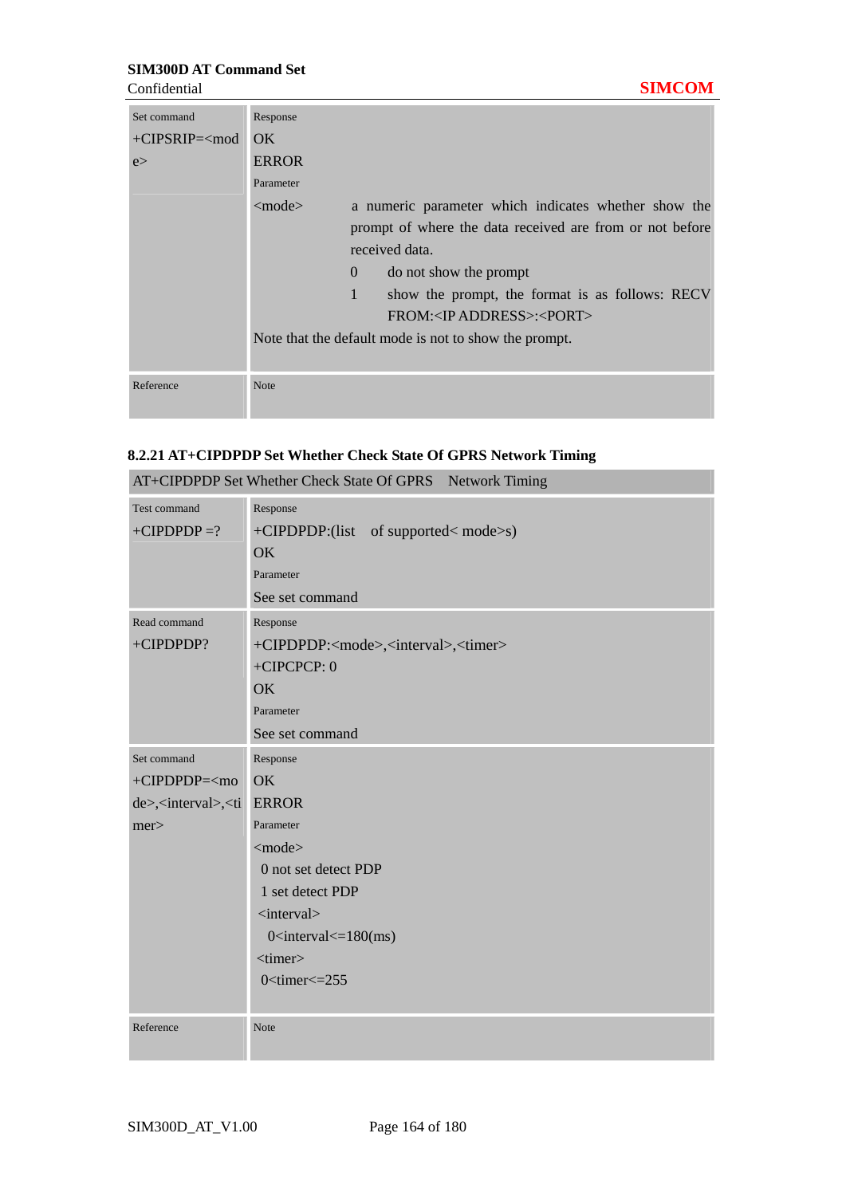| Set command<br>+CIPSRIP=<mode> | Response<br>OK<br>ERROR<br>Parameter<br><mode> a numeric parameter which indicates whether show the prompt of where the data received are from or not before received data.<br>0 do not show the prompt<br>1 show the prompt, the format is as follows: RECV FROM:<IP ADDRESS>:<PORT><br>Note that the default mode is not to show the prompt. |
|---|---|
| Reference | Note |

#### 8.2.21 AT+CIPDPDP Set Whether Check State Of GPRS Network Timing

| AT+CIPDPDP Set Whether Check State Of GPRS Network Timing | |
|---|---|
| Test command<br>+CIPDPDP =? | Response<br>+CIPDPDP:(list of supported< mode>s)<br>OK<br>Parameter<br>See set command |
| Read command<br>+CIPDPDP? | Response<br>+CIPDPDP:<mode>,<interval>,<timer><br>+CIPCPCP: 0<br>OK<br>Parameter<br>See set command |
| Set command<br>+CIPDPDP=<mode>,<interval>,<timer> | Response<br>OK<br>ERROR<br>Parameter<br><mode><br>0 not set detect PDP<br>1 set detect PDP<br><interval><br>0<interval<=180(ms)<br><timer><br>0<timer<=255 |
| Reference | Note |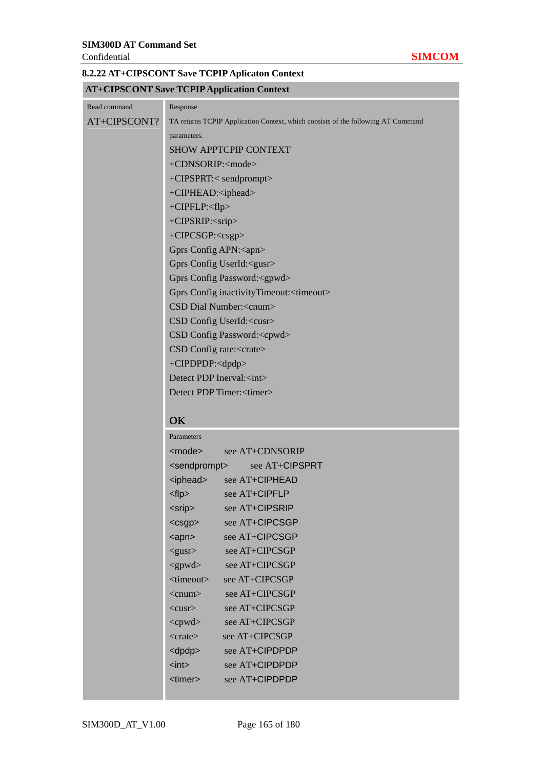### 8.2.22 AT+CIPSCONT Save TCPIP Aplicaton Context

| AT+CIPSCONT Save TCPIP Application Context | |
|---|---|
| Read command<br>AT+CIPSCONT? | Response<br>TA returns TCPIP Application Context, which consists of the following AT Command parameters.<br>SHOW APPTCPIP CONTEXT<br>+CDNSORIP:<mode><br>+CIPSPRT:< sendprompt><br>+CIPHEAD:<iphead><br>+CIPFLP:<flp><br>+CIPSRIP:<srip><br>+CIPCSGP:<csgp><br>Gprs Config APN:<apn><br>Gprs Config UserId:<gusr><br>Gprs Config Password:<gpwd><br>Gprs Config inactivityTimeout:<timeout><br>CSD Dial Number:<cnum><br>CSD Config UserId:<cusr><br>CSD Config Password:<cpwd><br>CSD Config rate:<crate><br>+CIPDPDP:<dpdp><br>Detect PDP Inerval:<int><br>Detect PDP Timer:<timer><br><br>**OK** |
| | Parameters<br><mode> see AT+CDNSORIP<br><sendprompt> see AT+CIPSPRT<br><iphead> see AT+CIPHEAD<br><flp> see AT+CIPFLP<br><srip> see AT+CIPSRIP<br><csgp> see AT+CIPCSGP<br><apn> see AT+CIPCSGP<br><gusr> see AT+CIPCSGP<br><gpwd> see AT+CIPCSGP<br><timeout> see AT+CIPCSGP<br><cnum> see AT+CIPCSGP<br><cusr> see AT+CIPCSGP<br><cpwd> see AT+CIPCSGP<br><crate> see AT+CIPCSGP<br><dpdp> see AT+CIPDPDP<br><int> see AT+CIPDPDP<br><timer> see AT+CIPDPDP |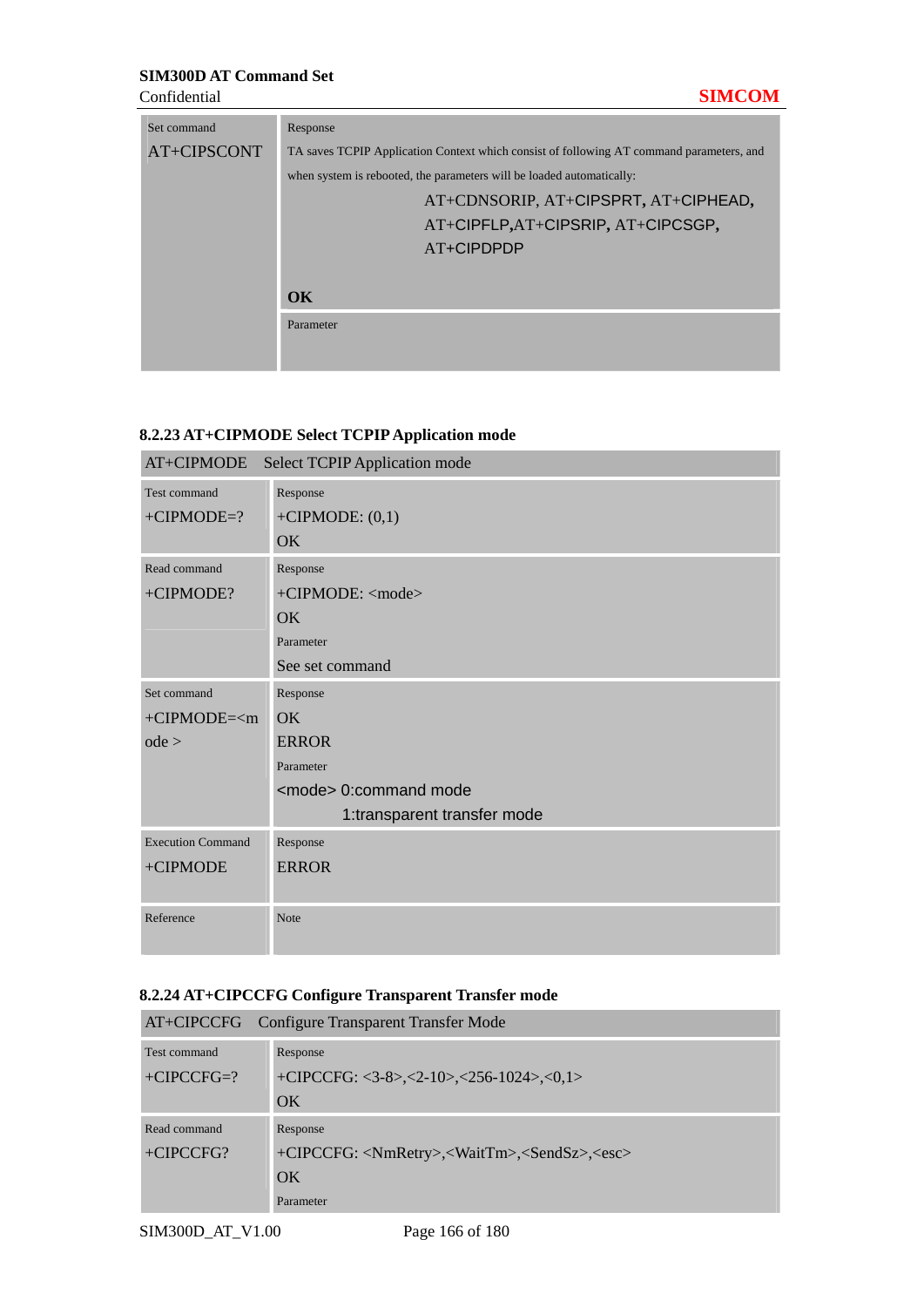| Set command<br>AT+CIPSCONT | Response<br>TA saves TCPIP Application Context which consist of following AT command parameters, and when system is rebooted, the parameters will be loaded automatically:<br>AT+CDNSORIP, AT+CIPSPRT, AT+CIPHEAD, AT+CIPFLP,AT+CIPSRIP, AT+CIPCSGP, AT+CIPDPDP<br><br>**OK** |
|---|---|
| | Parameter |

### 8.2.23 AT+CIPMODE Select TCPIP Application mode

| AT+CIPMODE | Select TCPIP Application mode |
|---|---|
| Test command<br>+CIPMODE=? | Response<br>+CIPMODE: (0,1)<br>OK |
| Read command<br>+CIPMODE? | Response<br>+CIPMODE: <mode><br>OK<br>Parameter<br>See set command |
| Set command<br>+CIPMODE=<mode > | Response<br>OK<br>ERROR<br>Parameter<br><mode> 0:command mode<br>1:transparent transfer mode |
| Execution Command<br>+CIPMODE | Response<br>ERROR |
| Reference | Note |

### 8.2.24 AT+CIPCCFG Configure Transparent Transfer mode

| AT+CIPCCFG | Configure Transparent Transfer Mode |
|---|---|
| Test command<br>+CIPCCFG=? | Response<br>+CIPCCFG: <3-8>,<2-10>,<256-1024>,<0,1><br>OK |
| Read command<br>+CIPCCFG? | Response<br>+CIPCCFG: <NmRetry>,<WaitTm>,<SendSz>,<esc><br>OK<br>Parameter |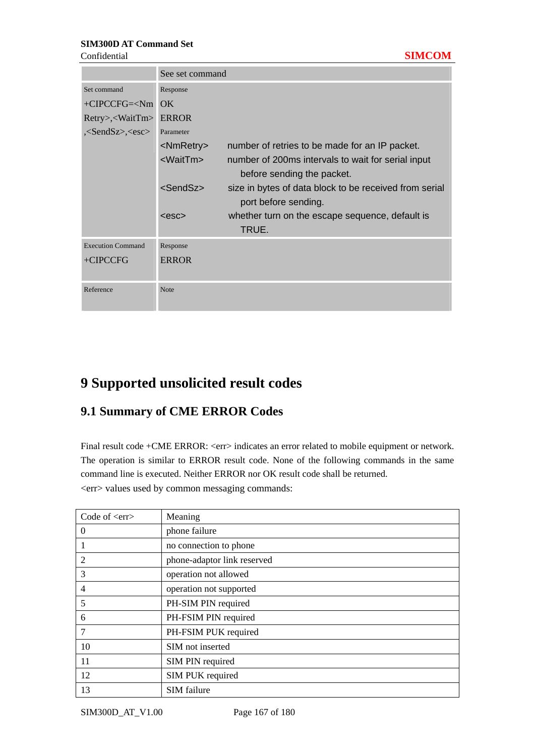| | See set command |
|---|---|
| Set command<br>+CIPCCFG=<NmRetry>,<WaitTm>,<SendSz>,<esc> | Response<br>OK<br>ERROR<br>Parameter<br><NmRetry> number of retries to be made for an IP packet.<br><WaitTm> number of 200ms intervals to wait for serial input before sending the packet.<br><SendSz> size in bytes of data block to be received from serial port before sending.<br><esc> whether turn on the escape sequence, default is TRUE. |
| Execution Command<br>+CIPCCFG | Response<br>ERROR |
| Reference | Note |

# 9 Supported unsolicited result codes

## 9.1 Summary of CME ERROR Codes

Final result code +CME ERROR: <err> indicates an error related to mobile equipment or network. The operation is similar to ERROR result code. None of the following commands in the same command line is executed. Neither ERROR nor OK result code shall be returned.

<err> values used by common messaging commands:

| Code of <err> | Meaning |
|---|---|
| 0 | phone failure |
| 1 | no connection to phone |
| 2 | phone-adaptor link reserved |
| 3 | operation not allowed |
| 4 | operation not supported |
| 5 | PH-SIM PIN required |
| 6 | PH-FSIM PIN required |
| 7 | PH-FSIM PUK required |
| 10 | SIM not inserted |
| 11 | SIM PIN required |
| 12 | SIM PUK required |
| 13 | SIM failure |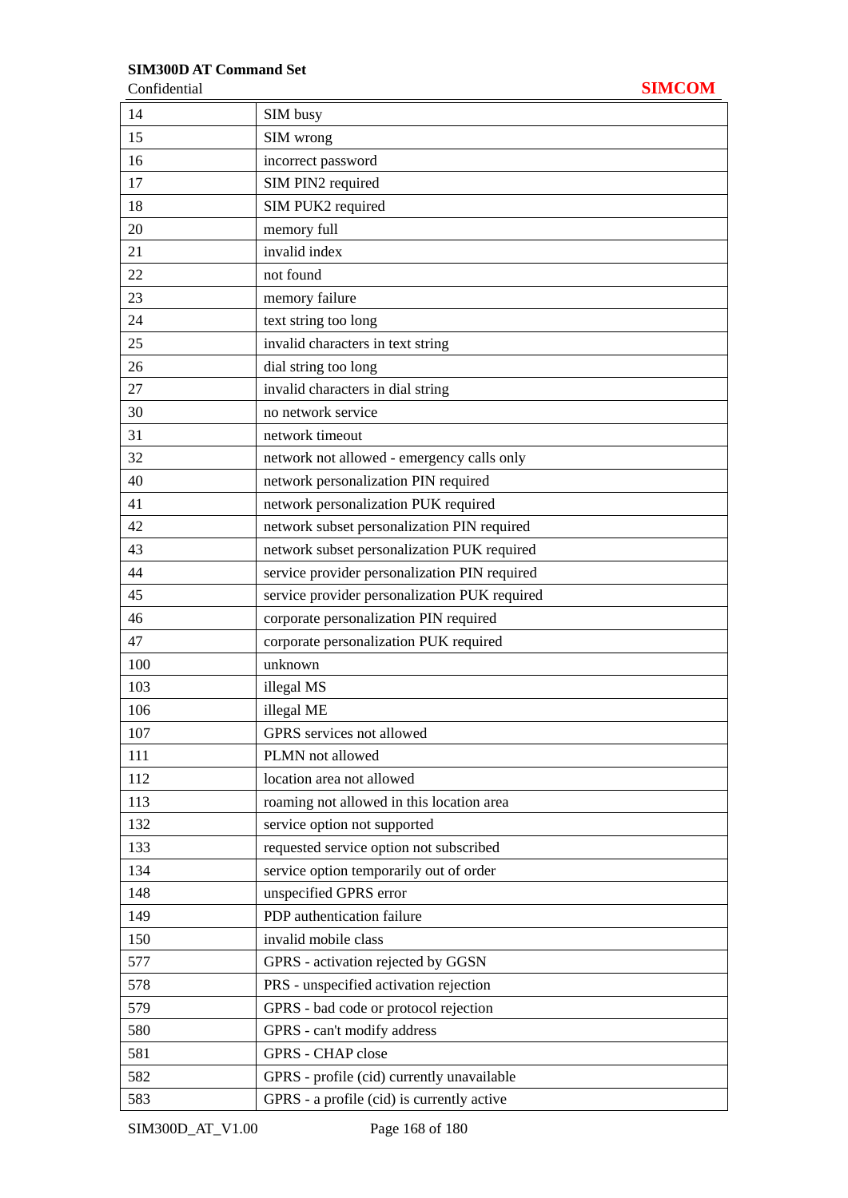| | |
|---|---|
| 14 | SIM busy |
| 15 | SIM wrong |
| 16 | incorrect password |
| 17 | SIM PIN2 required |
| 18 | SIM PUK2 required |
| 20 | memory full |
| 21 | invalid index |
| 22 | not found |
| 23 | memory failure |
| 24 | text string too long |
| 25 | invalid characters in text string |
| 26 | dial string too long |
| 27 | invalid characters in dial string |
| 30 | no network service |
| 31 | network timeout |
| 32 | network not allowed - emergency calls only |
| 40 | network personalization PIN required |
| 41 | network personalization PUK required |
| 42 | network subset personalization PIN required |
| 43 | network subset personalization PUK required |
| 44 | service provider personalization PIN required |
| 45 | service provider personalization PUK required |
| 46 | corporate personalization PIN required |
| 47 | corporate personalization PUK required |
| 100 | unknown |
| 103 | illegal MS |
| 106 | illegal ME |
| 107 | GPRS services not allowed |
| 111 | PLMN not allowed |
| 112 | location area not allowed |
| 113 | roaming not allowed in this location area |
| 132 | service option not supported |
| 133 | requested service option not subscribed |
| 134 | service option temporarily out of order |
| 148 | unspecified GPRS error |
| 149 | PDP authentication failure |
| 150 | invalid mobile class |
| 577 | GPRS - activation rejected by GGSN |
| 578 | PRS - unspecified activation rejection |
| 579 | GPRS - bad code or protocol rejection |
| 580 | GPRS - can't modify address |
| 581 | GPRS - CHAP close |
| 582 | GPRS - profile (cid) currently unavailable |
| 583 | GPRS - a profile (cid) is currently active |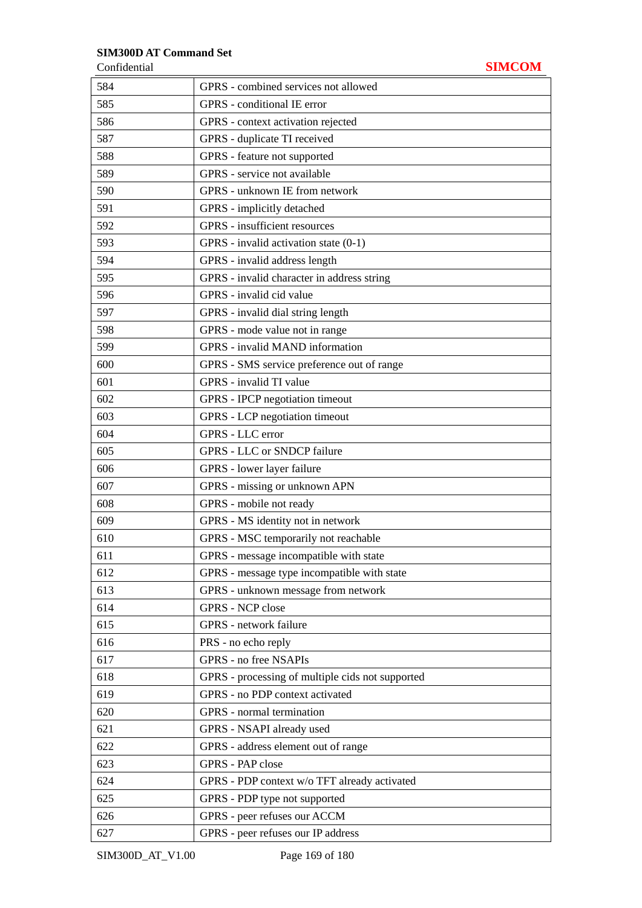| | |
|---|---|
| 584 | GPRS - combined services not allowed |
| 585 | GPRS - conditional IE error |
| 586 | GPRS - context activation rejected |
| 587 | GPRS - duplicate TI received |
| 588 | GPRS - feature not supported |
| 589 | GPRS - service not available |
| 590 | GPRS - unknown IE from network |
| 591 | GPRS - implicitly detached |
| 592 | GPRS - insufficient resources |
| 593 | GPRS - invalid activation state (0-1) |
| 594 | GPRS - invalid address length |
| 595 | GPRS - invalid character in address string |
| 596 | GPRS - invalid cid value |
| 597 | GPRS - invalid dial string length |
| 598 | GPRS - mode value not in range |
| 599 | GPRS - invalid MAND information |
| 600 | GPRS - SMS service preference out of range |
| 601 | GPRS - invalid TI value |
| 602 | GPRS - IPCP negotiation timeout |
| 603 | GPRS - LCP negotiation timeout |
| 604 | GPRS - LLC error |
| 605 | GPRS - LLC or SNDCP failure |
| 606 | GPRS - lower layer failure |
| 607 | GPRS - missing or unknown APN |
| 608 | GPRS - mobile not ready |
| 609 | GPRS - MS identity not in network |
| 610 | GPRS - MSC temporarily not reachable |
| 611 | GPRS - message incompatible with state |
| 612 | GPRS - message type incompatible with state |
| 613 | GPRS - unknown message from network |
| 614 | GPRS - NCP close |
| 615 | GPRS - network failure |
| 616 | PRS - no echo reply |
| 617 | GPRS - no free NSAPIs |
| 618 | GPRS - processing of multiple cids not supported |
| 619 | GPRS - no PDP context activated |
| 620 | GPRS - normal termination |
| 621 | GPRS - NSAPI already used |
| 622 | GPRS - address element out of range |
| 623 | GPRS - PAP close |
| 624 | GPRS - PDP context w/o TFT already activated |
| 625 | GPRS - PDP type not supported |
| 626 | GPRS - peer refuses our ACCM |
| 627 | GPRS - peer refuses our IP address |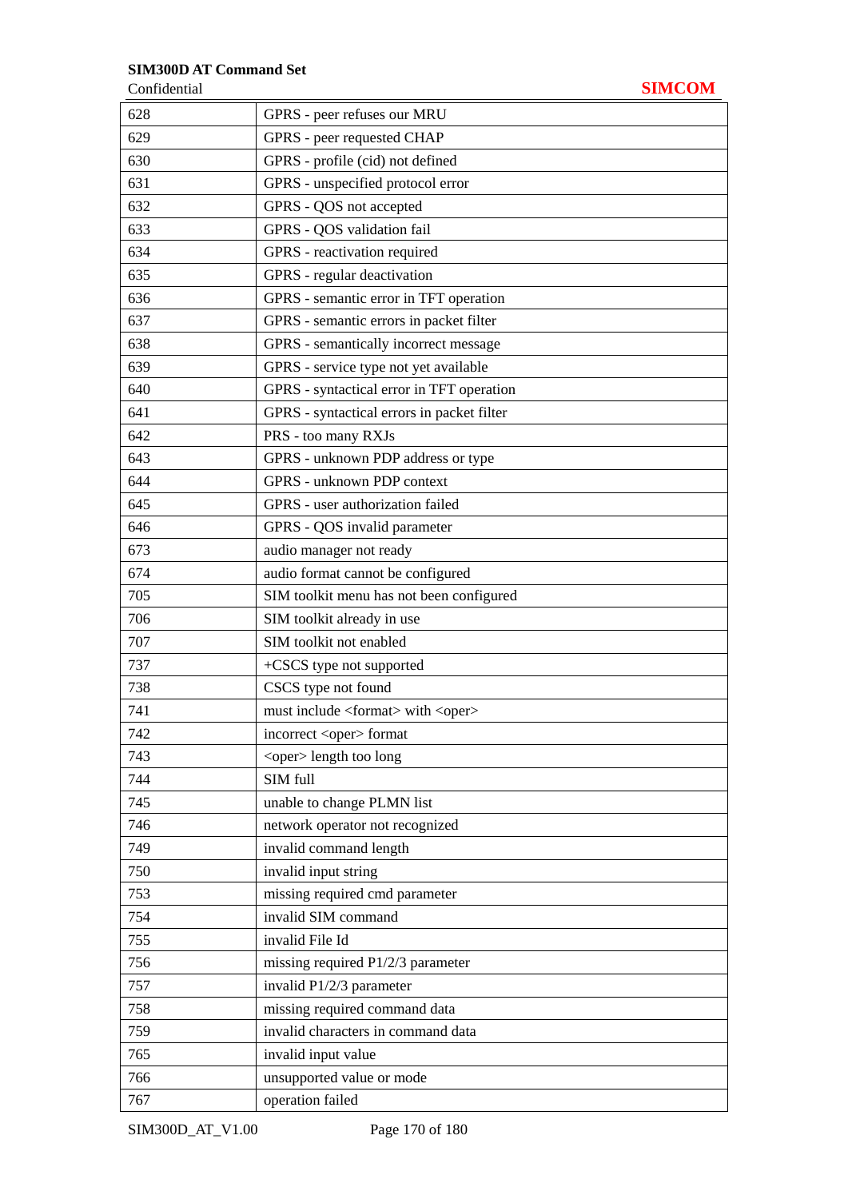| | |
|---|---|
| 628 | GPRS - peer refuses our MRU |
| 629 | GPRS - peer requested CHAP |
| 630 | GPRS - profile (cid) not defined |
| 631 | GPRS - unspecified protocol error |
| 632 | GPRS - QOS not accepted |
| 633 | GPRS - QOS validation fail |
| 634 | GPRS - reactivation required |
| 635 | GPRS - regular deactivation |
| 636 | GPRS - semantic error in TFT operation |
| 637 | GPRS - semantic errors in packet filter |
| 638 | GPRS - semantically incorrect message |
| 639 | GPRS - service type not yet available |
| 640 | GPRS - syntactical error in TFT operation |
| 641 | GPRS - syntactical errors in packet filter |
| 642 | PRS - too many RXJs |
| 643 | GPRS - unknown PDP address or type |
| 644 | GPRS - unknown PDP context |
| 645 | GPRS - user authorization failed |
| 646 | GPRS - QOS invalid parameter |
| 673 | audio manager not ready |
| 674 | audio format cannot be configured |
| 705 | SIM toolkit menu has not been configured |
| 706 | SIM toolkit already in use |
| 707 | SIM toolkit not enabled |
| 737 | +CSCS type not supported |
| 738 | CSCS type not found |
| 741 | must include <format> with <oper> |
| 742 | incorrect <oper> format |
| 743 | <oper> length too long |
| 744 | SIM full |
| 745 | unable to change PLMN list |
| 746 | network operator not recognized |
| 749 | invalid command length |
| 750 | invalid input string |
| 753 | missing required cmd parameter |
| 754 | invalid SIM command |
| 755 | invalid File Id |
| 756 | missing required P1/2/3 parameter |
| 757 | invalid P1/2/3 parameter |
| 758 | missing required command data |
| 759 | invalid characters in command data |
| 765 | invalid input value |
| 766 | unsupported value or mode |
| 767 | operation failed |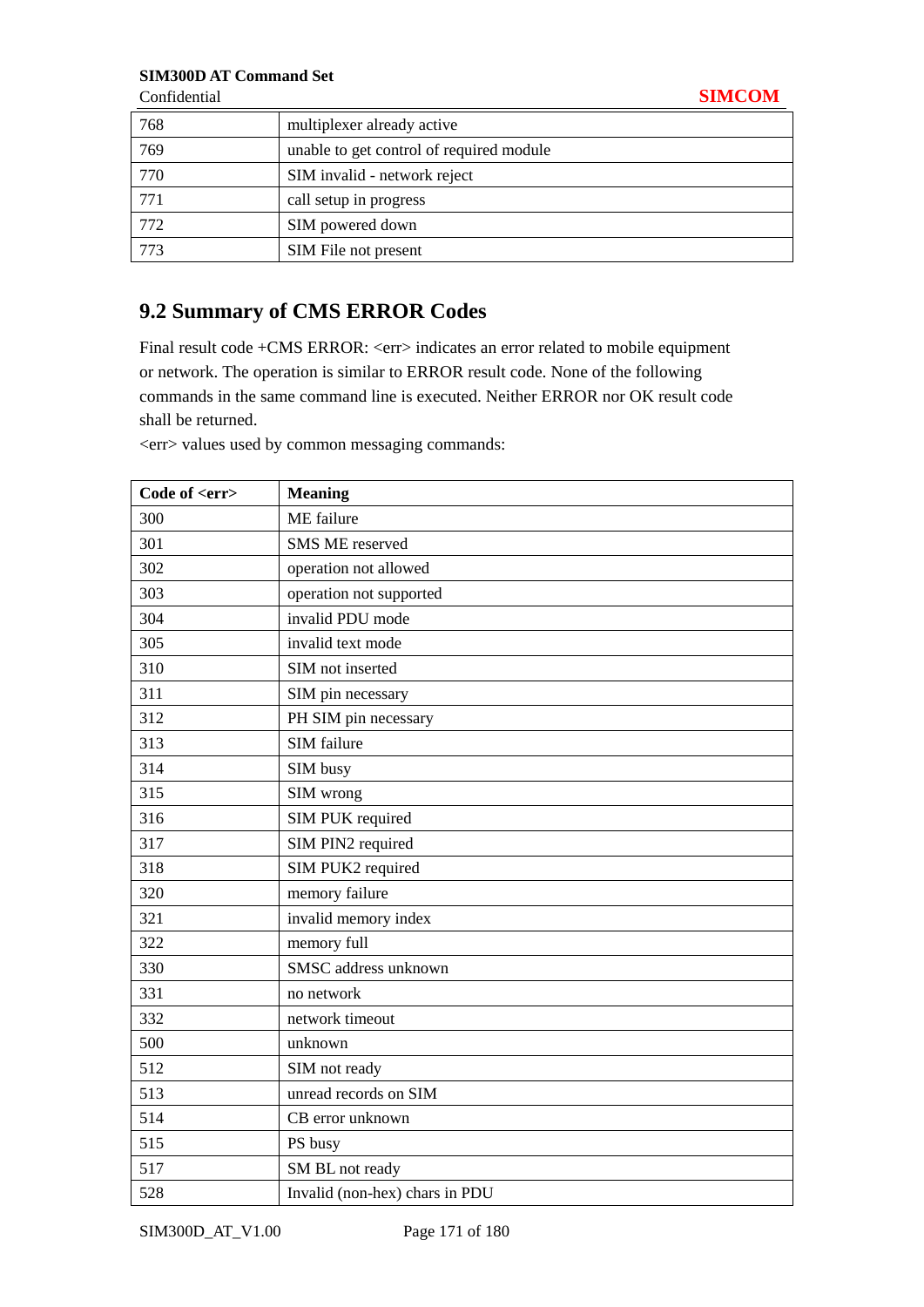| | |
|---|---|
| 768 | multiplexer already active |
| 769 | unable to get control of required module |
| 770 | SIM invalid - network reject |
| 771 | call setup in progress |
| 772 | SIM powered down |
| 773 | SIM File not present |

## 9.2 Summary of CMS ERROR Codes

Final result code +CMS ERROR: <err> indicates an error related to mobile equipment or network. The operation is similar to ERROR result code. None of the following commands in the same command line is executed. Neither ERROR nor OK result code shall be returned.

<err> values used by common messaging commands:

| Code of <err> | Meaning |
|---|---|
| 300 | ME failure |
| 301 | SMS ME reserved |
| 302 | operation not allowed |
| 303 | operation not supported |
| 304 | invalid PDU mode |
| 305 | invalid text mode |
| 310 | SIM not inserted |
| 311 | SIM pin necessary |
| 312 | PH SIM pin necessary |
| 313 | SIM failure |
| 314 | SIM busy |
| 315 | SIM wrong |
| 316 | SIM PUK required |
| 317 | SIM PIN2 required |
| 318 | SIM PUK2 required |
| 320 | memory failure |
| 321 | invalid memory index |
| 322 | memory full |
| 330 | SMSC address unknown |
| 331 | no network |
| 332 | network timeout |
| 500 | unknown |
| 512 | SIM not ready |
| 513 | unread records on SIM |
| 514 | CB error unknown |
| 515 | PS busy |
| 517 | SM BL not ready |
| 528 | Invalid (non-hex) chars in PDU |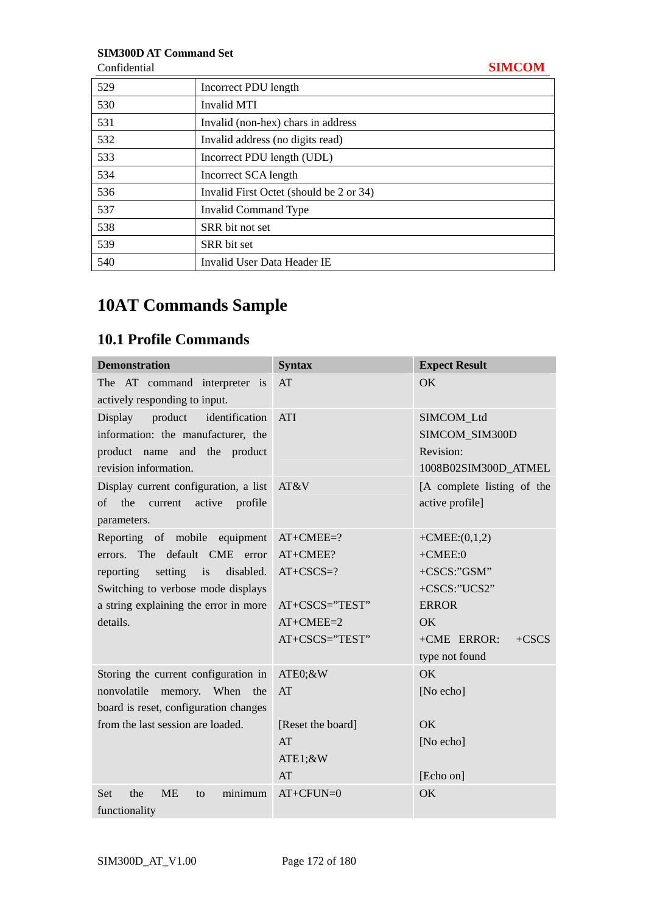| 529 | Incorrect PDU length |
|---|---|
| 530 | Invalid MTI |
| 531 | Invalid (non-hex) chars in address |
| 532 | Invalid address (no digits read) |
| 533 | Incorrect PDU length (UDL) |
| 534 | Incorrect SCA length |
| 536 | Invalid First Octet (should be 2 or 34) |
| 537 | Invalid Command Type |
| 538 | SRR bit not set |
| 539 | SRR bit set |
| 540 | Invalid User Data Header IE |

# 10AT Commands Sample

## 10.1 Profile Commands

| Demonstration | Syntax | Expect Result |
|---|---|---|
| The AT command interpreter is actively responding to input. | AT | OK |
| Display product identification information: the manufacturer, the product name and the product revision information. | ATI | SIMCOM_Ltd<br>SIMCOM_SIM300D<br>Revision:<br>1008B02SIM300D_ATMEL |
| Display current configuration, a list of the current active profile parameters. | AT&V | [A complete listing of the active profile] |
| Reporting of mobile equipment errors. The default CME error reporting setting is disabled. Switching to verbose mode displays a string explaining the error in more details. | AT+CMEE=?<br>AT+CMEE?<br>AT+CSCS=?<br><br>AT+CSCS="TEST"<br>AT+CMEE=2<br>AT+CSCS="TEST" | +CMEE:(0,1,2)<br>+CMEE:0<br>+CSCS:"GSM"<br>+CSCS:"UCS2"<br>ERROR<br>OK<br>+CME ERROR: +CSCS type not found |
| Storing the current configuration in nonvolatile memory. When the board is reset, configuration changes from the last session are loaded. | ATE0;&W<br>AT<br><br>[Reset the board]<br>AT<br>ATE1;&W<br>AT | OK<br>[No echo]<br><br>OK<br>[No echo]<br><br>[Echo on] |
| Set the ME to minimum functionality | AT+CFUN=0 | OK |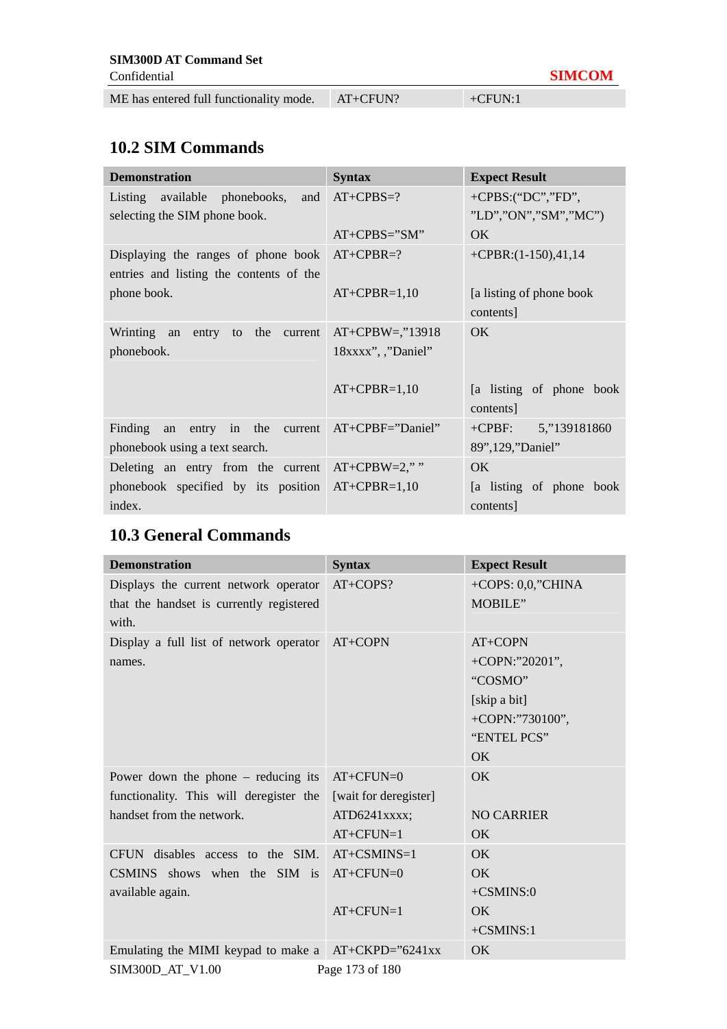| ME has entered full functionality mode. | AT+CFUN? | +CFUN:1 |
|---|---|---|

## 10.2 SIM Commands

| Demonstration | Syntax | Expect Result |
|---|---|---|
| Listing available phonebooks, and selecting the SIM phone book. | AT+CPBS=?<br><br>AT+CPBS=”SM” | +CPBS:(“DC”,”FD”, ”LD”,”ON”,”SM”,”MC”)<br>OK |
| Displaying the ranges of phone book entries and listing the contents of the phone book. | AT+CPBR=?<br><br>AT+CPBR=1,10 | +CPBR:(1-150),41,14<br><br>[a listing of phone book contents] |
| Wrinting an entry to the current phonebook. | AT+CPBW=,”13918 18xxxx”, ,”Daniel”<br><br>AT+CPBR=1,10 | OK<br><br>[a listing of phone book contents] |
| Finding an entry in the current phonebook using a text search. | AT+CPBF=”Daniel” | +CPBF: 5,”139181860 89”,129,”Daniel” |
| Deleting an entry from the current phonebook specified by its position index. | AT+CPBW=2,” ”<br>AT+CPBR=1,10 | OK<br>[a listing of phone book contents] |

## 10.3 General Commands

| Demonstration | Syntax | Expect Result |
|---|---|---|
| Displays the current network operator that the handset is currently registered with. | AT+COPS? | +COPS: 0,0,”CHINA MOBILE” |
| Display a full list of network operator names. | AT+COPN | AT+COPN<br>+COPN:”20201”, “COSMO”<br>[skip a bit]<br>+COPN:”730100”, “ENTEL PCS”<br>OK |
| Power down the phone – reducing its functionality. This will deregister the handset from the network. | AT+CFUN=0<br>[wait for deregister]<br>ATD6241xxxx;<br>AT+CFUN=1 | OK<br><br>NO CARRIER<br>OK |
| CFUN disables access to the SIM. CSMINS shows when the SIM is available again. | AT+CSMINS=1<br>AT+CFUN=0<br><br>AT+CFUN=1 | OK<br>OK<br>+CSMINS:0<br>OK<br>+CSMINS:1 |
| Emulating the MIMI keypad to make a | AT+CKPD=”6241xx | OK |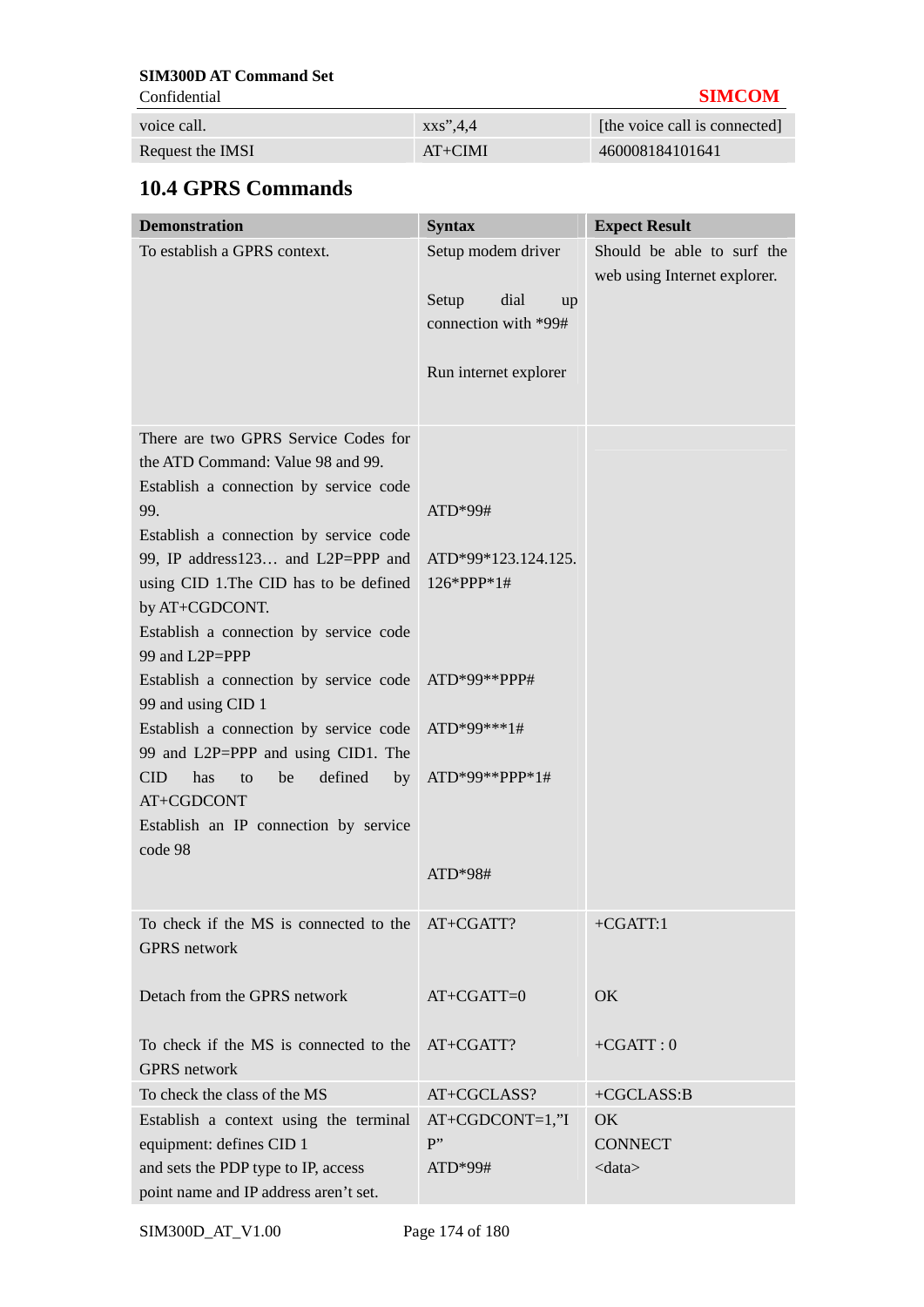| | | |
|---|---|---|
| voice call. | xxs",4,4 | [the voice call is connected] |
| Request the IMSI | AT+CIMI | 460008184101641 |

## 10.4 GPRS Commands

| Demonstration | Syntax | Expect Result |
|---|---|---|
| To establish a GPRS context. | Setup modem driver<br><br>Setup dial up connection with *99#<br><br>Run internet explorer | Should be able to surf the web using Internet explorer. |
| There are two GPRS Service Codes for the ATD Command: Value 98 and 99.<br>Establish a connection by service code 99.<br>Establish a connection by service code 99, IP address123… and L2P=PPP and using CID 1.The CID has to be defined by AT+CGDCONT.<br>Establish a connection by service code 99 and L2P=PPP<br>Establish a connection by service code 99 and using CID 1<br>Establish a connection by service code 99 and L2P=PPP and using CID1. The CID has to be defined by AT+CGDCONT<br>Establish an IP connection by service code 98 | ATD*99#<br><br>ATD*99*123.124.125.126*PPP*1#<br><br>ATD*99**PPP#<br><br>ATD*99***1#<br><br>ATD*99**PPP*1#<br><br>ATD*98# | |
| To check if the MS is connected to the GPRS network<br><br>Detach from the GPRS network<br><br>To check if the MS is connected to the GPRS network | AT+CGATT?<br><br>AT+CGATT=0<br><br>AT+CGATT? | +CGATT:1<br><br>OK<br><br>+CGATT : 0 |
| To check the class of the MS | AT+CGCLASS? | +CGCLASS:B |
| Establish a context using the terminal equipment: defines CID 1<br>and sets the PDP type to IP, access point name and IP address aren't set. | AT+CGDCONT=1,"IP"<br>ATD*99# | OK<br>CONNECT<br><data> |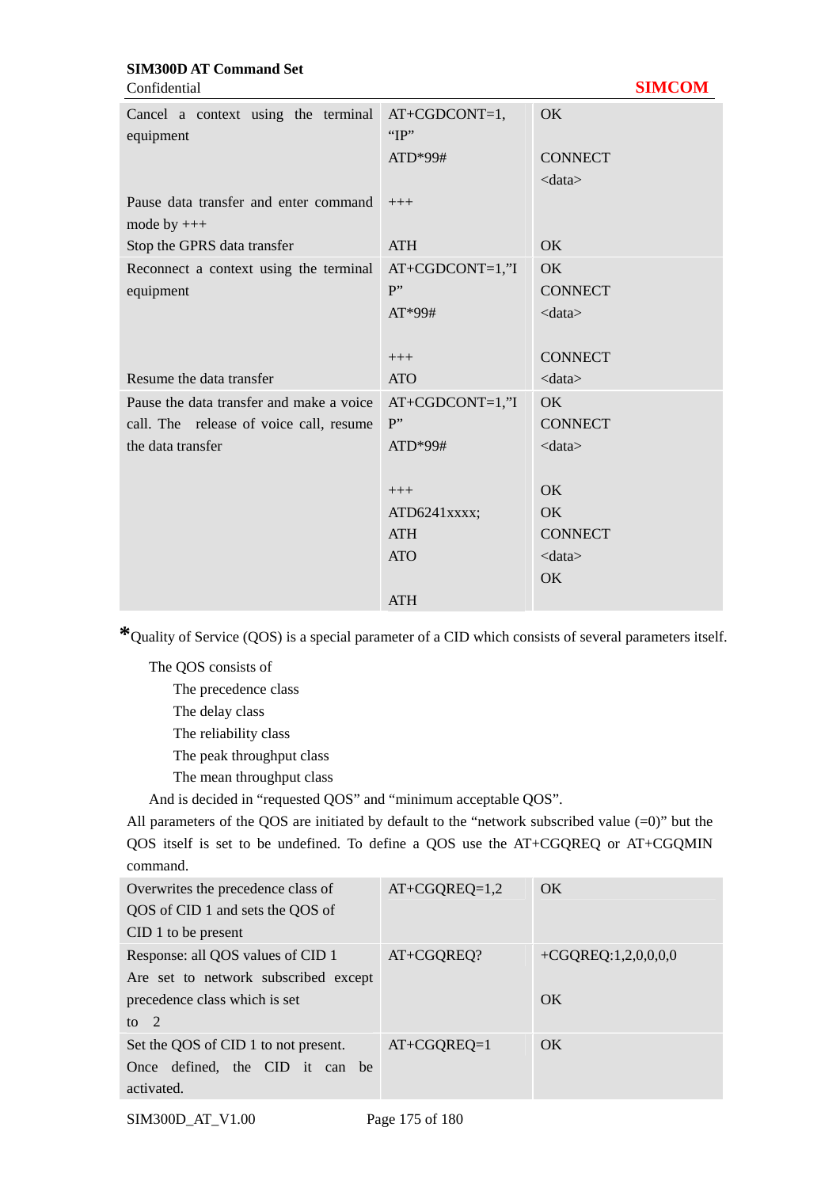| | | |
|---|---|---|
| Cancel a context using the terminal equipment<br><br><br><br>Pause data transfer and enter command mode by +++<br>Stop the GPRS data transfer | AT+CGDCONT=1, "IP"<br>ATD*99#<br><br>+++<br><br>ATH | OK<br><br>CONNECT<br>&lt;data&gt;<br><br><br>OK |
| Reconnect a context using the terminal equipment<br><br><br><br><br>Resume the data transfer | AT+CGDCONT=1,"IP"<br>AT*99#<br><br>+++<br>ATO | OK<br>CONNECT<br>&lt;data&gt;<br><br>CONNECT<br>&lt;data&gt; |
| Pause the data transfer and make a voice call. The release of voice call, resume the data transfer | AT+CGDCONT=1,"IP"<br>ATD*99#<br><br>+++<br>ATD6241xxxx;<br>ATH<br>ATO<br><br>ATH | OK<br>CONNECT<br>&lt;data&gt;<br><br>OK<br>OK<br>CONNECT<br>&lt;data&gt;<br>OK |

*Quality of Service (QOS) is a special parameter of a CID which consists of several parameters itself.

The QOS consists of

- The precedence class
- The delay class
- The reliability class
- The peak throughput class
- The mean throughput class

And is decided in "requested QOS" and "minimum acceptable QOS".

All parameters of the QOS are initiated by default to the "network subscribed value (=0)" but the QOS itself is set to be undefined. To define a QOS use the AT+CGQREQ or AT+CGQMIN command.

| | | |
|---|---|---|
| Overwrites the precedence class of QOS of CID 1 and sets the QOS of CID 1 to be present | AT+CGQREQ=1,2 | OK |
| Response: all QOS values of CID 1 Are set to network subscribed except precedence class which is set to 2 | AT+CGQREQ? | +CGQREQ:1,2,0,0,0,0<br><br>OK |
| Set the QOS of CID 1 to not present. Once defined, the CID it can be activated. | AT+CGQREQ=1 | OK |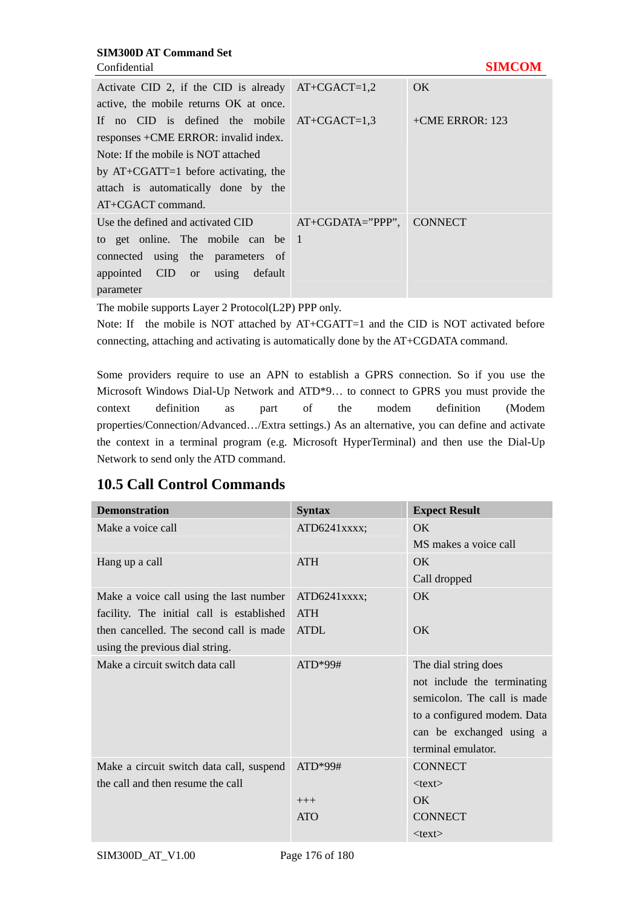| | | |
|---|---|---|
| Activate CID 2, if the CID is already active, the mobile returns OK at once.<br>If no CID is defined the mobile responses +CME ERROR: invalid index.<br>Note: If the mobile is NOT attached by AT+CGATT=1 before activating, the attach is automatically done by the AT+CGACT command. | AT+CGACT=1,2<br><br>AT+CGACT=1,3 | OK<br><br>+CME ERROR: 123 |
| Use the defined and activated CID to get online. The mobile can be connected using the parameters of appointed CID or using default parameter | AT+CGDATA="PPP", 1 | CONNECT |

The mobile supports Layer 2 Protocol(L2P) PPP only.
Note: If the mobile is NOT attached by AT+CGATT=1 and the CID is NOT activated before connecting, attaching and activating is automatically done by the AT+CGDATA command.

Some providers require to use an APN to establish a GPRS connection. So if you use the Microsoft Windows Dial-Up Network and ATD*9… to connect to GPRS you must provide the context definition as part of the modem definition (Modem properties/Connection/Advanced…/Extra settings.) As an alternative, you can define and activate the context in a terminal program (e.g. Microsoft HyperTerminal) and then use the Dial-Up Network to send only the ATD command.

## 10.5 Call Control Commands

| Demonstration | Syntax | Expect Result |
|---|---|---|
| Make a voice call | ATD6241xxxx; | OK<br>MS makes a voice call |
| Hang up a call | ATH | OK<br>Call dropped |
| Make a voice call using the last number facility. The initial call is established then cancelled. The second call is made using the previous dial string. | ATD6241xxxx;<br>ATH<br>ATDL | OK<br><br>OK |
| Make a circuit switch data call | ATD*99# | The dial string does not include the terminating semicolon. The call is made to a configured modem. Data can be exchanged using a terminal emulator. |
| Make a circuit switch data call, suspend the call and then resume the call | ATD*99#<br><br>+++<br>ATO | CONNECT<br><text><br>OK<br>CONNECT<br><text> |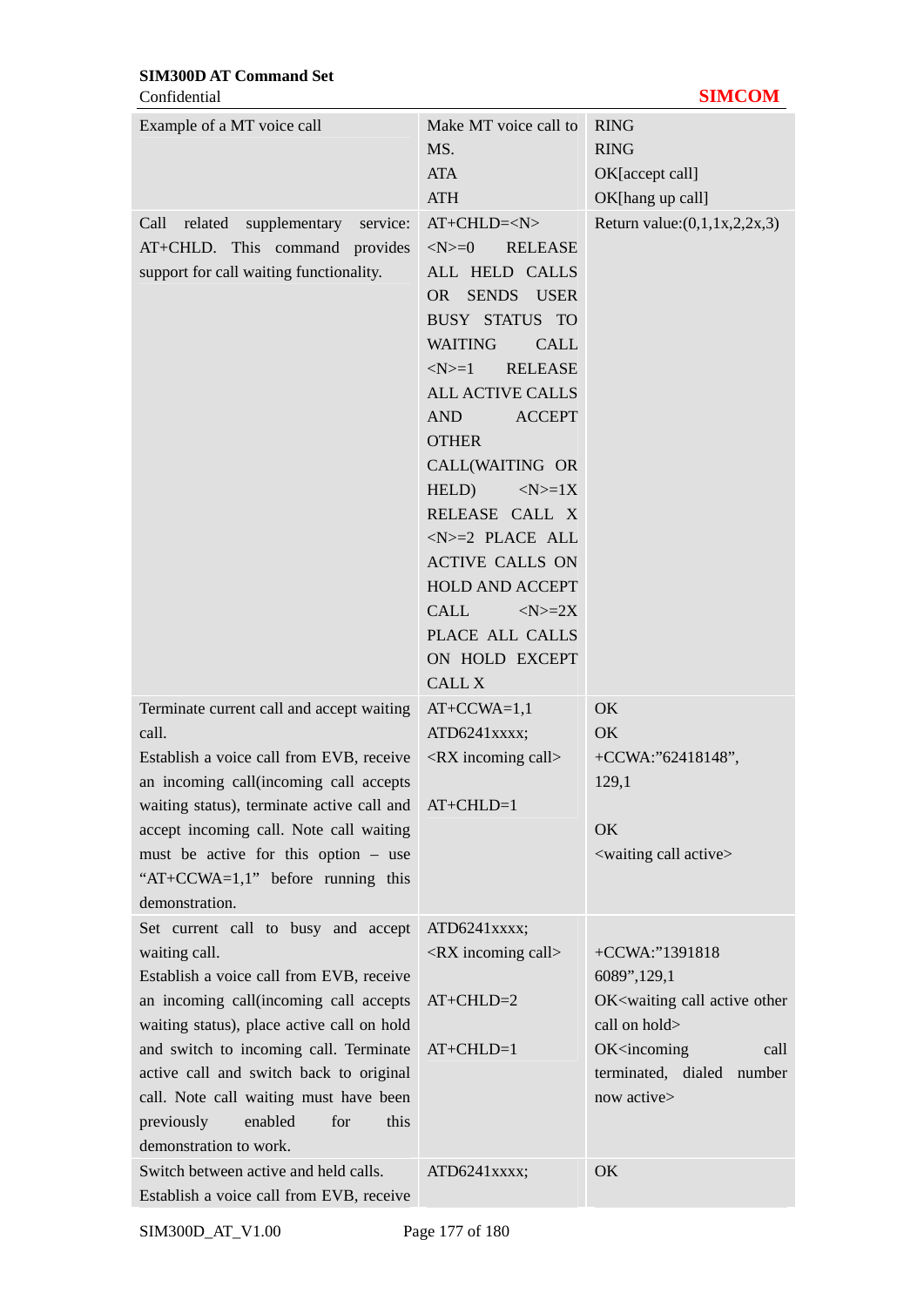| | | |
|---|---|---|
| Example of a MT voice call | Make MT voice call to MS.<br>ATA<br>ATH | RING<br>RING<br>OK[accept call]<br>OK[hang up call] |
| Call related supplementary service: AT+CHLD. This command provides support for call waiting functionality. | AT+CHLD=<N><br><N>=0 RELEASE ALL HELD CALLS OR SENDS USER BUSY STATUS TO WAITING CALL<br><N>=1 RELEASE ALL ACTIVE CALLS AND ACCEPT OTHER CALL(WAITING OR HELD) <N>=1X RELEASE CALL X<br><N>=2 PLACE ALL ACTIVE CALLS ON HOLD AND ACCEPT CALL <N>=2X PLACE ALL CALLS ON HOLD EXCEPT CALL X | Return value:(0,1,1x,2,2x,3) |
| Terminate current call and accept waiting call.<br>Establish a voice call from EVB, receive an incoming call(incoming call accepts waiting status), terminate active call and accept incoming call. Note call waiting must be active for this option – use "AT+CCWA=1,1" before running this demonstration. | AT+CCWA=1,1<br>ATD6241xxxx;<br><RX incoming call><br><br>AT+CHLD=1 | OK<br>OK<br>+CCWA:"62418148", 129,1<br><br>OK<br><waiting call active> |
| Set current call to busy and accept waiting call.<br>Establish a voice call from EVB, receive an incoming call(incoming call accepts waiting status), place active call on hold and switch to incoming call. Terminate active call and switch back to original call. Note call waiting must have been previously enabled for this demonstration to work. | ATD6241xxxx;<br><RX incoming call><br><br>AT+CHLD=2<br><br>AT+CHLD=1 | <br>+CCWA:"13918186089",129,1<br>OK<waiting call active other call on hold><br>OK<incoming call terminated, dialed number now active> |
| Switch between active and held calls.<br>Establish a voice call from EVB, receive | ATD6241xxxx; | OK |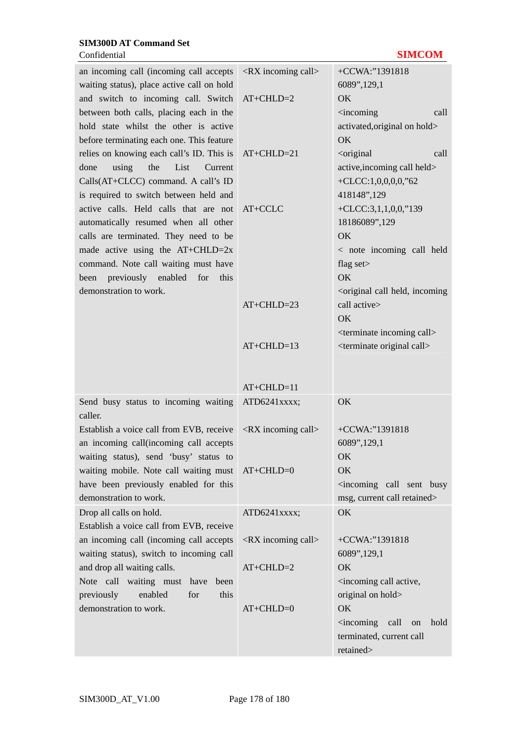| | | |
|---|---|---|
| an incoming call (incoming call accepts waiting status), place active call on hold and switch to incoming call. Switch between both calls, placing each in the hold state whilst the other is active before terminating each one. This feature relies on knowing each call's ID. This is done using the List Current Calls(AT+CLCC) command. A call's ID is required to switch between held and active calls. Held calls that are not automatically resumed when all other calls are terminated. They need to be made active using the AT+CHLD=2x command. Note call waiting must have been previously enabled for this demonstration to work. | <RX incoming call><br><br>AT+CHLD=2<br><br><br><br>AT+CHLD=21<br><br><br><br>AT+CCLC<br><br><br><br><br><br><br><br>AT+CHLD=23<br><br><br>AT+CHLD=13<br><br><br><br>AT+CHLD=11 | +CCWA:"1391818 6089",129,1<br>OK<br><incoming call activated,original on hold><br>OK<br><original call active,incoming call held><br>+CLCC:1,0,0,0,0,"62 418148",129<br>+CLCC:3,1,1,0,0,"139 18186089",129<br>OK<br>< note incoming call held flag set><br>OK<br><original call held, incoming call active><br>OK<br><terminate incoming call><br><terminate original call> |
| Send busy status to incoming waiting caller.<br>Establish a voice call from EVB, receive an incoming call(incoming call accepts waiting status), send 'busy' status to waiting mobile. Note call waiting must have been previously enabled for this demonstration to work. | ATD6241xxxx;<br><br><RX incoming call><br><br><br>AT+CHLD=0 | OK<br><br>+CCWA:"1391818 6089",129,1<br>OK<br>OK<br><incoming call sent busy msg, current call retained> |
| Drop all calls on hold.<br>Establish a voice call from EVB, receive an incoming call (incoming call accepts waiting status), switch to incoming call and drop all waiting calls.<br>Note call waiting must have been previously enabled for this demonstration to work. | ATD6241xxxx;<br><br><RX incoming call><br><br>AT+CHLD=2<br><br><br>AT+CHLD=0 | OK<br><br>+CCWA:"1391818 6089",129,1<br>OK<br><incoming call active, original on hold><br>OK<br><incoming call on hold terminated, current call retained> |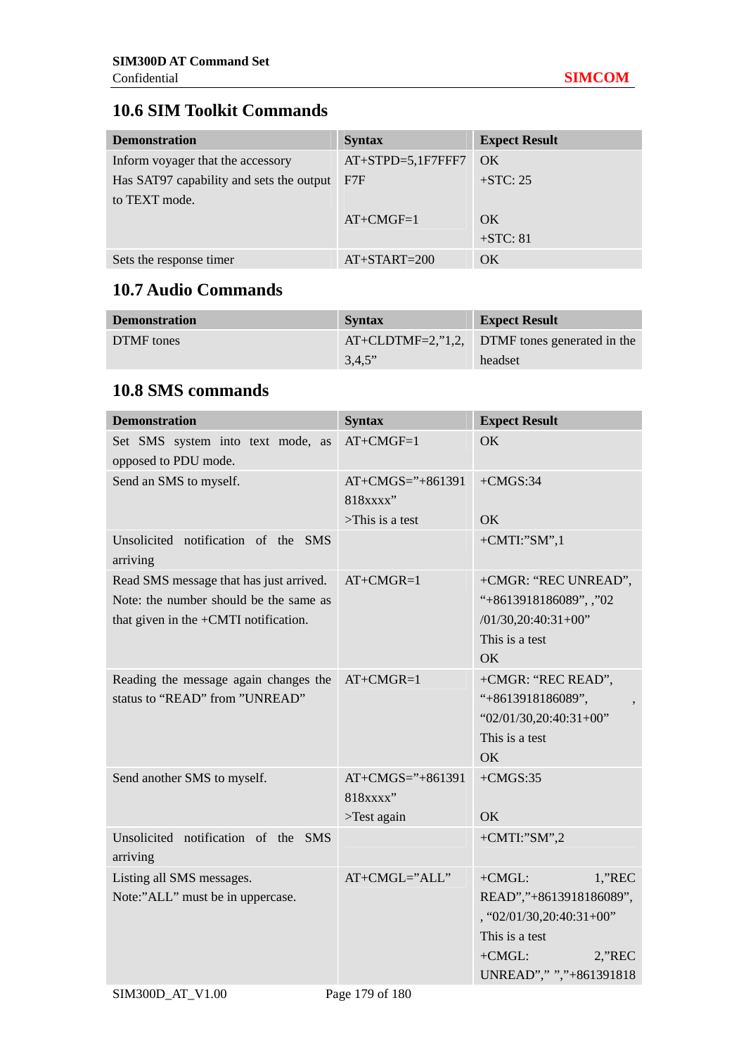## 10.6 SIM Toolkit Commands

| Demonstration | Syntax | Expect Result |
|---|---|---|
| Inform voyager that the accessory Has SAT97 capability and sets the output to TEXT mode. | AT+STPD=5,1F7FFF7F7F<br><br>AT+CMGF=1 | OK<br>+STC: 25<br><br>OK<br>+STC: 81 |
| Sets the response timer | AT+START=200 | OK |

## 10.7 Audio Commands

| Demonstration | Syntax | Expect Result |
|---|---|---|
| DTMF tones | AT+CLDTMF=2,"1,2,3,4,5" | DTMF tones generated in the headset |

## 10.8 SMS commands

| Demonstration | Syntax | Expect Result |
|---|---|---|
| Set SMS system into text mode, as opposed to PDU mode. | AT+CMGF=1 | OK |
| Send an SMS to myself. | AT+CMGS="+861391818xxxx"<br>>This is a test | +CMGS:34<br><br>OK |
| Unsolicited notification of the SMS arriving | | +CMTI:"SM",1 |
| Read SMS message that has just arrived.<br>Note: the number should be the same as that given in the +CMTI notification. | AT+CMGR=1 | +CMGR: "REC UNREAD", "+8613918186089", ,"02/01/30,20:40:31+00"<br>This is a test<br>OK |
| Reading the message again changes the status to "READ" from "UNREAD" | AT+CMGR=1 | +CMGR: "REC READ", "+8613918186089", , "02/01/30,20:40:31+00"<br>This is a test<br>OK |
| Send another SMS to myself. | AT+CMGS="+861391818xxxx"<br>>Test again | +CMGS:35<br><br>OK |
| Unsolicited notification of the SMS arriving | | +CMTI:"SM",2 |
| Listing all SMS messages.<br>Note:"ALL" must be in uppercase. | AT+CMGL="ALL" | +CMGL: 1,"REC READ","+8613918186089", , "02/01/30,20:40:31+00"<br>This is a test<br>+CMGL: 2,"REC UNREAD"," ","+861391818 |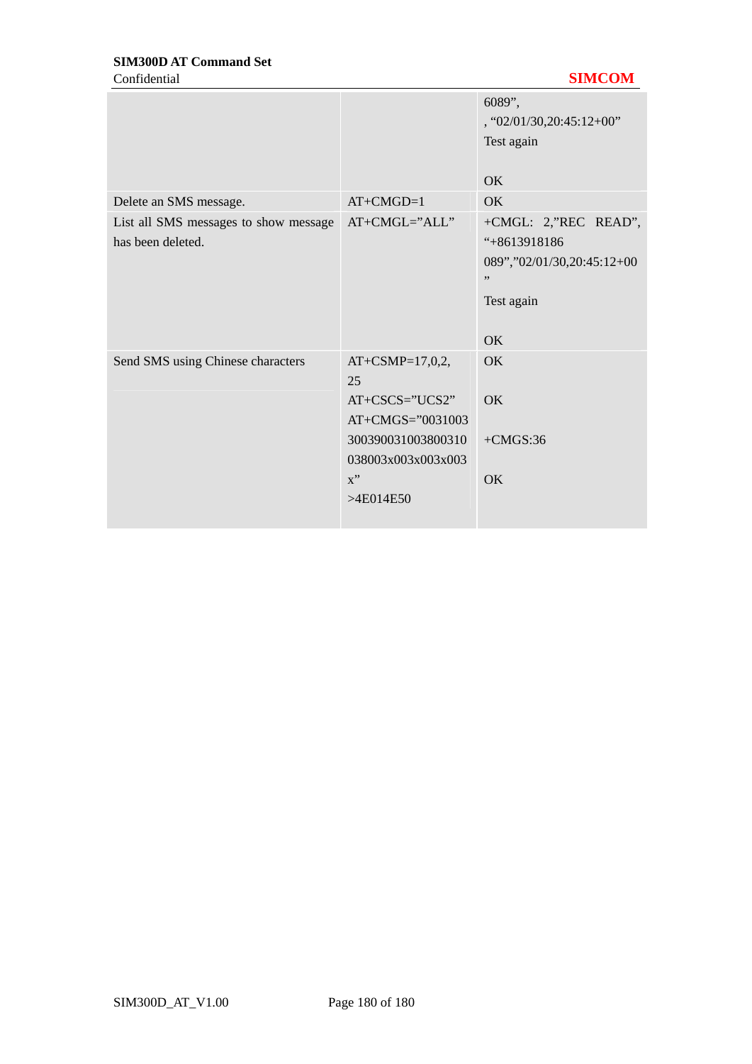| | | |
|---|---|---|
| | | 6089",<br>, "02/01/30,20:45:12+00"<br>Test again<br><br>OK |
| Delete an SMS message. | AT+CMGD=1 | OK |
| List all SMS messages to show message has been deleted. | AT+CMGL="ALL" | +CMGL: 2,"REC READ", "+8613918186<br>089","02/01/30,20:45:12+00<br>"<br>Test again<br><br>OK |
| Send SMS using Chinese characters | AT+CSMP=17,0,2,<br>25<br>AT+CSCS="UCS2"<br>AT+CMGS="0031003<br>300390031003800310<br>038003x003x003x003<br>x"<br>>4E014E50 | OK<br><br>OK<br><br>+CMGS:36<br><br>OK |